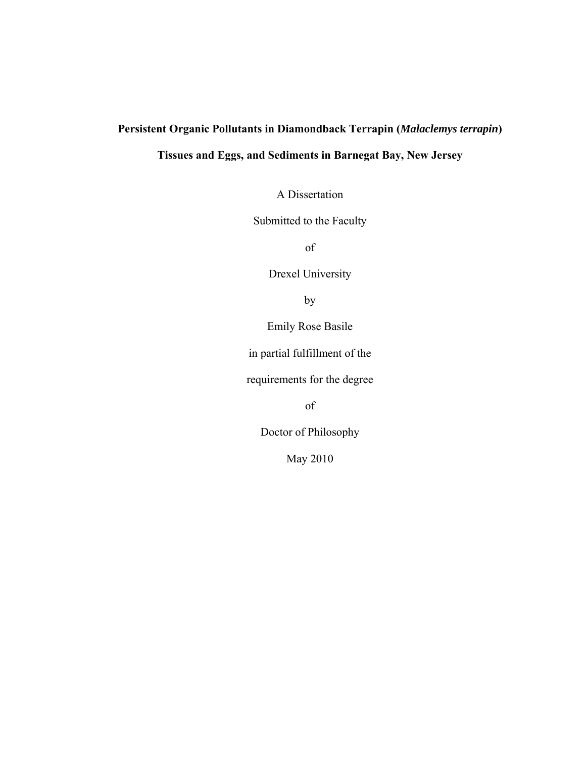# Persistent Organic Pollutants in Diamondback Terrapin (*Malaclemys terrapin*) Tissues and Eggs, and Sediments in Barnegat Bay, New Jersey

A Dissertation

Submitted to the Faculty

of

Drexel University

by

Emily Rose Basile

in partial fulfillment of the

requirements for the degree

of

Doctor of Philosophy

May 2010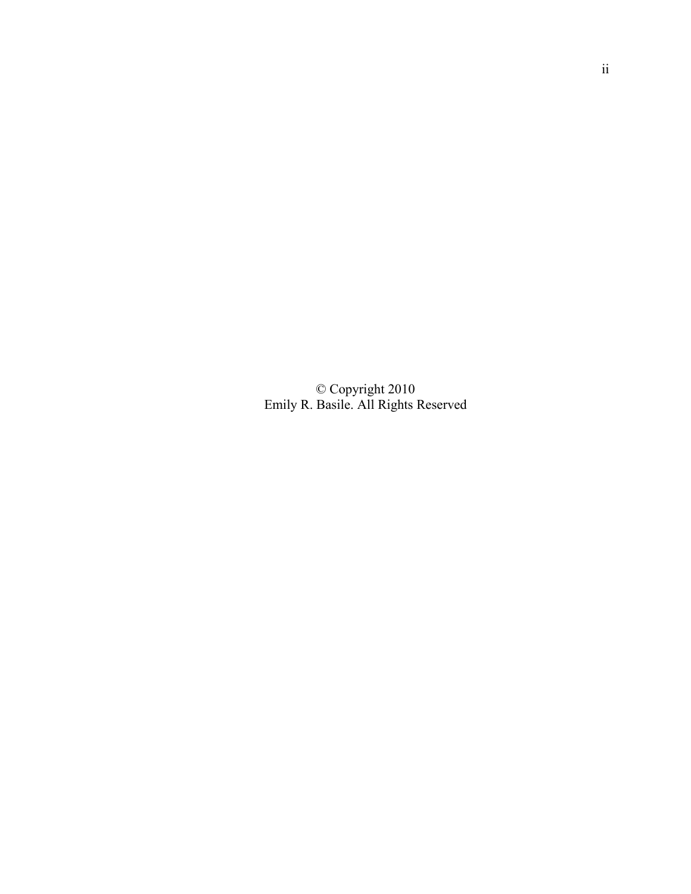© Copyright 2010
Emily R. Basile. All Rights Reserved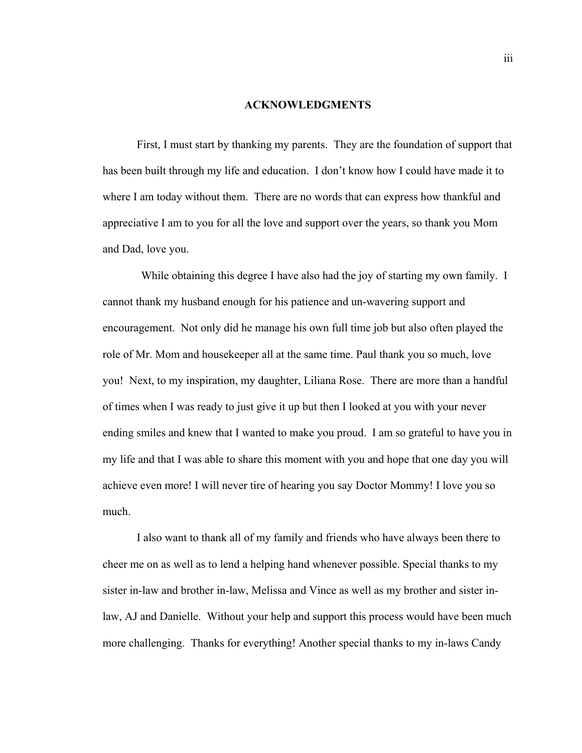# ACKNOWLEDGMENTS

First, I must start by thanking my parents. They are the foundation of support that has been built through my life and education. I don't know how I could have made it to where I am today without them. There are no words that can express how thankful and appreciative I am to you for all the love and support over the years, so thank you Mom and Dad, love you.

While obtaining this degree I have also had the joy of starting my own family. I cannot thank my husband enough for his patience and un-wavering support and encouragement. Not only did he manage his own full time job but also often played the role of Mr. Mom and housekeeper all at the same time. Paul thank you so much, love you! Next, to my inspiration, my daughter, Liliana Rose. There are more than a handful of times when I was ready to just give it up but then I looked at you with your never ending smiles and knew that I wanted to make you proud. I am so grateful to have you in my life and that I was able to share this moment with you and hope that one day you will achieve even more! I will never tire of hearing you say Doctor Mommy! I love you so much.

I also want to thank all of my family and friends who have always been there to cheer me on as well as to lend a helping hand whenever possible. Special thanks to my sister in-law and brother in-law, Melissa and Vince as well as my brother and sister in-law, AJ and Danielle. Without your help and support this process would have been much more challenging. Thanks for everything! Another special thanks to my in-laws Candy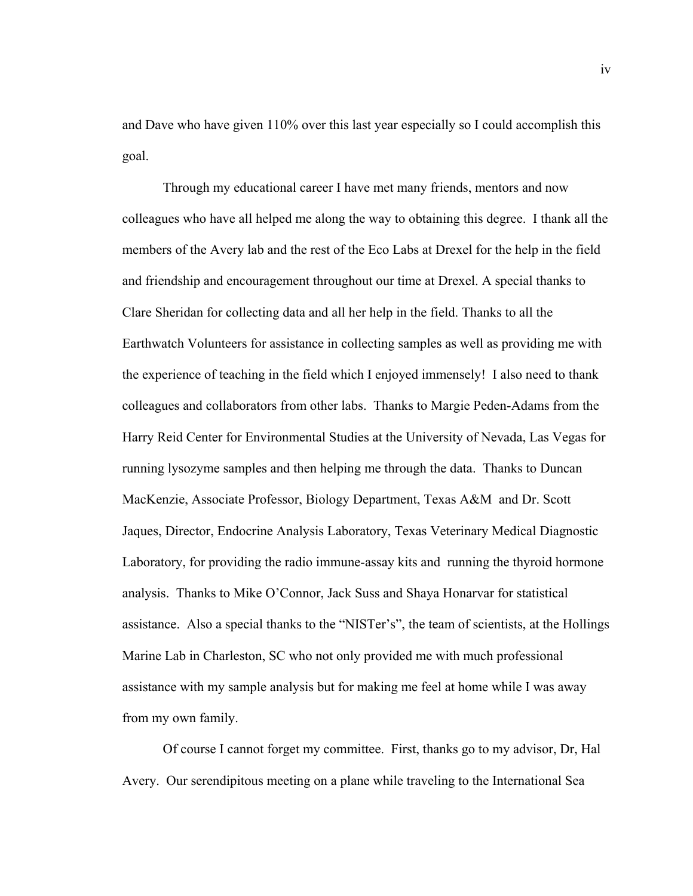and Dave who have given 110% over this last year especially so I could accomplish this goal.

Through my educational career I have met many friends, mentors and now colleagues who have all helped me along the way to obtaining this degree. I thank all the members of the Avery lab and the rest of the Eco Labs at Drexel for the help in the field and friendship and encouragement throughout our time at Drexel. A special thanks to Clare Sheridan for collecting data and all her help in the field. Thanks to all the Earthwatch Volunteers for assistance in collecting samples as well as providing me with the experience of teaching in the field which I enjoyed immensely! I also need to thank colleagues and collaborators from other labs. Thanks to Margie Peden-Adams from the Harry Reid Center for Environmental Studies at the University of Nevada, Las Vegas for running lysozyme samples and then helping me through the data. Thanks to Duncan MacKenzie, Associate Professor, Biology Department, Texas A&M and Dr. Scott Jaques, Director, Endocrine Analysis Laboratory, Texas Veterinary Medical Diagnostic Laboratory, for providing the radio immune-assay kits and running the thyroid hormone analysis. Thanks to Mike O'Connor, Jack Suss and Shaya Honarvar for statistical assistance. Also a special thanks to the "NISTer's", the team of scientists, at the Hollings Marine Lab in Charleston, SC who not only provided me with much professional assistance with my sample analysis but for making me feel at home while I was away from my own family.

Of course I cannot forget my committee. First, thanks go to my advisor, Dr, Hal Avery. Our serendipitous meeting on a plane while traveling to the International Sea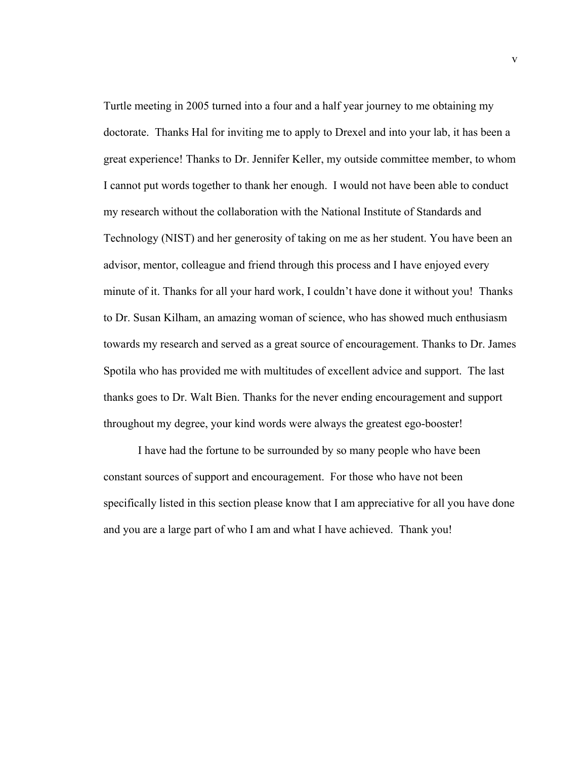Turtle meeting in 2005 turned into a four and a half year journey to me obtaining my doctorate. Thanks Hal for inviting me to apply to Drexel and into your lab, it has been a great experience! Thanks to Dr. Jennifer Keller, my outside committee member, to whom I cannot put words together to thank her enough. I would not have been able to conduct my research without the collaboration with the National Institute of Standards and Technology (NIST) and her generosity of taking on me as her student. You have been an advisor, mentor, colleague and friend through this process and I have enjoyed every minute of it. Thanks for all your hard work, I couldn't have done it without you! Thanks to Dr. Susan Kilham, an amazing woman of science, who has showed much enthusiasm towards my research and served as a great source of encouragement. Thanks to Dr. James Spotila who has provided me with multitudes of excellent advice and support. The last thanks goes to Dr. Walt Bien. Thanks for the never ending encouragement and support throughout my degree, your kind words were always the greatest ego-booster!

I have had the fortune to be surrounded by so many people who have been constant sources of support and encouragement. For those who have not been specifically listed in this section please know that I am appreciative for all you have done and you are a large part of who I am and what I have achieved. Thank you!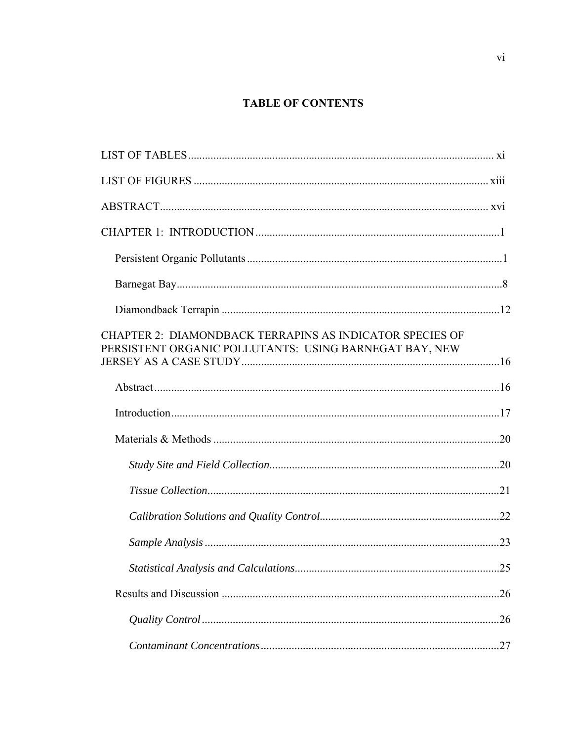# TABLE OF CONTENTS

LIST OF TABLES ............................................................................................................ xi

LIST OF FIGURES ........................................................................................................ xiii

ABSTRACT .................................................................................................................... xvi

CHAPTER 1: INTRODUCTION .......................................................................................1

Persistent Organic Pollutants ...........................................................................................1

Barnegat Bay ...................................................................................................................8

Diamondback Terrapin ..................................................................................................12

CHAPTER 2: DIAMONDBACK TERRAPINS AS INDICATOR SPECIES OF PERSISTENT ORGANIC POLLUTANTS: USING BARNEGAT BAY, NEW JERSEY AS A CASE STUDY ............................................................................................16

Abstract ..........................................................................................................................16

Introduction ....................................................................................................................17

Materials & Methods .....................................................................................................20

*Study Site and Field Collection* .................................................................................20

*Tissue Collection* .......................................................................................................21

*Calibration Solutions and Quality Control* ...............................................................22

*Sample Analysis* ........................................................................................................23

*Statistical Analysis and Calculations* ........................................................................25

Results and Discussion ..................................................................................................26

*Quality Control* ..........................................................................................................26

*Contaminant Concentrations* .....................................................................................27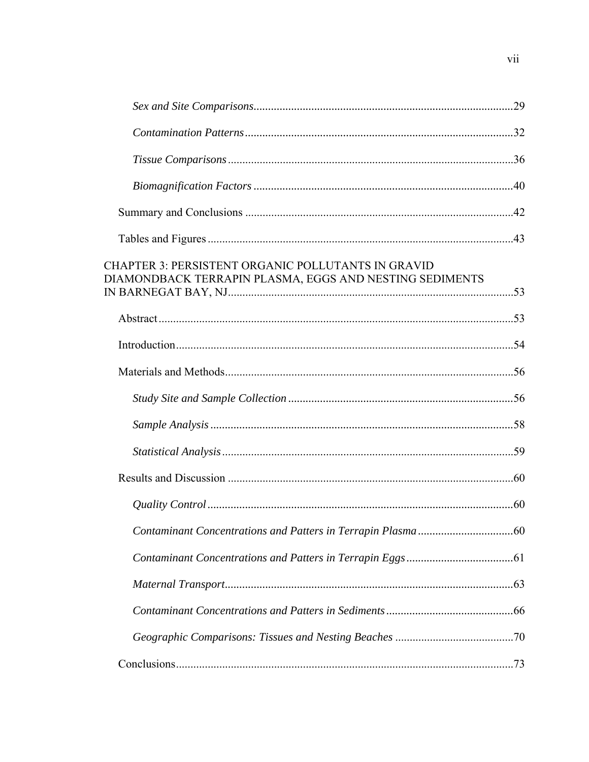*Sex and Site Comparisons*..........................................................................................29

*Contamination Patterns*.............................................................................................32

*Tissue Comparisons*...................................................................................................36

*Biomagnification Factors*..........................................................................................40

Summary and Conclusions .............................................................................................42

Tables and Figures...........................................................................................................43

CHAPTER 3: PERSISTENT ORGANIC POLLUTANTS IN GRAVID DIAMONDBACK TERRAPIN PLASMA, EGGS AND NESTING SEDIMENTS IN BARNEGAT BAY, NJ..................................................................................................53

Abstract...........................................................................................................................53

Introduction.....................................................................................................................54

Materials and Methods....................................................................................................56

*Study Site and Sample Collection*..............................................................................56

*Sample Analysis*.........................................................................................................58

*Statistical Analysis*.....................................................................................................59

Results and Discussion ...................................................................................................60

*Quality Control*..........................................................................................................60

*Contaminant Concentrations and Patters in Terrapin Plasma*..................................60

*Contaminant Concentrations and Patters in Terrapin Eggs*......................................61

*Maternal Transport*....................................................................................................63

*Contaminant Concentrations and Patters in Sediments*............................................66

*Geographic Comparisons: Tissues and Nesting Beaches*..........................................70

Conclusions.....................................................................................................................73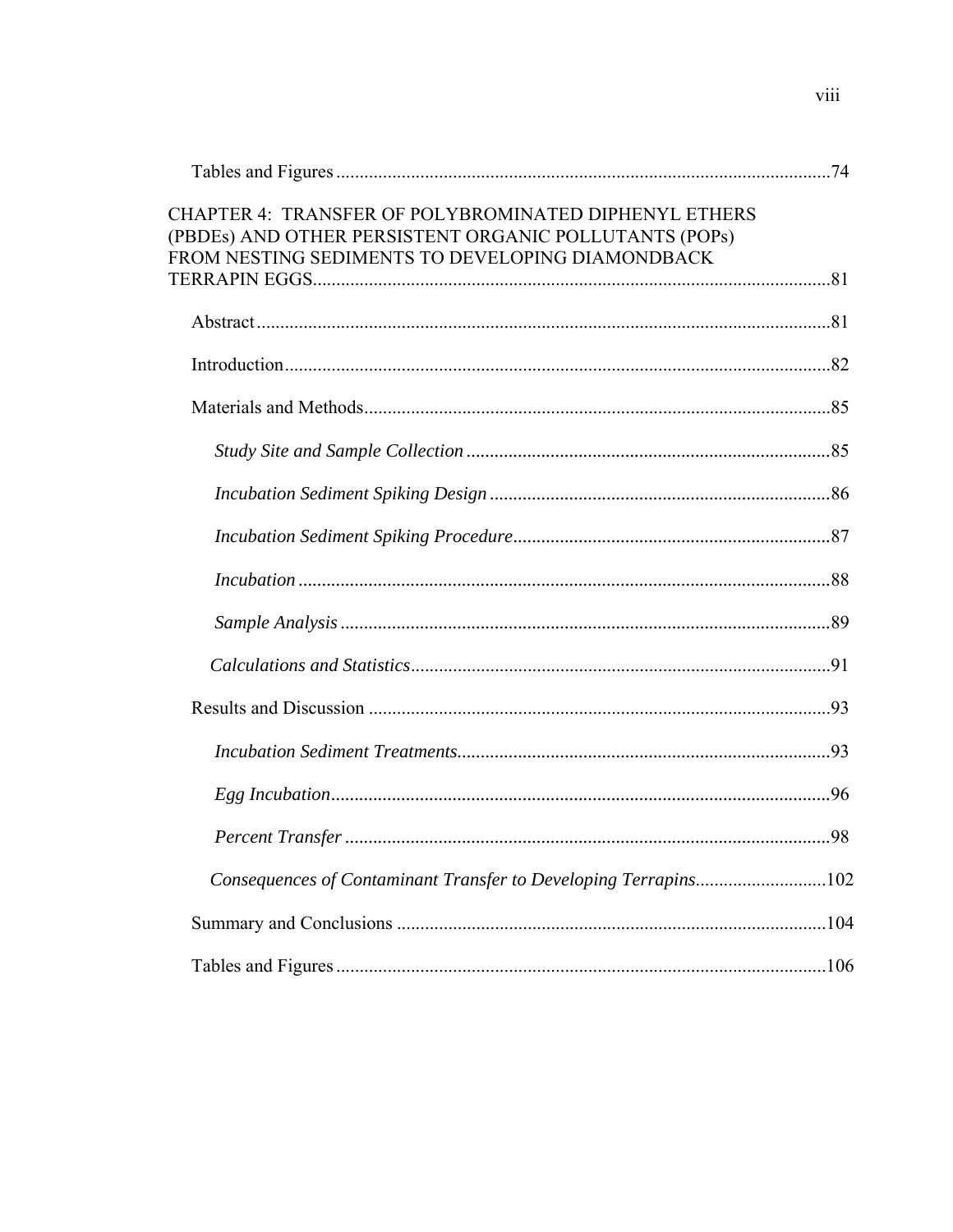Tables and Figures ..........................................................................................................74

CHAPTER 4: TRANSFER OF POLYBROMINATED DIPHENYL ETHERS (PBDEs) AND OTHER PERSISTENT ORGANIC POLLUTANTS (POPs) FROM NESTING SEDIMENTS TO DEVELOPING DIAMONDBACK TERRAPIN EGGS..............................................................................................................81

Abstract..........................................................................................................................81

Introduction....................................................................................................................82

Materials and Methods...................................................................................................85

*Study Site and Sample Collection* .............................................................................85

*Incubation Sediment Spiking Design* .........................................................................86

*Incubation Sediment Spiking Procedure*....................................................................87

*Incubation* ..................................................................................................................88

*Sample Analysis* .........................................................................................................89

*Calculations and Statistics*..........................................................................................91

Results and Discussion ..................................................................................................93

*Incubation Sediment Treatments*................................................................................93

*Egg Incubation*...........................................................................................................96

*Percent Transfer* ........................................................................................................98

*Consequences of Contaminant Transfer to Developing Terrapins*............................102

Summary and Conclusions ............................................................................................104

Tables and Figures .........................................................................................................106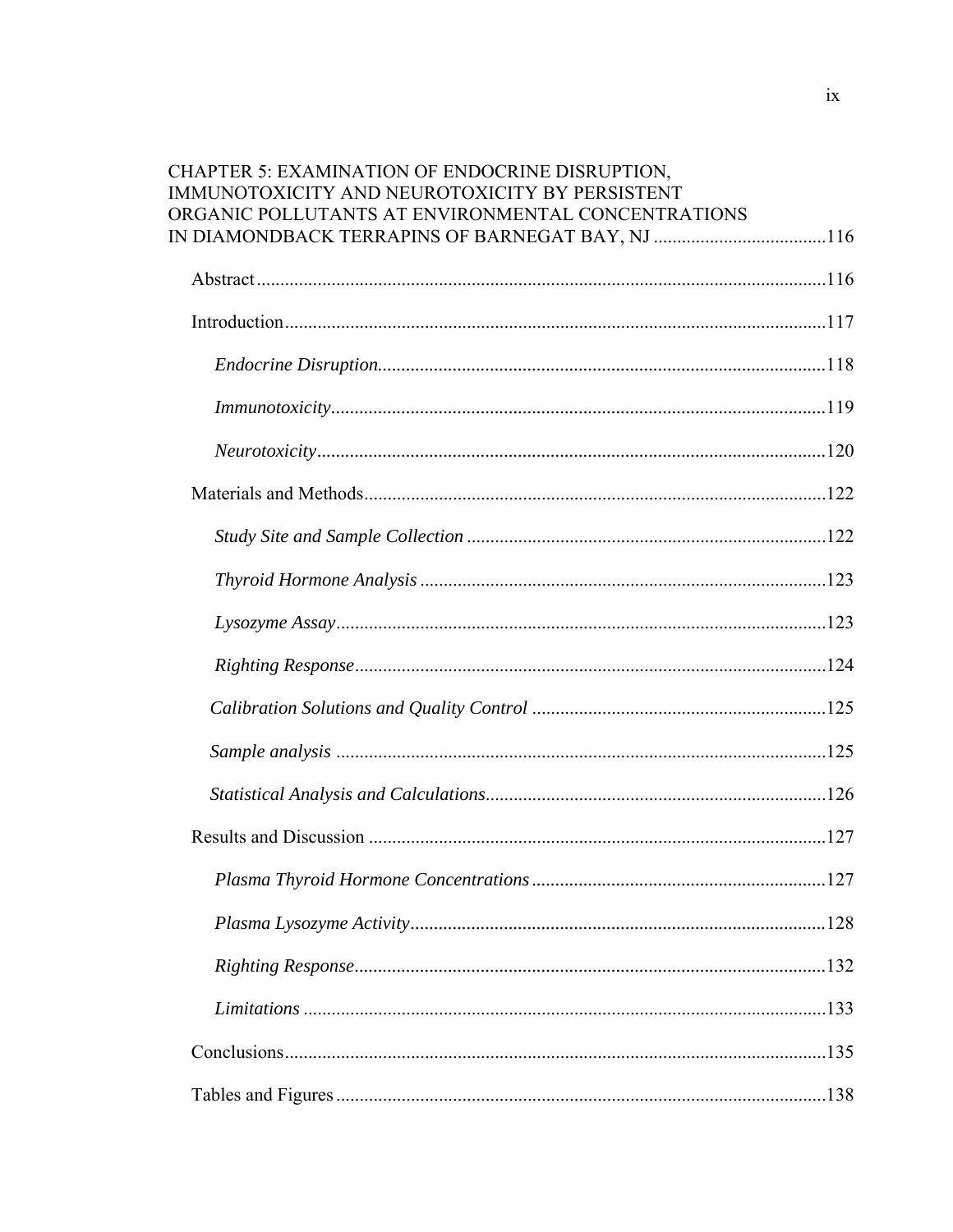CHAPTER 5: EXAMINATION OF ENDOCRINE DISRUPTION, IMMUNOTOXICITY AND NEUROTOXICITY BY PERSISTENT ORGANIC POLLUTANTS AT ENVIRONMENTAL CONCENTRATIONS IN DIAMONDBACK TERRAPINS OF BARNEGAT BAY, NJ ....................................116

- Abstract........................................................................................................116
- Introduction..................................................................................................117
  - *Endocrine Disruption*...............................................................................118
  - *Immunotoxicity*........................................................................................119
  - *Neurotoxicity*...........................................................................................120
- Materials and Methods..................................................................................122
  - *Study Site and Sample Collection* ...........................................................122
  - *Thyroid Hormone Analysis* .....................................................................123
  - *Lysozyme Assay*.......................................................................................123
  - *Righting Response*...................................................................................124
  - *Calibration Solutions and Quality Control* ..............................................125
  - *Sample analysis* .......................................................................................125
  - *Statistical Analysis and Calculations*.......................................................126
- Results and Discussion ................................................................................127
  - *Plasma Thyroid Hormone Concentrations*...............................................127
  - *Plasma Lysozyme Activity*.......................................................................128
  - *Righting Response*...................................................................................132
  - *Limitations* ..............................................................................................133
- Conclusions...................................................................................................135
- Tables and Figures ........................................................................................138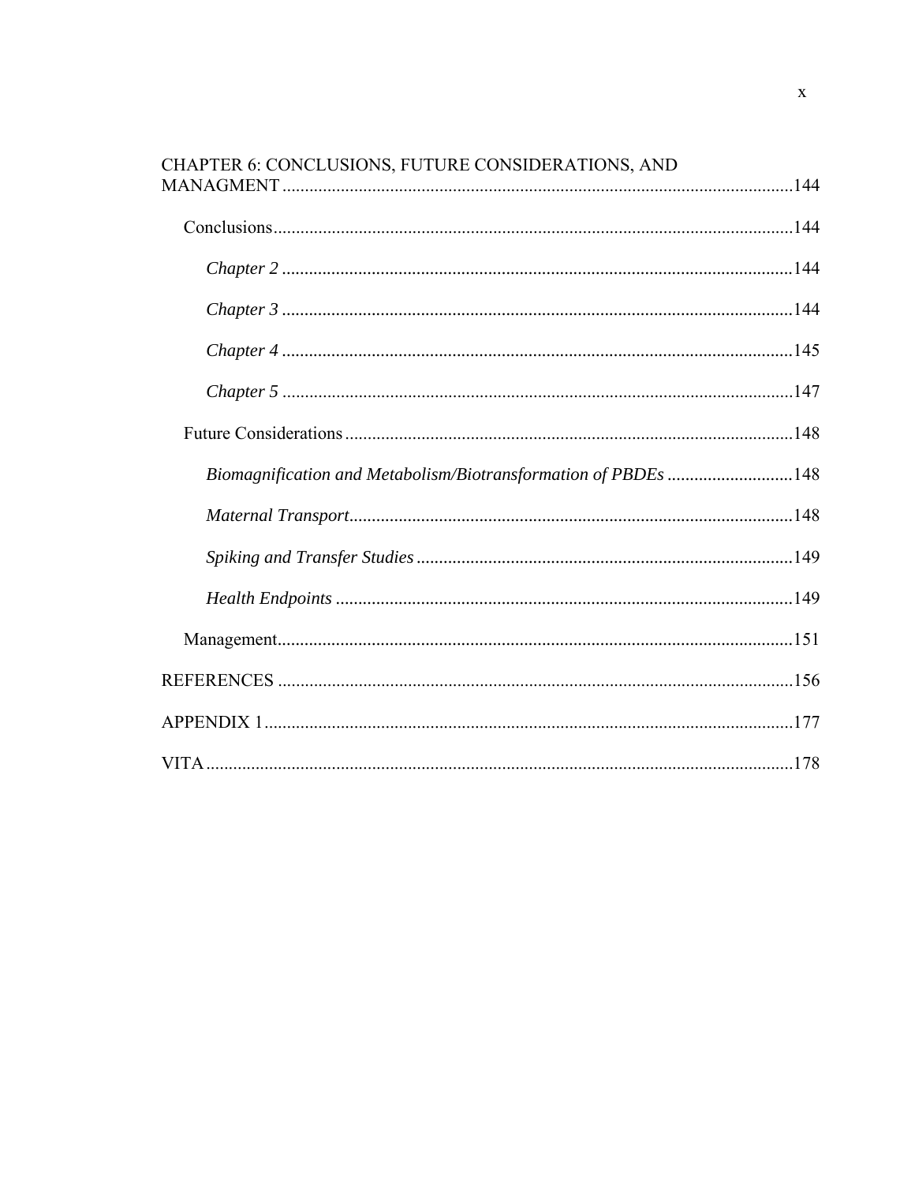CHAPTER 6: CONCLUSIONS, FUTURE CONSIDERATIONS, AND MANAGMENT ....................................................................................................144

Conclusions....................................................................................................144

*Chapter 2* ....................................................................................................144

*Chapter 3* ....................................................................................................144

*Chapter 4* ....................................................................................................145

*Chapter 5* ....................................................................................................147

Future Considerations....................................................................................................148

*Biomagnification and Metabolism/Biotransformation of PBDEs* ............................148

*Maternal Transport*....................................................................................................148

*Spiking and Transfer Studies* ....................................................................................................149

*Health Endpoints* ....................................................................................................149

Management....................................................................................................151

REFERENCES ....................................................................................................156

APPENDIX 1....................................................................................................177

VITA....................................................................................................178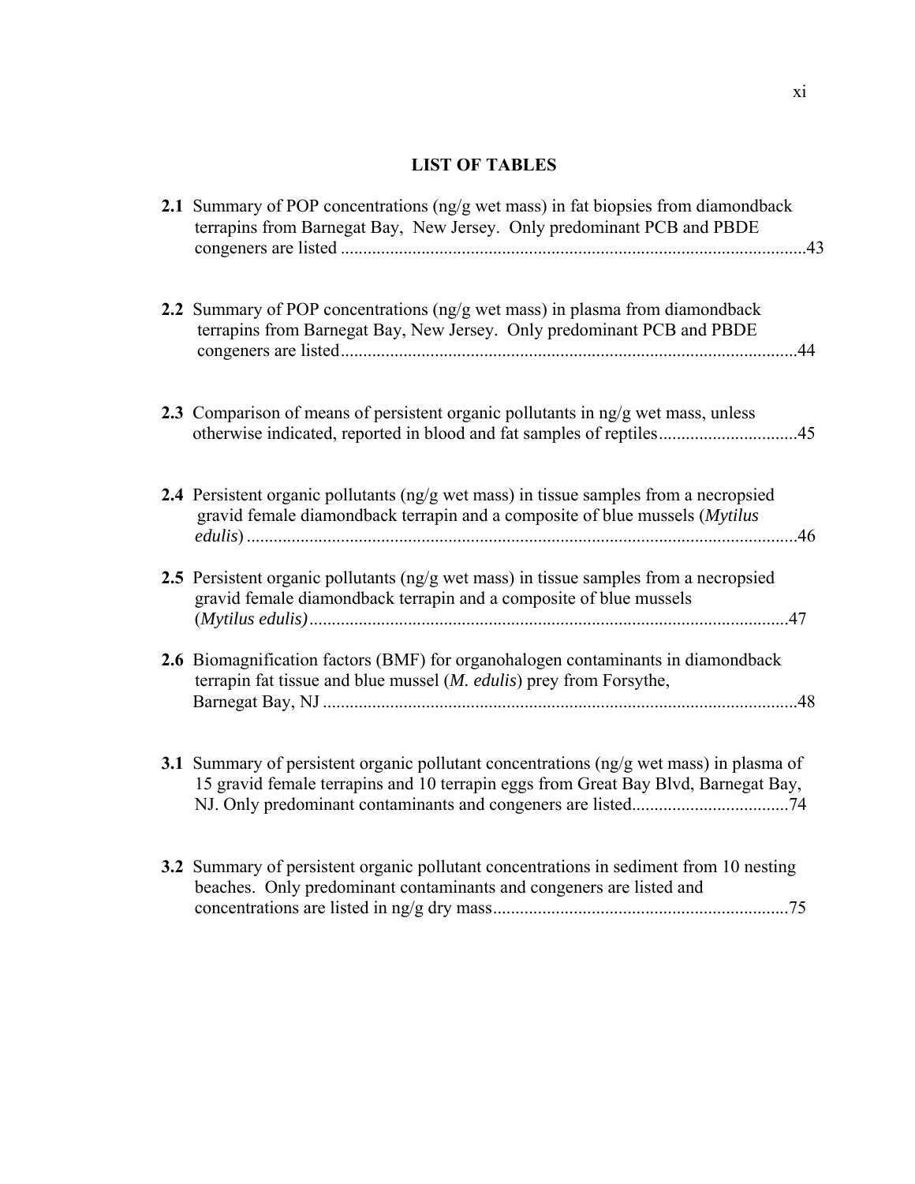## LIST OF TABLES

**2.1** Summary of POP concentrations (ng/g wet mass) in fat biopsies from diamondback terrapins from Barnegat Bay, New Jersey. Only predominant PCB and PBDE congeners are listed ........................................................................................................43

**2.2** Summary of POP concentrations (ng/g wet mass) in plasma from diamondback terrapins from Barnegat Bay, New Jersey. Only predominant PCB and PBDE congeners are listed......................................................................................................44

**2.3** Comparison of means of persistent organic pollutants in ng/g wet mass, unless otherwise indicated, reported in blood and fat samples of reptiles...............................45

**2.4** Persistent organic pollutants (ng/g wet mass) in tissue samples from a necropsied gravid female diamondback terrapin and a composite of blue mussels (*Mytilus edulis*) ...........................................................................................................................46

**2.5** Persistent organic pollutants (ng/g wet mass) in tissue samples from a necropsied gravid female diamondback terrapin and a composite of blue mussels (*Mytilus edulis)*...........................................................................................................47

**2.6** Biomagnification factors (BMF) for organohalogen contaminants in diamondback terrapin fat tissue and blue mussel (*M. edulis*) prey from Forsythe, Barnegat Bay, NJ ..........................................................................................................48

**3.1** Summary of persistent organic pollutant concentrations (ng/g wet mass) in plasma of 15 gravid female terrapins and 10 terrapin eggs from Great Bay Blvd, Barnegat Bay, NJ. Only predominant contaminants and congeners are listed...................................74

**3.2** Summary of persistent organic pollutant concentrations in sediment from 10 nesting beaches. Only predominant contaminants and congeners are listed and concentrations are listed in ng/g dry mass.................................................................75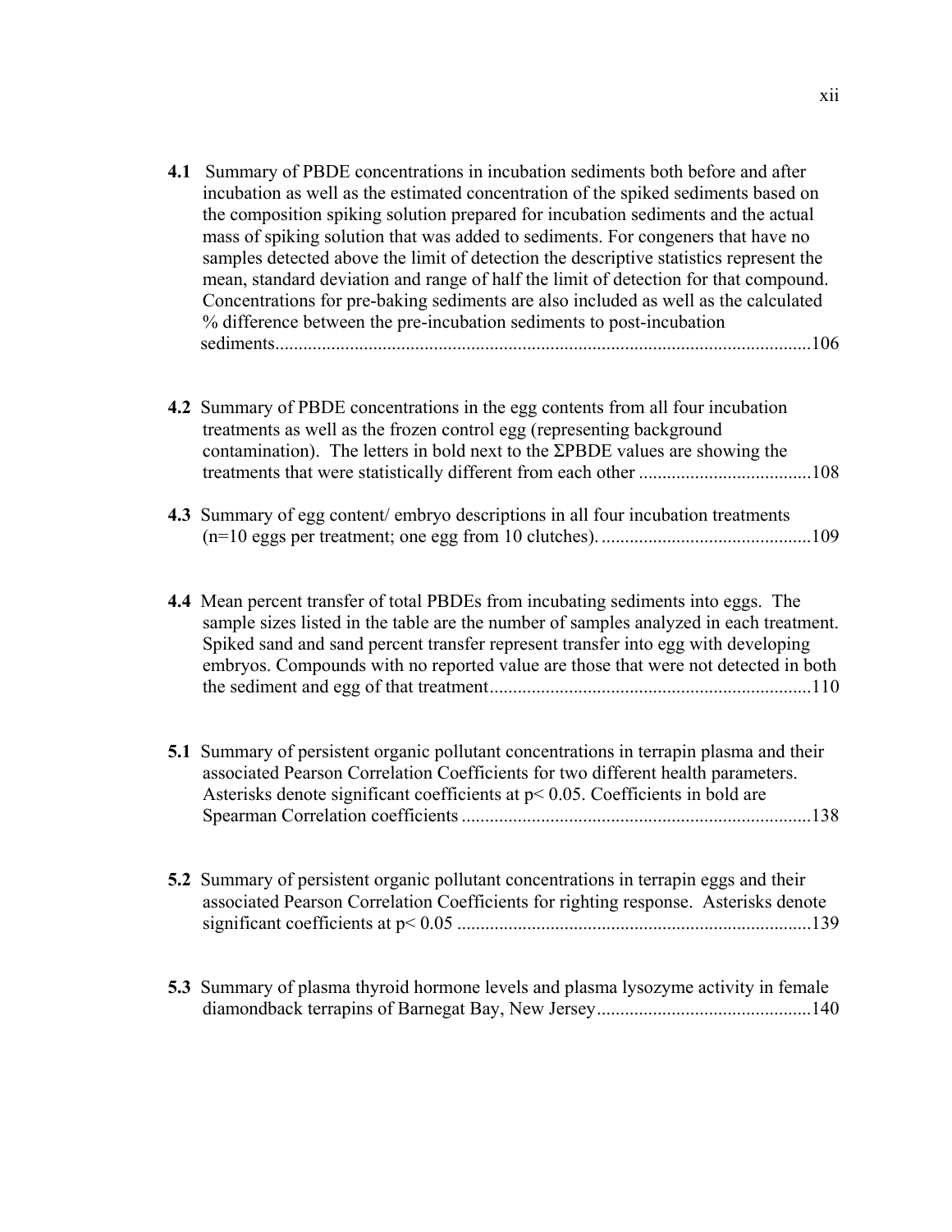**4.1** Summary of PBDE concentrations in incubation sediments both before and after incubation as well as the estimated concentration of the spiked sediments based on the composition spiking solution prepared for incubation sediments and the actual mass of spiking solution that was added to sediments. For congeners that have no samples detected above the limit of detection the descriptive statistics represent the mean, standard deviation and range of half the limit of detection for that compound. Concentrations for pre-baking sediments are also included as well as the calculated % difference between the pre-incubation sediments to post-incubation sediments.................................................................................................................106

**4.2** Summary of PBDE concentrations in the egg contents from all four incubation treatments as well as the frozen control egg (representing background contamination). The letters in bold next to the ΣPBDE values are showing the treatments that were statistically different from each other .....................................108

**4.3** Summary of egg content/ embryo descriptions in all four incubation treatments (n=10 eggs per treatment; one egg from 10 clutches). .............................................109

**4.4** Mean percent transfer of total PBDEs from incubating sediments into eggs. The sample sizes listed in the table are the number of samples analyzed in each treatment. Spiked sand and sand percent transfer represent transfer into egg with developing embryos. Compounds with no reported value are those that were not detected in both the sediment and egg of that treatment....................................................................110

**5.1** Summary of persistent organic pollutant concentrations in terrapin plasma and their associated Pearson Correlation Coefficients for two different health parameters. Asterisks denote significant coefficients at $p < 0.05$. Coefficients in bold are Spearman Correlation coefficients ..........................................................................138

**5.2** Summary of persistent organic pollutant concentrations in terrapin eggs and their associated Pearson Correlation Coefficients for righting response. Asterisks denote significant coefficients at $p < 0.05$ ...........................................................................139

**5.3** Summary of plasma thyroid hormone levels and plasma lysozyme activity in female diamondback terrapins of Barnegat Bay, New Jersey.............................................140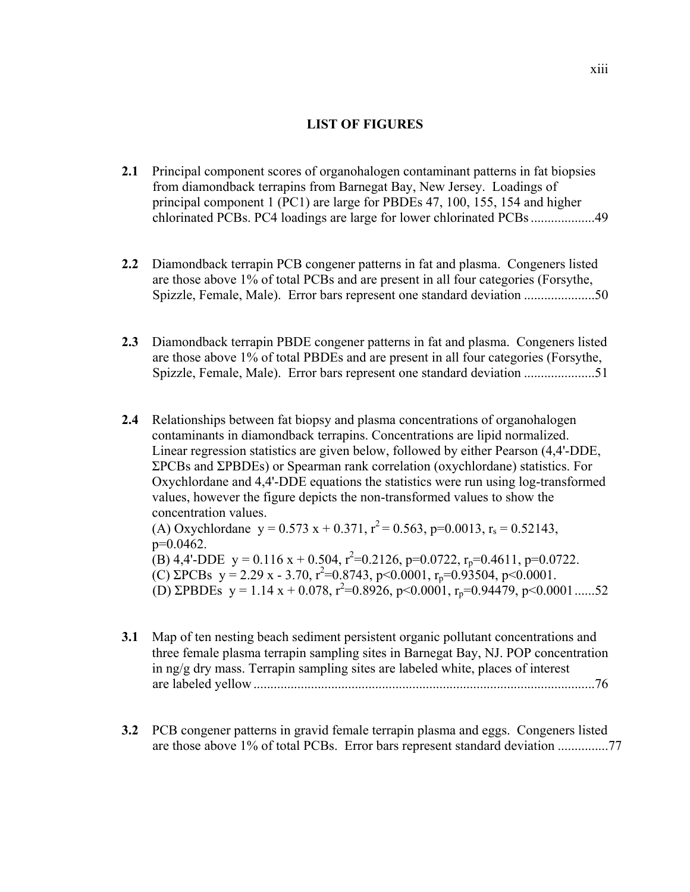## LIST OF FIGURES

**2.1** Principal component scores of organohalogen contaminant patterns in fat biopsies from diamondback terrapins from Barnegat Bay, New Jersey. Loadings of principal component 1 (PC1) are large for PBDEs 47, 100, 155, 154 and higher chlorinated PCBs. PC4 loadings are large for lower chlorinated PCBs ...................49

**2.2** Diamondback terrapin PCB congener patterns in fat and plasma. Congeners listed are those above 1% of total PCBs and are present in all four categories (Forsythe, Spizzle, Female, Male). Error bars represent one standard deviation .....................50

**2.3** Diamondback terrapin PBDE congener patterns in fat and plasma. Congeners listed are those above 1% of total PBDEs and are present in all four categories (Forsythe, Spizzle, Female, Male). Error bars represent one standard deviation .....................51

**2.4** Relationships between fat biopsy and plasma concentrations of organohalogen contaminants in diamondback terrapins. Concentrations are lipid normalized. Linear regression statistics are given below, followed by either Pearson (4,4'-DDE, ΣPCBs and ΣPBDEs) or Spearman rank correlation (oxychlordane) statistics. For Oxychlordane and 4,4'-DDE equations the statistics were run using log-transformed values, however the figure depicts the non-transformed values to show the concentration values.
(A) Oxychlordane $y = 0.573x + 0.371$, $r^2 = 0.563$, $p=0.0013$, $r_s = 0.52143$, $p=0.0462$.
(B) 4,4'-DDE $y = 0.116x + 0.504$, $r^2=0.2126$, $p=0.0722$, $r_p=0.4611$, $p=0.0722$.
(C) ΣPCBs $y = 2.29x - 3.70$, $r^2=0.8743$, $p<0.0001$, $r_p=0.93504$, $p<0.0001$.
(D) ΣPBDEs $y = 1.14x + 0.078$, $r^2=0.8926$, $p<0.0001$, $r_p=0.94479$, $p<0.0001$......52

**3.1** Map of ten nesting beach sediment persistent organic pollutant concentrations and three female plasma terrapin sampling sites in Barnegat Bay, NJ. POP concentration in ng/g dry mass. Terrapin sampling sites are labeled white, places of interest are labeled yellow......................................................................................................76

**3.2** PCB congener patterns in gravid female terrapin plasma and eggs. Congeners listed are those above 1% of total PCBs. Error bars represent standard deviation ...............77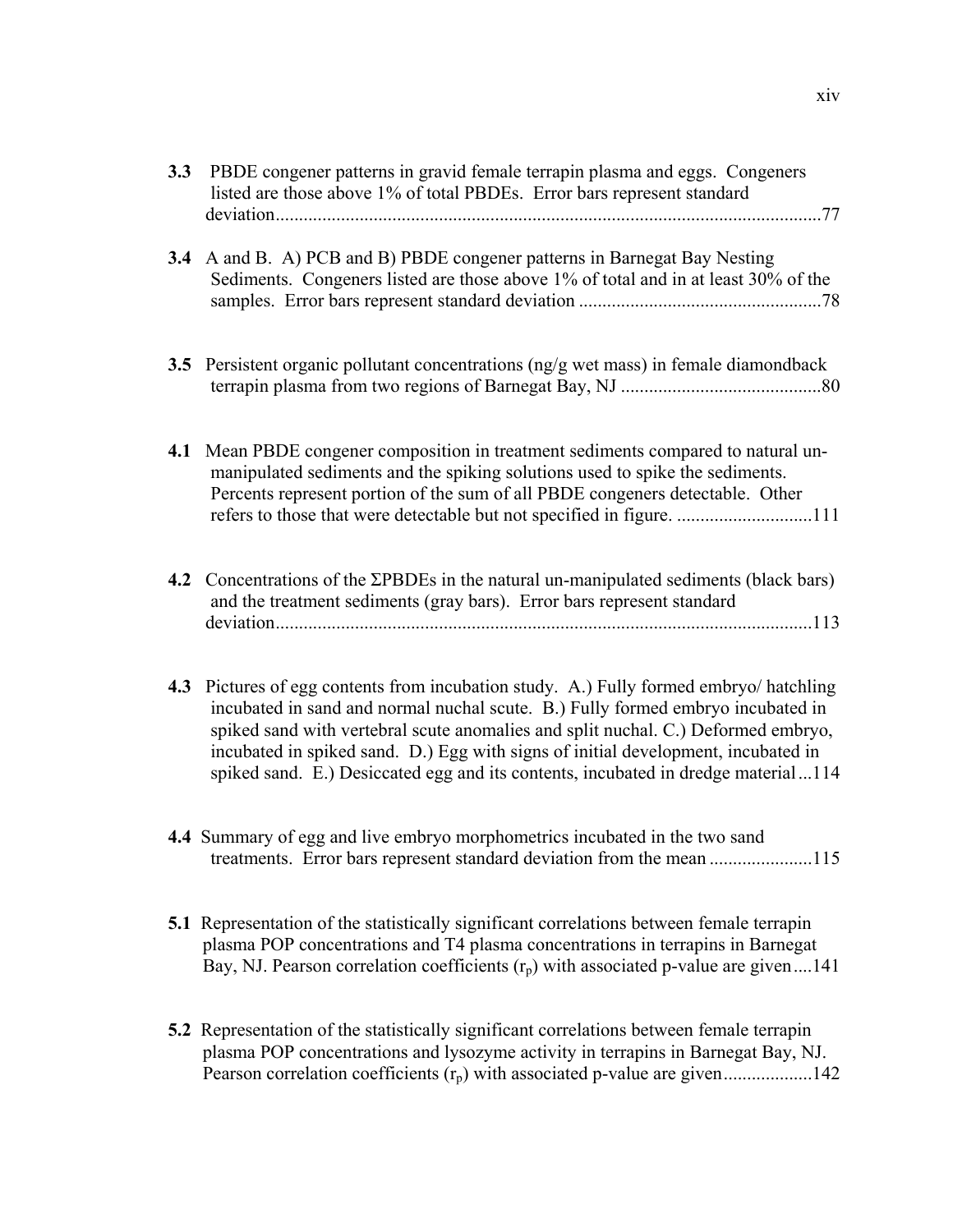**3.3** PBDE congener patterns in gravid female terrapin plasma and eggs. Congeners listed are those above 1% of total PBDEs. Error bars represent standard deviation....................................................................................................................77

**3.4** A and B. A) PCB and B) PBDE congener patterns in Barnegat Bay Nesting Sediments. Congeners listed are those above 1% of total and in at least 30% of the samples. Error bars represent standard deviation ....................................................78

**3.5** Persistent organic pollutant concentrations (ng/g wet mass) in female diamondback terrapin plasma from two regions of Barnegat Bay, NJ ...........................................80

**4.1** Mean PBDE congener composition in treatment sediments compared to natural un-manipulated sediments and the spiking solutions used to spike the sediments. Percents represent portion of the sum of all PBDE congeners detectable. Other refers to those that were detectable but not specified in figure. .............................111

**4.2** Concentrations of the ΣPBDEs in the natural un-manipulated sediments (black bars) and the treatment sediments (gray bars). Error bars represent standard deviation..................................................................................................................113

**4.3** Pictures of egg contents from incubation study. A.) Fully formed embryo/ hatchling incubated in sand and normal nuchal scute. B.) Fully formed embryo incubated in spiked sand with vertebral scute anomalies and split nuchal. C.) Deformed embryo, incubated in spiked sand. D.) Egg with signs of initial development, incubated in spiked sand. E.) Desiccated egg and its contents, incubated in dredge material...114

**4.4** Summary of egg and live embryo morphometrics incubated in the two sand treatments. Error bars represent standard deviation from the mean ......................115

**5.1** Representation of the statistically significant correlations between female terrapin plasma POP concentrations and T4 plasma concentrations in terrapins in Barnegat Bay, NJ. Pearson correlation coefficients ($r_p$) with associated p-value are given....141

**5.2** Representation of the statistically significant correlations between female terrapin plasma POP concentrations and lysozyme activity in terrapins in Barnegat Bay, NJ. Pearson correlation coefficients ($r_p$) with associated p-value are given...................142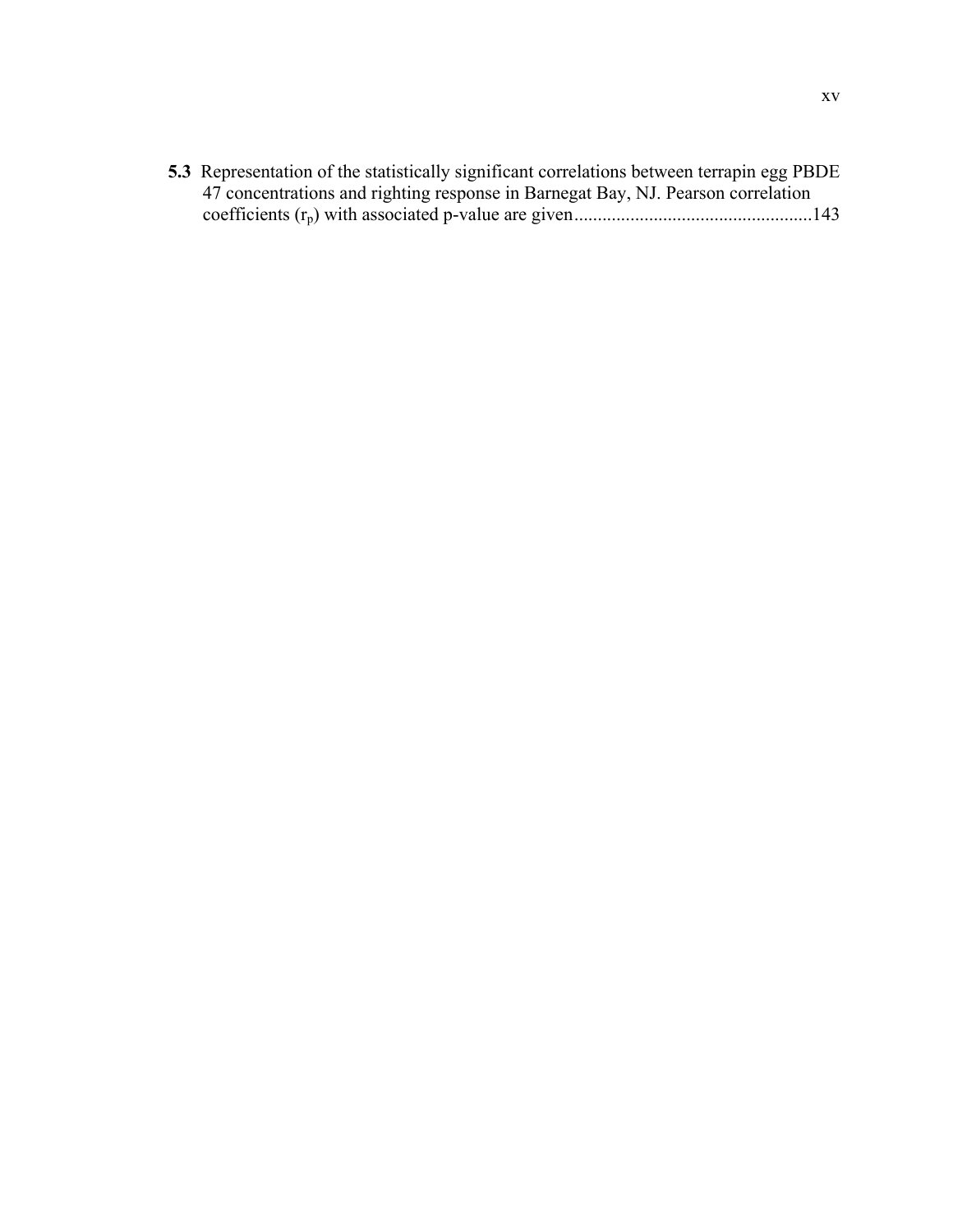**5.3** Representation of the statistically significant correlations between terrapin egg PBDE 47 concentrations and righting response in Barnegat Bay, NJ. Pearson correlation coefficients ($r_p$) with associated p-value are given....................................................143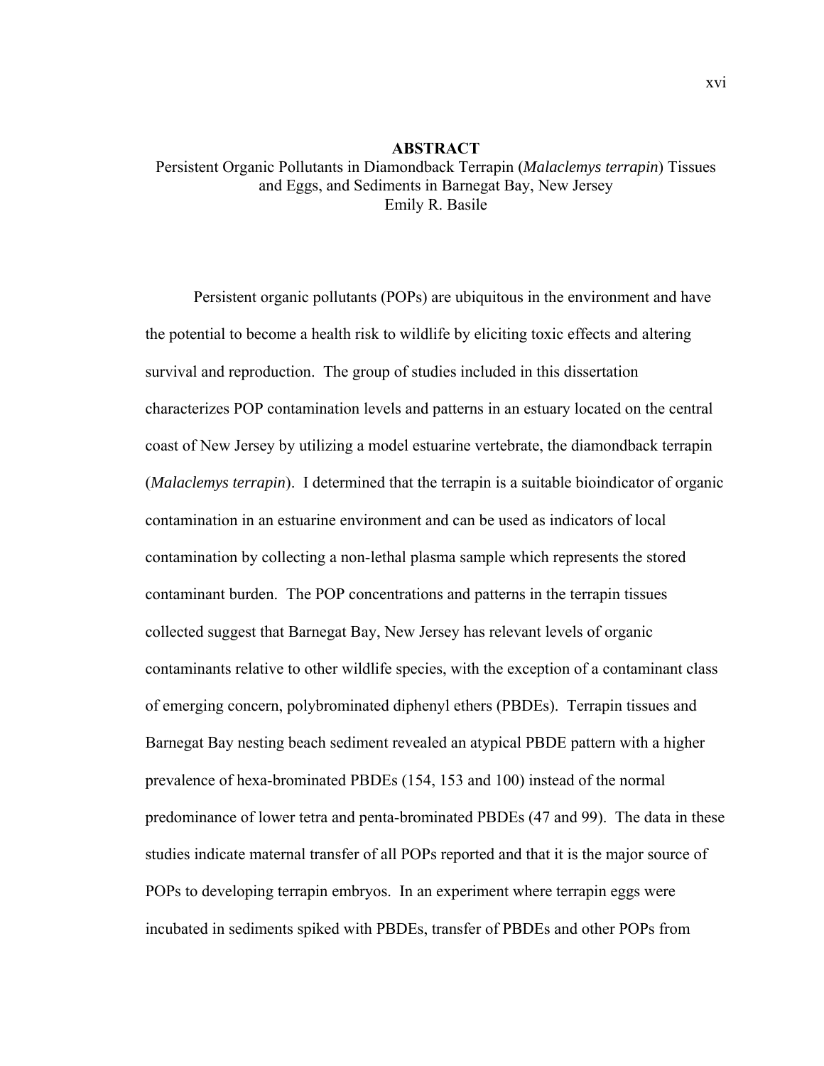# ABSTRACT

Persistent Organic Pollutants in Diamondback Terrapin (*Malaclemys terrapin*) Tissues and Eggs, and Sediments in Barnegat Bay, New Jersey

Emily R. Basile

Persistent organic pollutants (POPs) are ubiquitous in the environment and have the potential to become a health risk to wildlife by eliciting toxic effects and altering survival and reproduction. The group of studies included in this dissertation characterizes POP contamination levels and patterns in an estuary located on the central coast of New Jersey by utilizing a model estuarine vertebrate, the diamondback terrapin (*Malaclemys terrapin*). I determined that the terrapin is a suitable bioindicator of organic contamination in an estuarine environment and can be used as indicators of local contamination by collecting a non-lethal plasma sample which represents the stored contaminant burden. The POP concentrations and patterns in the terrapin tissues collected suggest that Barnegat Bay, New Jersey has relevant levels of organic contaminants relative to other wildlife species, with the exception of a contaminant class of emerging concern, polybrominated diphenyl ethers (PBDEs). Terrapin tissues and Barnegat Bay nesting beach sediment revealed an atypical PBDE pattern with a higher prevalence of hexa-brominated PBDEs (154, 153 and 100) instead of the normal predominance of lower tetra and penta-brominated PBDEs (47 and 99). The data in these studies indicate maternal transfer of all POPs reported and that it is the major source of POPs to developing terrapin embryos. In an experiment where terrapin eggs were incubated in sediments spiked with PBDEs, transfer of PBDEs and other POPs from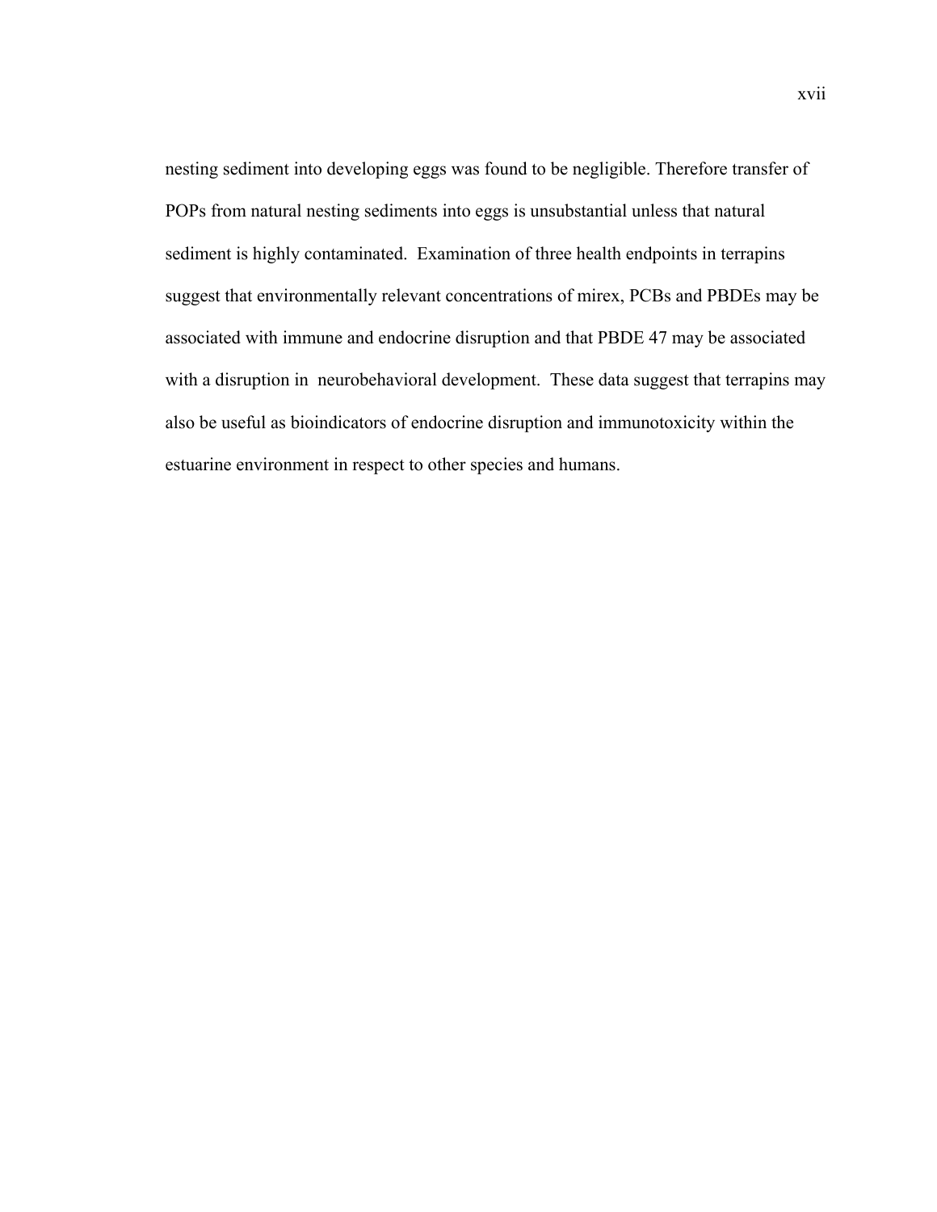nesting sediment into developing eggs was found to be negligible. Therefore transfer of POPs from natural nesting sediments into eggs is unsubstantial unless that natural sediment is highly contaminated. Examination of three health endpoints in terrapins suggest that environmentally relevant concentrations of mirex, PCBs and PBDEs may be associated with immune and endocrine disruption and that PBDE 47 may be associated with a disruption in neurobehavioral development. These data suggest that terrapins may also be useful as bioindicators of endocrine disruption and immunotoxicity within the estuarine environment in respect to other species and humans.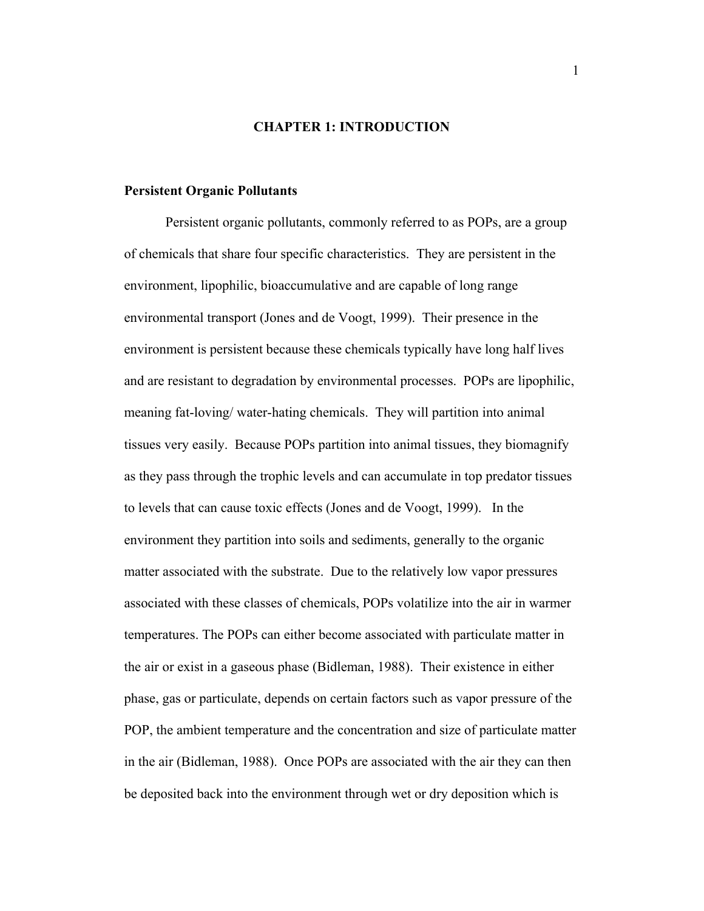# CHAPTER 1: INTRODUCTION

## Persistent Organic Pollutants

Persistent organic pollutants, commonly referred to as POPs, are a group of chemicals that share four specific characteristics. They are persistent in the environment, lipophilic, bioaccumulative and are capable of long range environmental transport (Jones and de Voogt, 1999). Their presence in the environment is persistent because these chemicals typically have long half lives and are resistant to degradation by environmental processes. POPs are lipophilic, meaning fat-loving/ water-hating chemicals. They will partition into animal tissues very easily. Because POPs partition into animal tissues, they biomagnify as they pass through the trophic levels and can accumulate in top predator tissues to levels that can cause toxic effects (Jones and de Voogt, 1999). In the environment they partition into soils and sediments, generally to the organic matter associated with the substrate. Due to the relatively low vapor pressures associated with these classes of chemicals, POPs volatilize into the air in warmer temperatures. The POPs can either become associated with particulate matter in the air or exist in a gaseous phase (Bidleman, 1988). Their existence in either phase, gas or particulate, depends on certain factors such as vapor pressure of the POP, the ambient temperature and the concentration and size of particulate matter in the air (Bidleman, 1988). Once POPs are associated with the air they can then be deposited back into the environment through wet or dry deposition which is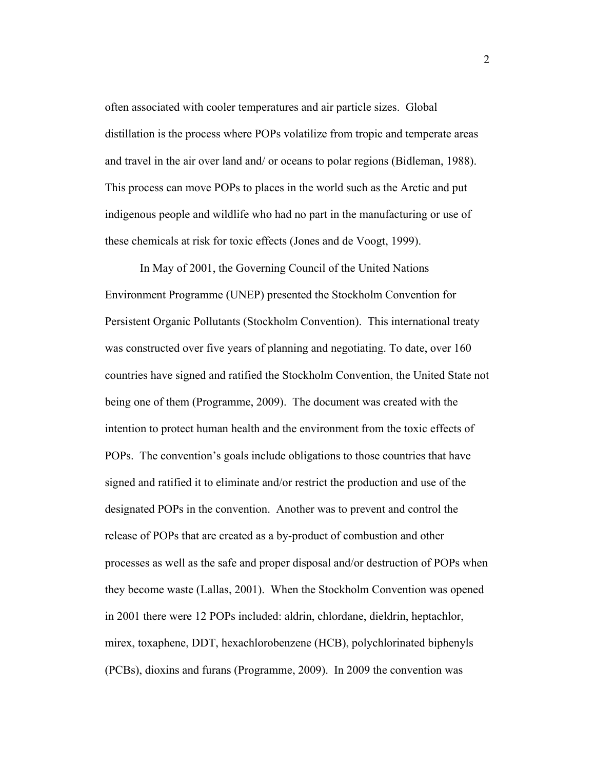often associated with cooler temperatures and air particle sizes. Global distillation is the process where POPs volatilize from tropic and temperate areas and travel in the air over land and/ or oceans to polar regions (Bidleman, 1988). This process can move POPs to places in the world such as the Arctic and put indigenous people and wildlife who had no part in the manufacturing or use of these chemicals at risk for toxic effects (Jones and de Voogt, 1999).

In May of 2001, the Governing Council of the United Nations Environment Programme (UNEP) presented the Stockholm Convention for Persistent Organic Pollutants (Stockholm Convention). This international treaty was constructed over five years of planning and negotiating. To date, over 160 countries have signed and ratified the Stockholm Convention, the United State not being one of them (Programme, 2009). The document was created with the intention to protect human health and the environment from the toxic effects of POPs. The convention's goals include obligations to those countries that have signed and ratified it to eliminate and/or restrict the production and use of the designated POPs in the convention. Another was to prevent and control the release of POPs that are created as a by-product of combustion and other processes as well as the safe and proper disposal and/or destruction of POPs when they become waste (Lallas, 2001). When the Stockholm Convention was opened in 2001 there were 12 POPs included: aldrin, chlordane, dieldrin, heptachlor, mirex, toxaphene, DDT, hexachlorobenzene (HCB), polychlorinated biphenyls (PCBs), dioxins and furans (Programme, 2009). In 2009 the convention was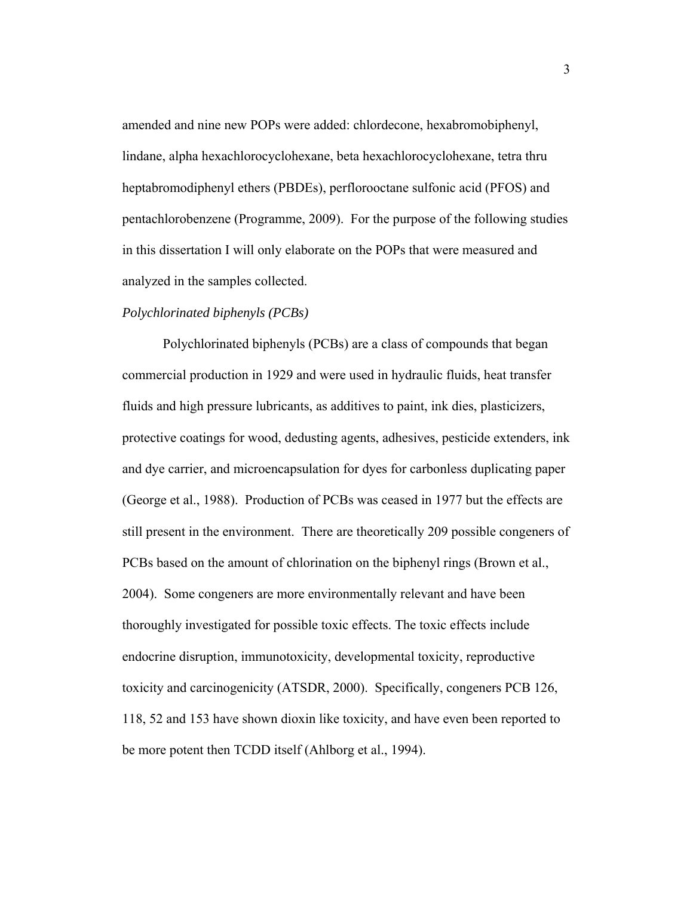amended and nine new POPs were added: chlordecone, hexabromobiphenyl, lindane, alpha hexachlorocyclohexane, beta hexachlorocyclohexane, tetra thru heptabromodiphenyl ethers (PBDEs), perflorooctane sulfonic acid (PFOS) and pentachlorobenzene (Programme, 2009). For the purpose of the following studies in this dissertation I will only elaborate on the POPs that were measured and analyzed in the samples collected.

*Polychlorinated biphenyls (PCBs)*

Polychlorinated biphenyls (PCBs) are a class of compounds that began commercial production in 1929 and were used in hydraulic fluids, heat transfer fluids and high pressure lubricants, as additives to paint, ink dies, plasticizers, protective coatings for wood, dedusting agents, adhesives, pesticide extenders, ink and dye carrier, and microencapsulation for dyes for carbonless duplicating paper (George et al., 1988). Production of PCBs was ceased in 1977 but the effects are still present in the environment. There are theoretically 209 possible congeners of PCBs based on the amount of chlorination on the biphenyl rings (Brown et al., 2004). Some congeners are more environmentally relevant and have been thoroughly investigated for possible toxic effects. The toxic effects include endocrine disruption, immunotoxicity, developmental toxicity, reproductive toxicity and carcinogenicity (ATSDR, 2000). Specifically, congeners PCB 126, 118, 52 and 153 have shown dioxin like toxicity, and have even been reported to be more potent then TCDD itself (Ahlborg et al., 1994).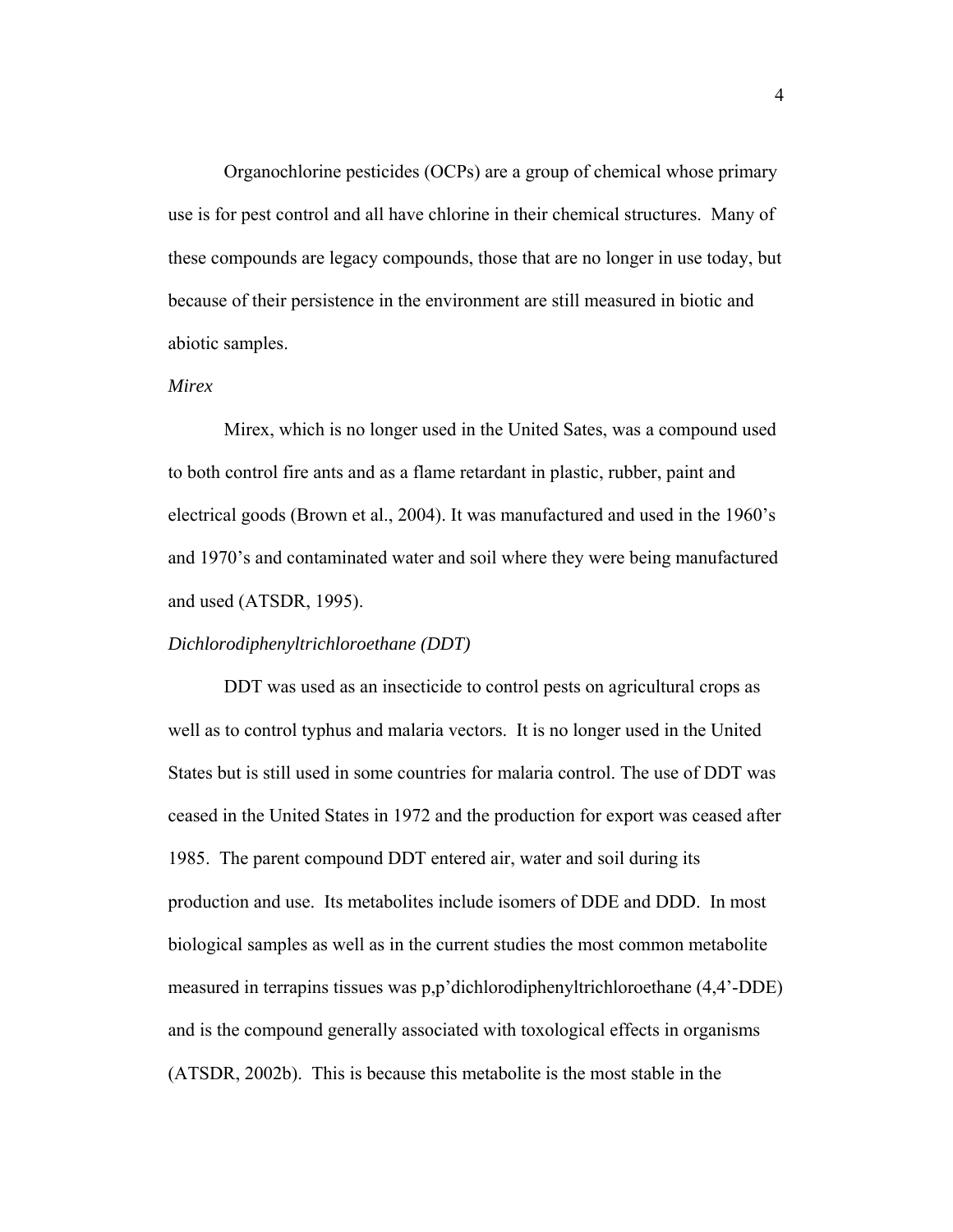Organochlorine pesticides (OCPs) are a group of chemical whose primary use is for pest control and all have chlorine in their chemical structures. Many of these compounds are legacy compounds, those that are no longer in use today, but because of their persistence in the environment are still measured in biotic and abiotic samples.

*Mirex*

Mirex, which is no longer used in the United Sates, was a compound used to both control fire ants and as a flame retardant in plastic, rubber, paint and electrical goods (Brown et al., 2004). It was manufactured and used in the 1960's and 1970's and contaminated water and soil where they were being manufactured and used (ATSDR, 1995).

*Dichlorodiphenyltrichloroethane (DDT)*

DDT was used as an insecticide to control pests on agricultural crops as well as to control typhus and malaria vectors. It is no longer used in the United States but is still used in some countries for malaria control. The use of DDT was ceased in the United States in 1972 and the production for export was ceased after 1985. The parent compound DDT entered air, water and soil during its production and use. Its metabolites include isomers of DDE and DDD. In most biological samples as well as in the current studies the most common metabolite measured in terrapins tissues was p,p'dichlorodiphenyltrichloroethane (4,4'-DDE) and is the compound generally associated with toxological effects in organisms (ATSDR, 2002b). This is because this metabolite is the most stable in the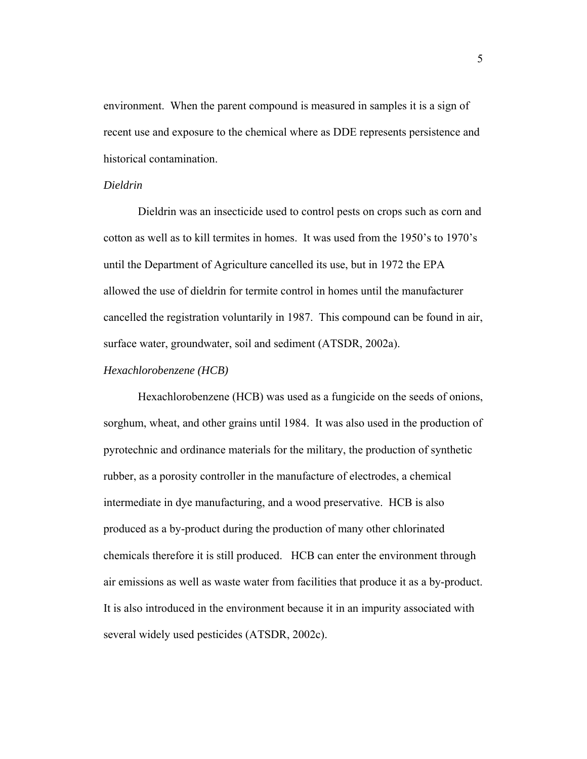environment. When the parent compound is measured in samples it is a sign of recent use and exposure to the chemical where as DDE represents persistence and historical contamination.

### *Dieldrin*

Dieldrin was an insecticide used to control pests on crops such as corn and cotton as well as to kill termites in homes. It was used from the 1950's to 1970's until the Department of Agriculture cancelled its use, but in 1972 the EPA allowed the use of dieldrin for termite control in homes until the manufacturer cancelled the registration voluntarily in 1987. This compound can be found in air, surface water, groundwater, soil and sediment (ATSDR, 2002a).

### *Hexachlorobenzene (HCB)*

Hexachlorobenzene (HCB) was used as a fungicide on the seeds of onions, sorghum, wheat, and other grains until 1984. It was also used in the production of pyrotechnic and ordinance materials for the military, the production of synthetic rubber, as a porosity controller in the manufacture of electrodes, a chemical intermediate in dye manufacturing, and a wood preservative. HCB is also produced as a by-product during the production of many other chlorinated chemicals therefore it is still produced. HCB can enter the environment through air emissions as well as waste water from facilities that produce it as a by-product. It is also introduced in the environment because it in an impurity associated with several widely used pesticides (ATSDR, 2002c).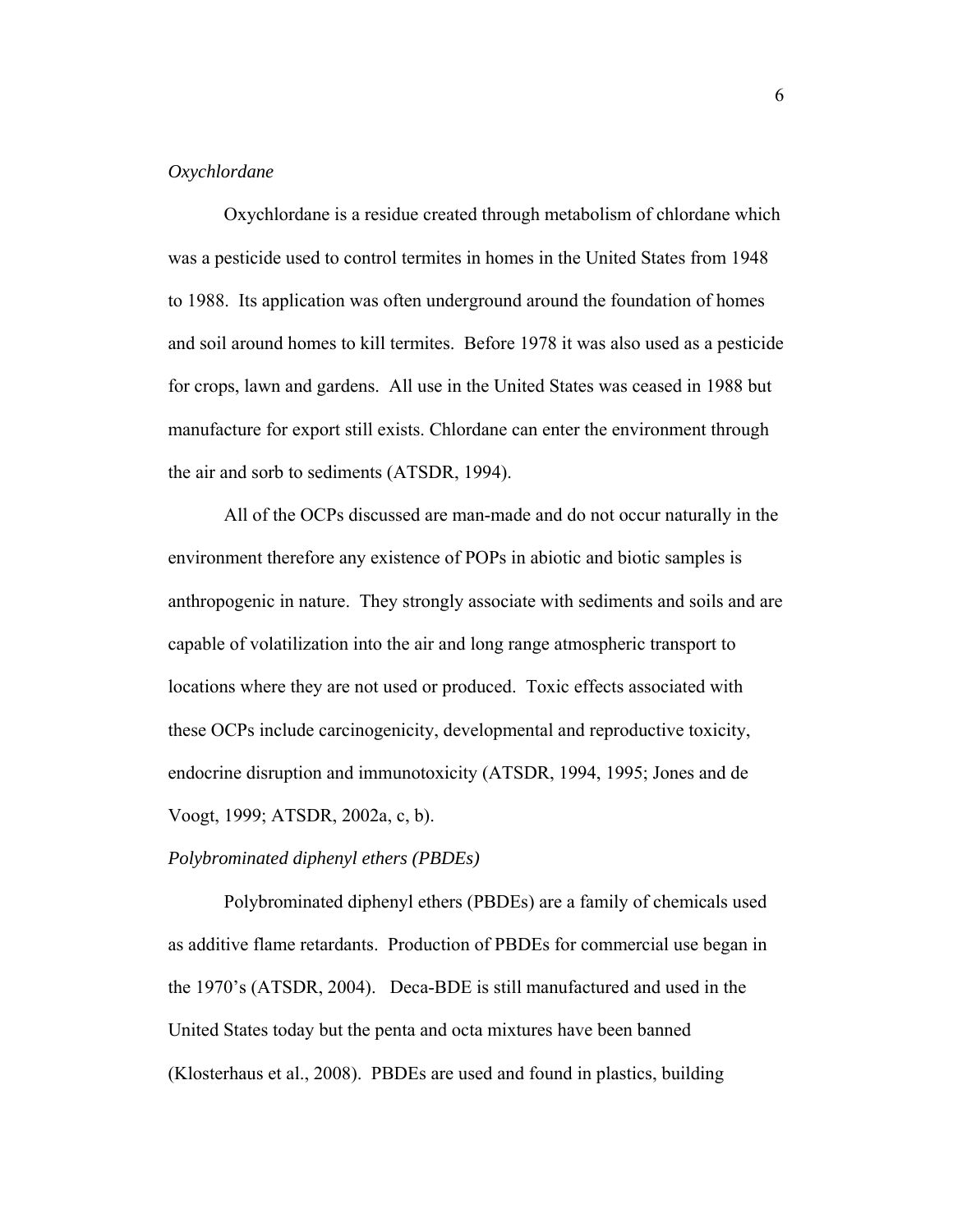*Oxychlordane*

Oxychlordane is a residue created through metabolism of chlordane which was a pesticide used to control termites in homes in the United States from 1948 to 1988. Its application was often underground around the foundation of homes and soil around homes to kill termites. Before 1978 it was also used as a pesticide for crops, lawn and gardens. All use in the United States was ceased in 1988 but manufacture for export still exists. Chlordane can enter the environment through the air and sorb to sediments (ATSDR, 1994).

All of the OCPs discussed are man-made and do not occur naturally in the environment therefore any existence of POPs in abiotic and biotic samples is anthropogenic in nature. They strongly associate with sediments and soils and are capable of volatilization into the air and long range atmospheric transport to locations where they are not used or produced. Toxic effects associated with these OCPs include carcinogenicity, developmental and reproductive toxicity, endocrine disruption and immunotoxicity (ATSDR, 1994, 1995; Jones and de Voogt, 1999; ATSDR, 2002a, c, b).

*Polybrominated diphenyl ethers (PBDEs)*

Polybrominated diphenyl ethers (PBDEs) are a family of chemicals used as additive flame retardants. Production of PBDEs for commercial use began in the 1970's (ATSDR, 2004). Deca-BDE is still manufactured and used in the United States today but the penta and octa mixtures have been banned (Klosterhaus et al., 2008). PBDEs are used and found in plastics, building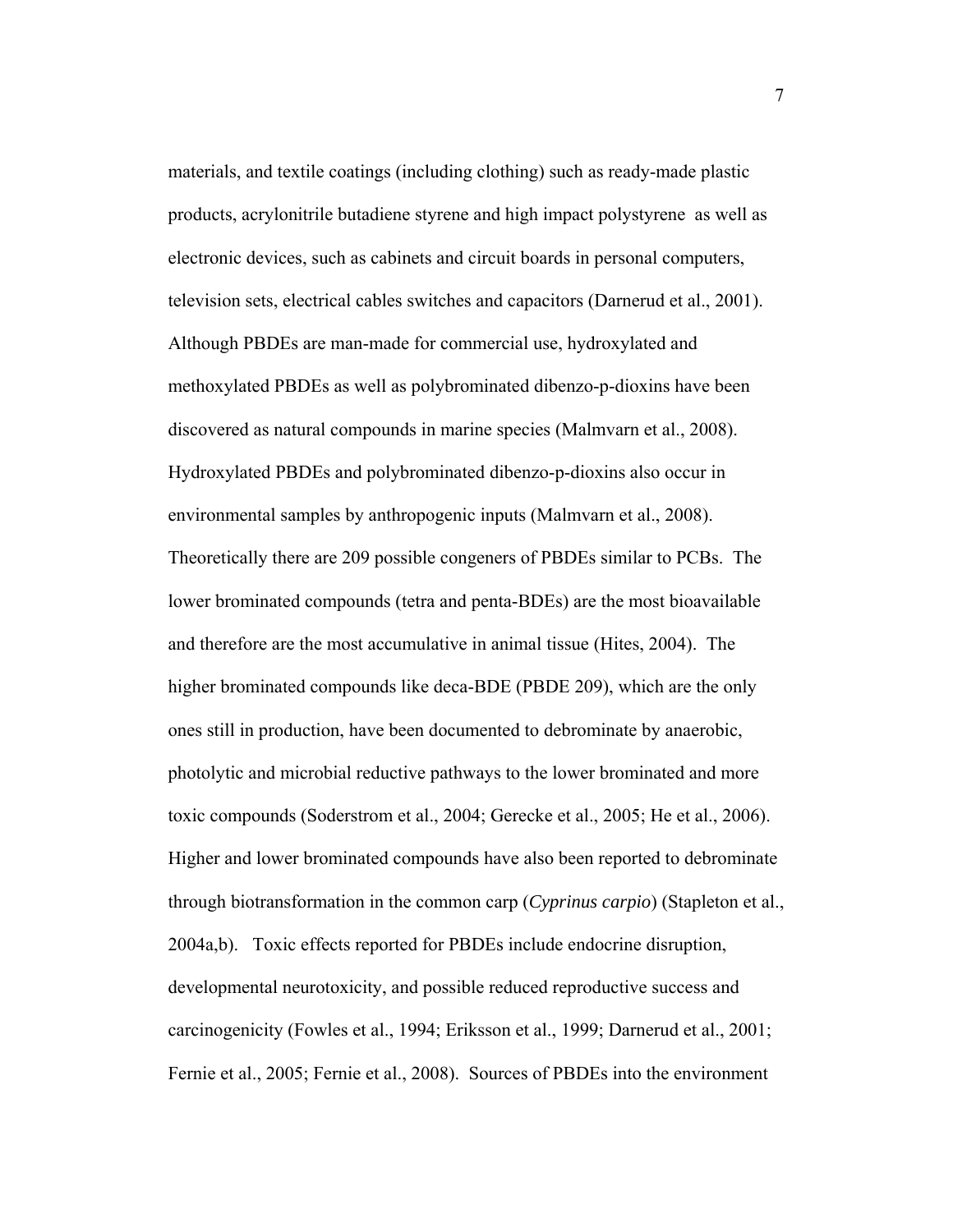materials, and textile coatings (including clothing) such as ready-made plastic products, acrylonitrile butadiene styrene and high impact polystyrene  as well as electronic devices, such as cabinets and circuit boards in personal computers, television sets, electrical cables switches and capacitors (Darnerud et al., 2001). Although PBDEs are man-made for commercial use, hydroxylated and methoxylated PBDEs as well as polybrominated dibenzo-p-dioxins have been discovered as natural compounds in marine species (Malmvarn et al., 2008). Hydroxylated PBDEs and polybrominated dibenzo-p-dioxins also occur in environmental samples by anthropogenic inputs (Malmvarn et al., 2008). Theoretically there are 209 possible congeners of PBDEs similar to PCBs.  The lower brominated compounds (tetra and penta-BDEs) are the most bioavailable and therefore are the most accumulative in animal tissue (Hites, 2004).  The higher brominated compounds like deca-BDE (PBDE 209), which are the only ones still in production, have been documented to debrominate by anaerobic, photolytic and microbial reductive pathways to the lower brominated and more toxic compounds (Soderstrom et al., 2004; Gerecke et al., 2005; He et al., 2006). Higher and lower brominated compounds have also been reported to debrominate through biotransformation in the common carp (*Cyprinus carpio*) (Stapleton et al., 2004a,b).   Toxic effects reported for PBDEs include endocrine disruption, developmental neurotoxicity, and possible reduced reproductive success and carcinogenicity (Fowles et al., 1994; Eriksson et al., 1999; Darnerud et al., 2001; Fernie et al., 2005; Fernie et al., 2008).  Sources of PBDEs into the environment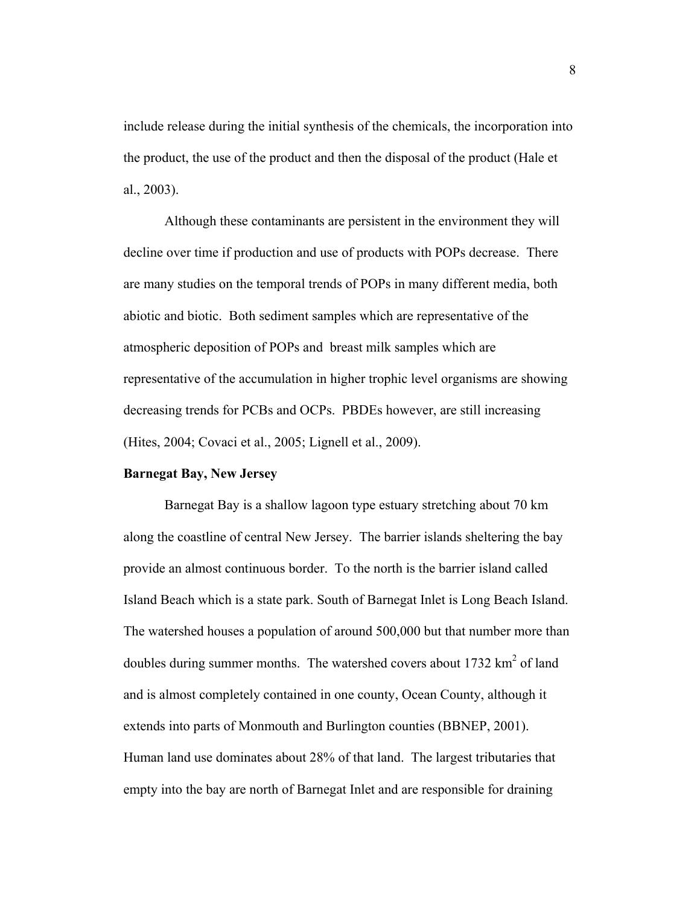include release during the initial synthesis of the chemicals, the incorporation into the product, the use of the product and then the disposal of the product (Hale et al., 2003).

Although these contaminants are persistent in the environment they will decline over time if production and use of products with POPs decrease. There are many studies on the temporal trends of POPs in many different media, both abiotic and biotic. Both sediment samples which are representative of the atmospheric deposition of POPs and breast milk samples which are representative of the accumulation in higher trophic level organisms are showing decreasing trends for PCBs and OCPs. PBDEs however, are still increasing (Hites, 2004; Covaci et al., 2005; Lignell et al., 2009).

**Barnegat Bay, New Jersey**

Barnegat Bay is a shallow lagoon type estuary stretching about 70 km along the coastline of central New Jersey. The barrier islands sheltering the bay provide an almost continuous border. To the north is the barrier island called Island Beach which is a state park. South of Barnegat Inlet is Long Beach Island. The watershed houses a population of around 500,000 but that number more than doubles during summer months. The watershed covers about 1732 $km^2$ of land and is almost completely contained in one county, Ocean County, although it extends into parts of Monmouth and Burlington counties (BBNEP, 2001). Human land use dominates about 28% of that land. The largest tributaries that empty into the bay are north of Barnegat Inlet and are responsible for draining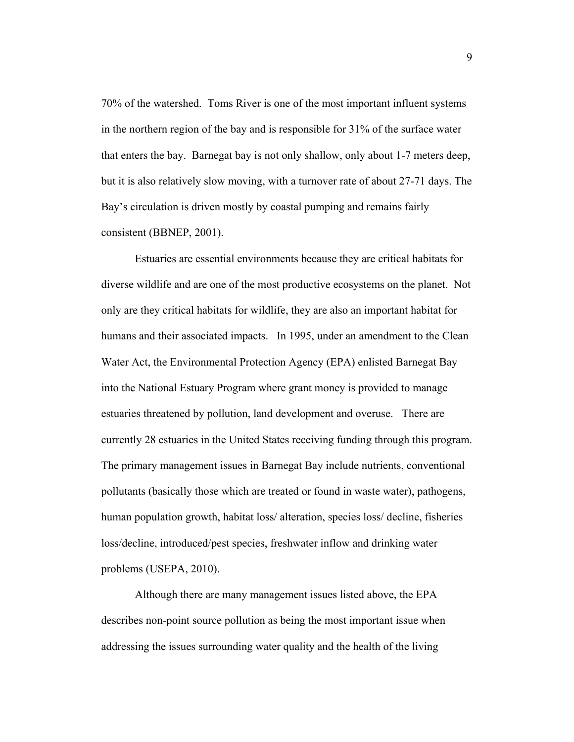70% of the watershed. Toms River is one of the most important influent systems in the northern region of the bay and is responsible for 31% of the surface water that enters the bay. Barnegat bay is not only shallow, only about 1-7 meters deep, but it is also relatively slow moving, with a turnover rate of about 27-71 days. The Bay's circulation is driven mostly by coastal pumping and remains fairly consistent (BBNEP, 2001).

Estuaries are essential environments because they are critical habitats for diverse wildlife and are one of the most productive ecosystems on the planet. Not only are they critical habitats for wildlife, they are also an important habitat for humans and their associated impacts. In 1995, under an amendment to the Clean Water Act, the Environmental Protection Agency (EPA) enlisted Barnegat Bay into the National Estuary Program where grant money is provided to manage estuaries threatened by pollution, land development and overuse. There are currently 28 estuaries in the United States receiving funding through this program. The primary management issues in Barnegat Bay include nutrients, conventional pollutants (basically those which are treated or found in waste water), pathogens, human population growth, habitat loss/ alteration, species loss/ decline, fisheries loss/decline, introduced/pest species, freshwater inflow and drinking water problems (USEPA, 2010).

Although there are many management issues listed above, the EPA describes non-point source pollution as being the most important issue when addressing the issues surrounding water quality and the health of the living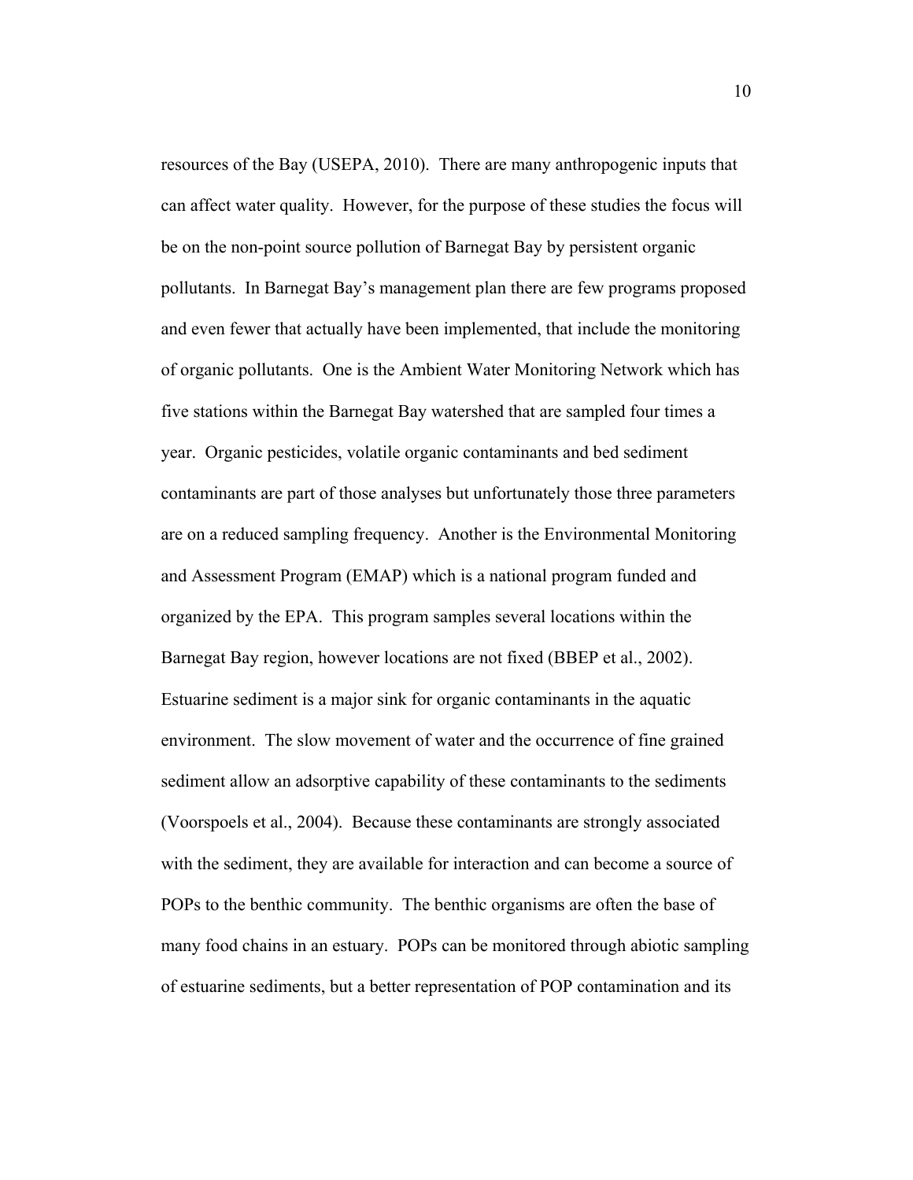resources of the Bay (USEPA, 2010). There are many anthropogenic inputs that can affect water quality. However, for the purpose of these studies the focus will be on the non-point source pollution of Barnegat Bay by persistent organic pollutants. In Barnegat Bay's management plan there are few programs proposed and even fewer that actually have been implemented, that include the monitoring of organic pollutants. One is the Ambient Water Monitoring Network which has five stations within the Barnegat Bay watershed that are sampled four times a year. Organic pesticides, volatile organic contaminants and bed sediment contaminants are part of those analyses but unfortunately those three parameters are on a reduced sampling frequency. Another is the Environmental Monitoring and Assessment Program (EMAP) which is a national program funded and organized by the EPA. This program samples several locations within the Barnegat Bay region, however locations are not fixed (BBEP et al., 2002). Estuarine sediment is a major sink for organic contaminants in the aquatic environment. The slow movement of water and the occurrence of fine grained sediment allow an adsorptive capability of these contaminants to the sediments (Voorspoels et al., 2004). Because these contaminants are strongly associated with the sediment, they are available for interaction and can become a source of POPs to the benthic community. The benthic organisms are often the base of many food chains in an estuary. POPs can be monitored through abiotic sampling of estuarine sediments, but a better representation of POP contamination and its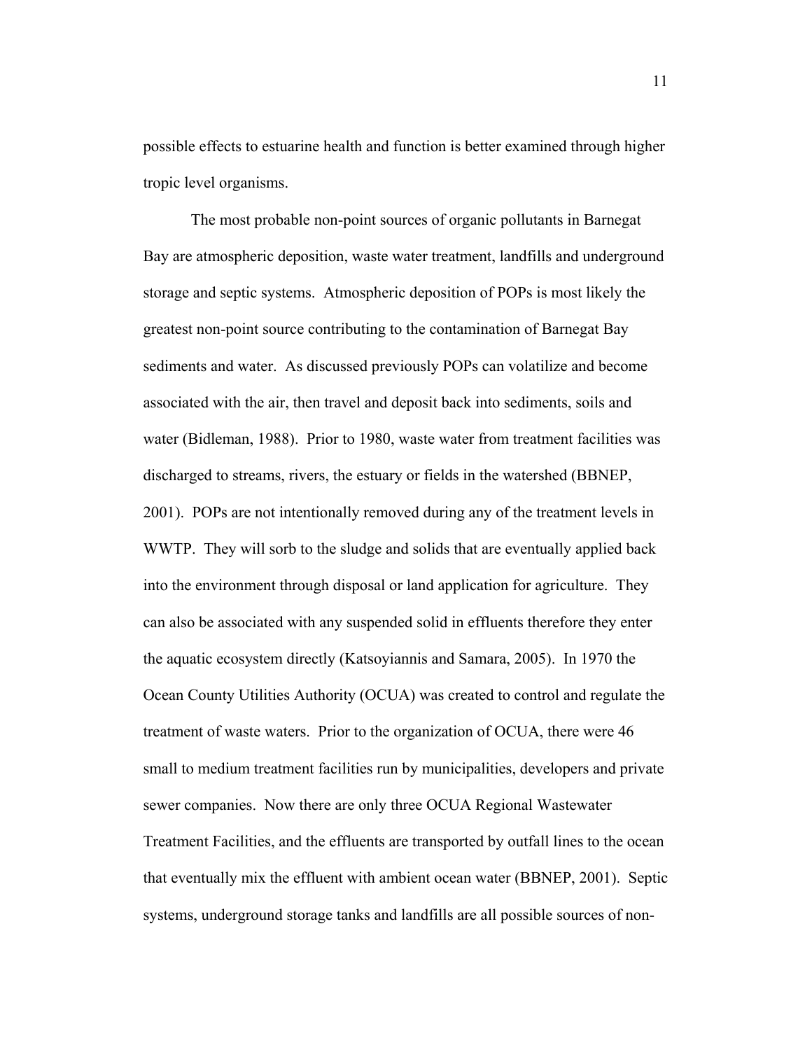possible effects to estuarine health and function is better examined through higher tropic level organisms.

The most probable non-point sources of organic pollutants in Barnegat Bay are atmospheric deposition, waste water treatment, landfills and underground storage and septic systems. Atmospheric deposition of POPs is most likely the greatest non-point source contributing to the contamination of Barnegat Bay sediments and water. As discussed previously POPs can volatilize and become associated with the air, then travel and deposit back into sediments, soils and water (Bidleman, 1988). Prior to 1980, waste water from treatment facilities was discharged to streams, rivers, the estuary or fields in the watershed (BBNEP, 2001). POPs are not intentionally removed during any of the treatment levels in WWTP. They will sorb to the sludge and solids that are eventually applied back into the environment through disposal or land application for agriculture. They can also be associated with any suspended solid in effluents therefore they enter the aquatic ecosystem directly (Katsoyiannis and Samara, 2005). In 1970 the Ocean County Utilities Authority (OCUA) was created to control and regulate the treatment of waste waters. Prior to the organization of OCUA, there were 46 small to medium treatment facilities run by municipalities, developers and private sewer companies. Now there are only three OCUA Regional Wastewater Treatment Facilities, and the effluents are transported by outfall lines to the ocean that eventually mix the effluent with ambient ocean water (BBNEP, 2001). Septic systems, underground storage tanks and landfills are all possible sources of non-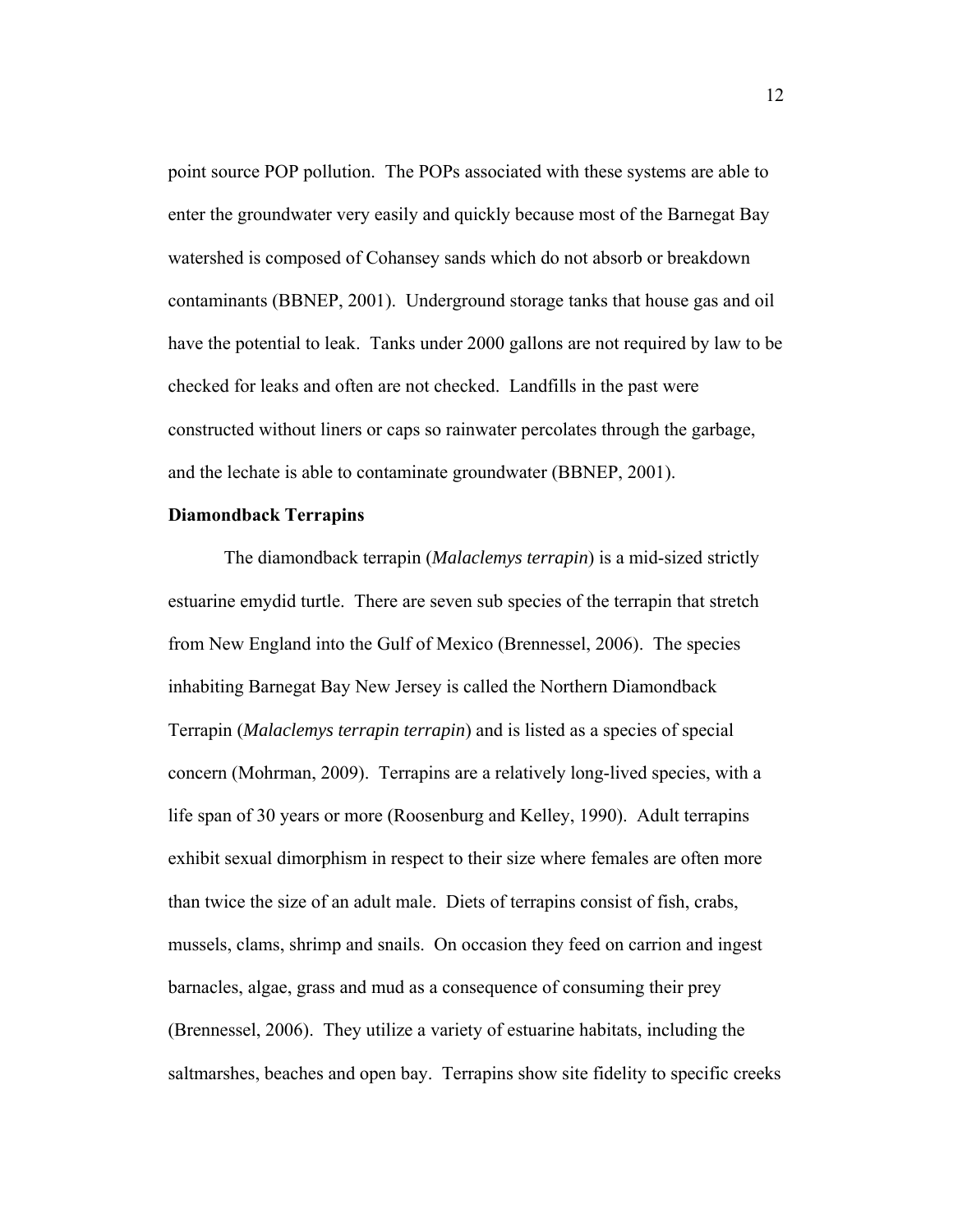point source POP pollution. The POPs associated with these systems are able to enter the groundwater very easily and quickly because most of the Barnegat Bay watershed is composed of Cohansey sands which do not absorb or breakdown contaminants (BBNEP, 2001). Underground storage tanks that house gas and oil have the potential to leak. Tanks under 2000 gallons are not required by law to be checked for leaks and often are not checked. Landfills in the past were constructed without liners or caps so rainwater percolates through the garbage, and the lechate is able to contaminate groundwater (BBNEP, 2001).

**Diamondback Terrapins**

The diamondback terrapin (*Malaclemys terrapin*) is a mid-sized strictly estuarine emydid turtle. There are seven sub species of the terrapin that stretch from New England into the Gulf of Mexico (Brennessel, 2006). The species inhabiting Barnegat Bay New Jersey is called the Northern Diamondback Terrapin (*Malaclemys terrapin terrapin*) and is listed as a species of special concern (Mohrman, 2009). Terrapins are a relatively long-lived species, with a life span of 30 years or more (Roosenburg and Kelley, 1990). Adult terrapins exhibit sexual dimorphism in respect to their size where females are often more than twice the size of an adult male. Diets of terrapins consist of fish, crabs, mussels, clams, shrimp and snails. On occasion they feed on carrion and ingest barnacles, algae, grass and mud as a consequence of consuming their prey (Brennessel, 2006). They utilize a variety of estuarine habitats, including the saltmarshes, beaches and open bay. Terrapins show site fidelity to specific creeks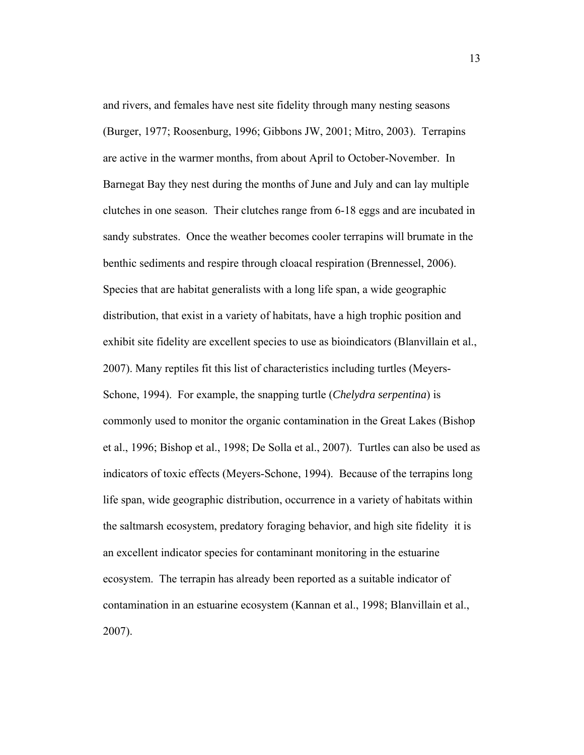and rivers, and females have nest site fidelity through many nesting seasons (Burger, 1977; Roosenburg, 1996; Gibbons JW, 2001; Mitro, 2003). Terrapins are active in the warmer months, from about April to October-November. In Barnegat Bay they nest during the months of June and July and can lay multiple clutches in one season. Their clutches range from 6-18 eggs and are incubated in sandy substrates. Once the weather becomes cooler terrapins will brumate in the benthic sediments and respire through cloacal respiration (Brennessel, 2006). Species that are habitat generalists with a long life span, a wide geographic distribution, that exist in a variety of habitats, have a high trophic position and exhibit site fidelity are excellent species to use as bioindicators (Blanvillain et al., 2007). Many reptiles fit this list of characteristics including turtles (Meyers-Schone, 1994). For example, the snapping turtle (*Chelydra serpentina*) is commonly used to monitor the organic contamination in the Great Lakes (Bishop et al., 1996; Bishop et al., 1998; De Solla et al., 2007). Turtles can also be used as indicators of toxic effects (Meyers-Schone, 1994). Because of the terrapins long life span, wide geographic distribution, occurrence in a variety of habitats within the saltmarsh ecosystem, predatory foraging behavior, and high site fidelity it is an excellent indicator species for contaminant monitoring in the estuarine ecosystem. The terrapin has already been reported as a suitable indicator of contamination in an estuarine ecosystem (Kannan et al., 1998; Blanvillain et al., 2007).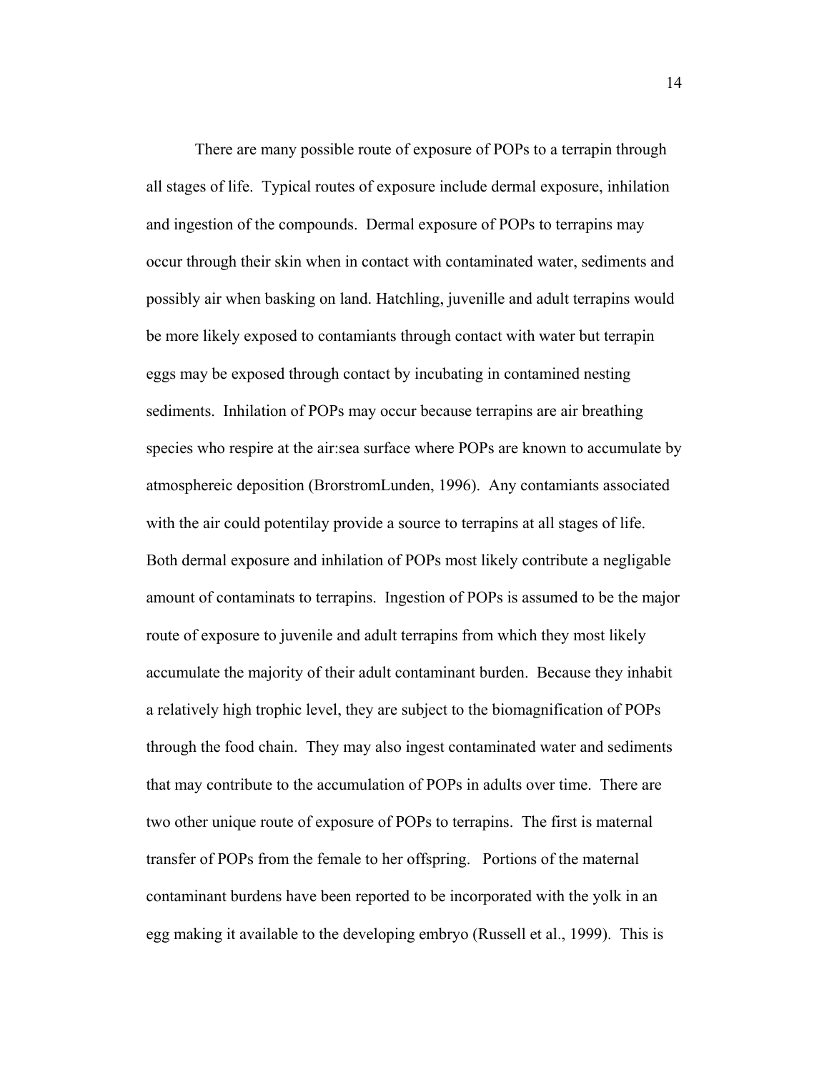There are many possible route of exposure of POPs to a terrapin through all stages of life.  Typical routes of exposure include dermal exposure, inhilation and ingestion of the compounds.  Dermal exposure of POPs to terrapins may occur through their skin when in contact with contaminated water, sediments and possibly air when basking on land. Hatchling, juvenille and adult terrapins would be more likely exposed to contamiants through contact with water but terrapin eggs may be exposed through contact by incubating in contamined nesting sediments.  Inhilation of POPs may occur because terrapins are air breathing species who respire at the air:sea surface where POPs are known to accumulate by atmosphereic deposition (BrorstromLunden, 1996).  Any contamiants associated with the air could potentilay provide a source to terrapins at all stages of life. Both dermal exposure and inhilation of POPs most likely contribute a negligable amount of contaminats to terrapins.  Ingestion of POPs is assumed to be the major route of exposure to juvenile and adult terrapins from which they most likely accumulate the majority of their adult contaminant burden.  Because they inhabit a relatively high trophic level, they are subject to the biomagnification of POPs through the food chain.  They may also ingest contaminated water and sediments that may contribute to the accumulation of POPs in adults over time.  There are two other unique route of exposure of POPs to terrapins.  The first is maternal transfer of POPs from the female to her offspring.   Portions of the maternal contaminant burdens have been reported to be incorporated with the yolk in an egg making it available to the developing embryo (Russell et al., 1999).  This is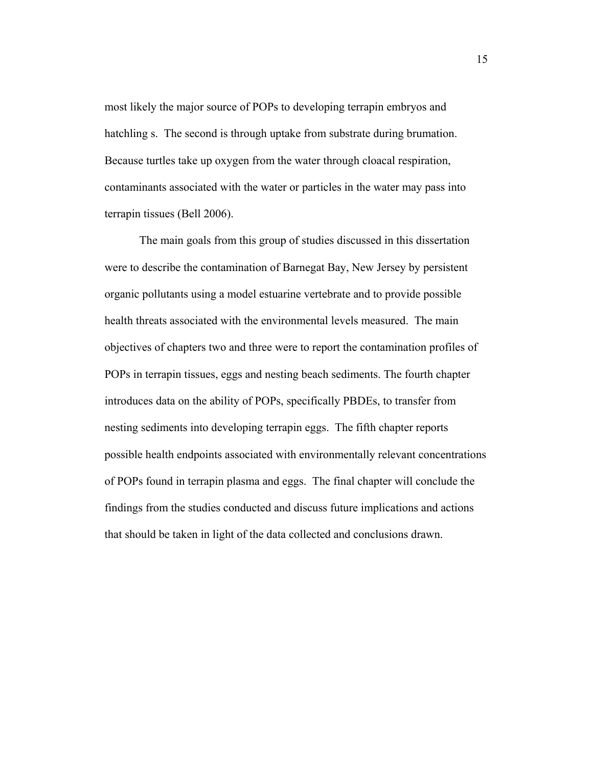most likely the major source of POPs to developing terrapin embryos and hatchling s. The second is through uptake from substrate during brumation. Because turtles take up oxygen from the water through cloacal respiration, contaminants associated with the water or particles in the water may pass into terrapin tissues (Bell 2006).

The main goals from this group of studies discussed in this dissertation were to describe the contamination of Barnegat Bay, New Jersey by persistent organic pollutants using a model estuarine vertebrate and to provide possible health threats associated with the environmental levels measured. The main objectives of chapters two and three were to report the contamination profiles of POPs in terrapin tissues, eggs and nesting beach sediments. The fourth chapter introduces data on the ability of POPs, specifically PBDEs, to transfer from nesting sediments into developing terrapin eggs. The fifth chapter reports possible health endpoints associated with environmentally relevant concentrations of POPs found in terrapin plasma and eggs. The final chapter will conclude the findings from the studies conducted and discuss future implications and actions that should be taken in light of the data collected and conclusions drawn.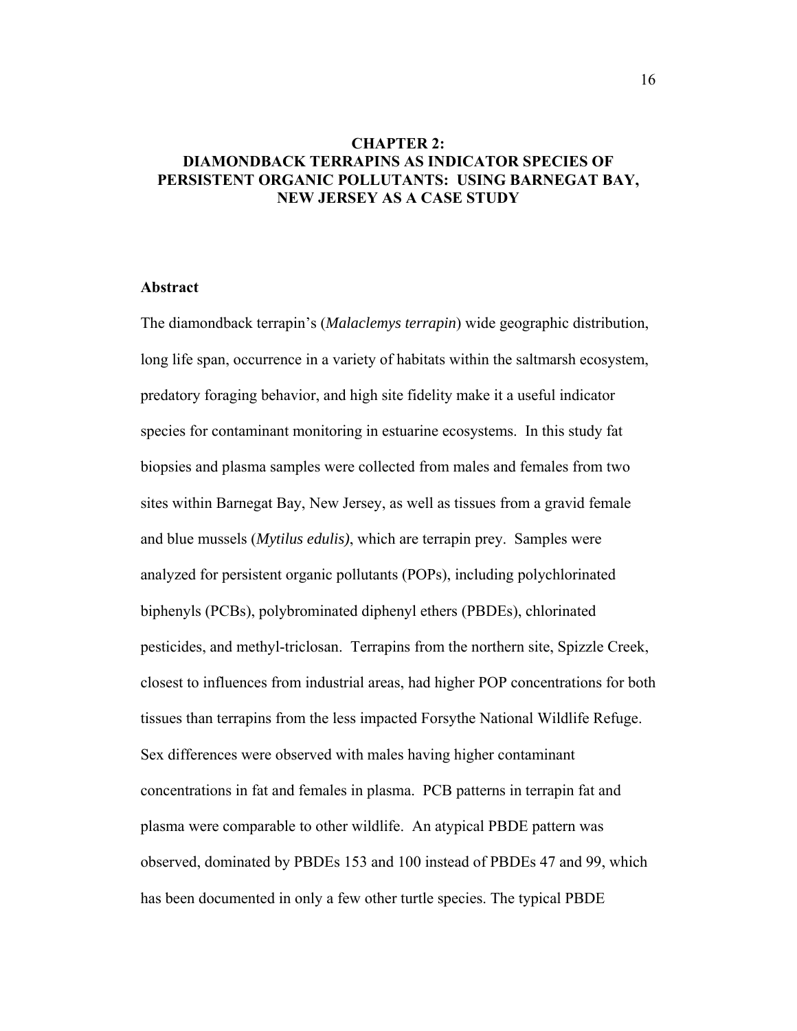# CHAPTER 2: DIAMONDBACK TERRAPINS AS INDICATOR SPECIES OF PERSISTENT ORGANIC POLLUTANTS: USING BARNEGAT BAY, NEW JERSEY AS A CASE STUDY

## Abstract

The diamondback terrapin's (*Malaclemys terrapin*) wide geographic distribution, long life span, occurrence in a variety of habitats within the saltmarsh ecosystem, predatory foraging behavior, and high site fidelity make it a useful indicator species for contaminant monitoring in estuarine ecosystems. In this study fat biopsies and plasma samples were collected from males and females from two sites within Barnegat Bay, New Jersey, as well as tissues from a gravid female and blue mussels (*Mytilus edulis)*, which are terrapin prey. Samples were analyzed for persistent organic pollutants (POPs), including polychlorinated biphenyls (PCBs), polybrominated diphenyl ethers (PBDEs), chlorinated pesticides, and methyl-triclosan. Terrapins from the northern site, Spizzle Creek, closest to influences from industrial areas, had higher POP concentrations for both tissues than terrapins from the less impacted Forsythe National Wildlife Refuge. Sex differences were observed with males having higher contaminant concentrations in fat and females in plasma. PCB patterns in terrapin fat and plasma were comparable to other wildlife. An atypical PBDE pattern was observed, dominated by PBDEs 153 and 100 instead of PBDEs 47 and 99, which has been documented in only a few other turtle species. The typical PBDE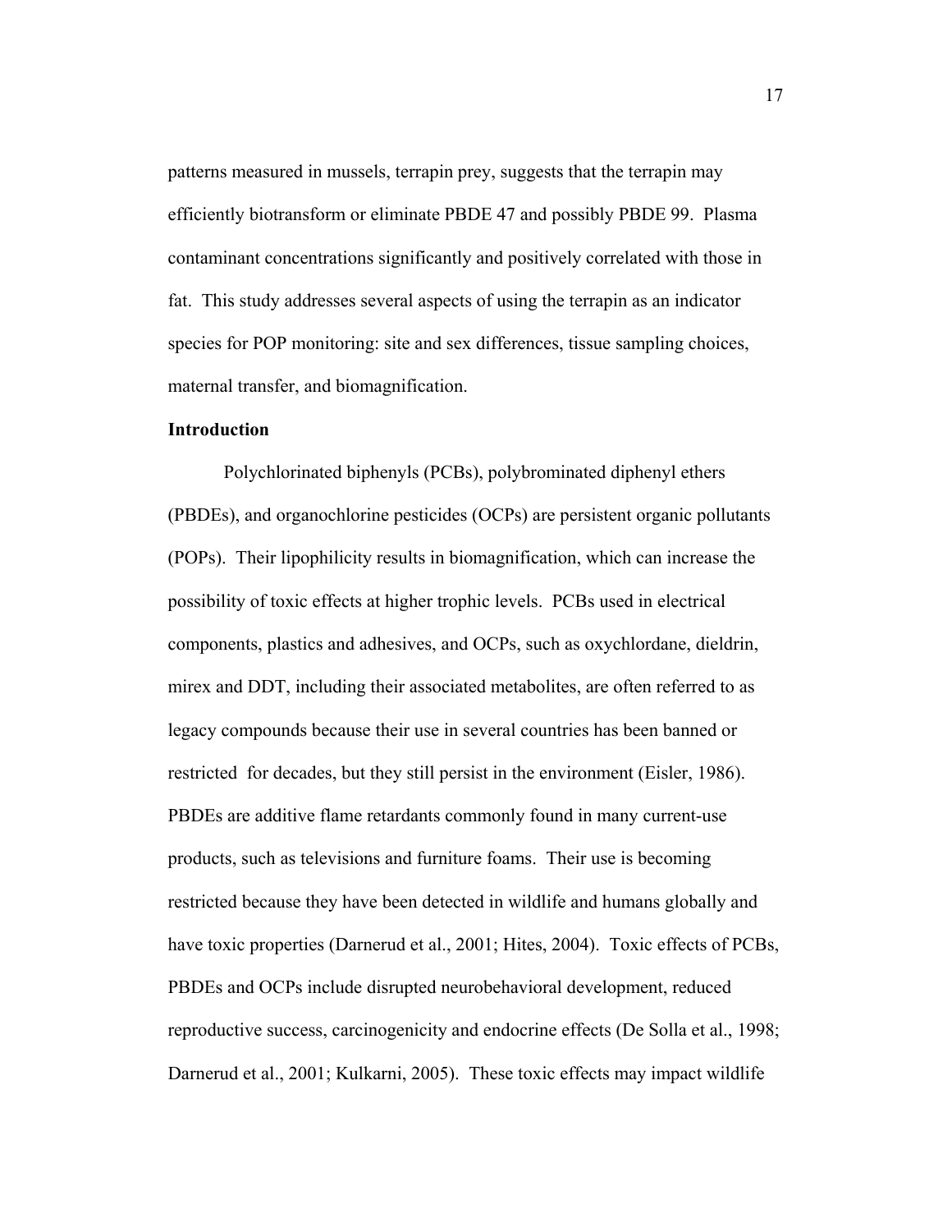patterns measured in mussels, terrapin prey, suggests that the terrapin may efficiently biotransform or eliminate PBDE 47 and possibly PBDE 99. Plasma contaminant concentrations significantly and positively correlated with those in fat. This study addresses several aspects of using the terrapin as an indicator species for POP monitoring: site and sex differences, tissue sampling choices, maternal transfer, and biomagnification.

**Introduction**

Polychlorinated biphenyls (PCBs), polybrominated diphenyl ethers (PBDEs), and organochlorine pesticides (OCPs) are persistent organic pollutants (POPs). Their lipophilicity results in biomagnification, which can increase the possibility of toxic effects at higher trophic levels. PCBs used in electrical components, plastics and adhesives, and OCPs, such as oxychlordane, dieldrin, mirex and DDT, including their associated metabolites, are often referred to as legacy compounds because their use in several countries has been banned or restricted for decades, but they still persist in the environment (Eisler, 1986). PBDEs are additive flame retardants commonly found in many current-use products, such as televisions and furniture foams. Their use is becoming restricted because they have been detected in wildlife and humans globally and have toxic properties (Darnerud et al., 2001; Hites, 2004). Toxic effects of PCBs, PBDEs and OCPs include disrupted neurobehavioral development, reduced reproductive success, carcinogenicity and endocrine effects (De Solla et al., 1998; Darnerud et al., 2001; Kulkarni, 2005). These toxic effects may impact wildlife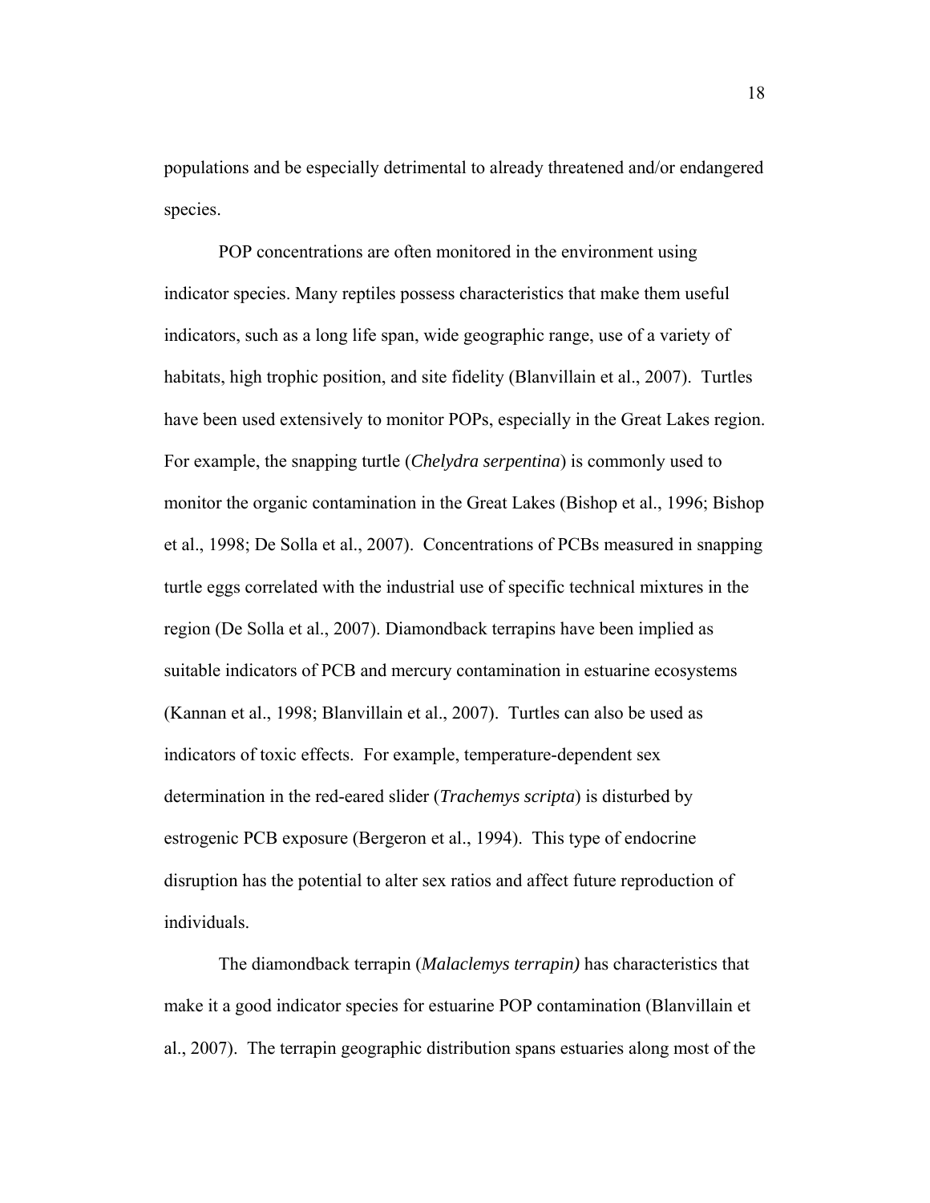populations and be especially detrimental to already threatened and/or endangered species.

POP concentrations are often monitored in the environment using indicator species. Many reptiles possess characteristics that make them useful indicators, such as a long life span, wide geographic range, use of a variety of habitats, high trophic position, and site fidelity (Blanvillain et al., 2007). Turtles have been used extensively to monitor POPs, especially in the Great Lakes region. For example, the snapping turtle (*Chelydra serpentina*) is commonly used to monitor the organic contamination in the Great Lakes (Bishop et al., 1996; Bishop et al., 1998; De Solla et al., 2007). Concentrations of PCBs measured in snapping turtle eggs correlated with the industrial use of specific technical mixtures in the region (De Solla et al., 2007). Diamondback terrapins have been implied as suitable indicators of PCB and mercury contamination in estuarine ecosystems (Kannan et al., 1998; Blanvillain et al., 2007). Turtles can also be used as indicators of toxic effects. For example, temperature-dependent sex determination in the red-eared slider (*Trachemys scripta*) is disturbed by estrogenic PCB exposure (Bergeron et al., 1994). This type of endocrine disruption has the potential to alter sex ratios and affect future reproduction of individuals.

The diamondback terrapin (*Malaclemys terrapin)* has characteristics that make it a good indicator species for estuarine POP contamination (Blanvillain et al., 2007). The terrapin geographic distribution spans estuaries along most of the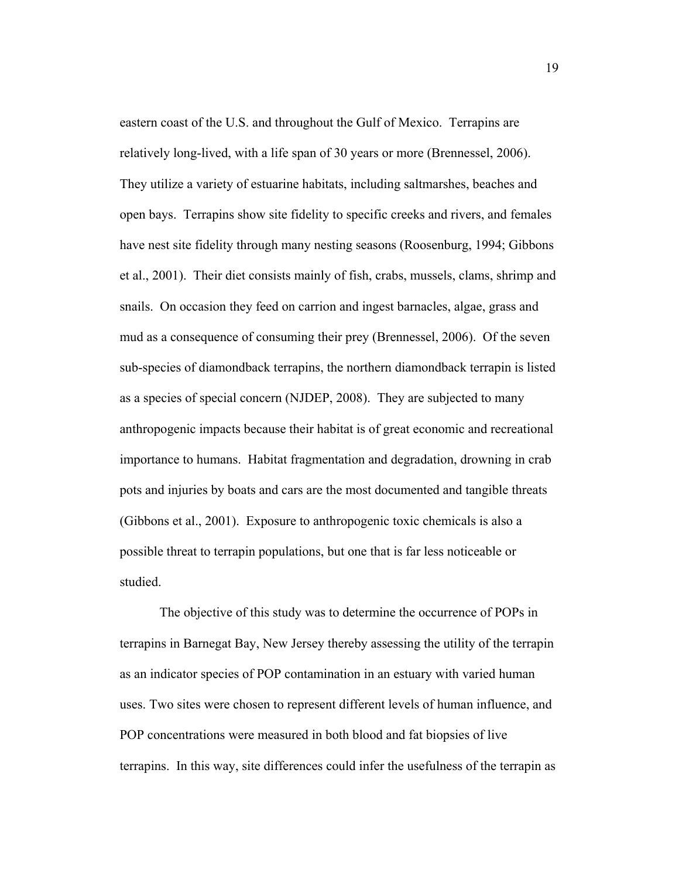eastern coast of the U.S. and throughout the Gulf of Mexico. Terrapins are relatively long-lived, with a life span of 30 years or more (Brennessel, 2006). They utilize a variety of estuarine habitats, including saltmarshes, beaches and open bays. Terrapins show site fidelity to specific creeks and rivers, and females have nest site fidelity through many nesting seasons (Roosenburg, 1994; Gibbons et al., 2001). Their diet consists mainly of fish, crabs, mussels, clams, shrimp and snails. On occasion they feed on carrion and ingest barnacles, algae, grass and mud as a consequence of consuming their prey (Brennessel, 2006). Of the seven sub-species of diamondback terrapins, the northern diamondback terrapin is listed as a species of special concern (NJDEP, 2008). They are subjected to many anthropogenic impacts because their habitat is of great economic and recreational importance to humans. Habitat fragmentation and degradation, drowning in crab pots and injuries by boats and cars are the most documented and tangible threats (Gibbons et al., 2001). Exposure to anthropogenic toxic chemicals is also a possible threat to terrapin populations, but one that is far less noticeable or studied.

The objective of this study was to determine the occurrence of POPs in terrapins in Barnegat Bay, New Jersey thereby assessing the utility of the terrapin as an indicator species of POP contamination in an estuary with varied human uses. Two sites were chosen to represent different levels of human influence, and POP concentrations were measured in both blood and fat biopsies of live terrapins. In this way, site differences could infer the usefulness of the terrapin as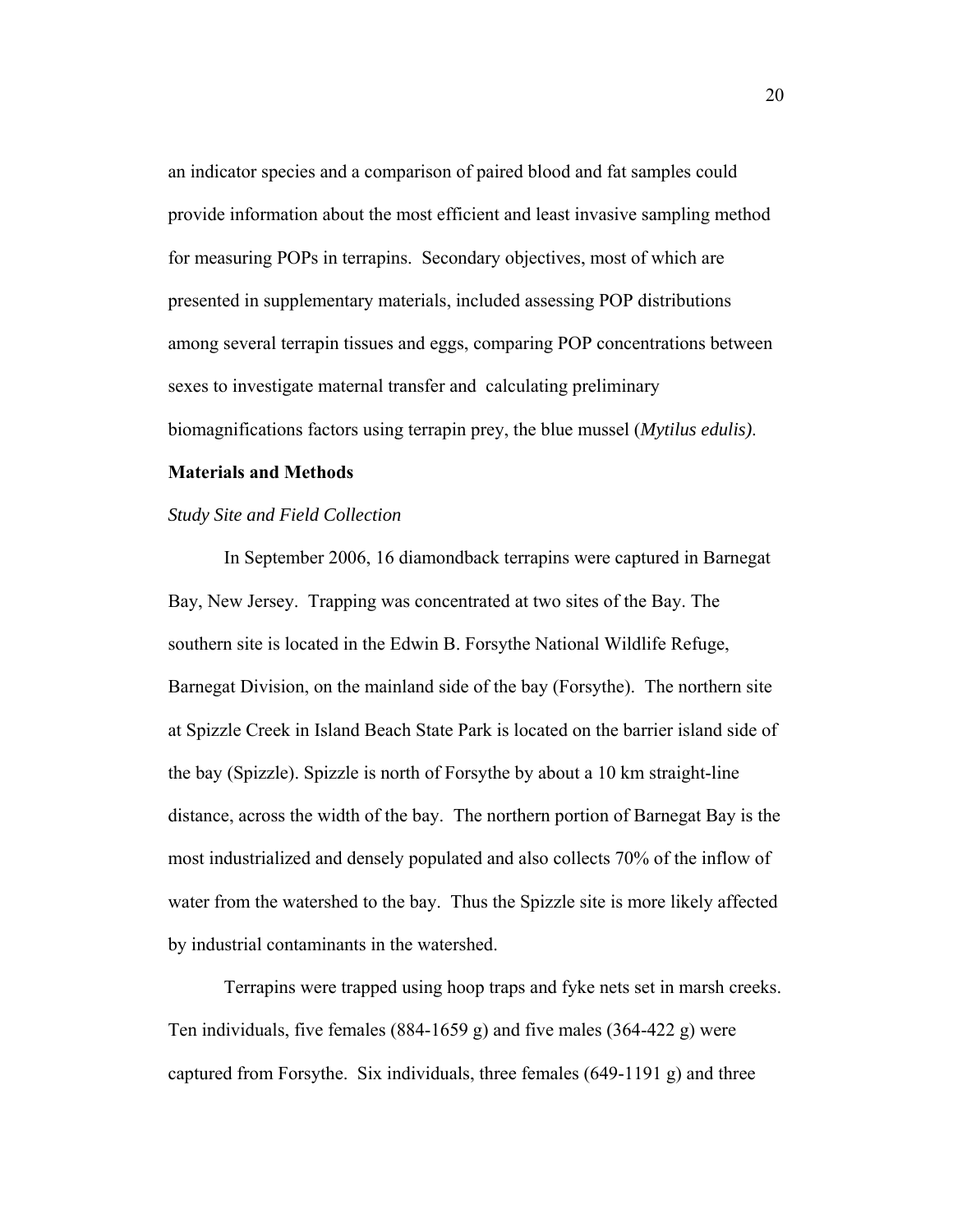an indicator species and a comparison of paired blood and fat samples could provide information about the most efficient and least invasive sampling method for measuring POPs in terrapins. Secondary objectives, most of which are presented in supplementary materials, included assessing POP distributions among several terrapin tissues and eggs, comparing POP concentrations between sexes to investigate maternal transfer and calculating preliminary biomagnifications factors using terrapin prey, the blue mussel (*Mytilus edulis)*.

## Materials and Methods

### *Study Site and Field Collection*

In September 2006, 16 diamondback terrapins were captured in Barnegat Bay, New Jersey. Trapping was concentrated at two sites of the Bay. The southern site is located in the Edwin B. Forsythe National Wildlife Refuge, Barnegat Division, on the mainland side of the bay (Forsythe). The northern site at Spizzle Creek in Island Beach State Park is located on the barrier island side of the bay (Spizzle). Spizzle is north of Forsythe by about a 10 km straight-line distance, across the width of the bay. The northern portion of Barnegat Bay is the most industrialized and densely populated and also collects 70% of the inflow of water from the watershed to the bay. Thus the Spizzle site is more likely affected by industrial contaminants in the watershed.

Terrapins were trapped using hoop traps and fyke nets set in marsh creeks. Ten individuals, five females (884-1659 g) and five males (364-422 g) were captured from Forsythe. Six individuals, three females (649-1191 g) and three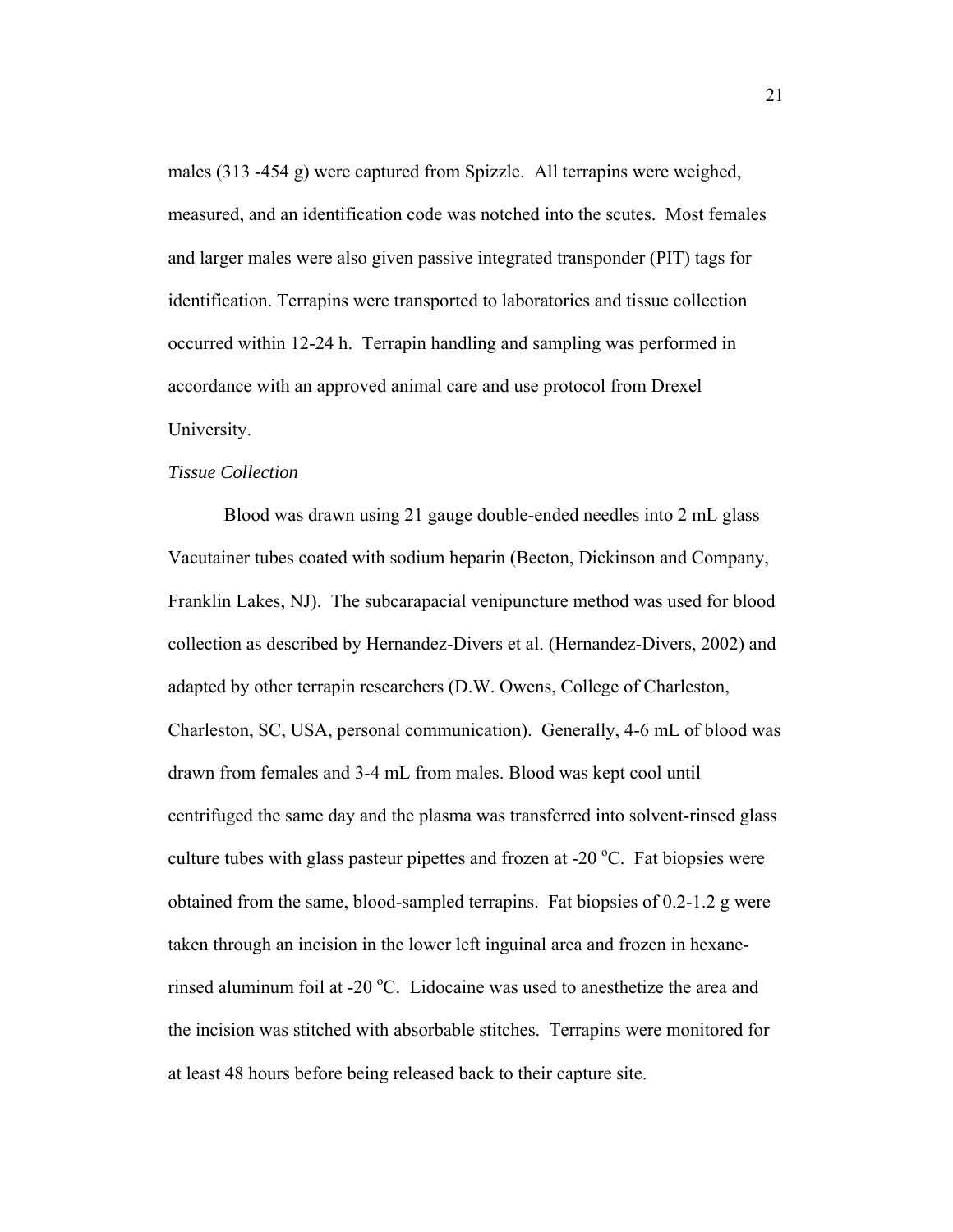males (313 -454 g) were captured from Spizzle. All terrapins were weighed, measured, and an identification code was notched into the scutes. Most females and larger males were also given passive integrated transponder (PIT) tags for identification. Terrapins were transported to laboratories and tissue collection occurred within 12-24 h. Terrapin handling and sampling was performed in accordance with an approved animal care and use protocol from Drexel University.

*Tissue Collection*

Blood was drawn using 21 gauge double-ended needles into 2 mL glass Vacutainer tubes coated with sodium heparin (Becton, Dickinson and Company, Franklin Lakes, NJ). The subcarapacial venipuncture method was used for blood collection as described by Hernandez-Divers et al. (Hernandez-Divers, 2002) and adapted by other terrapin researchers (D.W. Owens, College of Charleston, Charleston, SC, USA, personal communication). Generally, 4-6 mL of blood was drawn from females and 3-4 mL from males. Blood was kept cool until centrifuged the same day and the plasma was transferred into solvent-rinsed glass culture tubes with glass pasteur pipettes and frozen at -20 $^{o}$C. Fat biopsies were obtained from the same, blood-sampled terrapins. Fat biopsies of 0.2-1.2 g were taken through an incision in the lower left inguinal area and frozen in hexane-rinsed aluminum foil at -20 $^{o}$C. Lidocaine was used to anesthetize the area and the incision was stitched with absorbable stitches. Terrapins were monitored for at least 48 hours before being released back to their capture site.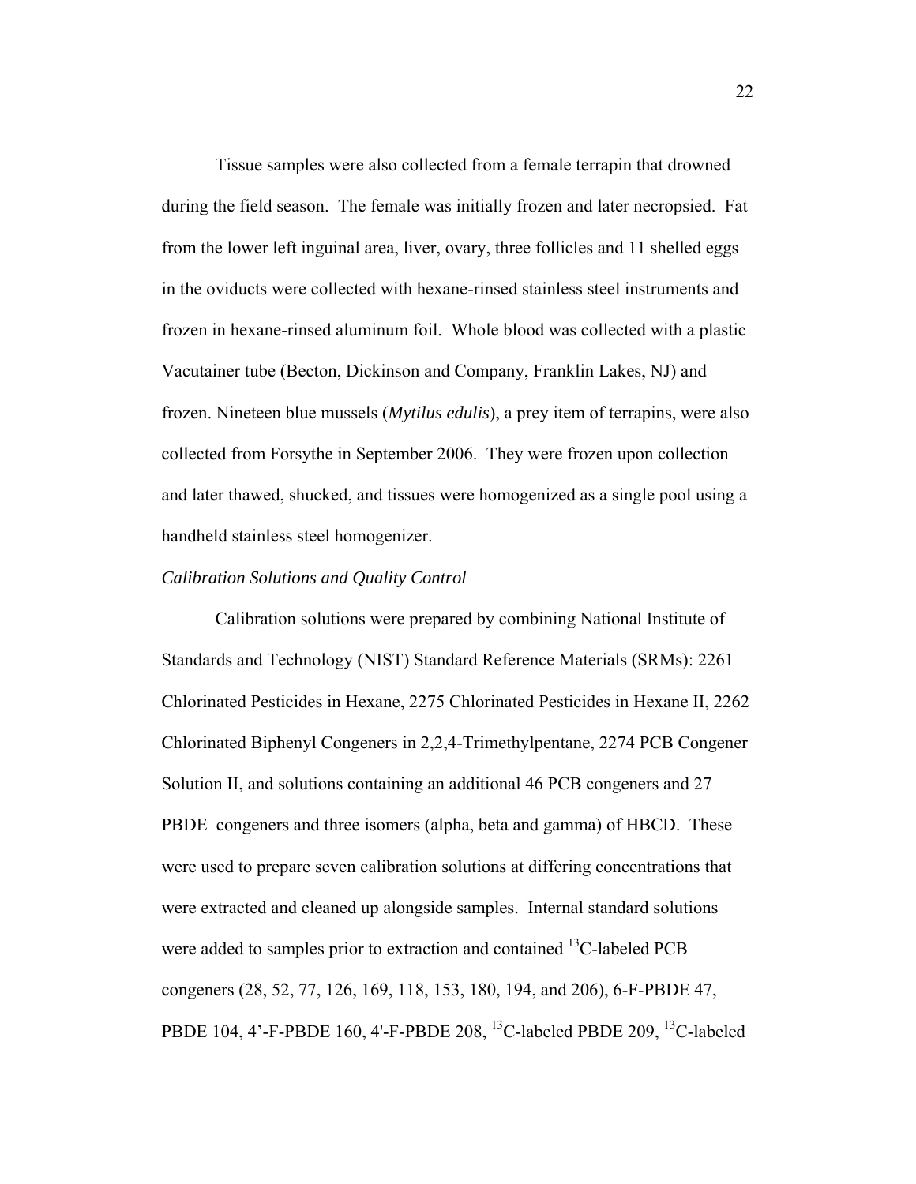Tissue samples were also collected from a female terrapin that drowned during the field season. The female was initially frozen and later necropsied. Fat from the lower left inguinal area, liver, ovary, three follicles and 11 shelled eggs in the oviducts were collected with hexane-rinsed stainless steel instruments and frozen in hexane-rinsed aluminum foil. Whole blood was collected with a plastic Vacutainer tube (Becton, Dickinson and Company, Franklin Lakes, NJ) and frozen. Nineteen blue mussels (*Mytilus edulis*), a prey item of terrapins, were also collected from Forsythe in September 2006. They were frozen upon collection and later thawed, shucked, and tissues were homogenized as a single pool using a handheld stainless steel homogenizer.

*Calibration Solutions and Quality Control*

Calibration solutions were prepared by combining National Institute of Standards and Technology (NIST) Standard Reference Materials (SRMs): 2261 Chlorinated Pesticides in Hexane, 2275 Chlorinated Pesticides in Hexane II, 2262 Chlorinated Biphenyl Congeners in 2,2,4-Trimethylpentane, 2274 PCB Congener Solution II, and solutions containing an additional 46 PCB congeners and 27 PBDE congeners and three isomers (alpha, beta and gamma) of HBCD. These were used to prepare seven calibration solutions at differing concentrations that were extracted and cleaned up alongside samples. Internal standard solutions were added to samples prior to extraction and contained $^{13}$C-labeled PCB congeners (28, 52, 77, 126, 169, 118, 153, 180, 194, and 206), 6-F-PBDE 47, PBDE 104, 4'-F-PBDE 160, 4'-F-PBDE 208, $^{13}$C-labeled PBDE 209, $^{13}$C-labeled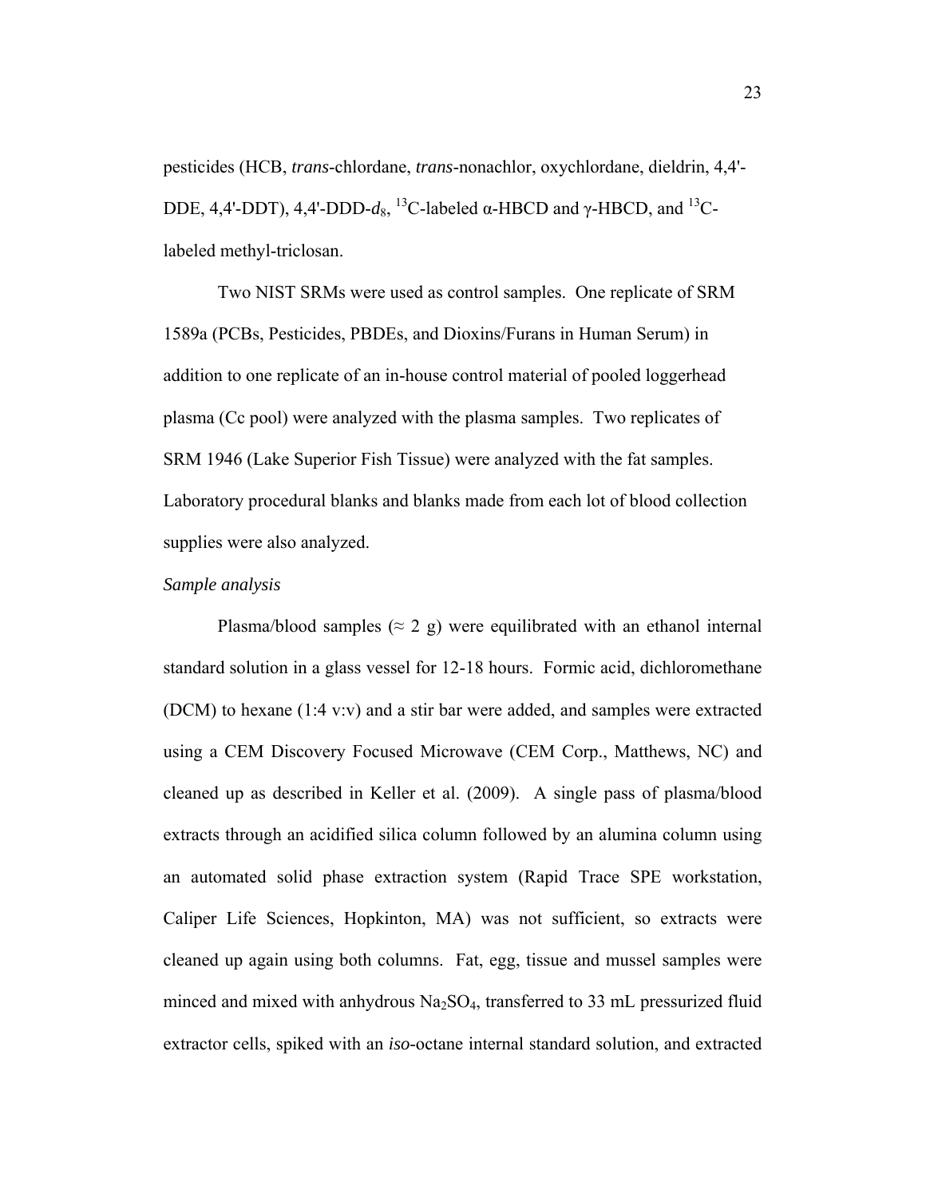pesticides (HCB, *trans*-chlordane, *trans*-nonachlor, oxychlordane, dieldrin, 4,4'-DDE, 4,4'-DDT), 4,4'-DDD-$d_8$, $^{13}$C-labeled α-HBCD and γ-HBCD, and $^{13}$C-labeled methyl-triclosan.

Two NIST SRMs were used as control samples. One replicate of SRM 1589a (PCBs, Pesticides, PBDEs, and Dioxins/Furans in Human Serum) in addition to one replicate of an in-house control material of pooled loggerhead plasma (Cc pool) were analyzed with the plasma samples. Two replicates of SRM 1946 (Lake Superior Fish Tissue) were analyzed with the fat samples. Laboratory procedural blanks and blanks made from each lot of blood collection supplies were also analyzed.

*Sample analysis*

Plasma/blood samples ($\approx$ 2 g) were equilibrated with an ethanol internal standard solution in a glass vessel for 12-18 hours. Formic acid, dichloromethane (DCM) to hexane (1:4 v:v) and a stir bar were added, and samples were extracted using a CEM Discovery Focused Microwave (CEM Corp., Matthews, NC) and cleaned up as described in Keller et al. (2009). A single pass of plasma/blood extracts through an acidified silica column followed by an alumina column using an automated solid phase extraction system (Rapid Trace SPE workstation, Caliper Life Sciences, Hopkinton, MA) was not sufficient, so extracts were cleaned up again using both columns. Fat, egg, tissue and mussel samples were minced and mixed with anhydrous $Na_2SO_4$, transferred to 33 mL pressurized fluid extractor cells, spiked with an *iso*-octane internal standard solution, and extracted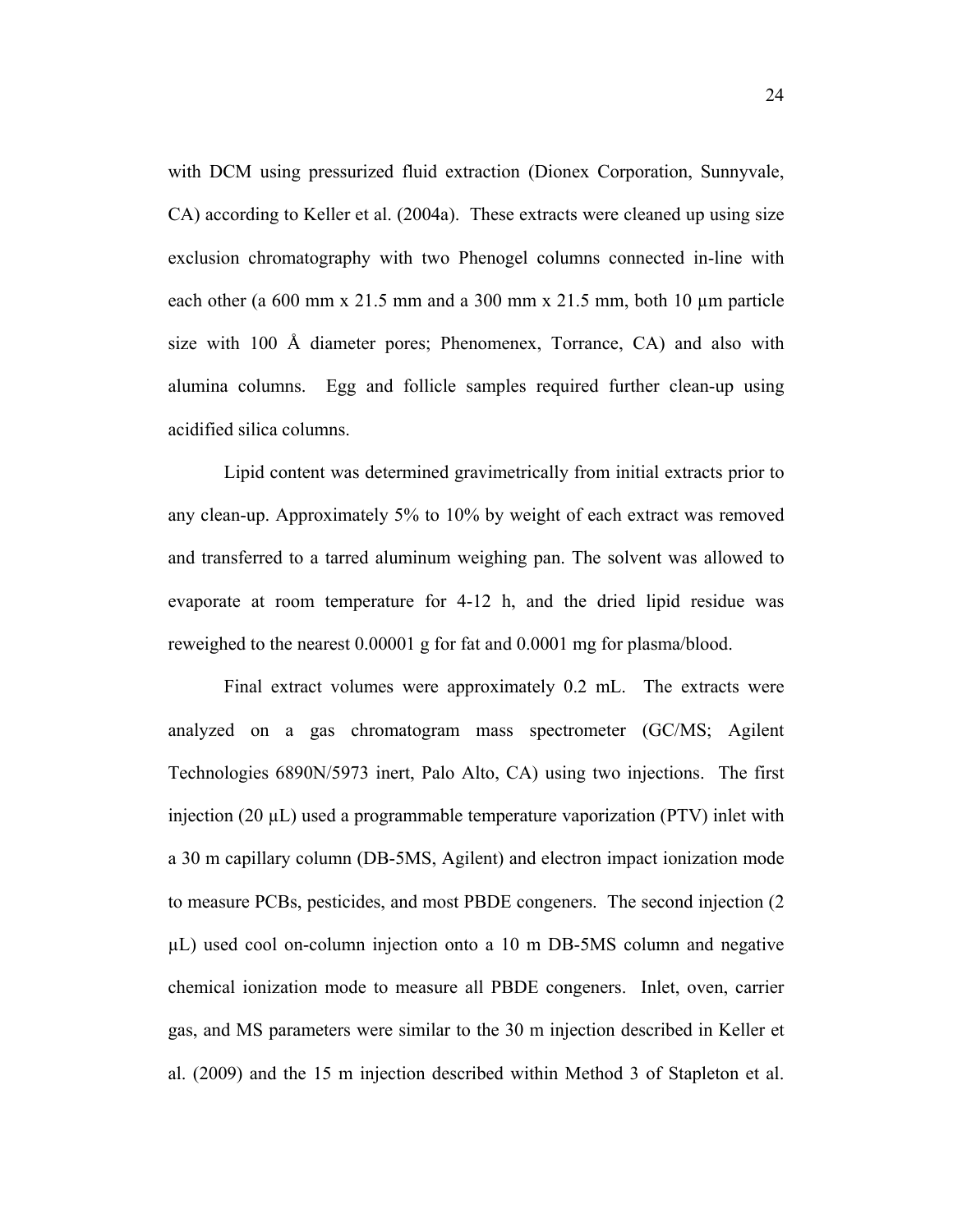with DCM using pressurized fluid extraction (Dionex Corporation, Sunnyvale, CA) according to Keller et al. (2004a). These extracts were cleaned up using size exclusion chromatography with two Phenogel columns connected in-line with each other (a 600 mm x 21.5 mm and a 300 mm x 21.5 mm, both 10 µm particle size with 100 Å diameter pores; Phenomenex, Torrance, CA) and also with alumina columns. Egg and follicle samples required further clean-up using acidified silica columns.

Lipid content was determined gravimetrically from initial extracts prior to any clean-up. Approximately 5% to 10% by weight of each extract was removed and transferred to a tarred aluminum weighing pan. The solvent was allowed to evaporate at room temperature for 4-12 h, and the dried lipid residue was reweighed to the nearest 0.00001 g for fat and 0.0001 mg for plasma/blood.

Final extract volumes were approximately 0.2 mL. The extracts were analyzed on a gas chromatogram mass spectrometer (GC/MS; Agilent Technologies 6890N/5973 inert, Palo Alto, CA) using two injections. The first injection (20 µL) used a programmable temperature vaporization (PTV) inlet with a 30 m capillary column (DB-5MS, Agilent) and electron impact ionization mode to measure PCBs, pesticides, and most PBDE congeners. The second injection (2 µL) used cool on-column injection onto a 10 m DB-5MS column and negative chemical ionization mode to measure all PBDE congeners. Inlet, oven, carrier gas, and MS parameters were similar to the 30 m injection described in Keller et al. (2009) and the 15 m injection described within Method 3 of Stapleton et al.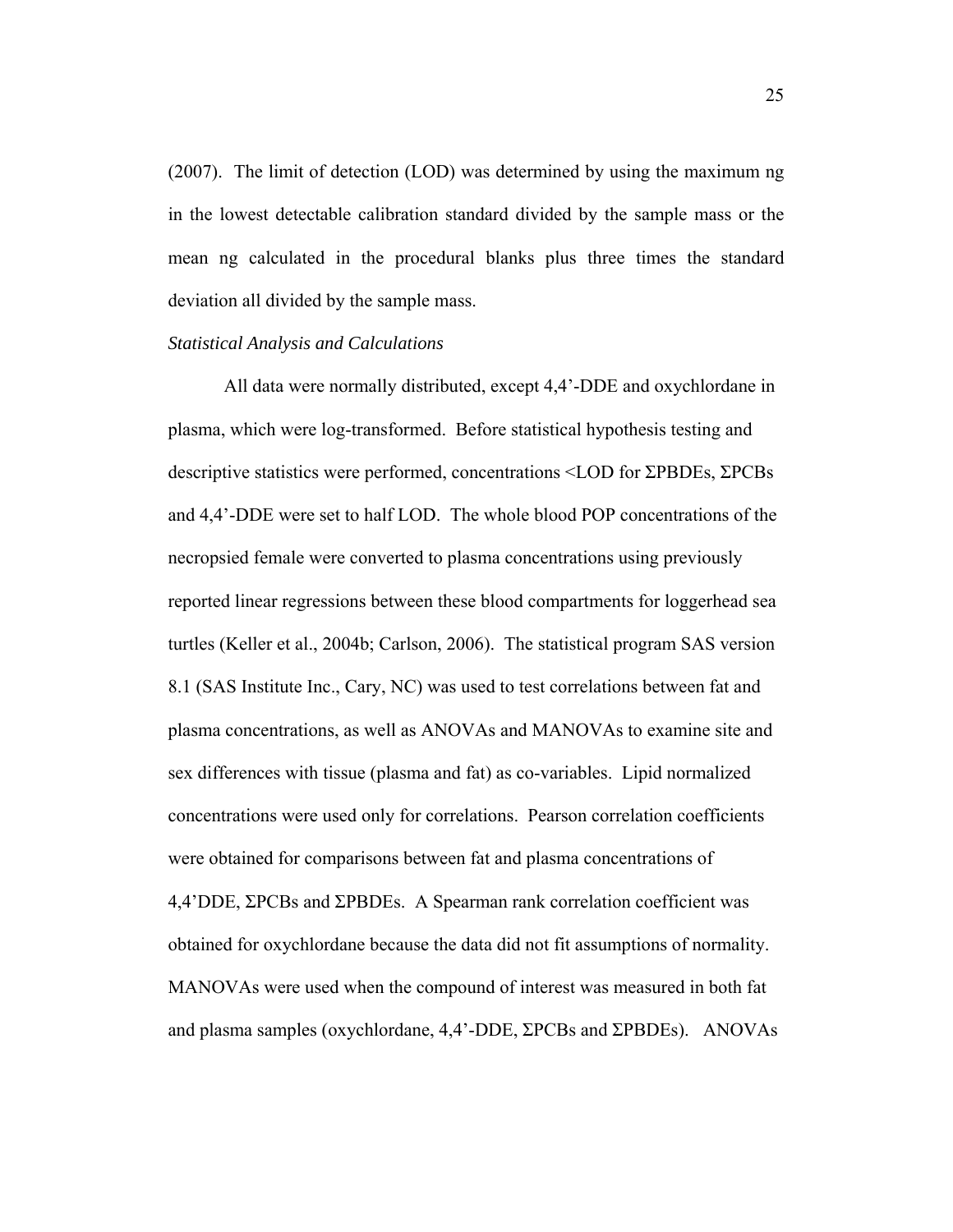(2007). The limit of detection (LOD) was determined by using the maximum ng in the lowest detectable calibration standard divided by the sample mass or the mean ng calculated in the procedural blanks plus three times the standard deviation all divided by the sample mass.

*Statistical Analysis and Calculations*

All data were normally distributed, except 4,4'-DDE and oxychlordane in plasma, which were log-transformed. Before statistical hypothesis testing and descriptive statistics were performed, concentrations <LOD for ΣPBDEs, ΣPCBs and 4,4'-DDE were set to half LOD. The whole blood POP concentrations of the necropsied female were converted to plasma concentrations using previously reported linear regressions between these blood compartments for loggerhead sea turtles (Keller et al., 2004b; Carlson, 2006). The statistical program SAS version 8.1 (SAS Institute Inc., Cary, NC) was used to test correlations between fat and plasma concentrations, as well as ANOVAs and MANOVAs to examine site and sex differences with tissue (plasma and fat) as co-variables. Lipid normalized concentrations were used only for correlations. Pearson correlation coefficients were obtained for comparisons between fat and plasma concentrations of 4,4'DDE, ΣPCBs and ΣPBDEs. A Spearman rank correlation coefficient was obtained for oxychlordane because the data did not fit assumptions of normality. MANOVAs were used when the compound of interest was measured in both fat and plasma samples (oxychlordane, 4,4'-DDE, ΣPCBs and ΣPBDEs). ANOVAs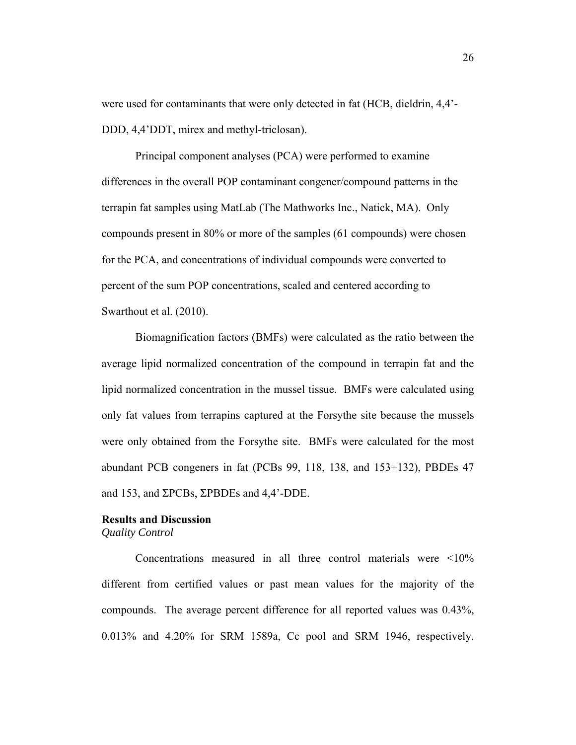were used for contaminants that were only detected in fat (HCB, dieldrin, 4,4'-DDD, 4,4'DDT, mirex and methyl-triclosan).

Principal component analyses (PCA) were performed to examine differences in the overall POP contaminant congener/compound patterns in the terrapin fat samples using MatLab (The Mathworks Inc., Natick, MA). Only compounds present in 80% or more of the samples (61 compounds) were chosen for the PCA, and concentrations of individual compounds were converted to percent of the sum POP concentrations, scaled and centered according to Swarthout et al. (2010).

Biomagnification factors (BMFs) were calculated as the ratio between the average lipid normalized concentration of the compound in terrapin fat and the lipid normalized concentration in the mussel tissue. BMFs were calculated using only fat values from terrapins captured at the Forsythe site because the mussels were only obtained from the Forsythe site. BMFs were calculated for the most abundant PCB congeners in fat (PCBs 99, 118, 138, and 153+132), PBDEs 47 and 153, and ΣPCBs, ΣPBDEs and 4,4'-DDE.

## Results and Discussion

*Quality Control*

Concentrations measured in all three control materials were <10% different from certified values or past mean values for the majority of the compounds. The average percent difference for all reported values was 0.43%, 0.013% and 4.20% for SRM 1589a, Cc pool and SRM 1946, respectively.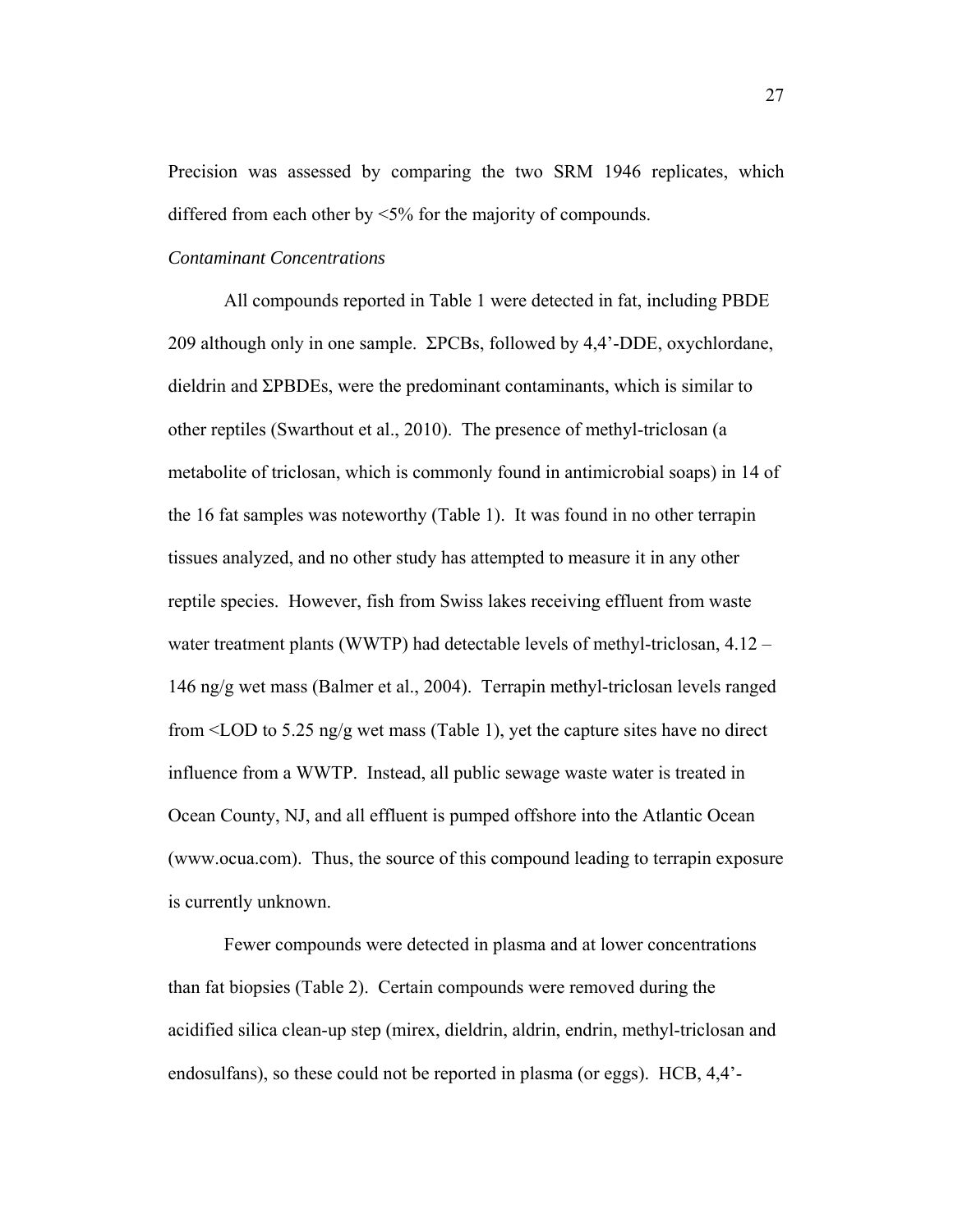Precision was assessed by comparing the two SRM 1946 replicates, which differed from each other by <5% for the majority of compounds.

*Contaminant Concentrations*

All compounds reported in Table 1 were detected in fat, including PBDE 209 although only in one sample. ΣPCBs, followed by 4,4'-DDE, oxychlordane, dieldrin and ΣPBDEs, were the predominant contaminants, which is similar to other reptiles (Swarthout et al., 2010). The presence of methyl-triclosan (a metabolite of triclosan, which is commonly found in antimicrobial soaps) in 14 of the 16 fat samples was noteworthy (Table 1). It was found in no other terrapin tissues analyzed, and no other study has attempted to measure it in any other reptile species. However, fish from Swiss lakes receiving effluent from waste water treatment plants (WWTP) had detectable levels of methyl-triclosan, 4.12 – 146 ng/g wet mass (Balmer et al., 2004). Terrapin methyl-triclosan levels ranged from <LOD to 5.25 ng/g wet mass (Table 1), yet the capture sites have no direct influence from a WWTP. Instead, all public sewage waste water is treated in Ocean County, NJ, and all effluent is pumped offshore into the Atlantic Ocean (www.ocua.com). Thus, the source of this compound leading to terrapin exposure is currently unknown.

Fewer compounds were detected in plasma and at lower concentrations than fat biopsies (Table 2). Certain compounds were removed during the acidified silica clean-up step (mirex, dieldrin, aldrin, endrin, methyl-triclosan and endosulfans), so these could not be reported in plasma (or eggs). HCB, 4,4'-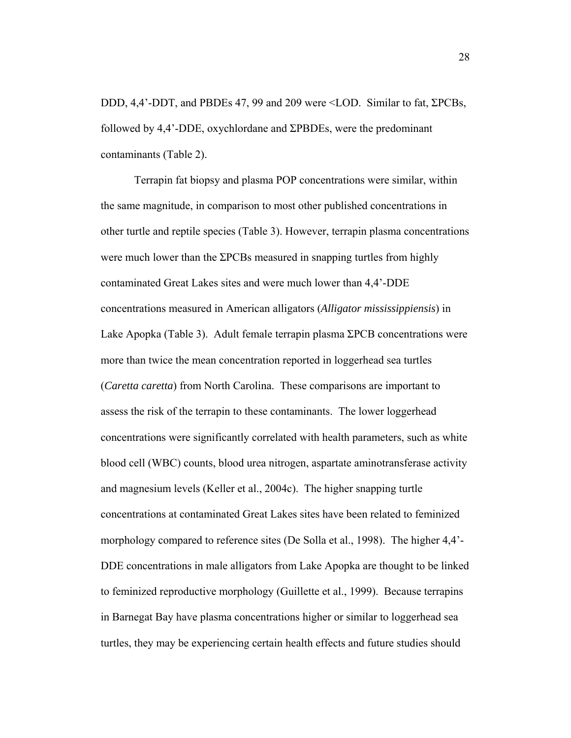DDD, 4,4'-DDT, and PBDEs 47, 99 and 209 were <LOD. Similar to fat, ΣPCBs, followed by 4,4'-DDE, oxychlordane and ΣPBDEs, were the predominant contaminants (Table 2).

Terrapin fat biopsy and plasma POP concentrations were similar, within the same magnitude, in comparison to most other published concentrations in other turtle and reptile species (Table 3). However, terrapin plasma concentrations were much lower than the ΣPCBs measured in snapping turtles from highly contaminated Great Lakes sites and were much lower than 4,4'-DDE concentrations measured in American alligators (*Alligator mississippiensis*) in Lake Apopka (Table 3). Adult female terrapin plasma ΣPCB concentrations were more than twice the mean concentration reported in loggerhead sea turtles (*Caretta caretta*) from North Carolina. These comparisons are important to assess the risk of the terrapin to these contaminants. The lower loggerhead concentrations were significantly correlated with health parameters, such as white blood cell (WBC) counts, blood urea nitrogen, aspartate aminotransferase activity and magnesium levels (Keller et al., 2004c). The higher snapping turtle concentrations at contaminated Great Lakes sites have been related to feminized morphology compared to reference sites (De Solla et al., 1998). The higher 4,4'-DDE concentrations in male alligators from Lake Apopka are thought to be linked to feminized reproductive morphology (Guillette et al., 1999). Because terrapins in Barnegat Bay have plasma concentrations higher or similar to loggerhead sea turtles, they may be experiencing certain health effects and future studies should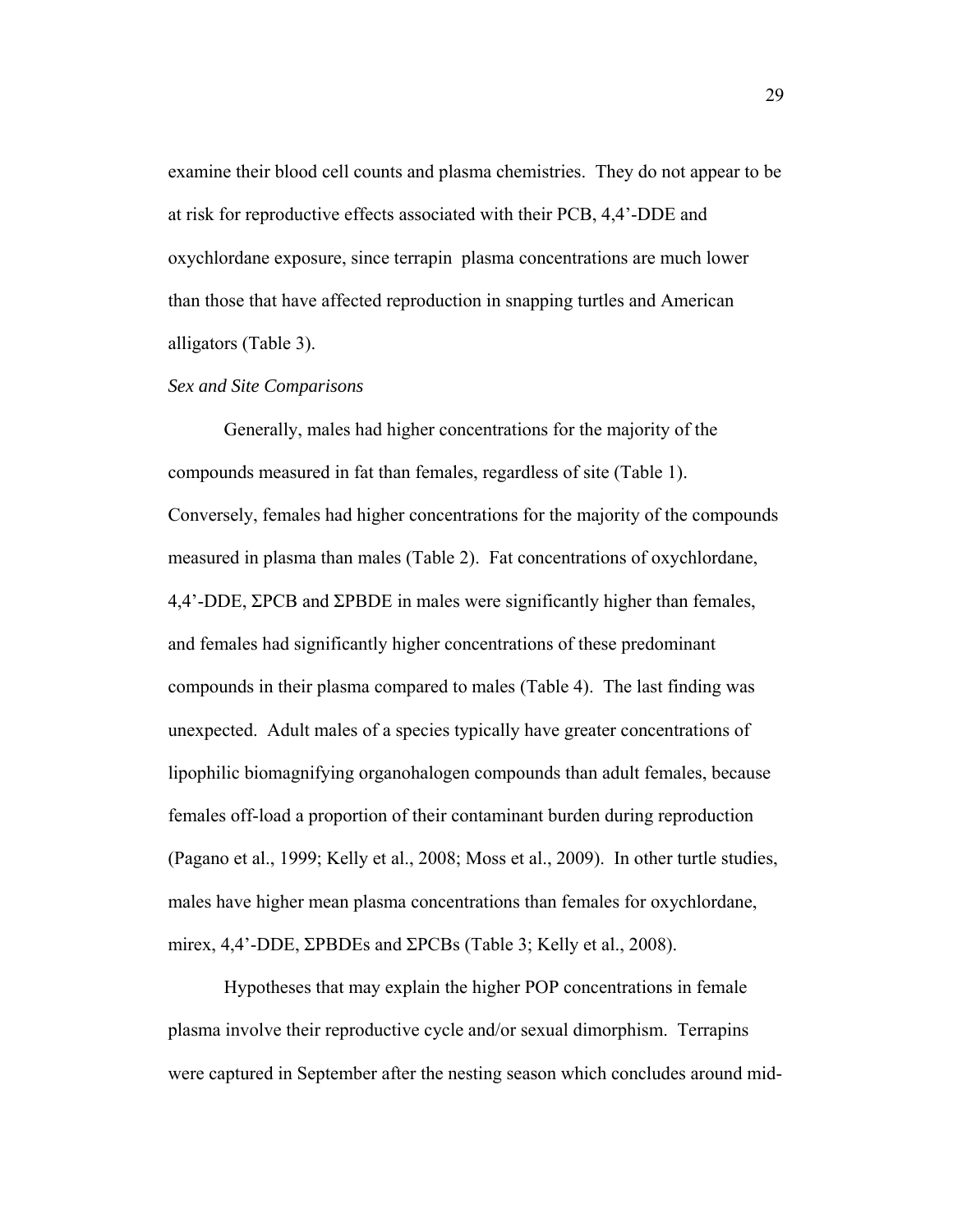examine their blood cell counts and plasma chemistries. They do not appear to be at risk for reproductive effects associated with their PCB, 4,4'-DDE and oxychlordane exposure, since terrapin plasma concentrations are much lower than those that have affected reproduction in snapping turtles and American alligators (Table 3).

*Sex and Site Comparisons*

Generally, males had higher concentrations for the majority of the compounds measured in fat than females, regardless of site (Table 1). Conversely, females had higher concentrations for the majority of the compounds measured in plasma than males (Table 2). Fat concentrations of oxychlordane, 4,4'-DDE, ΣPCB and ΣPBDE in males were significantly higher than females, and females had significantly higher concentrations of these predominant compounds in their plasma compared to males (Table 4). The last finding was unexpected. Adult males of a species typically have greater concentrations of lipophilic biomagnifying organohalogen compounds than adult females, because females off-load a proportion of their contaminant burden during reproduction (Pagano et al., 1999; Kelly et al., 2008; Moss et al., 2009). In other turtle studies, males have higher mean plasma concentrations than females for oxychlordane, mirex, 4,4'-DDE, ΣPBDEs and ΣPCBs (Table 3; Kelly et al., 2008).

Hypotheses that may explain the higher POP concentrations in female plasma involve their reproductive cycle and/or sexual dimorphism. Terrapins were captured in September after the nesting season which concludes around mid-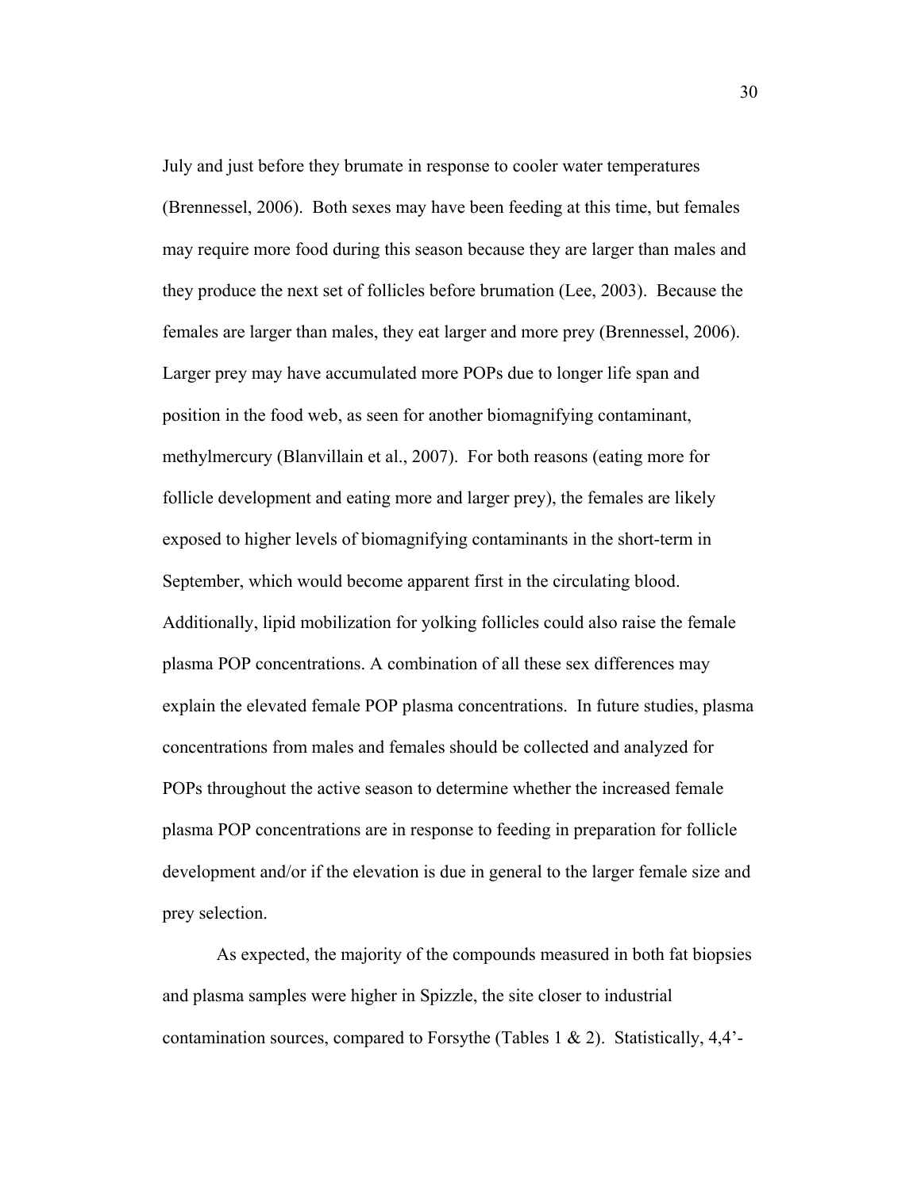July and just before they brumate in response to cooler water temperatures (Brennessel, 2006). Both sexes may have been feeding at this time, but females may require more food during this season because they are larger than males and they produce the next set of follicles before brumation (Lee, 2003). Because the females are larger than males, they eat larger and more prey (Brennessel, 2006). Larger prey may have accumulated more POPs due to longer life span and position in the food web, as seen for another biomagnifying contaminant, methylmercury (Blanvillain et al., 2007). For both reasons (eating more for follicle development and eating more and larger prey), the females are likely exposed to higher levels of biomagnifying contaminants in the short-term in September, which would become apparent first in the circulating blood. Additionally, lipid mobilization for yolking follicles could also raise the female plasma POP concentrations. A combination of all these sex differences may explain the elevated female POP plasma concentrations. In future studies, plasma concentrations from males and females should be collected and analyzed for POPs throughout the active season to determine whether the increased female plasma POP concentrations are in response to feeding in preparation for follicle development and/or if the elevation is due in general to the larger female size and prey selection.

As expected, the majority of the compounds measured in both fat biopsies and plasma samples were higher in Spizzle, the site closer to industrial contamination sources, compared to Forsythe (Tables 1 & 2). Statistically, 4,4'-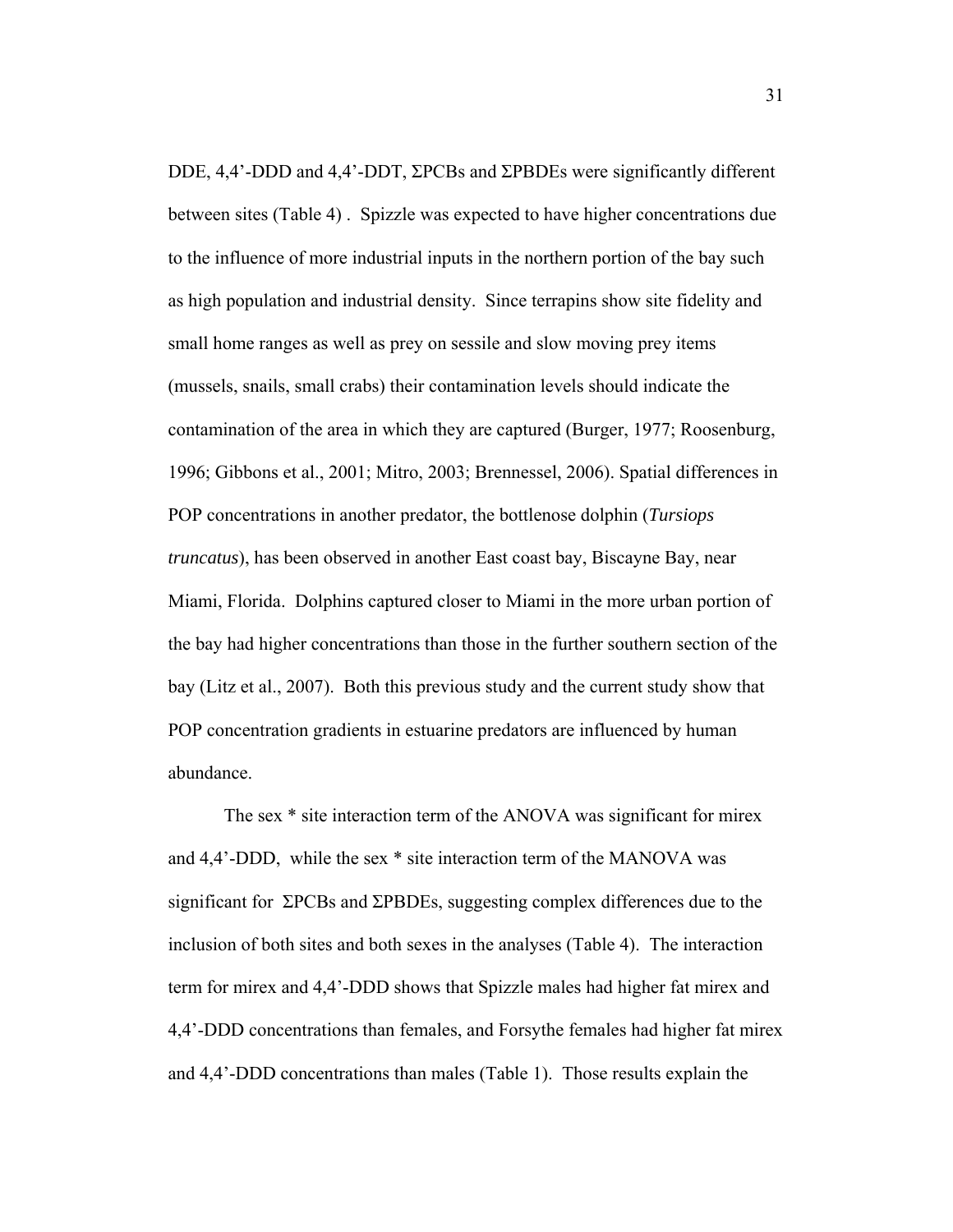DDE, 4,4'-DDD and 4,4'-DDT, ΣPCBs and ΣPBDEs were significantly different between sites (Table 4) . Spizzle was expected to have higher concentrations due to the influence of more industrial inputs in the northern portion of the bay such as high population and industrial density. Since terrapins show site fidelity and small home ranges as well as prey on sessile and slow moving prey items (mussels, snails, small crabs) their contamination levels should indicate the contamination of the area in which they are captured (Burger, 1977; Roosenburg, 1996; Gibbons et al., 2001; Mitro, 2003; Brennessel, 2006). Spatial differences in POP concentrations in another predator, the bottlenose dolphin (*Tursiops truncatus*), has been observed in another East coast bay, Biscayne Bay, near Miami, Florida. Dolphins captured closer to Miami in the more urban portion of the bay had higher concentrations than those in the further southern section of the bay (Litz et al., 2007). Both this previous study and the current study show that POP concentration gradients in estuarine predators are influenced by human abundance.

The sex * site interaction term of the ANOVA was significant for mirex and 4,4'-DDD, while the sex * site interaction term of the MANOVA was significant for ΣPCBs and ΣPBDEs, suggesting complex differences due to the inclusion of both sites and both sexes in the analyses (Table 4). The interaction term for mirex and 4,4'-DDD shows that Spizzle males had higher fat mirex and 4,4'-DDD concentrations than females, and Forsythe females had higher fat mirex and 4,4'-DDD concentrations than males (Table 1). Those results explain the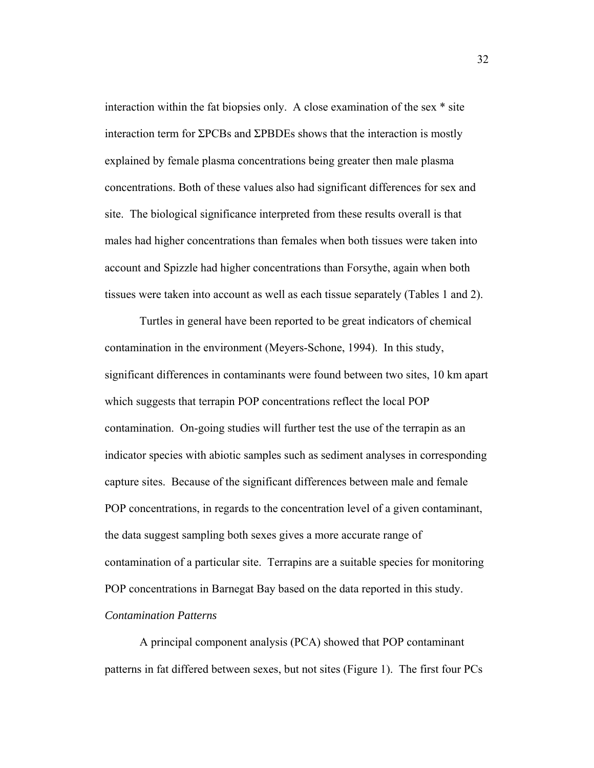interaction within the fat biopsies only. A close examination of the sex * site interaction term for ΣPCBs and ΣPBDEs shows that the interaction is mostly explained by female plasma concentrations being greater then male plasma concentrations. Both of these values also had significant differences for sex and site. The biological significance interpreted from these results overall is that males had higher concentrations than females when both tissues were taken into account and Spizzle had higher concentrations than Forsythe, again when both tissues were taken into account as well as each tissue separately (Tables 1 and 2).

Turtles in general have been reported to be great indicators of chemical contamination in the environment (Meyers-Schone, 1994). In this study, significant differences in contaminants were found between two sites, 10 km apart which suggests that terrapin POP concentrations reflect the local POP contamination. On-going studies will further test the use of the terrapin as an indicator species with abiotic samples such as sediment analyses in corresponding capture sites. Because of the significant differences between male and female POP concentrations, in regards to the concentration level of a given contaminant, the data suggest sampling both sexes gives a more accurate range of contamination of a particular site. Terrapins are a suitable species for monitoring POP concentrations in Barnegat Bay based on the data reported in this study.

*Contamination Patterns*

A principal component analysis (PCA) showed that POP contaminant patterns in fat differed between sexes, but not sites (Figure 1). The first four PCs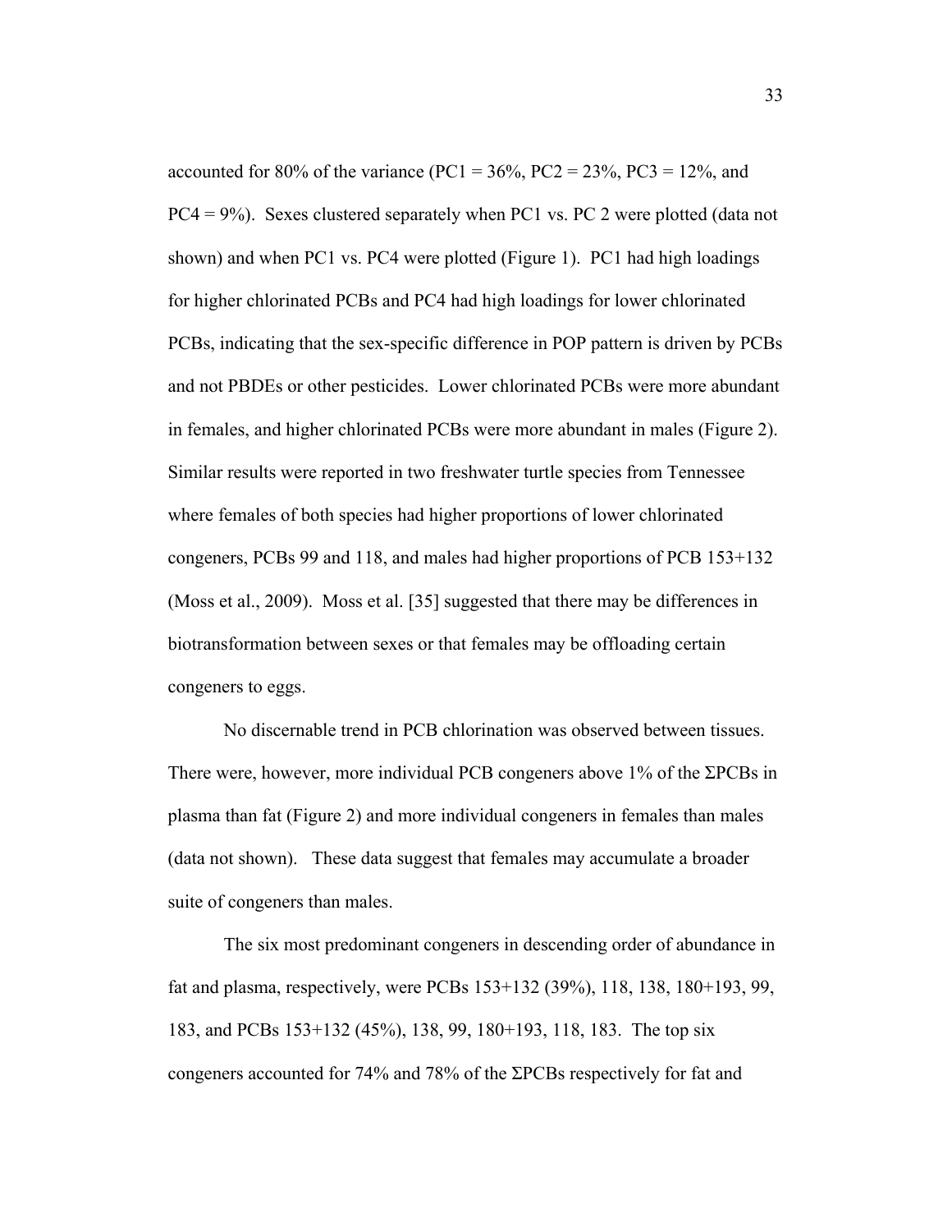accounted for 80% of the variance (PC1 = 36%, PC2 = 23%, PC3 = 12%, and PC4 = 9%). Sexes clustered separately when PC1 vs. PC 2 were plotted (data not shown) and when PC1 vs. PC4 were plotted (Figure 1). PC1 had high loadings for higher chlorinated PCBs and PC4 had high loadings for lower chlorinated PCBs, indicating that the sex-specific difference in POP pattern is driven by PCBs and not PBDEs or other pesticides. Lower chlorinated PCBs were more abundant in females, and higher chlorinated PCBs were more abundant in males (Figure 2). Similar results were reported in two freshwater turtle species from Tennessee where females of both species had higher proportions of lower chlorinated congeners, PCBs 99 and 118, and males had higher proportions of PCB 153+132 (Moss et al., 2009). Moss et al. [35] suggested that there may be differences in biotransformation between sexes or that females may be offloading certain congeners to eggs.

No discernable trend in PCB chlorination was observed between tissues. There were, however, more individual PCB congeners above 1% of the ΣPCBs in plasma than fat (Figure 2) and more individual congeners in females than males (data not shown). These data suggest that females may accumulate a broader suite of congeners than males.

The six most predominant congeners in descending order of abundance in fat and plasma, respectively, were PCBs 153+132 (39%), 118, 138, 180+193, 99, 183, and PCBs 153+132 (45%), 138, 99, 180+193, 118, 183. The top six congeners accounted for 74% and 78% of the ΣPCBs respectively for fat and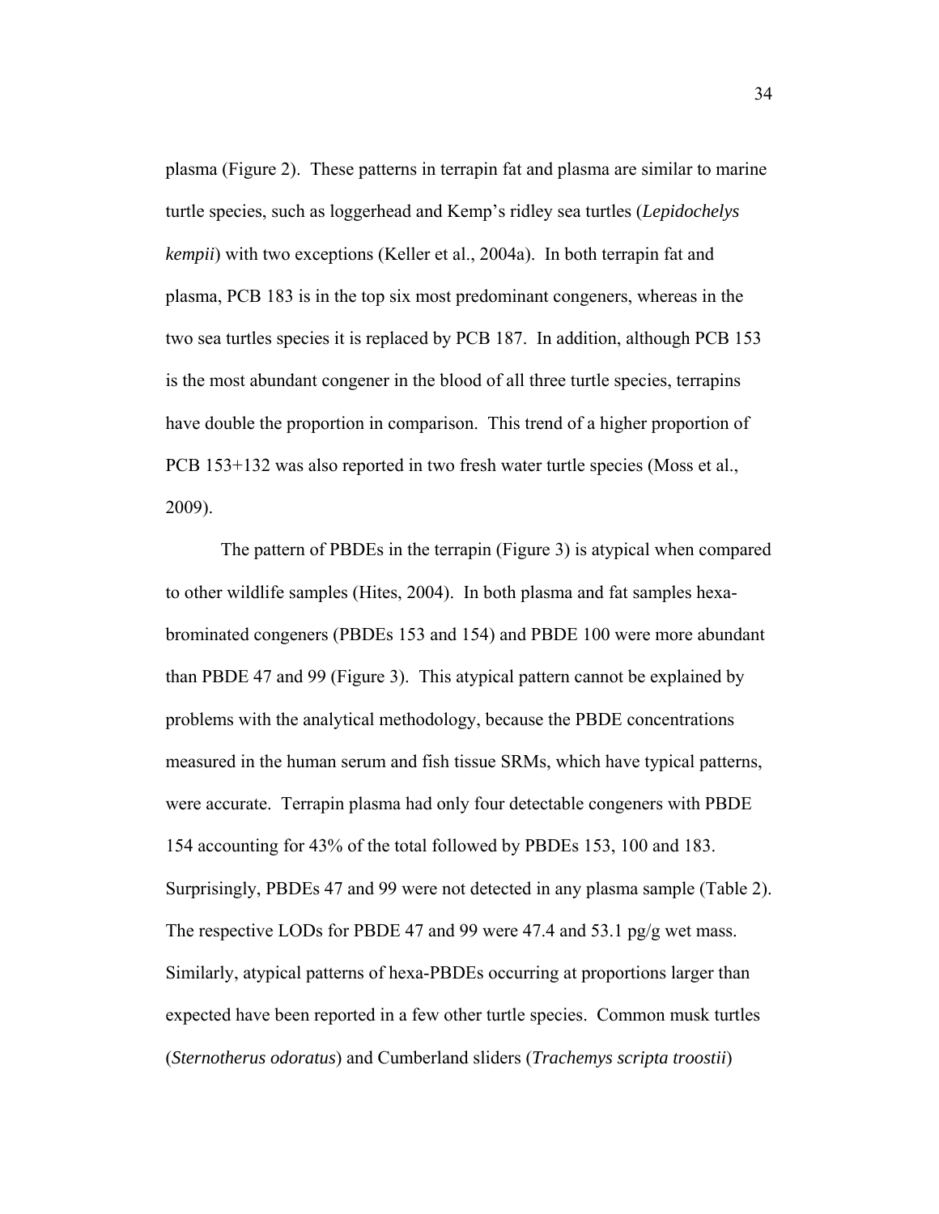plasma (Figure 2). These patterns in terrapin fat and plasma are similar to marine turtle species, such as loggerhead and Kemp's ridley sea turtles (*Lepidochelys kempii*) with two exceptions (Keller et al., 2004a). In both terrapin fat and plasma, PCB 183 is in the top six most predominant congeners, whereas in the two sea turtles species it is replaced by PCB 187. In addition, although PCB 153 is the most abundant congener in the blood of all three turtle species, terrapins have double the proportion in comparison. This trend of a higher proportion of PCB 153+132 was also reported in two fresh water turtle species (Moss et al., 2009).

The pattern of PBDEs in the terrapin (Figure 3) is atypical when compared to other wildlife samples (Hites, 2004). In both plasma and fat samples hexa-brominated congeners (PBDEs 153 and 154) and PBDE 100 were more abundant than PBDE 47 and 99 (Figure 3). This atypical pattern cannot be explained by problems with the analytical methodology, because the PBDE concentrations measured in the human serum and fish tissue SRMs, which have typical patterns, were accurate. Terrapin plasma had only four detectable congeners with PBDE 154 accounting for 43% of the total followed by PBDEs 153, 100 and 183. Surprisingly, PBDEs 47 and 99 were not detected in any plasma sample (Table 2). The respective LODs for PBDE 47 and 99 were 47.4 and 53.1 pg/g wet mass. Similarly, atypical patterns of hexa-PBDEs occurring at proportions larger than expected have been reported in a few other turtle species. Common musk turtles (*Sternotherus odoratus*) and Cumberland sliders (*Trachemys scripta troostii*)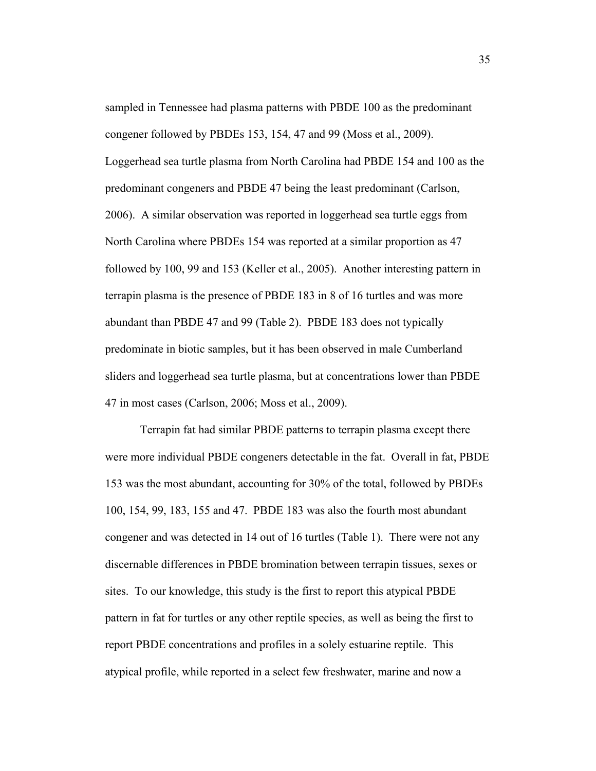sampled in Tennessee had plasma patterns with PBDE 100 as the predominant congener followed by PBDEs 153, 154, 47 and 99 (Moss et al., 2009). Loggerhead sea turtle plasma from North Carolina had PBDE 154 and 100 as the predominant congeners and PBDE 47 being the least predominant (Carlson, 2006). A similar observation was reported in loggerhead sea turtle eggs from North Carolina where PBDEs 154 was reported at a similar proportion as 47 followed by 100, 99 and 153 (Keller et al., 2005). Another interesting pattern in terrapin plasma is the presence of PBDE 183 in 8 of 16 turtles and was more abundant than PBDE 47 and 99 (Table 2). PBDE 183 does not typically predominate in biotic samples, but it has been observed in male Cumberland sliders and loggerhead sea turtle plasma, but at concentrations lower than PBDE 47 in most cases (Carlson, 2006; Moss et al., 2009).

Terrapin fat had similar PBDE patterns to terrapin plasma except there were more individual PBDE congeners detectable in the fat. Overall in fat, PBDE 153 was the most abundant, accounting for 30% of the total, followed by PBDEs 100, 154, 99, 183, 155 and 47. PBDE 183 was also the fourth most abundant congener and was detected in 14 out of 16 turtles (Table 1). There were not any discernable differences in PBDE bromination between terrapin tissues, sexes or sites. To our knowledge, this study is the first to report this atypical PBDE pattern in fat for turtles or any other reptile species, as well as being the first to report PBDE concentrations and profiles in a solely estuarine reptile. This atypical profile, while reported in a select few freshwater, marine and now a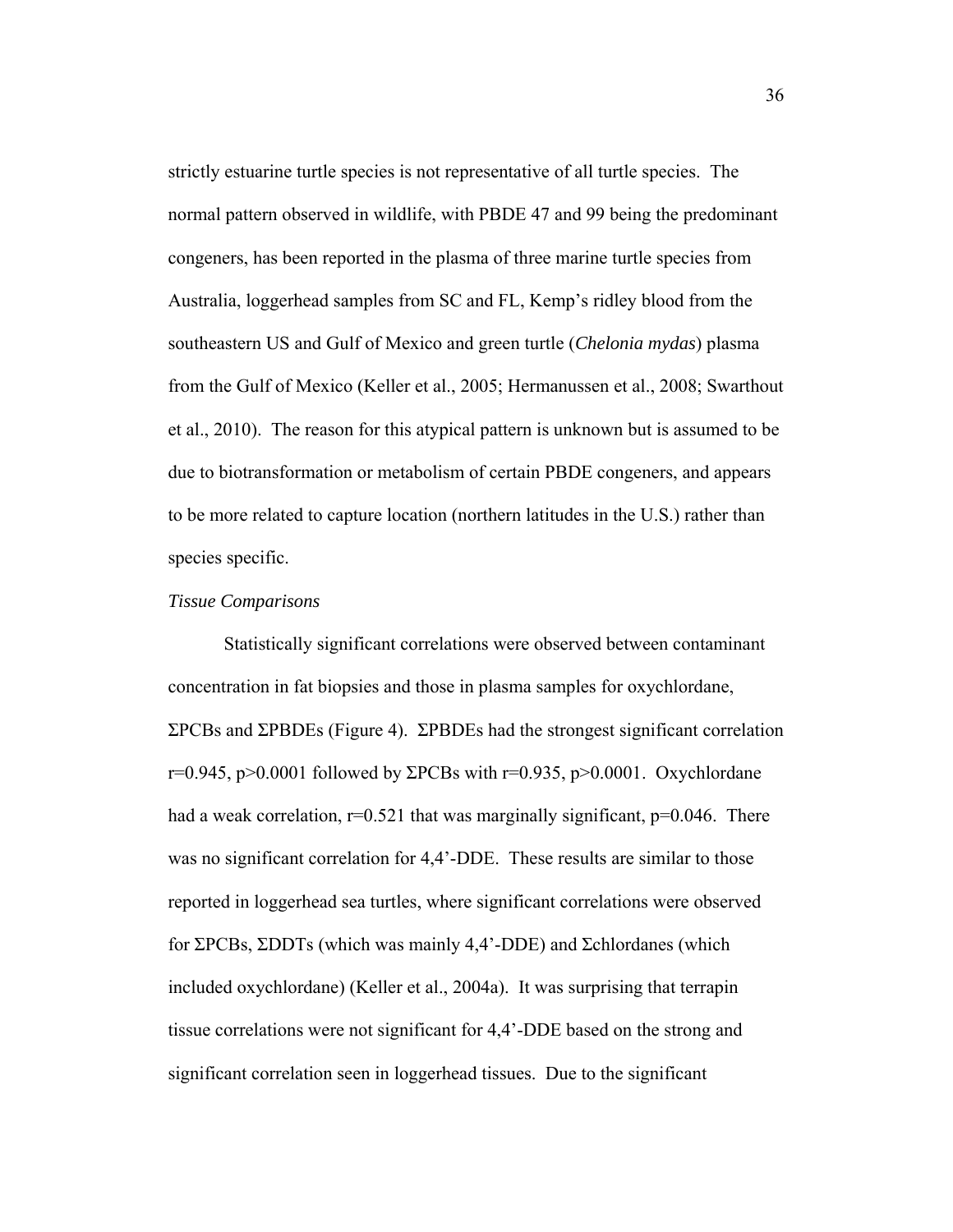strictly estuarine turtle species is not representative of all turtle species. The normal pattern observed in wildlife, with PBDE 47 and 99 being the predominant congeners, has been reported in the plasma of three marine turtle species from Australia, loggerhead samples from SC and FL, Kemp's ridley blood from the southeastern US and Gulf of Mexico and green turtle (*Chelonia mydas*) plasma from the Gulf of Mexico (Keller et al., 2005; Hermanussen et al., 2008; Swarthout et al., 2010). The reason for this atypical pattern is unknown but is assumed to be due to biotransformation or metabolism of certain PBDE congeners, and appears to be more related to capture location (northern latitudes in the U.S.) rather than species specific.

*Tissue Comparisons*

Statistically significant correlations were observed between contaminant concentration in fat biopsies and those in plasma samples for oxychlordane, ΣPCBs and ΣPBDEs (Figure 4). ΣPBDEs had the strongest significant correlation $r=0.945$, $p>0.0001$ followed by ΣPCBs with $r=0.935$, $p>0.0001$. Oxychlordane had a weak correlation, $r=0.521$ that was marginally significant, $p=0.046$. There was no significant correlation for 4,4'-DDE. These results are similar to those reported in loggerhead sea turtles, where significant correlations were observed for ΣPCBs, ΣDDTs (which was mainly 4,4'-DDE) and Σchlordanes (which included oxychlordane) (Keller et al., 2004a). It was surprising that terrapin tissue correlations were not significant for 4,4'-DDE based on the strong and significant correlation seen in loggerhead tissues. Due to the significant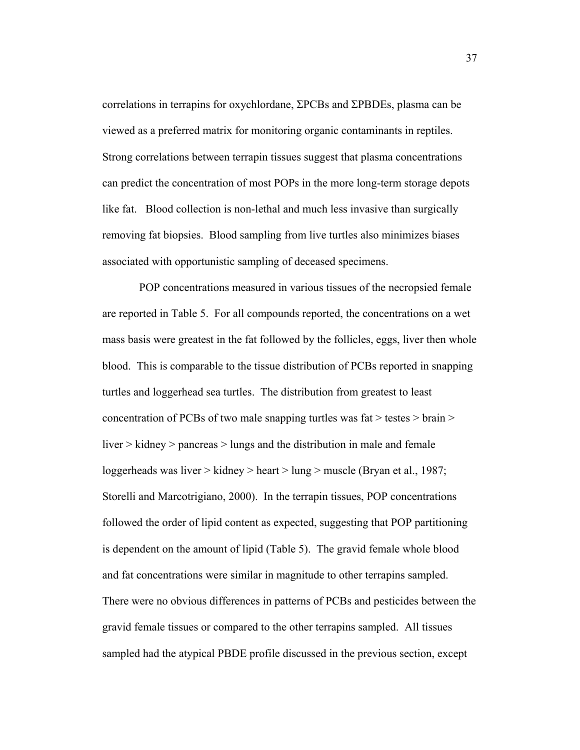correlations in terrapins for oxychlordane, ΣPCBs and ΣPBDEs, plasma can be viewed as a preferred matrix for monitoring organic contaminants in reptiles. Strong correlations between terrapin tissues suggest that plasma concentrations can predict the concentration of most POPs in the more long-term storage depots like fat. Blood collection is non-lethal and much less invasive than surgically removing fat biopsies. Blood sampling from live turtles also minimizes biases associated with opportunistic sampling of deceased specimens.

POP concentrations measured in various tissues of the necropsied female are reported in Table 5. For all compounds reported, the concentrations on a wet mass basis were greatest in the fat followed by the follicles, eggs, liver then whole blood. This is comparable to the tissue distribution of PCBs reported in snapping turtles and loggerhead sea turtles. The distribution from greatest to least concentration of PCBs of two male snapping turtles was fat > testes > brain > liver > kidney > pancreas > lungs and the distribution in male and female loggerheads was liver > kidney > heart > lung > muscle (Bryan et al., 1987; Storelli and Marcotrigiano, 2000). In the terrapin tissues, POP concentrations followed the order of lipid content as expected, suggesting that POP partitioning is dependent on the amount of lipid (Table 5). The gravid female whole blood and fat concentrations were similar in magnitude to other terrapins sampled. There were no obvious differences in patterns of PCBs and pesticides between the gravid female tissues or compared to the other terrapins sampled. All tissues sampled had the atypical PBDE profile discussed in the previous section, except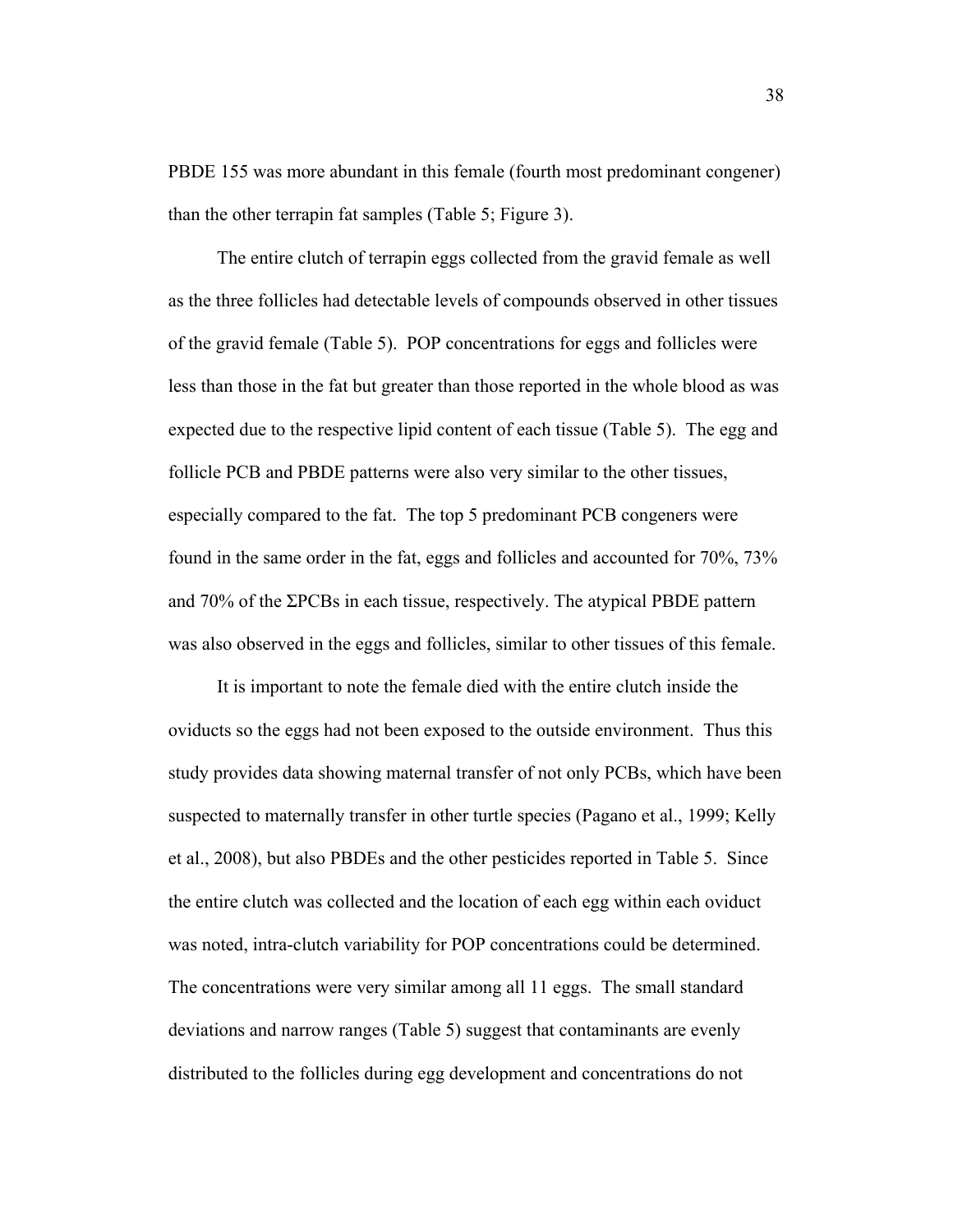PBDE 155 was more abundant in this female (fourth most predominant congener) than the other terrapin fat samples (Table 5; Figure 3).

The entire clutch of terrapin eggs collected from the gravid female as well as the three follicles had detectable levels of compounds observed in other tissues of the gravid female (Table 5). POP concentrations for eggs and follicles were less than those in the fat but greater than those reported in the whole blood as was expected due to the respective lipid content of each tissue (Table 5). The egg and follicle PCB and PBDE patterns were also very similar to the other tissues, especially compared to the fat. The top 5 predominant PCB congeners were found in the same order in the fat, eggs and follicles and accounted for 70%, 73% and 70% of the ΣPCBs in each tissue, respectively. The atypical PBDE pattern was also observed in the eggs and follicles, similar to other tissues of this female.

It is important to note the female died with the entire clutch inside the oviducts so the eggs had not been exposed to the outside environment. Thus this study provides data showing maternal transfer of not only PCBs, which have been suspected to maternally transfer in other turtle species (Pagano et al., 1999; Kelly et al., 2008), but also PBDEs and the other pesticides reported in Table 5. Since the entire clutch was collected and the location of each egg within each oviduct was noted, intra-clutch variability for POP concentrations could be determined. The concentrations were very similar among all 11 eggs. The small standard deviations and narrow ranges (Table 5) suggest that contaminants are evenly distributed to the follicles during egg development and concentrations do not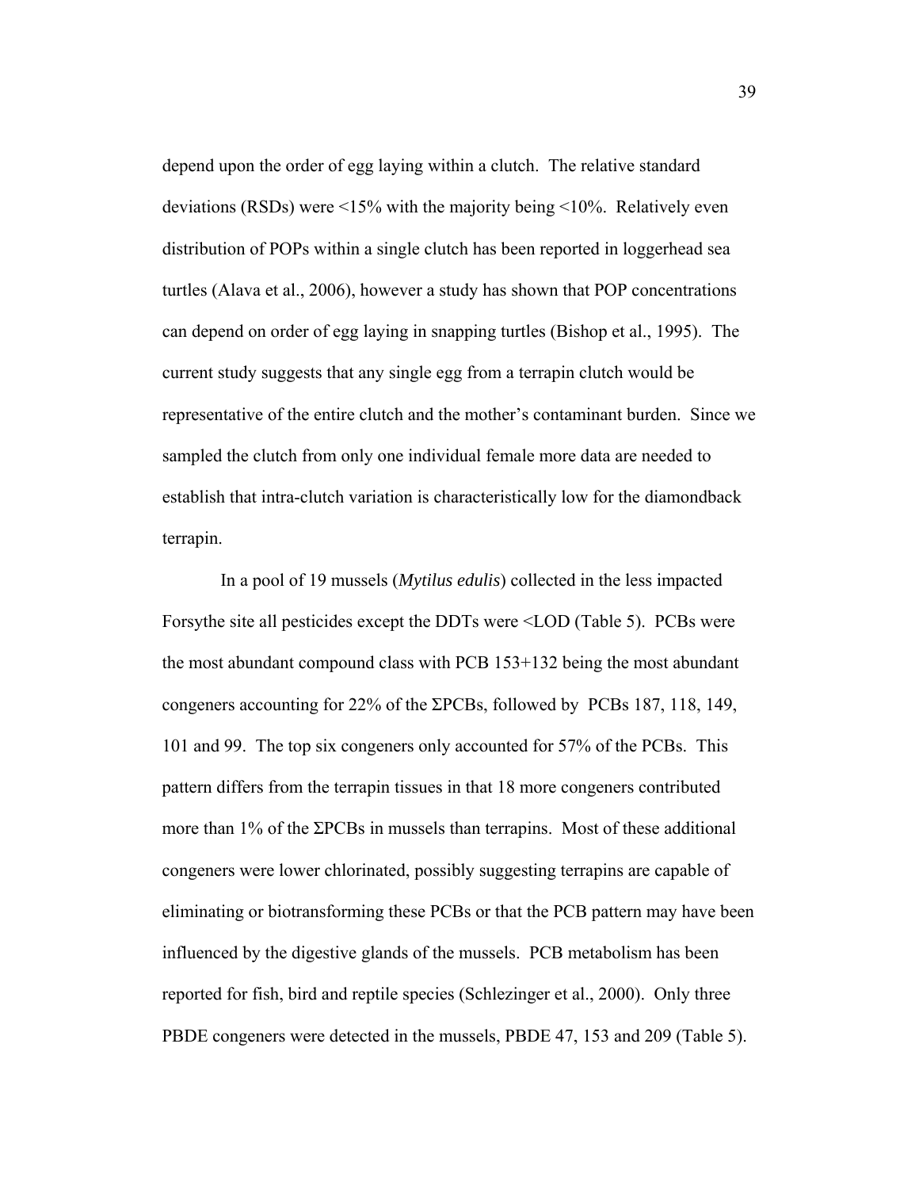depend upon the order of egg laying within a clutch. The relative standard deviations (RSDs) were <15% with the majority being <10%. Relatively even distribution of POPs within a single clutch has been reported in loggerhead sea turtles (Alava et al., 2006), however a study has shown that POP concentrations can depend on order of egg laying in snapping turtles (Bishop et al., 1995). The current study suggests that any single egg from a terrapin clutch would be representative of the entire clutch and the mother's contaminant burden. Since we sampled the clutch from only one individual female more data are needed to establish that intra-clutch variation is characteristically low for the diamondback terrapin.

In a pool of 19 mussels (*Mytilus edulis*) collected in the less impacted Forsythe site all pesticides except the DDTs were <LOD (Table 5). PCBs were the most abundant compound class with PCB 153+132 being the most abundant congeners accounting for 22% of the ΣPCBs, followed by PCBs 187, 118, 149, 101 and 99. The top six congeners only accounted for 57% of the PCBs. This pattern differs from the terrapin tissues in that 18 more congeners contributed more than 1% of the ΣPCBs in mussels than terrapins. Most of these additional congeners were lower chlorinated, possibly suggesting terrapins are capable of eliminating or biotransforming these PCBs or that the PCB pattern may have been influenced by the digestive glands of the mussels. PCB metabolism has been reported for fish, bird and reptile species (Schlezinger et al., 2000). Only three PBDE congeners were detected in the mussels, PBDE 47, 153 and 209 (Table 5).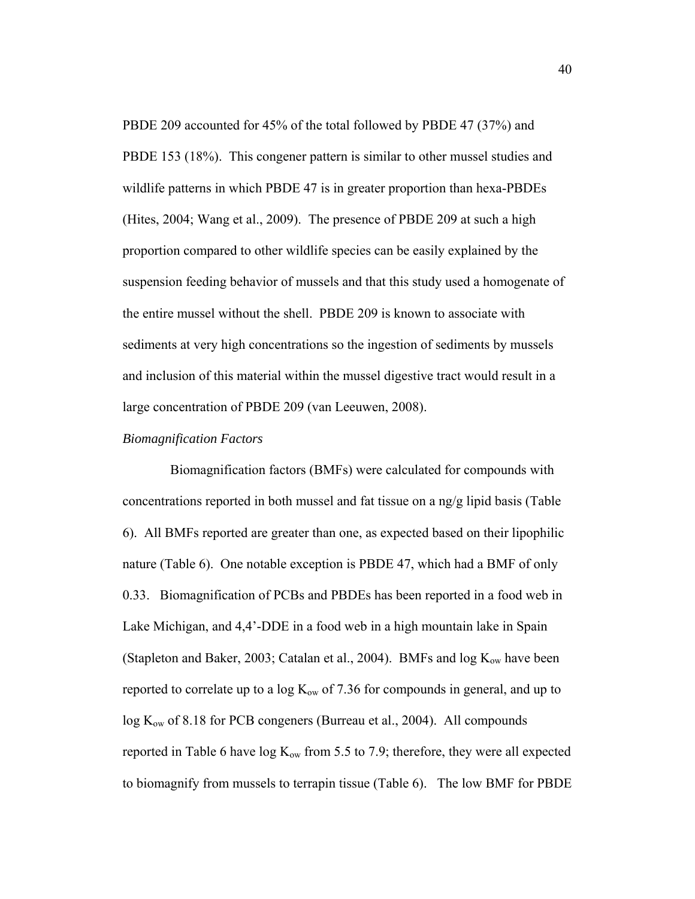PBDE 209 accounted for 45% of the total followed by PBDE 47 (37%) and PBDE 153 (18%). This congener pattern is similar to other mussel studies and wildlife patterns in which PBDE 47 is in greater proportion than hexa-PBDEs (Hites, 2004; Wang et al., 2009). The presence of PBDE 209 at such a high proportion compared to other wildlife species can be easily explained by the suspension feeding behavior of mussels and that this study used a homogenate of the entire mussel without the shell. PBDE 209 is known to associate with sediments at very high concentrations so the ingestion of sediments by mussels and inclusion of this material within the mussel digestive tract would result in a large concentration of PBDE 209 (van Leeuwen, 2008).

*Biomagnification Factors*

Biomagnification factors (BMFs) were calculated for compounds with concentrations reported in both mussel and fat tissue on a ng/g lipid basis (Table 6). All BMFs reported are greater than one, as expected based on their lipophilic nature (Table 6). One notable exception is PBDE 47, which had a BMF of only 0.33. Biomagnification of PCBs and PBDEs has been reported in a food web in Lake Michigan, and 4,4'-DDE in a food web in a high mountain lake in Spain (Stapleton and Baker, 2003; Catalan et al., 2004). BMFs and log $K_{ow}$ have been reported to correlate up to a log $K_{ow}$ of 7.36 for compounds in general, and up to log $K_{ow}$ of 8.18 for PCB congeners (Burreau et al., 2004). All compounds reported in Table 6 have log $K_{ow}$ from 5.5 to 7.9; therefore, they were all expected to biomagnify from mussels to terrapin tissue (Table 6). The low BMF for PBDE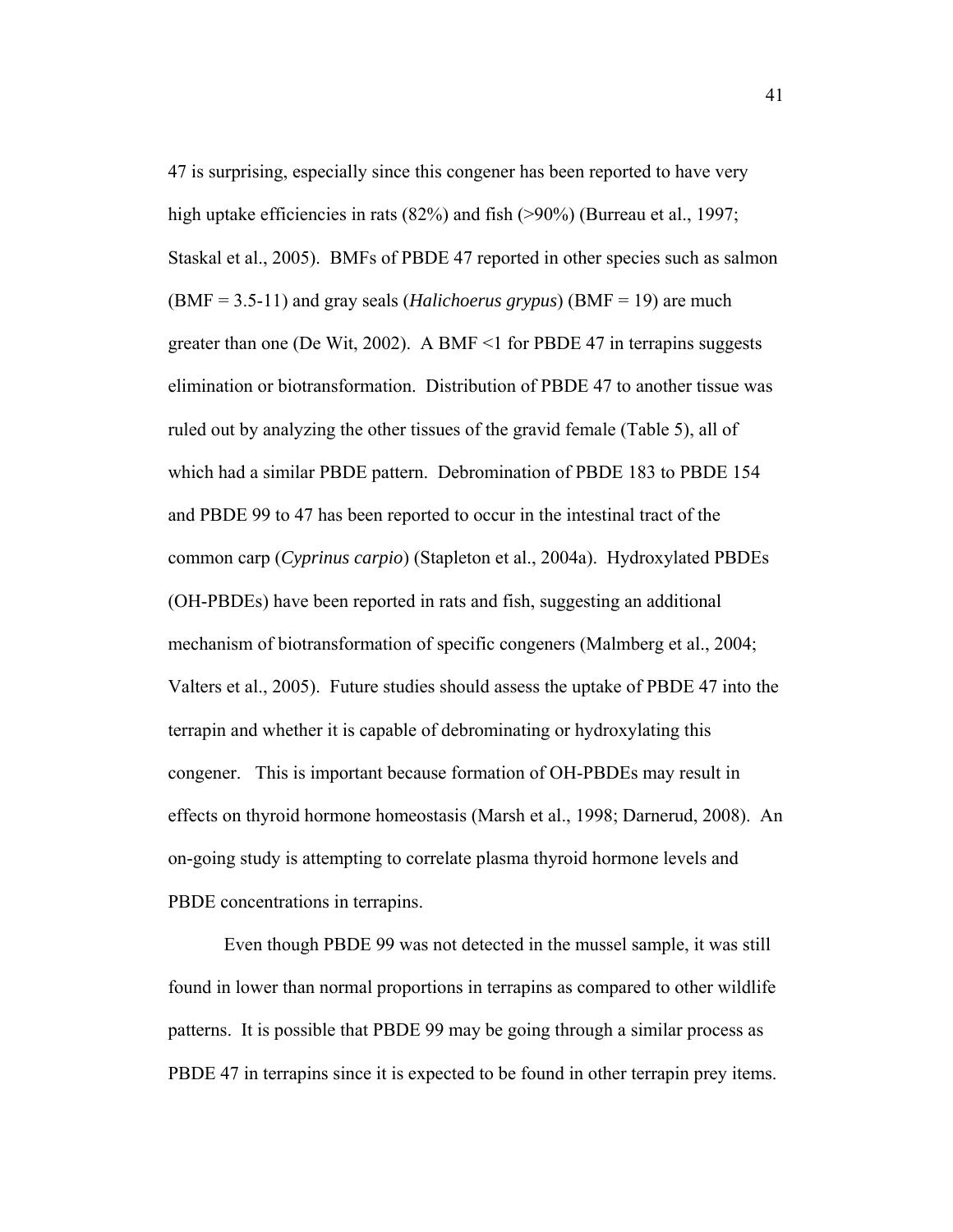47 is surprising, especially since this congener has been reported to have very high uptake efficiencies in rats (82%) and fish (>90%) (Burreau et al., 1997; Staskal et al., 2005). BMFs of PBDE 47 reported in other species such as salmon (BMF = 3.5-11) and gray seals (*Halichoerus grypus*) (BMF = 19) are much greater than one (De Wit, 2002). A BMF <1 for PBDE 47 in terrapins suggests elimination or biotransformation. Distribution of PBDE 47 to another tissue was ruled out by analyzing the other tissues of the gravid female (Table 5), all of which had a similar PBDE pattern. Debromination of PBDE 183 to PBDE 154 and PBDE 99 to 47 has been reported to occur in the intestinal tract of the common carp (*Cyprinus carpio*) (Stapleton et al., 2004a). Hydroxylated PBDEs (OH-PBDEs) have been reported in rats and fish, suggesting an additional mechanism of biotransformation of specific congeners (Malmberg et al., 2004; Valters et al., 2005). Future studies should assess the uptake of PBDE 47 into the terrapin and whether it is capable of debrominating or hydroxylating this congener. This is important because formation of OH-PBDEs may result in effects on thyroid hormone homeostasis (Marsh et al., 1998; Darnerud, 2008). An on-going study is attempting to correlate plasma thyroid hormone levels and PBDE concentrations in terrapins.

Even though PBDE 99 was not detected in the mussel sample, it was still found in lower than normal proportions in terrapins as compared to other wildlife patterns. It is possible that PBDE 99 may be going through a similar process as PBDE 47 in terrapins since it is expected to be found in other terrapin prey items.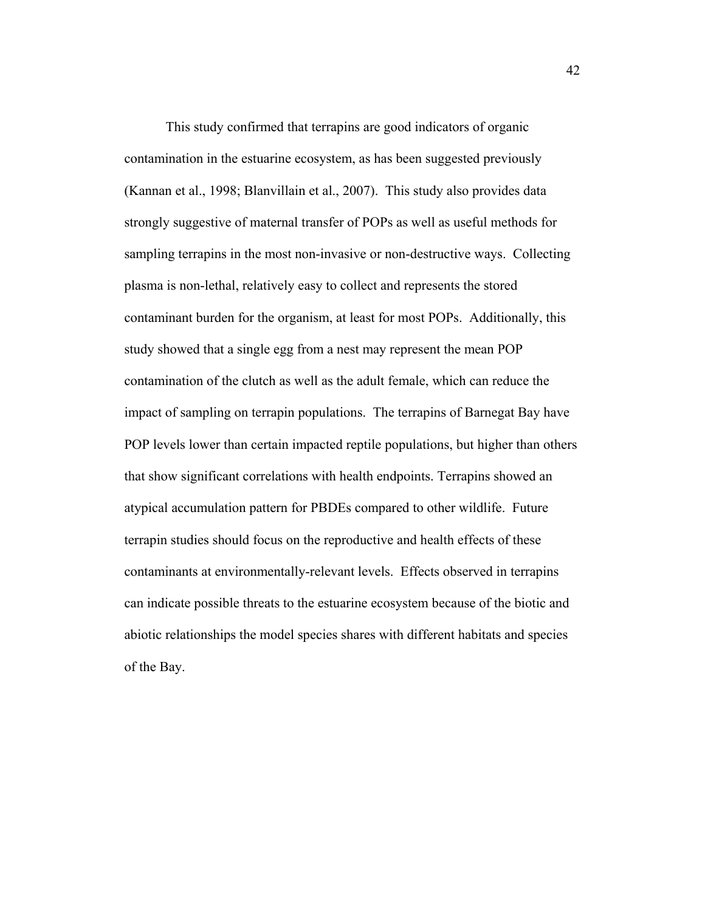This study confirmed that terrapins are good indicators of organic contamination in the estuarine ecosystem, as has been suggested previously (Kannan et al., 1998; Blanvillain et al., 2007). This study also provides data strongly suggestive of maternal transfer of POPs as well as useful methods for sampling terrapins in the most non-invasive or non-destructive ways. Collecting plasma is non-lethal, relatively easy to collect and represents the stored contaminant burden for the organism, at least for most POPs. Additionally, this study showed that a single egg from a nest may represent the mean POP contamination of the clutch as well as the adult female, which can reduce the impact of sampling on terrapin populations. The terrapins of Barnegat Bay have POP levels lower than certain impacted reptile populations, but higher than others that show significant correlations with health endpoints. Terrapins showed an atypical accumulation pattern for PBDEs compared to other wildlife. Future terrapin studies should focus on the reproductive and health effects of these contaminants at environmentally-relevant levels. Effects observed in terrapins can indicate possible threats to the estuarine ecosystem because of the biotic and abiotic relationships the model species shares with different habitats and species of the Bay.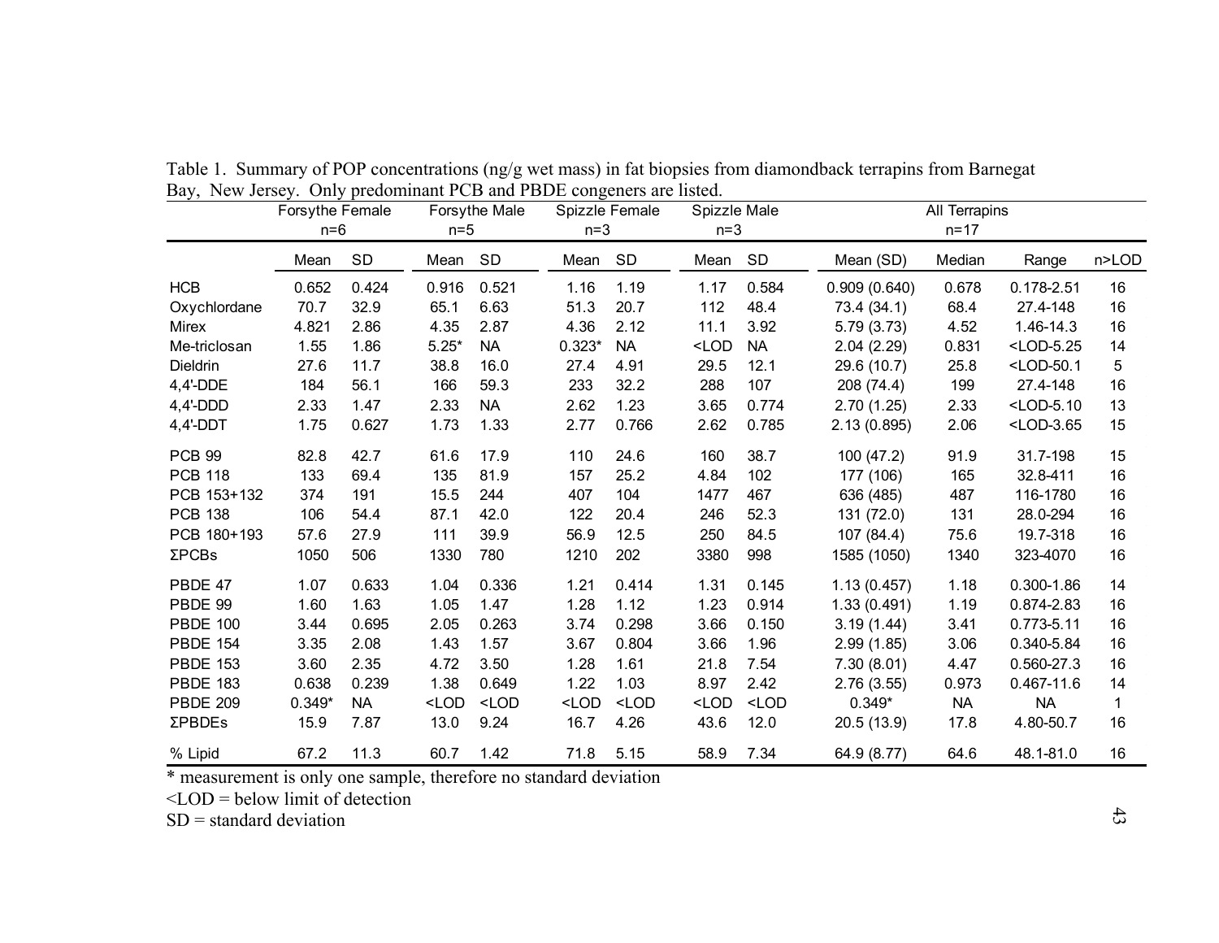Table 1. Summary of POP concentrations (ng/g wet mass) in fat biopsies from diamondback terrapins from Barnegat Bay, New Jersey. Only predominant PCB and PBDE congeners are listed.

| | Forsythe Female n=6 | | Forsythe Male n=5 | | Spizzle Female n=3 | | Spizzle Male n=3 | | All Terrapins n=17 | | | |
|---|---|---|---|---|---|---|---|---|---|---|---|---|
| | Mean | SD | Mean | SD | Mean | SD | Mean | SD | Mean (SD) | Median | Range | n>LOD |
| HCB | 0.652 | 0.424 | 0.916 | 0.521 | 1.16 | 1.19 | 1.17 | 0.584 | 0.909 (0.640) | 0.678 | 0.178-2.51 | 16 |
| Oxychlordane | 70.7 | 32.9 | 65.1 | 6.63 | 51.3 | 20.7 | 112 | 48.4 | 73.4 (34.1) | 68.4 | 27.4-148 | 16 |
| Mirex | 4.821 | 2.86 | 4.35 | 2.87 | 4.36 | 2.12 | 11.1 | 3.92 | 5.79 (3.73) | 4.52 | 1.46-14.3 | 16 |
| Me-triclosan | 1.55 | 1.86 | 5.25* | NA | 0.323* | NA | <LOD | NA | 2.04 (2.29) | 0.831 | <LOD-5.25 | 14 |
| Dieldrin | 27.6 | 11.7 | 38.8 | 16.0 | 27.4 | 4.91 | 29.5 | 12.1 | 29.6 (10.7) | 25.8 | <LOD-50.1 | 5 |
| 4,4'-DDE | 184 | 56.1 | 166 | 59.3 | 233 | 32.2 | 288 | 107 | 208 (74.4) | 199 | 27.4-148 | 16 |
| 4,4'-DDD | 2.33 | 1.47 | 2.33 | NA | 2.62 | 1.23 | 3.65 | 0.774 | 2.70 (1.25) | 2.33 | <LOD-5.10 | 13 |
| 4,4'-DDT | 1.75 | 0.627 | 1.73 | 1.33 | 2.77 | 0.766 | 2.62 | 0.785 | 2.13 (0.895) | 2.06 | <LOD-3.65 | 15 |
| PCB 99 | 82.8 | 42.7 | 61.6 | 17.9 | 110 | 24.6 | 160 | 38.7 | 100 (47.2) | 91.9 | 31.7-198 | 15 |
| PCB 118 | 133 | 69.4 | 135 | 81.9 | 157 | 25.2 | 4.84 | 102 | 177 (106) | 165 | 32.8-411 | 16 |
| PCB 153+132 | 374 | 191 | 15.5 | 244 | 407 | 104 | 1477 | 467 | 636 (485) | 487 | 116-1780 | 16 |
| PCB 138 | 106 | 54.4 | 87.1 | 42.0 | 122 | 20.4 | 246 | 52.3 | 131 (72.0) | 131 | 28.0-294 | 16 |
| PCB 180+193 | 57.6 | 27.9 | 111 | 39.9 | 56.9 | 12.5 | 250 | 84.5 | 107 (84.4) | 75.6 | 19.7-318 | 16 |
| ΣPCBs | 1050 | 506 | 1330 | 780 | 1210 | 202 | 3380 | 998 | 1585 (1050) | 1340 | 323-4070 | 16 |
| PBDE 47 | 1.07 | 0.633 | 1.04 | 0.336 | 1.21 | 0.414 | 1.31 | 0.145 | 1.13 (0.457) | 1.18 | 0.300-1.86 | 14 |
| PBDE 99 | 1.60 | 1.63 | 1.05 | 1.47 | 1.28 | 1.12 | 1.23 | 0.914 | 1.33 (0.491) | 1.19 | 0.874-2.83 | 16 |
| PBDE 100 | 3.44 | 0.695 | 2.05 | 0.263 | 3.74 | 0.298 | 3.66 | 0.150 | 3.19 (1.44) | 3.41 | 0.773-5.11 | 16 |
| PBDE 154 | 3.35 | 2.08 | 1.43 | 1.57 | 3.67 | 0.804 | 3.66 | 1.96 | 2.99 (1.85) | 3.06 | 0.340-5.84 | 16 |
| PBDE 153 | 3.60 | 2.35 | 4.72 | 3.50 | 1.28 | 1.61 | 21.8 | 7.54 | 7.30 (8.01) | 4.47 | 0.560-27.3 | 16 |
| PBDE 183 | 0.638 | 0.239 | 1.38 | 0.649 | 1.22 | 1.03 | 8.97 | 2.42 | 2.76 (3.55) | 0.973 | 0.467-11.6 | 14 |
| PBDE 209 | 0.349* | NA | <LOD | <LOD | <LOD | <LOD | <LOD | <LOD | 0.349* | NA | NA | 1 |
| ΣPBDEs | 15.9 | 7.87 | 13.0 | 9.24 | 16.7 | 4.26 | 43.6 | 12.0 | 20.5 (13.9) | 17.8 | 4.80-50.7 | 16 |
| % Lipid | 67.2 | 11.3 | 60.7 | 1.42 | 71.8 | 5.15 | 58.9 | 7.34 | 64.9 (8.77) | 64.6 | 48.1-81.0 | 16 |

* measurement is only one sample, therefore no standard deviation

<LOD = below limit of detection

SD = standard deviation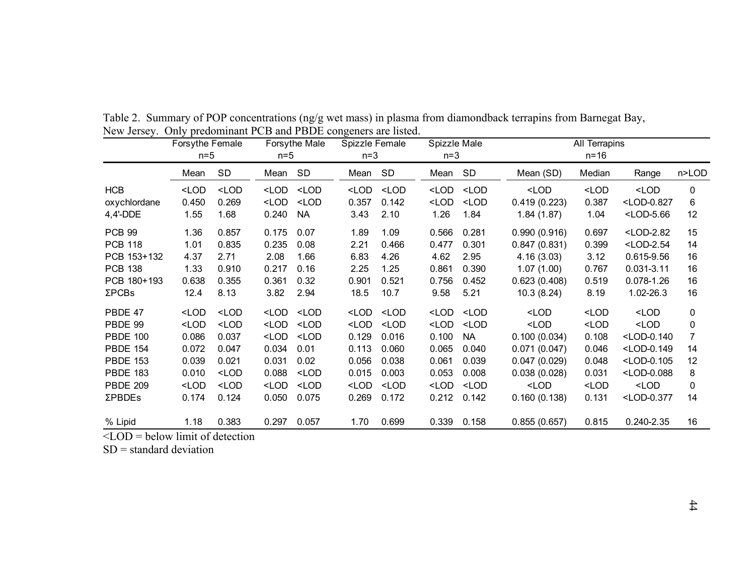Table 2. Summary of POP concentrations (ng/g wet mass) in plasma from diamondback terrapins from Barnegat Bay, New Jersey. Only predominant PCB and PBDE congeners are listed.

| | Forsythe Female n=5 | | Forsythe Male n=5 | | Spizzle Female n=3 | | Spizzle Male n=3 | | All Terrapins n=16 | | | |
|---|---|---|---|---|---|---|---|---|---|---|---|---|
| | Mean | SD | Mean | SD | Mean | SD | Mean | SD | Mean (SD) | Median | Range | n>LOD |
| HCB | <LOD | <LOD | <LOD | <LOD | <LOD | <LOD | <LOD | <LOD | <LOD | <LOD | <LOD | 0 |
| oxychlordane | 0.450 | 0.269 | <LOD | <LOD | 0.357 | 0.142 | <LOD | <LOD | 0.419 (0.223) | 0.387 | <LOD-0.827 | 6 |
| 4,4'-DDE | 1.55 | 1.68 | 0.240 | NA | 3.43 | 2.10 | 1.26 | 1.84 | 1.84 (1.87) | 1.04 | <LOD-5.66 | 12 |
| PCB 99 | 1.36 | 0.857 | 0.175 | 0.07 | 1.89 | 1.09 | 0.566 | 0.281 | 0.990 (0.916) | 0.697 | <LOD-2.82 | 15 |
| PCB 118 | 1.01 | 0.835 | 0.235 | 0.08 | 2.21 | 0.466 | 0.477 | 0.301 | 0.847 (0.831) | 0.399 | <LOD-2.54 | 14 |
| PCB 153+132 | 4.37 | 2.71 | 2.08 | 1.66 | 6.83 | 4.26 | 4.62 | 2.95 | 4.16 (3.03) | 3.12 | 0.615-9.56 | 16 |
| PCB 138 | 1.33 | 0.910 | 0.217 | 0.16 | 2.25 | 1.25 | 0.861 | 0.390 | 1.07 (1.00) | 0.767 | 0.031-3.11 | 16 |
| PCB 180+193 | 0.638 | 0.355 | 0.361 | 0.32 | 0.901 | 0.521 | 0.756 | 0.452 | 0.623 (0.408) | 0.519 | 0.078-1.26 | 16 |
| ΣPCBs | 12.4 | 8.13 | 3.82 | 2.94 | 18.5 | 10.7 | 9.58 | 5.21 | 10.3 (8.24) | 8.19 | 1.02-26.3 | 16 |
| PBDE 47 | <LOD | <LOD | <LOD | <LOD | <LOD | <LOD | <LOD | <LOD | <LOD | <LOD | <LOD | 0 |
| PBDE 99 | <LOD | <LOD | <LOD | <LOD | <LOD | <LOD | <LOD | <LOD | <LOD | <LOD | <LOD | 0 |
| PBDE 100 | 0.086 | 0.037 | <LOD | <LOD | 0.129 | 0.016 | 0.100 | NA | 0.100 (0.034) | 0.108 | <LOD-0.140 | 7 |
| PBDE 154 | 0.072 | 0.047 | 0.034 | 0.01 | 0.113 | 0.060 | 0.065 | 0.040 | 0.071 (0.047) | 0.046 | <LOD-0.149 | 14 |
| PBDE 153 | 0.039 | 0.021 | 0.031 | 0.02 | 0.056 | 0.038 | 0.061 | 0.039 | 0.047 (0.029) | 0.048 | <LOD-0.105 | 12 |
| PBDE 183 | 0.010 | <LOD | 0.088 | <LOD | 0.015 | 0.003 | 0.053 | 0.008 | 0.038 (0.028) | 0.031 | <LOD-0.088 | 8 |
| PBDE 209 | <LOD | <LOD | <LOD | <LOD | <LOD | <LOD | <LOD | <LOD | <LOD | <LOD | <LOD | 0 |
| ΣPBDEs | 0.174 | 0.124 | 0.050 | 0.075 | 0.269 | 0.172 | 0.212 | 0.142 | 0.160 (0.138) | 0.131 | <LOD-0.377 | 14 |
| % Lipid | 1.18 | 0.383 | 0.297 | 0.057 | 1.70 | 0.699 | 0.339 | 0.158 | 0.855 (0.657) | 0.815 | 0.240-2.35 | 16 |

<LOD = below limit of detection

SD = standard deviation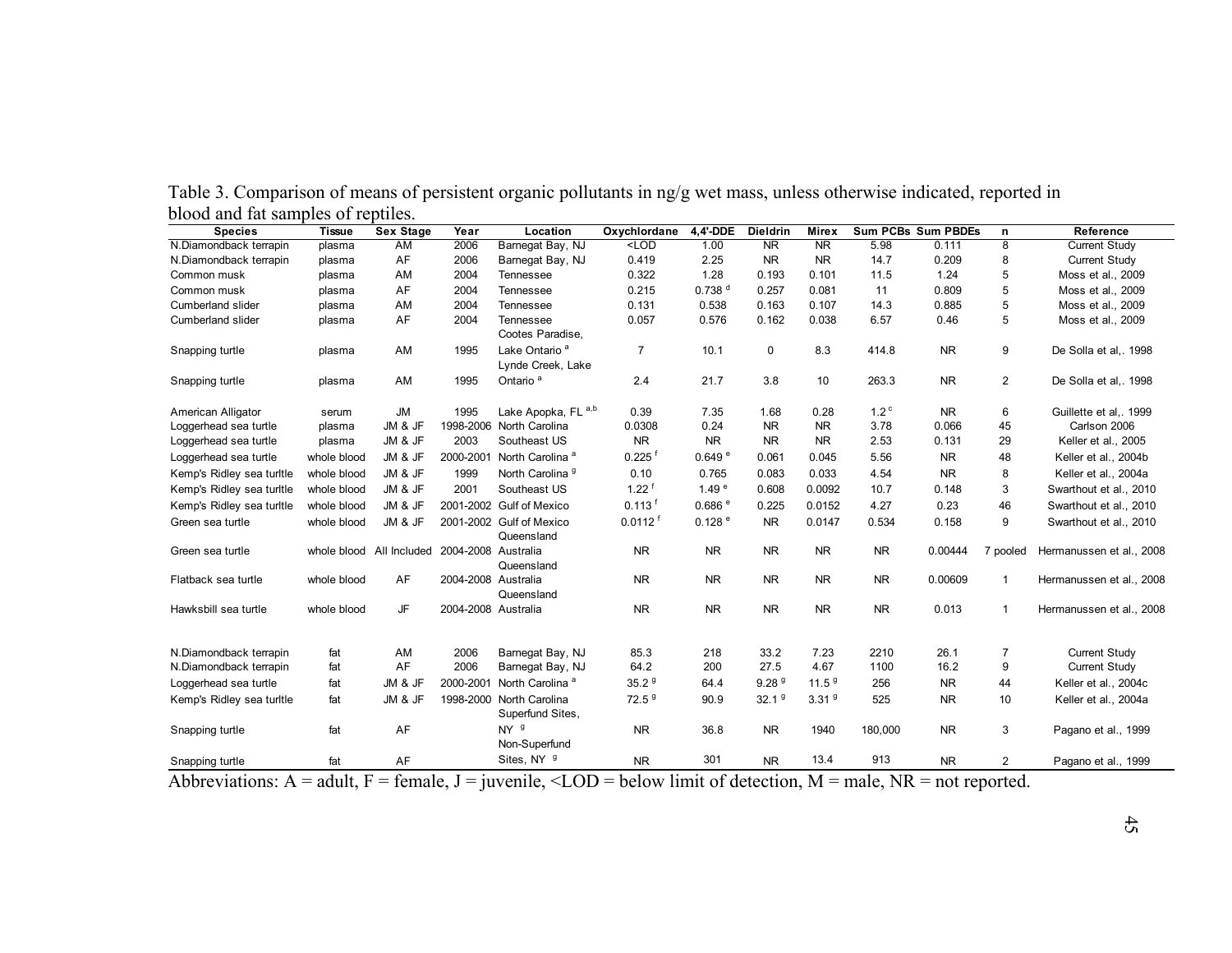Table 3. Comparison of means of persistent organic pollutants in ng/g wet mass, unless otherwise indicated, reported in blood and fat samples of reptiles.

| Species | Tissue | Sex Stage | Year | Location | Oxychlordane | 4,4'-DDE | Dieldrin | Mirex | Sum PCBs | Sum PBDEs | n | Reference |
|---|---|---|---|---|---|---|---|---|---|---|---|---|
| N.Diamondback terrapin | plasma | AM | 2006 | Barnegat Bay, NJ | <LOD | 1.00 | NR | NR | 5.98 | 0.111 | 8 | Current Study |
| N.Diamondback terrapin | plasma | AF | 2006 | Barnegat Bay, NJ | 0.419 | 2.25 | NR | NR | 14.7 | 0.209 | 8 | Current Study |
| Common musk | plasma | AM | 2004 | Tennessee | 0.322 | 1.28 | 0.193 | 0.101 | 11.5 | 1.24 | 5 | Moss et al., 2009 |
| Common musk | plasma | AF | 2004 | Tennessee | 0.215 | 0.738 [d] | 0.257 | 0.081 | 11 | 0.809 | 5 | Moss et al., 2009 |
| Cumberland slider | plasma | AM | 2004 | Tennessee | 0.131 | 0.538 | 0.163 | 0.107 | 14.3 | 0.885 | 5 | Moss et al., 2009 |
| Cumberland slider | plasma | AF | 2004 | Tennessee | 0.057 | 0.576 | 0.162 | 0.038 | 6.57 | 0.46 | 5 | Moss et al., 2009 |
| Snapping turtle | plasma | AM | 1995 | Cootes Paradise, Lake Ontario [a] | 7 | 10.1 | 0 | 8.3 | 414.8 | NR | 9 | De Solla et al,. 1998 |
| Snapping turtle | plasma | AM | 1995 | Lynde Creek, Lake Ontario [a] | 2.4 | 21.7 | 3.8 | 10 | 263.3 | NR | 2 | De Solla et al,. 1998 |
| American Alligator | serum | JM | 1995 | Lake Apopka, FL [a,b] | 0.39 | 7.35 | 1.68 | 0.28 | 1.2 [c] | NR | 6 | Guillette et al,. 1999 |
| Loggerhead sea turtle | plasma | JM & JF | 1998-2006 | North Carolina | 0.0308 | 0.24 | NR | NR | 3.78 | 0.066 | 45 | Carlson 2006 |
| Loggerhead sea turtle | plasma | JM & JF | 2003 | Southeast US | NR | NR | NR | NR | 2.53 | 0.131 | 29 | Keller et al., 2005 |
| Loggerhead sea turtle | whole blood | JM & JF | 2000-2001 | North Carolina [a] | 0.225 [f] | 0.649 [e] | 0.061 | 0.045 | 5.56 | NR | 48 | Keller et al., 2004b |
| Kemp's Ridley sea turltle | whole blood | JM & JF | 1999 | North Carolina [g] | 0.10 | 0.765 | 0.083 | 0.033 | 4.54 | NR | 8 | Keller et al., 2004a |
| Kemp's Ridley sea turltle | whole blood | JM & JF | 2001 | Southeast US | 1.22 [f] | 1.49 [e] | 0.608 | 0.0092 | 10.7 | 0.148 | 3 | Swarthout et al., 2010 |
| Kemp's Ridley sea turltle | whole blood | JM & JF | 2001-2002 | Gulf of Mexico | 0.113 [f] | 0.686 [e] | 0.225 | 0.0152 | 4.27 | 0.23 | 46 | Swarthout et al., 2010 |
| Green sea turtle | whole blood | JM & JF | 2001-2002 | Gulf of Mexico | 0.0112 [f] | 0.128 [e] | NR | 0.0147 | 0.534 | 0.158 | 9 | Swarthout et al., 2010 |
| Green sea turtle | whole blood | All Included | 2004-2008 | Queensland Australia | NR | NR | NR | NR | NR | 0.00444 | 7 pooled | Hermanussen et al., 2008 |
| Flatback sea turtle | whole blood | AF | 2004-2008 | Queensland Australia | NR | NR | NR | NR | NR | 0.00609 | 1 | Hermanussen et al., 2008 |
| Hawksbill sea turtle | whole blood | JF | 2004-2008 | Queensland Australia | NR | NR | NR | NR | NR | 0.013 | 1 | Hermanussen et al., 2008 |
| N.Diamondback terrapin | fat | AM | 2006 | Barnegat Bay, NJ | 85.3 | 218 | 33.2 | 7.23 | 2210 | 26.1 | 7 | Current Study |
| N.Diamondback terrapin | fat | AF | 2006 | Barnegat Bay, NJ | 64.2 | 200 | 27.5 | 4.67 | 1100 | 16.2 | 9 | Current Study |
| Loggerhead sea turtle | fat | JM & JF | 2000-2001 | North Carolina [a] | 35.2 [g] | 64.4 | 9.28 [g] | 11.5 [g] | 256 | NR | 44 | Keller et al., 2004c |
| Kemp's Ridley sea turltle | fat | JM & JF | 1998-2000 | North Carolina | 72.5 [g] | 90.9 | 32.1 [g] | 3.31 [g] | 525 | NR | 10 | Keller et al., 2004a |
| Snapping turtle | fat | AF | | Superfund Sites, NY [g] | NR | 36.8 | NR | 1940 | 180,000 | NR | 3 | Pagano et al., 1999 |
| Snapping turtle | fat | AF | | Non-Superfund Sites, NY [g] | NR | 301 | NR | 13.4 | 913 | NR | 2 | Pagano et al., 1999 |

Abbreviations: A = adult, F = female, J = juvenile, <LOD = below limit of detection, M = male, NR = not reported.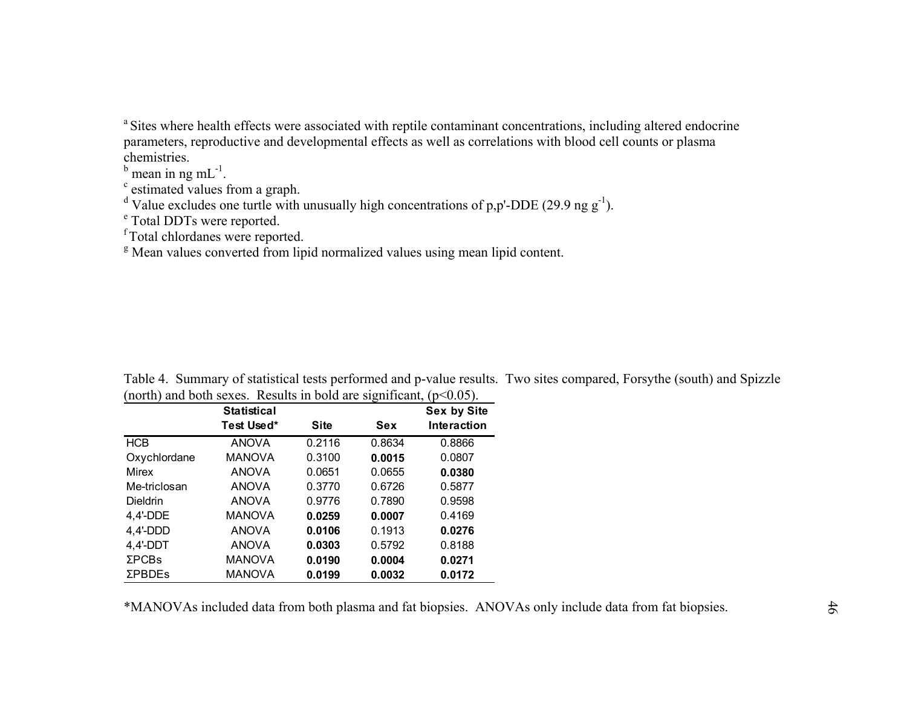[a] Sites where health effects were associated with reptile contaminant concentrations, including altered endocrine parameters, reproductive and developmental effects as well as correlations with blood cell counts or plasma chemistries.

[b] mean in ng $mL^{-1}$.

[c] estimated values from a graph.

[d] Value excludes one turtle with unusually high concentrations of p,p'-DDE (29.9 ng $g^{-1}$).

[e] Total DDTs were reported.

[f] Total chlordanes were reported.

[g] Mean values converted from lipid normalized values using mean lipid content.

Table 4. Summary of statistical tests performed and p-value results. Two sites compared, Forsythe (south) and Spizzle (north) and both sexes. Results in bold are significant, ($p<0.05$).

| | Statistical Test Used* | Site | Sex | Sex by Site Interaction |
|---|---|---|---|---|
| HCB | ANOVA | 0.2116 | 0.8634 | 0.8866 |
| Oxychlordane | MANOVA | 0.3100 | **0.0015** | 0.0807 |
| Mirex | ANOVA | 0.0651 | 0.0655 | **0.0380** |
| Me-triclosan | ANOVA | 0.3770 | 0.6726 | 0.5877 |
| Dieldrin | ANOVA | 0.9776 | 0.7890 | 0.9598 |
| 4,4'-DDE | MANOVA | **0.0259** | **0.0007** | 0.4169 |
| 4,4'-DDD | ANOVA | **0.0106** | 0.1913 | **0.0276** |
| 4,4'-DDT | ANOVA | **0.0303** | 0.5792 | 0.8188 |
| ΣPCBs | MANOVA | **0.0190** | **0.0004** | **0.0271** |
| ΣPBDEs | MANOVA | **0.0199** | **0.0032** | **0.0172** |

*MANOVAs included data from both plasma and fat biopsies. ANOVAs only include data from fat biopsies.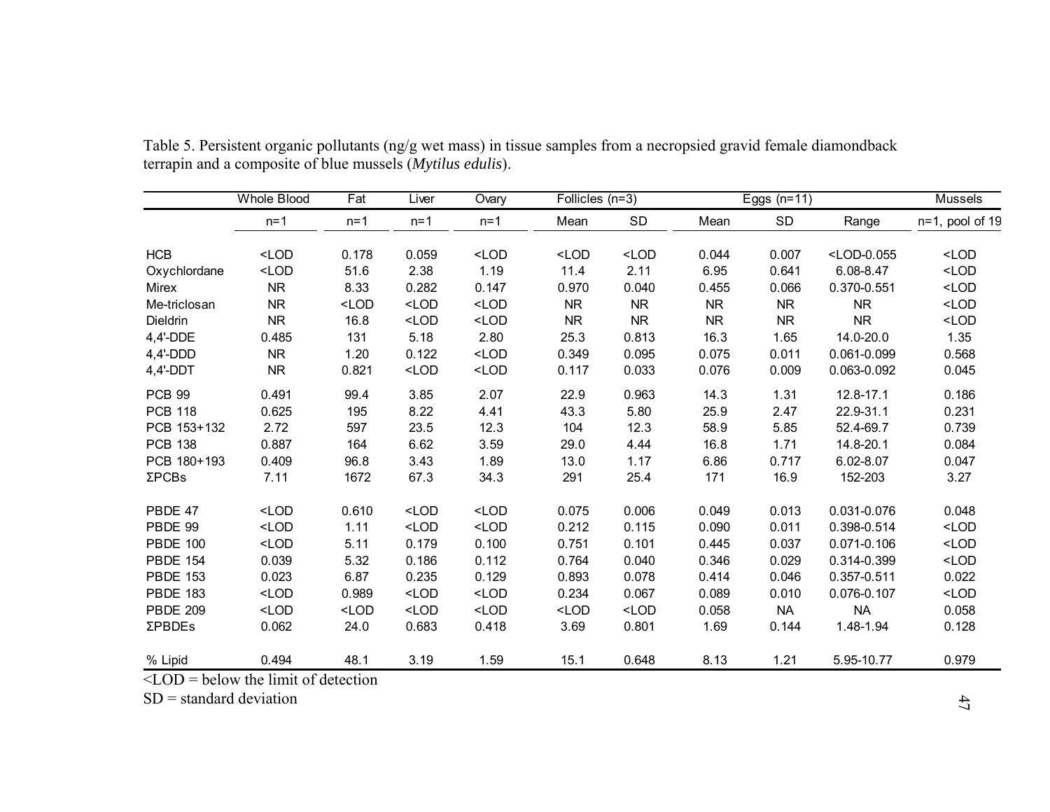Table 5. Persistent organic pollutants (ng/g wet mass) in tissue samples from a necropsied gravid female diamondback terrapin and a composite of blue mussels (*Mytilus edulis*).

| | Whole Blood | Fat | Liver | Ovary | Follicles (n=3) | | Eggs (n=11) | | | Mussels |
|---|---|---|---|---|---|---|---|---|---|---|
| | n=1 | n=1 | n=1 | n=1 | Mean | SD | Mean | SD | Range | n=1, pool of 19 |
| HCB | <LOD | 0.178 | 0.059 | <LOD | <LOD | <LOD | 0.044 | 0.007 | <LOD-0.055 | <LOD |
| Oxychlordane | <LOD | 51.6 | 2.38 | 1.19 | 11.4 | 2.11 | 6.95 | 0.641 | 6.08-8.47 | <LOD |
| Mirex | NR | 8.33 | 0.282 | 0.147 | 0.970 | 0.040 | 0.455 | 0.066 | 0.370-0.551 | <LOD |
| Me-triclosan | NR | <LOD | <LOD | <LOD | NR | NR | NR | NR | NR | <LOD |
| Dieldrin | NR | 16.8 | <LOD | <LOD | NR | NR | NR | NR | NR | <LOD |
| 4,4'-DDE | 0.485 | 131 | 5.18 | 2.80 | 25.3 | 0.813 | 16.3 | 1.65 | 14.0-20.0 | 1.35 |
| 4,4'-DDD | NR | 1.20 | 0.122 | <LOD | 0.349 | 0.095 | 0.075 | 0.011 | 0.061-0.099 | 0.568 |
| 4,4'-DDT | NR | 0.821 | <LOD | <LOD | 0.117 | 0.033 | 0.076 | 0.009 | 0.063-0.092 | 0.045 |
| PCB 99 | 0.491 | 99.4 | 3.85 | 2.07 | 22.9 | 0.963 | 14.3 | 1.31 | 12.8-17.1 | 0.186 |
| PCB 118 | 0.625 | 195 | 8.22 | 4.41 | 43.3 | 5.80 | 25.9 | 2.47 | 22.9-31.1 | 0.231 |
| PCB 153+132 | 2.72 | 597 | 23.5 | 12.3 | 104 | 12.3 | 58.9 | 5.85 | 52.4-69.7 | 0.739 |
| PCB 138 | 0.887 | 164 | 6.62 | 3.59 | 29.0 | 4.44 | 16.8 | 1.71 | 14.8-20.1 | 0.084 |
| PCB 180+193 | 0.409 | 96.8 | 3.43 | 1.89 | 13.0 | 1.17 | 6.86 | 0.717 | 6.02-8.07 | 0.047 |
| ΣPCBs | 7.11 | 1672 | 67.3 | 34.3 | 291 | 25.4 | 171 | 16.9 | 152-203 | 3.27 |
| PBDE 47 | <LOD | 0.610 | <LOD | <LOD | 0.075 | 0.006 | 0.049 | 0.013 | 0.031-0.076 | 0.048 |
| PBDE 99 | <LOD | 1.11 | <LOD | <LOD | 0.212 | 0.115 | 0.090 | 0.011 | 0.398-0.514 | <LOD |
| PBDE 100 | <LOD | 5.11 | 0.179 | 0.100 | 0.751 | 0.101 | 0.445 | 0.037 | 0.071-0.106 | <LOD |
| PBDE 154 | 0.039 | 5.32 | 0.186 | 0.112 | 0.764 | 0.040 | 0.346 | 0.029 | 0.314-0.399 | <LOD |
| PBDE 153 | 0.023 | 6.87 | 0.235 | 0.129 | 0.893 | 0.078 | 0.414 | 0.046 | 0.357-0.511 | 0.022 |
| PBDE 183 | <LOD | 0.989 | <LOD | <LOD | 0.234 | 0.067 | 0.089 | 0.010 | 0.076-0.107 | <LOD |
| PBDE 209 | <LOD | <LOD | <LOD | <LOD | <LOD | <LOD | 0.058 | NA | NA | 0.058 |
| ΣPBDEs | 0.062 | 24.0 | 0.683 | 0.418 | 3.69 | 0.801 | 1.69 | 0.144 | 1.48-1.94 | 0.128 |
| % Lipid | 0.494 | 48.1 | 3.19 | 1.59 | 15.1 | 0.648 | 8.13 | 1.21 | 5.95-10.77 | 0.979 |

<LOD = below the limit of detection

SD = standard deviation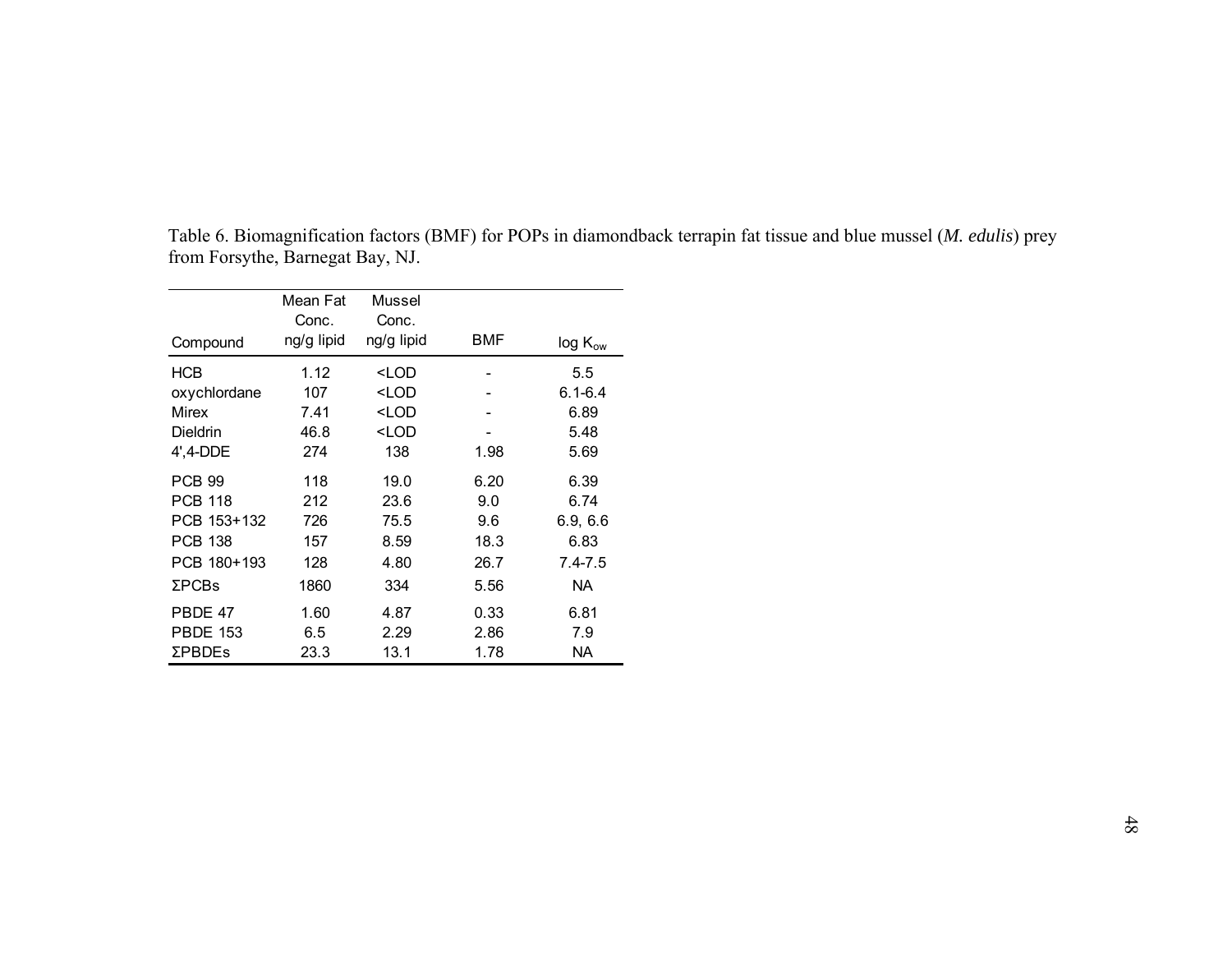Table 6. Biomagnification factors (BMF) for POPs in diamondback terrapin fat tissue and blue mussel (*M. edulis*) prey from Forsythe, Barnegat Bay, NJ.

| Compound | Mean Fat Conc. ng/g lipid | Mussel Conc. ng/g lipid | BMF | log $K_{ow}$ |
|---|---|---|---|---|
| HCB | 1.12 | <LOD | - | 5.5 |
| oxychlordane | 107 | <LOD | - | 6.1-6.4 |
| Mirex | 7.41 | <LOD | - | 6.89 |
| Dieldrin | 46.8 | <LOD | - | 5.48 |
| 4',4-DDE | 274 | 138 | 1.98 | 5.69 |
| PCB 99 | 118 | 19.0 | 6.20 | 6.39 |
| PCB 118 | 212 | 23.6 | 9.0 | 6.74 |
| PCB 153+132 | 726 | 75.5 | 9.6 | 6.9, 6.6 |
| PCB 138 | 157 | 8.59 | 18.3 | 6.83 |
| PCB 180+193 | 128 | 4.80 | 26.7 | 7.4-7.5 |
| ΣPCBs | 1860 | 334 | 5.56 | NA |
| PBDE 47 | 1.60 | 4.87 | 0.33 | 6.81 |
| PBDE 153 | 6.5 | 2.29 | 2.86 | 7.9 |
| ΣPBDEs | 23.3 | 13.1 | 1.78 | NA |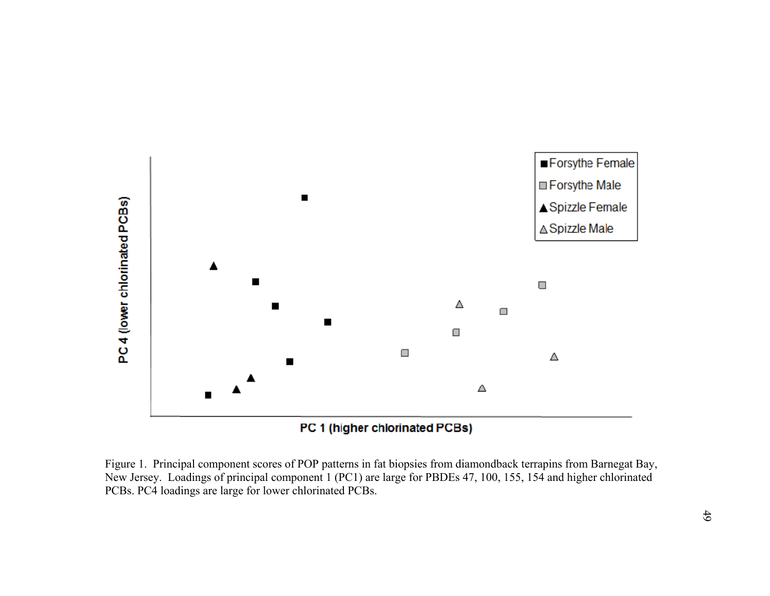Figure 1. Principal component scores of POP patterns in fat biopsies from diamondback terrapins from Barnegat Bay, New Jersey. Loadings of principal component 1 (PC1) are large for PBDEs 47, 100, 155, 154 and higher chlorinated PCBs. PC4 loadings are large for lower chlorinated PCBs.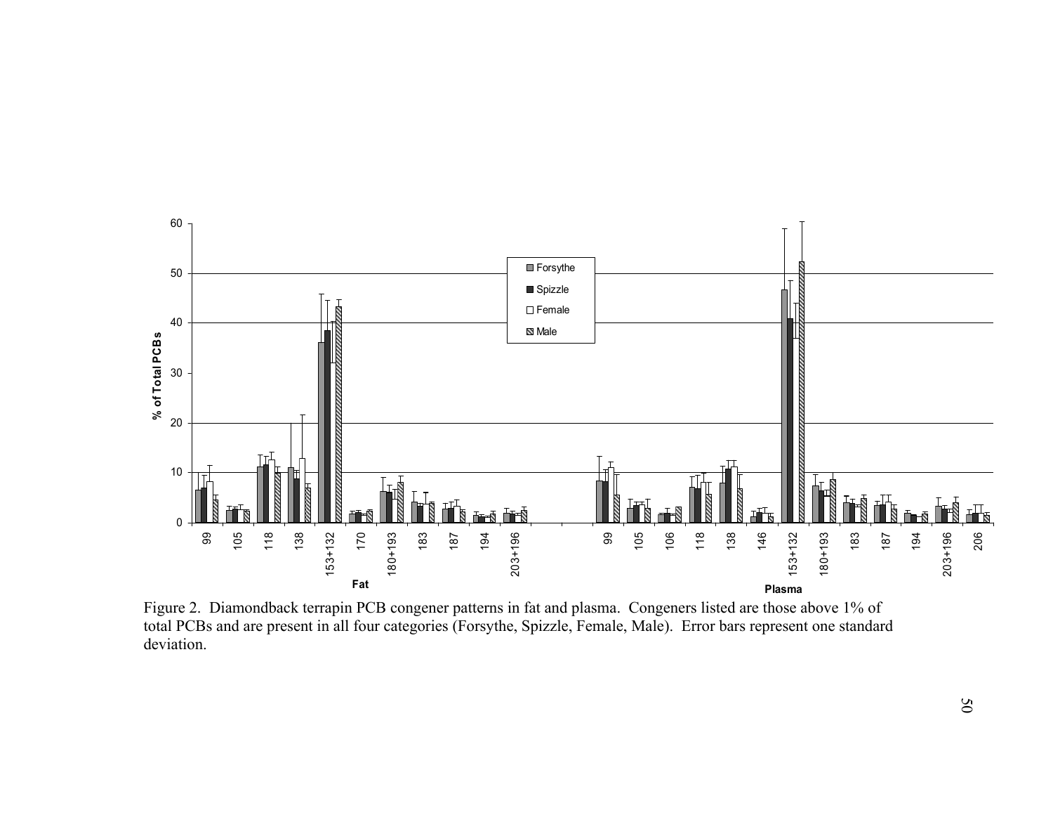Figure 2. Diamondback terrapin PCB congener patterns in fat and plasma. Congeners listed are those above 1% of total PCBs and are present in all four categories (Forsythe, Spizzle, Female, Male). Error bars represent one standard deviation.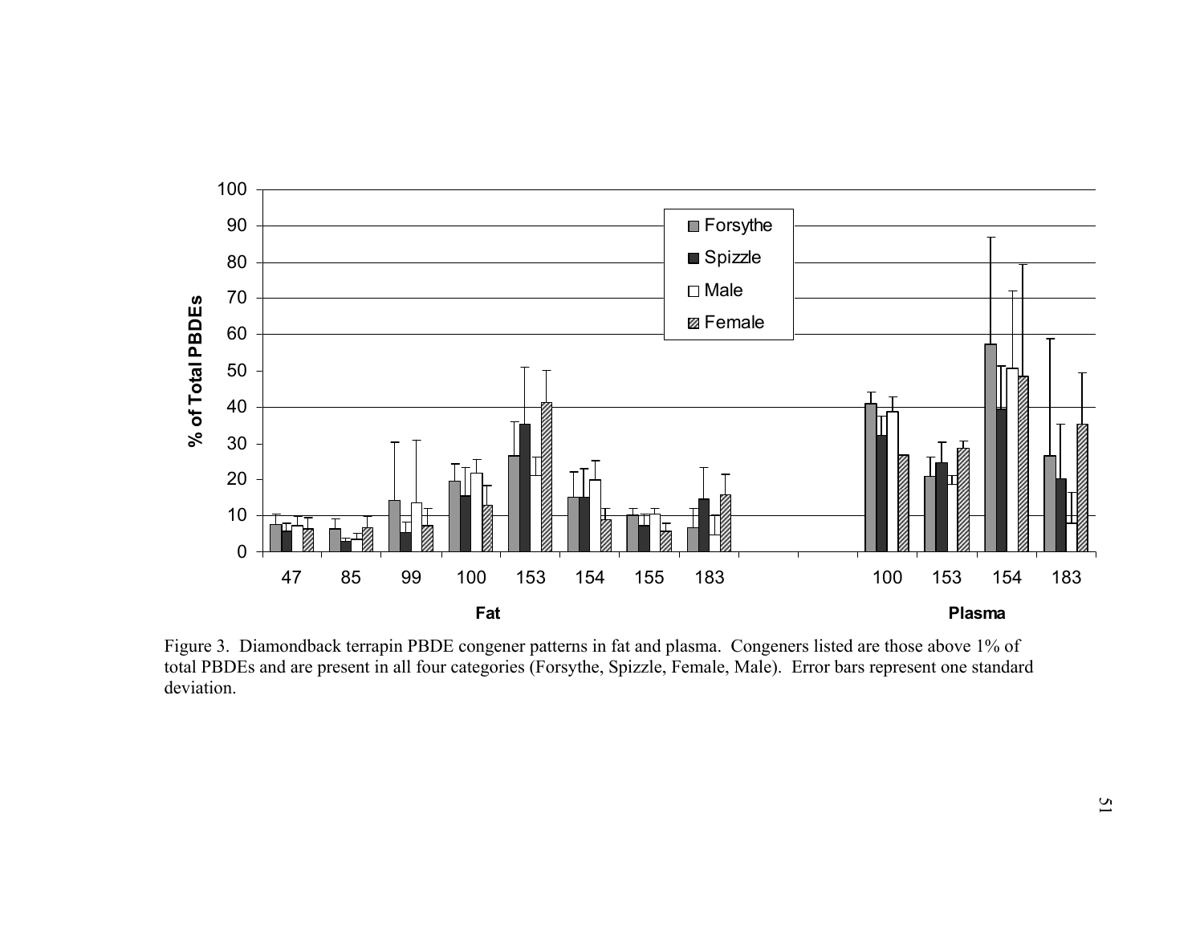Figure 3. Diamondback terrapin PBDE congener patterns in fat and plasma. Congeners listed are those above 1% of total PBDEs and are present in all four categories (Forsythe, Spizzle, Female, Male). Error bars represent one standard deviation.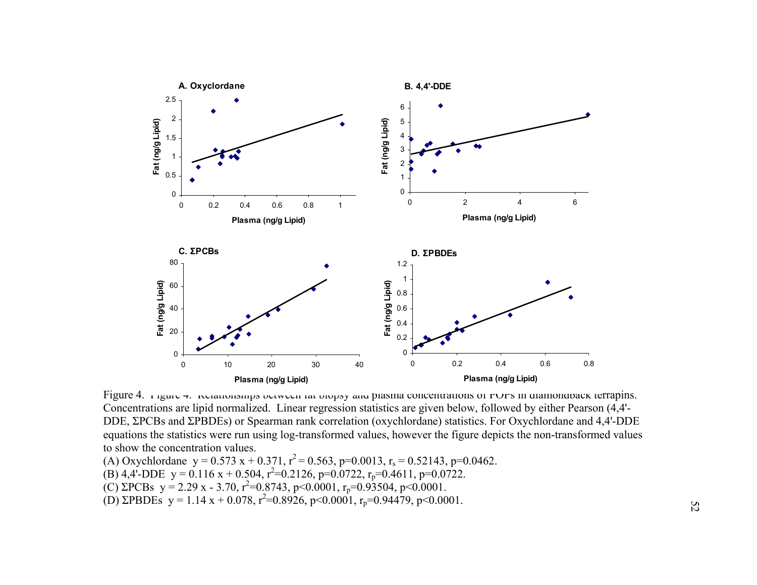A. Oxyclordane

B. 4,4'-DDE

C. ΣPCBs

D. ΣPBDEs

Figure 4. Figure 4. Relationships between fat biopsy and plasma concentrations of POPs in diamondback terrapins. Concentrations are lipid normalized. Linear regression statistics are given below, followed by either Pearson (4,4'-DDE, ΣPCBs and ΣPBDEs) or Spearman rank correlation (oxychlordane) statistics. For Oxychlordane and 4,4'-DDE equations the statistics were run using log-transformed values, however the figure depicts the non-transformed values to show the concentration values.

(A) Oxychlordane $y = 0.573x + 0.371$, $r^2 = 0.563$, $p=0.0013$, $r_s = 0.52143$, $p=0.0462$.

(B) 4,4'-DDE $y = 0.116x + 0.504$, $r^2=0.2126$, $p=0.0722$, $r_p=0.4611$, $p=0.0722$.

(C) ΣPCBs $y = 2.29x - 3.70$, $r^2=0.8743$, $p<0.0001$, $r_p=0.93504$, $p<0.0001$.

(D) ΣPBDEs $y = 1.14x + 0.078$, $r^2=0.8926$, $p<0.0001$, $r_p=0.94479$, $p<0.0001$.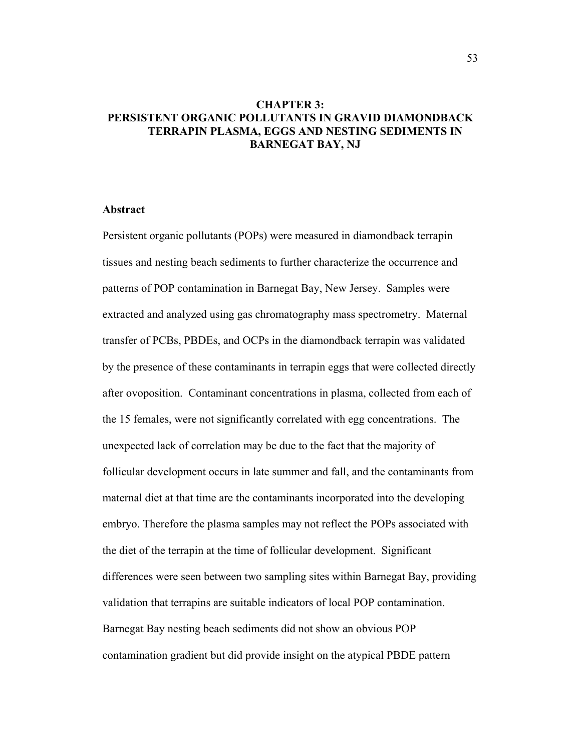# CHAPTER 3: PERSISTENT ORGANIC POLLUTANTS IN GRAVID DIAMONDBACK TERRAPIN PLASMA, EGGS AND NESTING SEDIMENTS IN BARNEGAT BAY, NJ

## Abstract

Persistent organic pollutants (POPs) were measured in diamondback terrapin tissues and nesting beach sediments to further characterize the occurrence and patterns of POP contamination in Barnegat Bay, New Jersey. Samples were extracted and analyzed using gas chromatography mass spectrometry. Maternal transfer of PCBs, PBDEs, and OCPs in the diamondback terrapin was validated by the presence of these contaminants in terrapin eggs that were collected directly after ovoposition. Contaminant concentrations in plasma, collected from each of the 15 females, were not significantly correlated with egg concentrations. The unexpected lack of correlation may be due to the fact that the majority of follicular development occurs in late summer and fall, and the contaminants from maternal diet at that time are the contaminants incorporated into the developing embryo. Therefore the plasma samples may not reflect the POPs associated with the diet of the terrapin at the time of follicular development. Significant differences were seen between two sampling sites within Barnegat Bay, providing validation that terrapins are suitable indicators of local POP contamination. Barnegat Bay nesting beach sediments did not show an obvious POP contamination gradient but did provide insight on the atypical PBDE pattern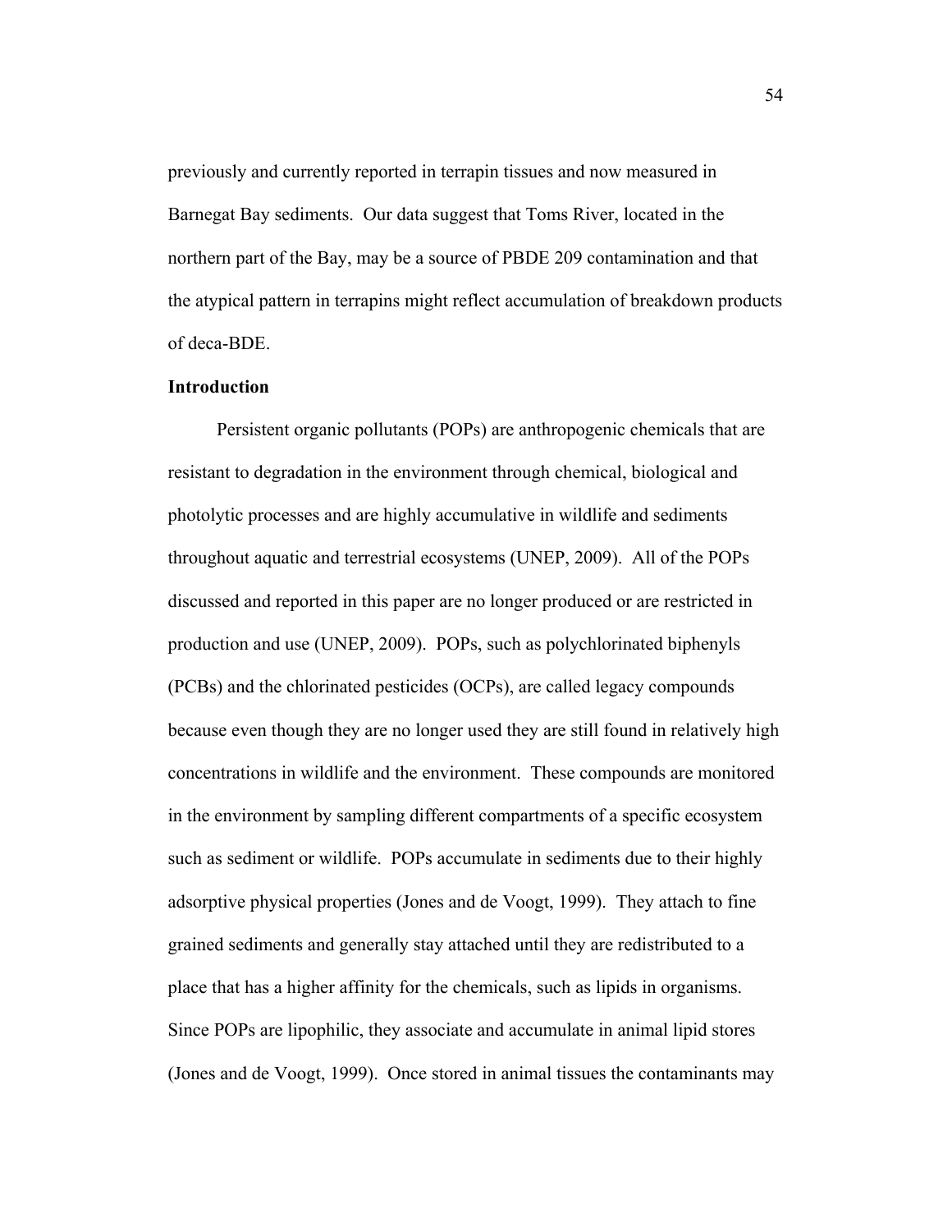previously and currently reported in terrapin tissues and now measured in Barnegat Bay sediments. Our data suggest that Toms River, located in the northern part of the Bay, may be a source of PBDE 209 contamination and that the atypical pattern in terrapins might reflect accumulation of breakdown products of deca-BDE.

**Introduction**

Persistent organic pollutants (POPs) are anthropogenic chemicals that are resistant to degradation in the environment through chemical, biological and photolytic processes and are highly accumulative in wildlife and sediments throughout aquatic and terrestrial ecosystems (UNEP, 2009). All of the POPs discussed and reported in this paper are no longer produced or are restricted in production and use (UNEP, 2009). POPs, such as polychlorinated biphenyls (PCBs) and the chlorinated pesticides (OCPs), are called legacy compounds because even though they are no longer used they are still found in relatively high concentrations in wildlife and the environment. These compounds are monitored in the environment by sampling different compartments of a specific ecosystem such as sediment or wildlife. POPs accumulate in sediments due to their highly adsorptive physical properties (Jones and de Voogt, 1999). They attach to fine grained sediments and generally stay attached until they are redistributed to a place that has a higher affinity for the chemicals, such as lipids in organisms. Since POPs are lipophilic, they associate and accumulate in animal lipid stores (Jones and de Voogt, 1999). Once stored in animal tissues the contaminants may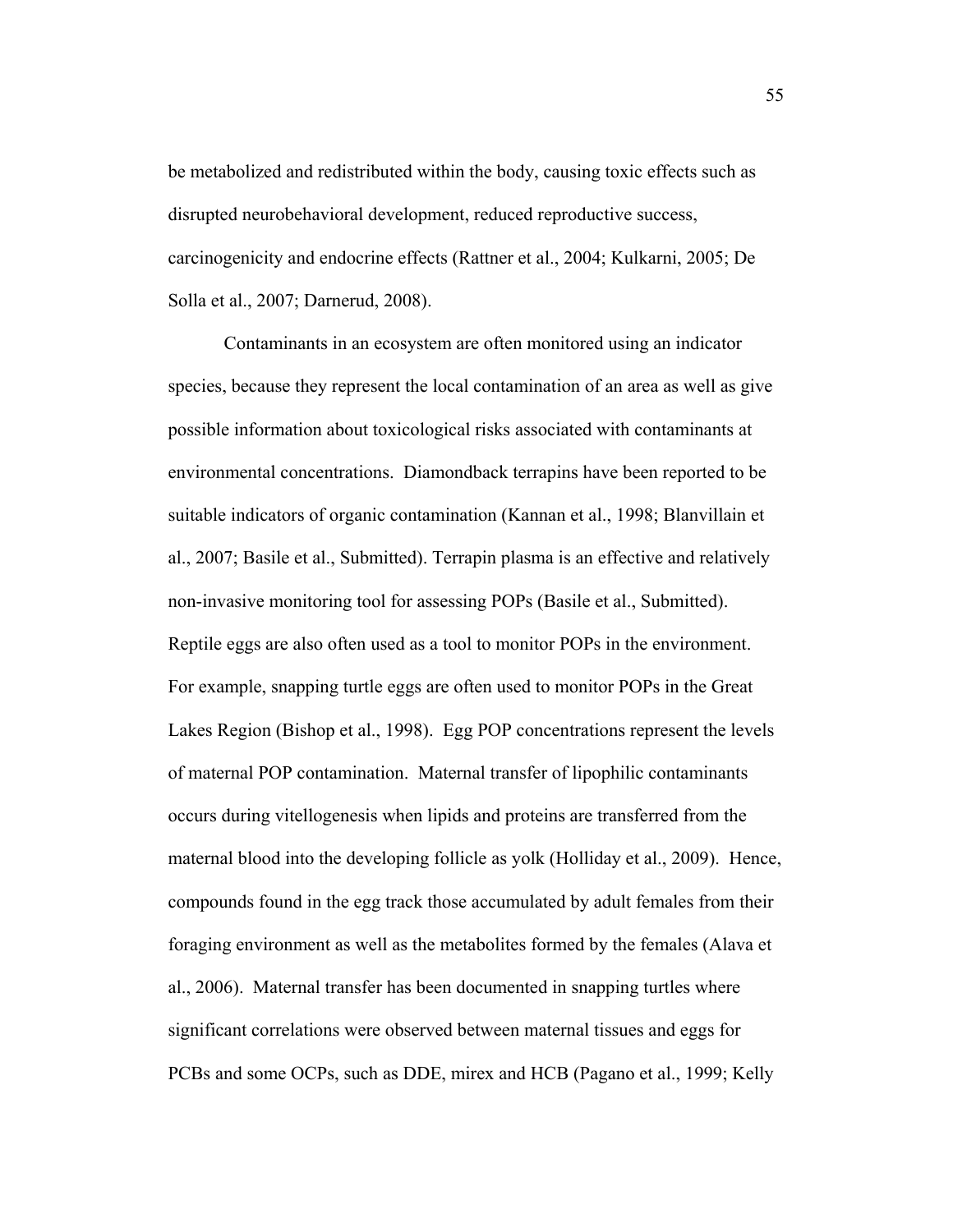be metabolized and redistributed within the body, causing toxic effects such as disrupted neurobehavioral development, reduced reproductive success, carcinogenicity and endocrine effects (Rattner et al., 2004; Kulkarni, 2005; De Solla et al., 2007; Darnerud, 2008).

Contaminants in an ecosystem are often monitored using an indicator species, because they represent the local contamination of an area as well as give possible information about toxicological risks associated with contaminants at environmental concentrations. Diamondback terrapins have been reported to be suitable indicators of organic contamination (Kannan et al., 1998; Blanvillain et al., 2007; Basile et al., Submitted). Terrapin plasma is an effective and relatively non-invasive monitoring tool for assessing POPs (Basile et al., Submitted). Reptile eggs are also often used as a tool to monitor POPs in the environment. For example, snapping turtle eggs are often used to monitor POPs in the Great Lakes Region (Bishop et al., 1998). Egg POP concentrations represent the levels of maternal POP contamination. Maternal transfer of lipophilic contaminants occurs during vitellogenesis when lipids and proteins are transferred from the maternal blood into the developing follicle as yolk (Holliday et al., 2009). Hence, compounds found in the egg track those accumulated by adult females from their foraging environment as well as the metabolites formed by the females (Alava et al., 2006). Maternal transfer has been documented in snapping turtles where significant correlations were observed between maternal tissues and eggs for PCBs and some OCPs, such as DDE, mirex and HCB (Pagano et al., 1999; Kelly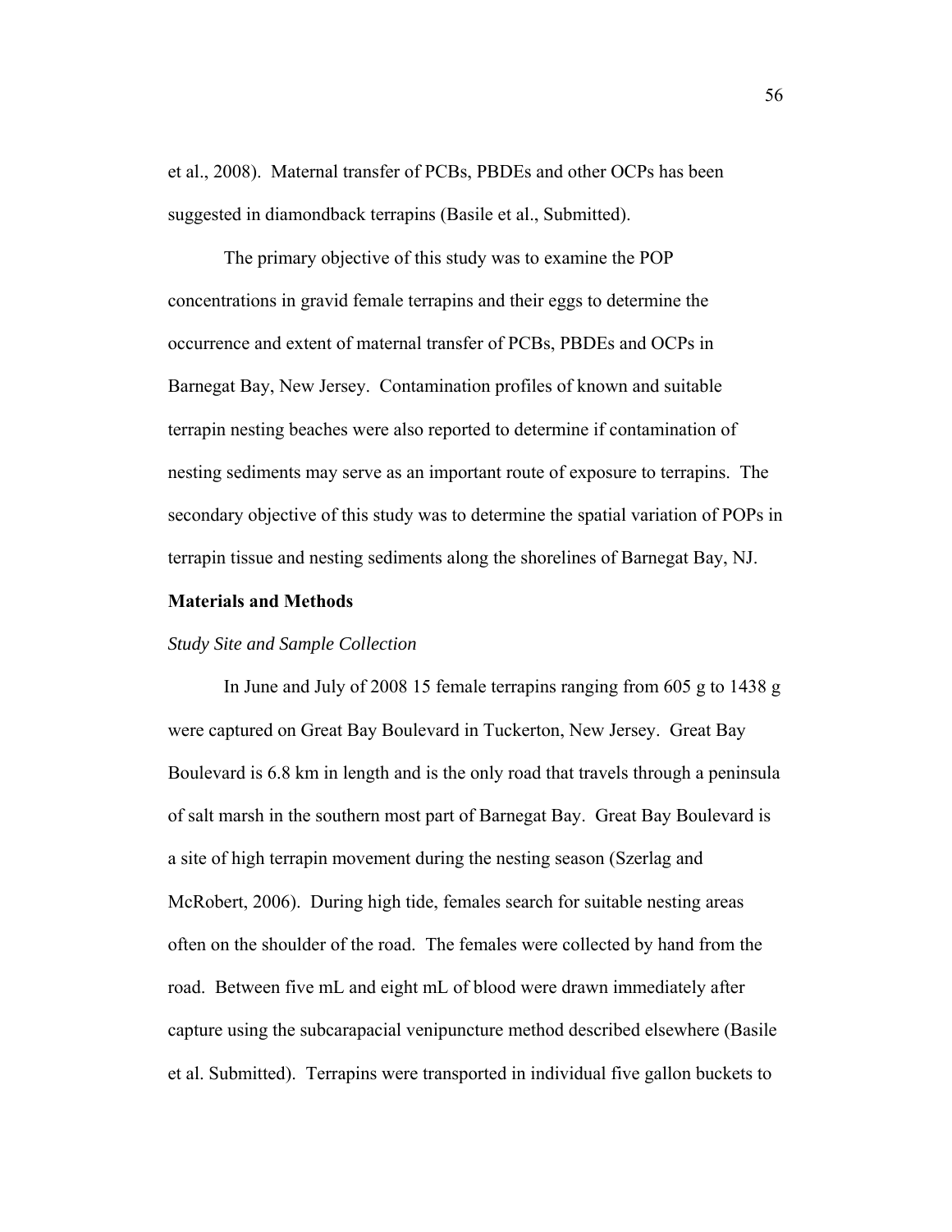et al., 2008). Maternal transfer of PCBs, PBDEs and other OCPs has been suggested in diamondback terrapins (Basile et al., Submitted).

The primary objective of this study was to examine the POP concentrations in gravid female terrapins and their eggs to determine the occurrence and extent of maternal transfer of PCBs, PBDEs and OCPs in Barnegat Bay, New Jersey. Contamination profiles of known and suitable terrapin nesting beaches were also reported to determine if contamination of nesting sediments may serve as an important route of exposure to terrapins. The secondary objective of this study was to determine the spatial variation of POPs in terrapin tissue and nesting sediments along the shorelines of Barnegat Bay, NJ.

## Materials and Methods

### *Study Site and Sample Collection*

In June and July of 2008 15 female terrapins ranging from 605 g to 1438 g were captured on Great Bay Boulevard in Tuckerton, New Jersey. Great Bay Boulevard is 6.8 km in length and is the only road that travels through a peninsula of salt marsh in the southern most part of Barnegat Bay. Great Bay Boulevard is a site of high terrapin movement during the nesting season (Szerlag and McRobert, 2006). During high tide, females search for suitable nesting areas often on the shoulder of the road. The females were collected by hand from the road. Between five mL and eight mL of blood were drawn immediately after capture using the subcarapacial venipuncture method described elsewhere (Basile et al. Submitted). Terrapins were transported in individual five gallon buckets to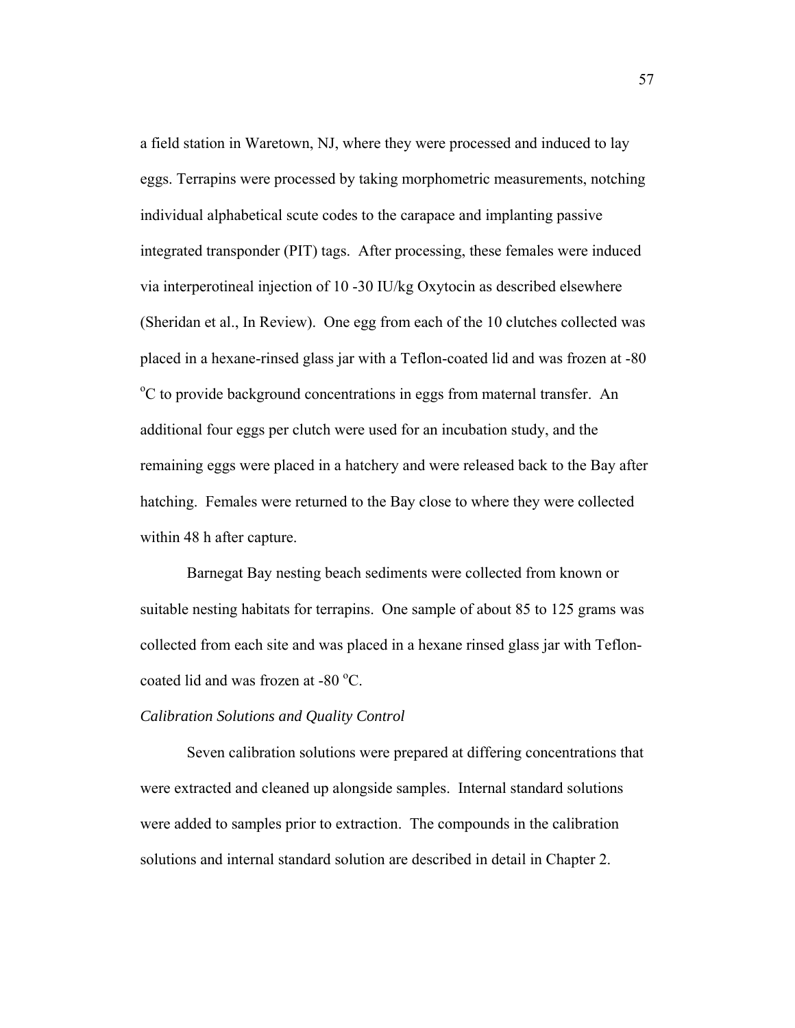a field station in Waretown, NJ, where they were processed and induced to lay eggs. Terrapins were processed by taking morphometric measurements, notching individual alphabetical scute codes to the carapace and implanting passive integrated transponder (PIT) tags. After processing, these females were induced via interperotineal injection of 10 -30 IU/kg Oxytocin as described elsewhere (Sheridan et al., In Review). One egg from each of the 10 clutches collected was placed in a hexane-rinsed glass jar with a Teflon-coated lid and was frozen at -80 $^{o}$C to provide background concentrations in eggs from maternal transfer. An additional four eggs per clutch were used for an incubation study, and the remaining eggs were placed in a hatchery and were released back to the Bay after hatching. Females were returned to the Bay close to where they were collected within 48 h after capture.

Barnegat Bay nesting beach sediments were collected from known or suitable nesting habitats for terrapins. One sample of about 85 to 125 grams was collected from each site and was placed in a hexane rinsed glass jar with Teflon-coated lid and was frozen at -80 $^{o}$C.

*Calibration Solutions and Quality Control*

Seven calibration solutions were prepared at differing concentrations that were extracted and cleaned up alongside samples. Internal standard solutions were added to samples prior to extraction. The compounds in the calibration solutions and internal standard solution are described in detail in Chapter 2.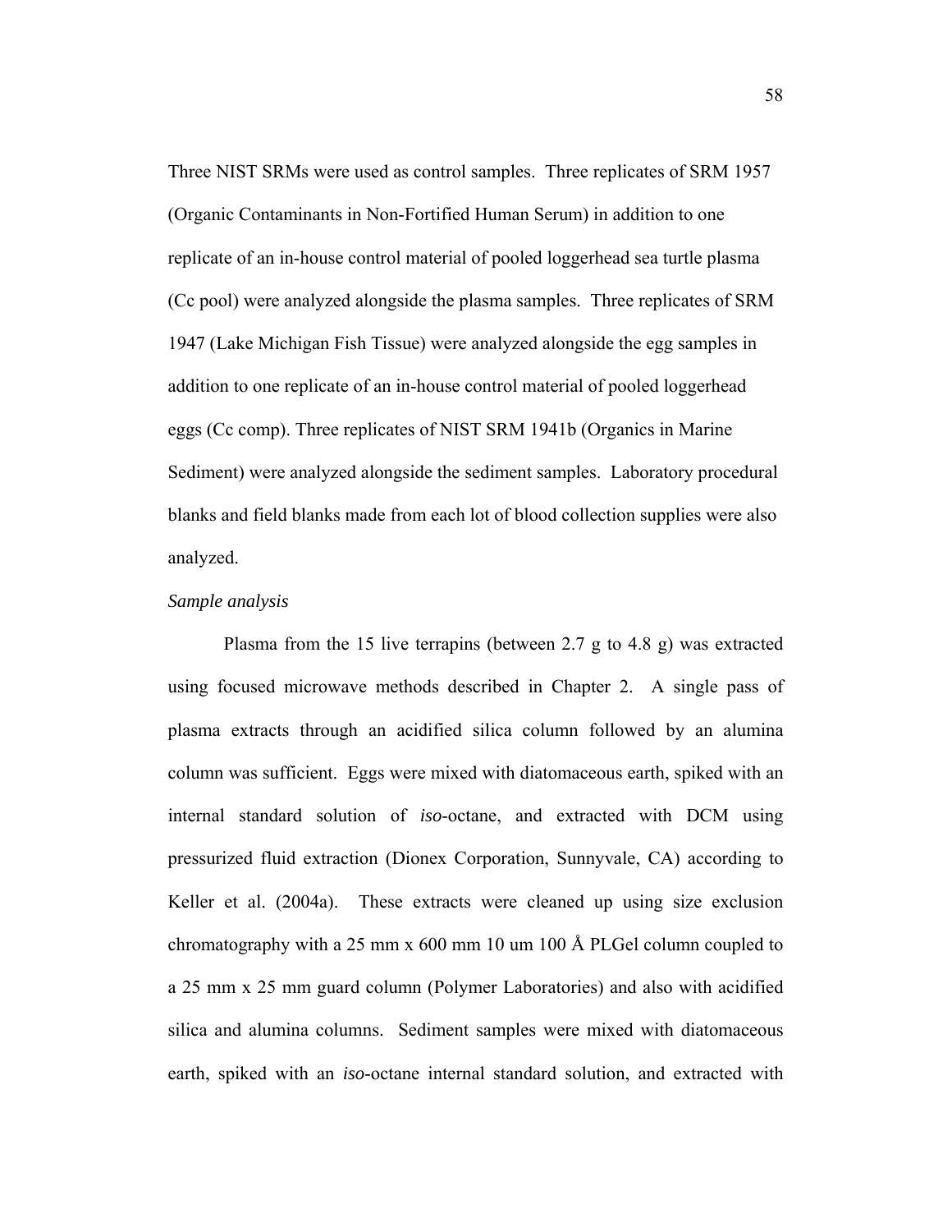Three NIST SRMs were used as control samples. Three replicates of SRM 1957 (Organic Contaminants in Non-Fortified Human Serum) in addition to one replicate of an in-house control material of pooled loggerhead sea turtle plasma (Cc pool) were analyzed alongside the plasma samples. Three replicates of SRM 1947 (Lake Michigan Fish Tissue) were analyzed alongside the egg samples in addition to one replicate of an in-house control material of pooled loggerhead eggs (Cc comp). Three replicates of NIST SRM 1941b (Organics in Marine Sediment) were analyzed alongside the sediment samples. Laboratory procedural blanks and field blanks made from each lot of blood collection supplies were also analyzed.

*Sample analysis*

Plasma from the 15 live terrapins (between 2.7 g to 4.8 g) was extracted using focused microwave methods described in Chapter 2. A single pass of plasma extracts through an acidified silica column followed by an alumina column was sufficient. Eggs were mixed with diatomaceous earth, spiked with an internal standard solution of *iso*-octane, and extracted with DCM using pressurized fluid extraction (Dionex Corporation, Sunnyvale, CA) according to Keller et al. (2004a). These extracts were cleaned up using size exclusion chromatography with a 25 mm x 600 mm 10 um 100 Å PLGel column coupled to a 25 mm x 25 mm guard column (Polymer Laboratories) and also with acidified silica and alumina columns. Sediment samples were mixed with diatomaceous earth, spiked with an *iso*-octane internal standard solution, and extracted with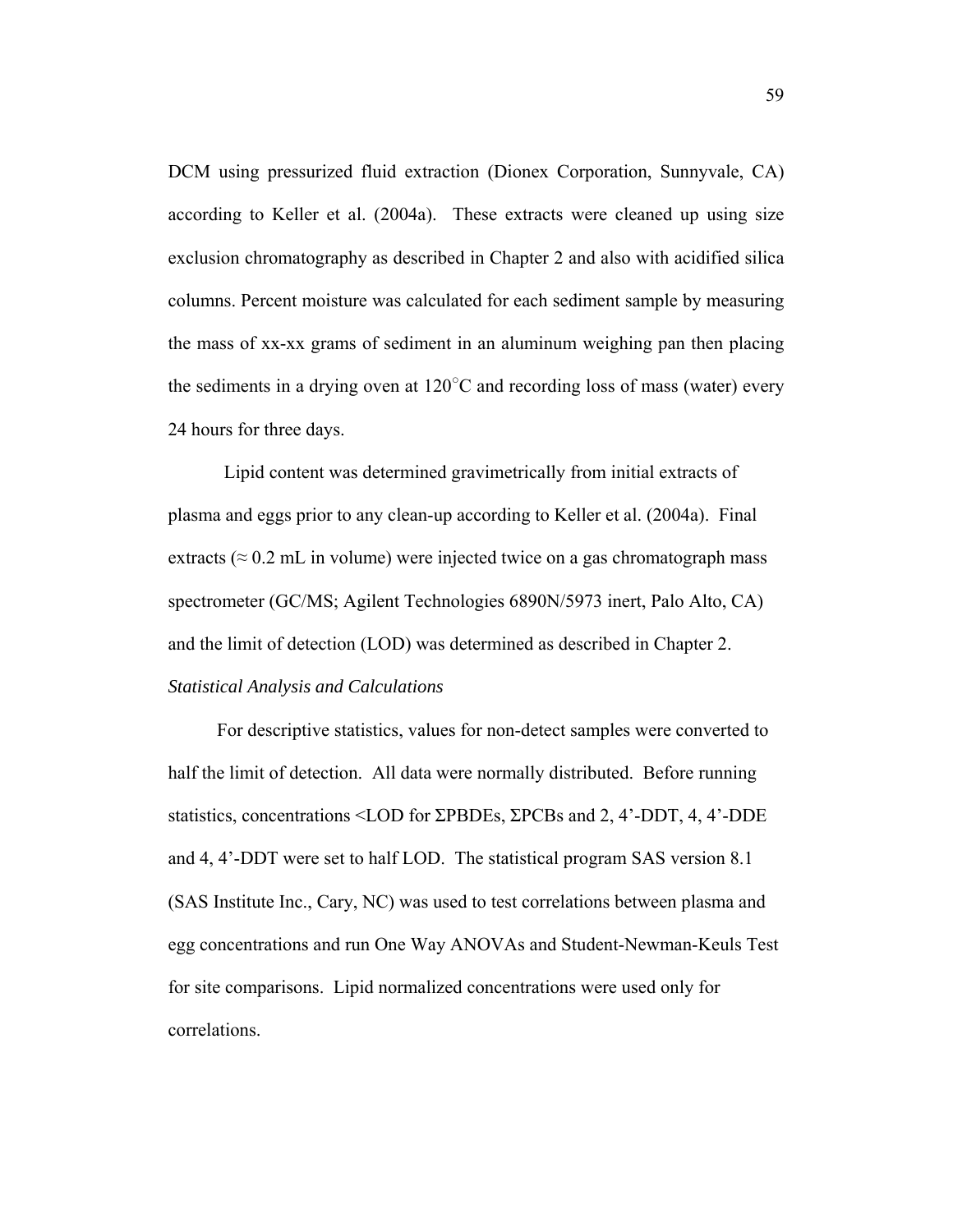DCM using pressurized fluid extraction (Dionex Corporation, Sunnyvale, CA) according to Keller et al. (2004a). These extracts were cleaned up using size exclusion chromatography as described in Chapter 2 and also with acidified silica columns. Percent moisture was calculated for each sediment sample by measuring the mass of xx-xx grams of sediment in an aluminum weighing pan then placing the sediments in a drying oven at 120°C and recording loss of mass (water) every 24 hours for three days.

Lipid content was determined gravimetrically from initial extracts of plasma and eggs prior to any clean-up according to Keller et al. (2004a). Final extracts ($\approx$ 0.2 mL in volume) were injected twice on a gas chromatograph mass spectrometer (GC/MS; Agilent Technologies 6890N/5973 inert, Palo Alto, CA) and the limit of detection (LOD) was determined as described in Chapter 2.

*Statistical Analysis and Calculations*

For descriptive statistics, values for non-detect samples were converted to half the limit of detection. All data were normally distributed. Before running statistics, concentrations <LOD for ΣPBDEs, ΣPCBs and 2, 4'-DDT, 4, 4'-DDE and 4, 4'-DDT were set to half LOD. The statistical program SAS version 8.1 (SAS Institute Inc., Cary, NC) was used to test correlations between plasma and egg concentrations and run One Way ANOVAs and Student-Newman-Keuls Test for site comparisons. Lipid normalized concentrations were used only for correlations.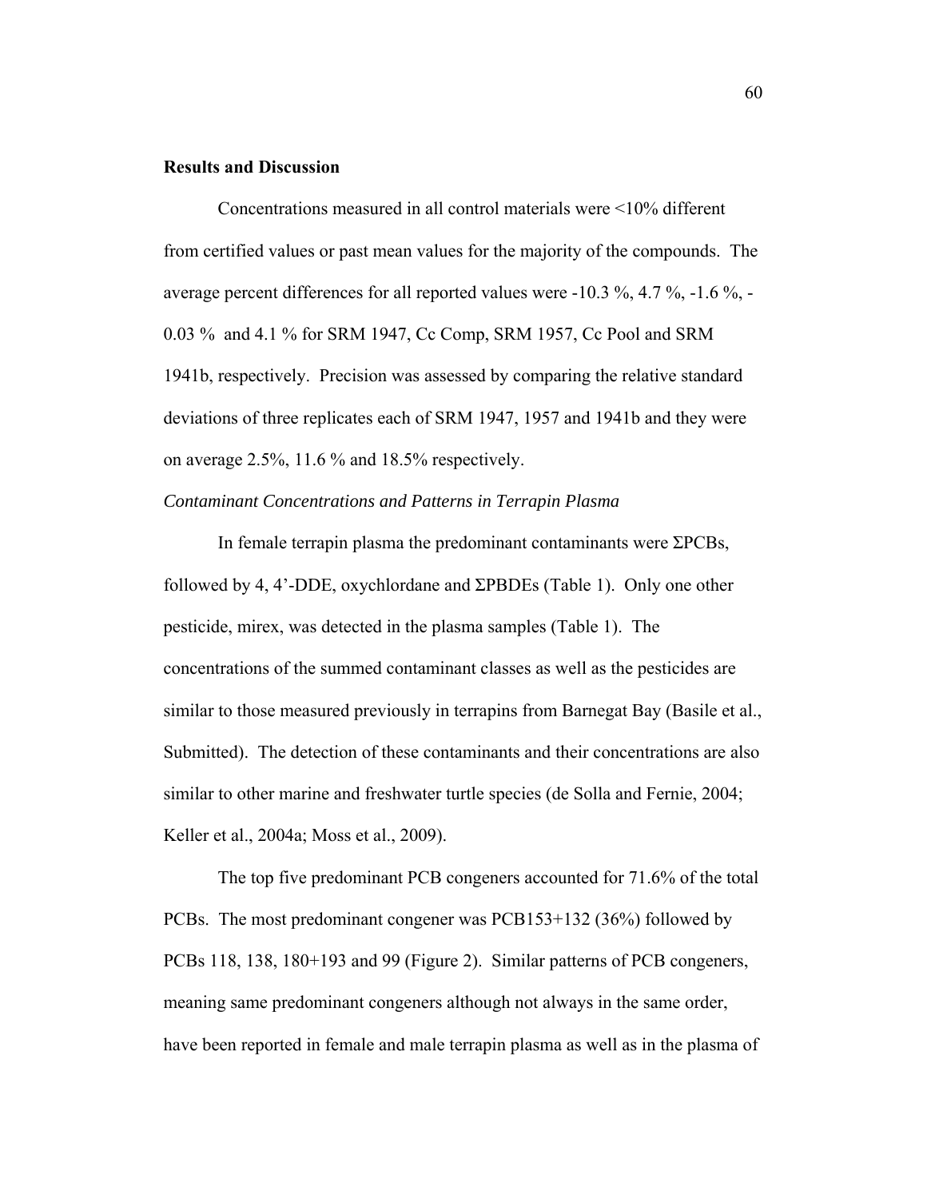**Results and Discussion**

Concentrations measured in all control materials were <10% different from certified values or past mean values for the majority of the compounds. The average percent differences for all reported values were -10.3 %, 4.7 %, -1.6 %, -0.03 % and 4.1 % for SRM 1947, Cc Comp, SRM 1957, Cc Pool and SRM 1941b, respectively. Precision was assessed by comparing the relative standard deviations of three replicates each of SRM 1947, 1957 and 1941b and they were on average 2.5%, 11.6 % and 18.5% respectively.

*Contaminant Concentrations and Patterns in Terrapin Plasma*

In female terrapin plasma the predominant contaminants were ΣPCBs, followed by 4, 4'-DDE, oxychlordane and ΣPBDEs (Table 1). Only one other pesticide, mirex, was detected in the plasma samples (Table 1). The concentrations of the summed contaminant classes as well as the pesticides are similar to those measured previously in terrapins from Barnegat Bay (Basile et al., Submitted). The detection of these contaminants and their concentrations are also similar to other marine and freshwater turtle species (de Solla and Fernie, 2004; Keller et al., 2004a; Moss et al., 2009).

The top five predominant PCB congeners accounted for 71.6% of the total PCBs. The most predominant congener was PCB153+132 (36%) followed by PCBs 118, 138, 180+193 and 99 (Figure 2). Similar patterns of PCB congeners, meaning same predominant congeners although not always in the same order, have been reported in female and male terrapin plasma as well as in the plasma of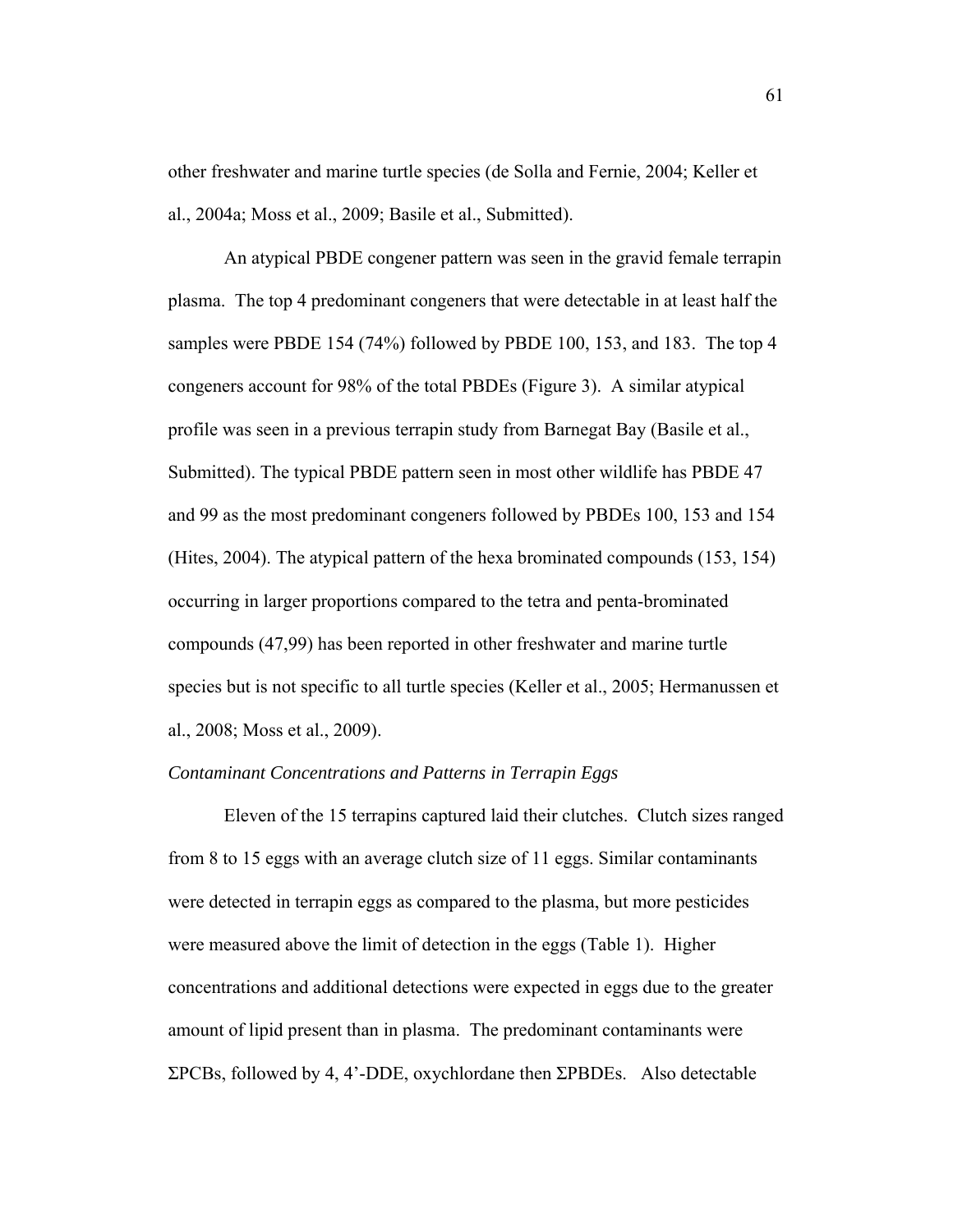other freshwater and marine turtle species (de Solla and Fernie, 2004; Keller et al., 2004a; Moss et al., 2009; Basile et al., Submitted).

An atypical PBDE congener pattern was seen in the gravid female terrapin plasma. The top 4 predominant congeners that were detectable in at least half the samples were PBDE 154 (74%) followed by PBDE 100, 153, and 183. The top 4 congeners account for 98% of the total PBDEs (Figure 3). A similar atypical profile was seen in a previous terrapin study from Barnegat Bay (Basile et al., Submitted). The typical PBDE pattern seen in most other wildlife has PBDE 47 and 99 as the most predominant congeners followed by PBDEs 100, 153 and 154 (Hites, 2004). The atypical pattern of the hexa brominated compounds (153, 154) occurring in larger proportions compared to the tetra and penta-brominated compounds (47,99) has been reported in other freshwater and marine turtle species but is not specific to all turtle species (Keller et al., 2005; Hermanussen et al., 2008; Moss et al., 2009).

*Contaminant Concentrations and Patterns in Terrapin Eggs*

Eleven of the 15 terrapins captured laid their clutches. Clutch sizes ranged from 8 to 15 eggs with an average clutch size of 11 eggs. Similar contaminants were detected in terrapin eggs as compared to the plasma, but more pesticides were measured above the limit of detection in the eggs (Table 1). Higher concentrations and additional detections were expected in eggs due to the greater amount of lipid present than in plasma. The predominant contaminants were ΣPCBs, followed by 4, 4'-DDE, oxychlordane then ΣPBDEs. Also detectable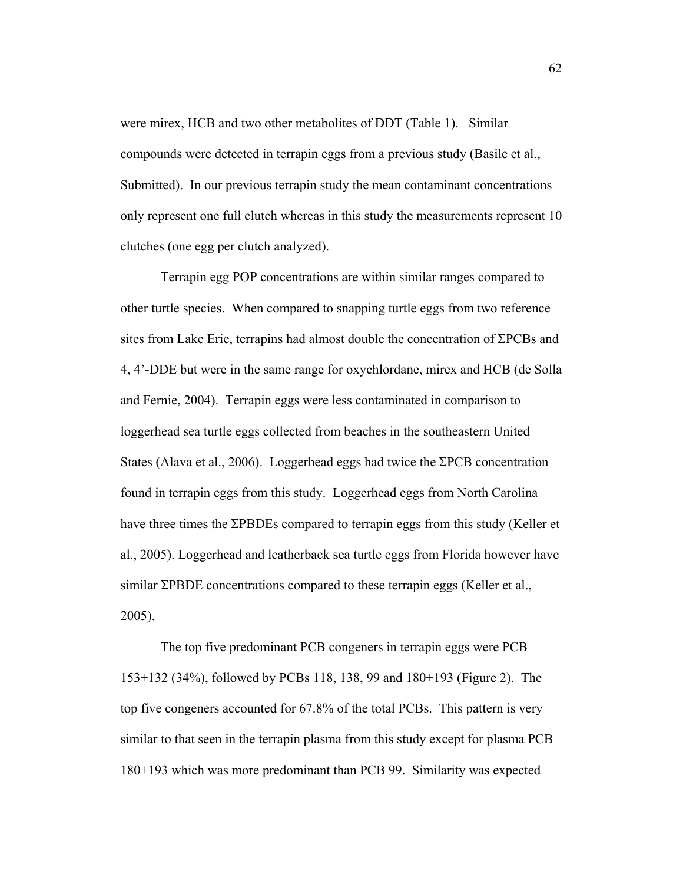were mirex, HCB and two other metabolites of DDT (Table 1). Similar compounds were detected in terrapin eggs from a previous study (Basile et al., Submitted). In our previous terrapin study the mean contaminant concentrations only represent one full clutch whereas in this study the measurements represent 10 clutches (one egg per clutch analyzed).

Terrapin egg POP concentrations are within similar ranges compared to other turtle species. When compared to snapping turtle eggs from two reference sites from Lake Erie, terrapins had almost double the concentration of ΣPCBs and 4, 4'-DDE but were in the same range for oxychlordane, mirex and HCB (de Solla and Fernie, 2004). Terrapin eggs were less contaminated in comparison to loggerhead sea turtle eggs collected from beaches in the southeastern United States (Alava et al., 2006). Loggerhead eggs had twice the ΣPCB concentration found in terrapin eggs from this study. Loggerhead eggs from North Carolina have three times the ΣPBDEs compared to terrapin eggs from this study (Keller et al., 2005). Loggerhead and leatherback sea turtle eggs from Florida however have similar ΣPBDE concentrations compared to these terrapin eggs (Keller et al., 2005).

The top five predominant PCB congeners in terrapin eggs were PCB 153+132 (34%), followed by PCBs 118, 138, 99 and 180+193 (Figure 2). The top five congeners accounted for 67.8% of the total PCBs. This pattern is very similar to that seen in the terrapin plasma from this study except for plasma PCB 180+193 which was more predominant than PCB 99. Similarity was expected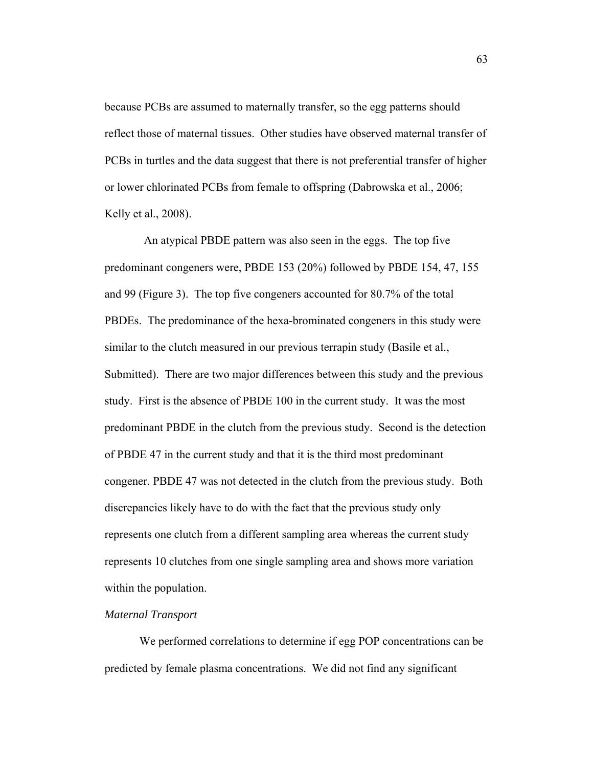because PCBs are assumed to maternally transfer, so the egg patterns should reflect those of maternal tissues. Other studies have observed maternal transfer of PCBs in turtles and the data suggest that there is not preferential transfer of higher or lower chlorinated PCBs from female to offspring (Dabrowska et al., 2006; Kelly et al., 2008).

An atypical PBDE pattern was also seen in the eggs. The top five predominant congeners were, PBDE 153 (20%) followed by PBDE 154, 47, 155 and 99 (Figure 3). The top five congeners accounted for 80.7% of the total PBDEs. The predominance of the hexa-brominated congeners in this study were similar to the clutch measured in our previous terrapin study (Basile et al., Submitted). There are two major differences between this study and the previous study. First is the absence of PBDE 100 in the current study. It was the most predominant PBDE in the clutch from the previous study. Second is the detection of PBDE 47 in the current study and that it is the third most predominant congener. PBDE 47 was not detected in the clutch from the previous study. Both discrepancies likely have to do with the fact that the previous study only represents one clutch from a different sampling area whereas the current study represents 10 clutches from one single sampling area and shows more variation within the population.

*Maternal Transport*

We performed correlations to determine if egg POP concentrations can be predicted by female plasma concentrations. We did not find any significant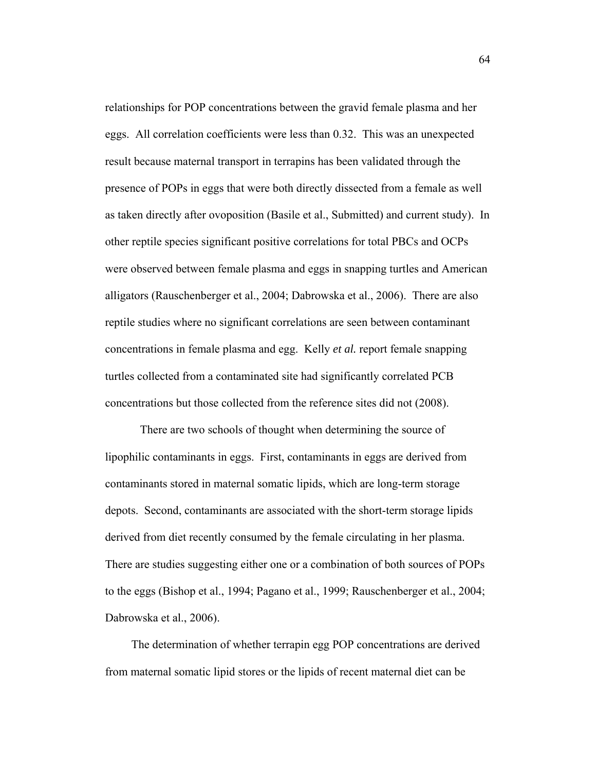relationships for POP concentrations between the gravid female plasma and her eggs. All correlation coefficients were less than 0.32. This was an unexpected result because maternal transport in terrapins has been validated through the presence of POPs in eggs that were both directly dissected from a female as well as taken directly after ovoposition (Basile et al., Submitted) and current study). In other reptile species significant positive correlations for total PBCs and OCPs were observed between female plasma and eggs in snapping turtles and American alligators (Rauschenberger et al., 2004; Dabrowska et al., 2006). There are also reptile studies where no significant correlations are seen between contaminant concentrations in female plasma and egg. Kelly *et al.* report female snapping turtles collected from a contaminated site had significantly correlated PCB concentrations but those collected from the reference sites did not (2008).

There are two schools of thought when determining the source of lipophilic contaminants in eggs. First, contaminants in eggs are derived from contaminants stored in maternal somatic lipids, which are long-term storage depots. Second, contaminants are associated with the short-term storage lipids derived from diet recently consumed by the female circulating in her plasma. There are studies suggesting either one or a combination of both sources of POPs to the eggs (Bishop et al., 1994; Pagano et al., 1999; Rauschenberger et al., 2004; Dabrowska et al., 2006).

The determination of whether terrapin egg POP concentrations are derived from maternal somatic lipid stores or the lipids of recent maternal diet can be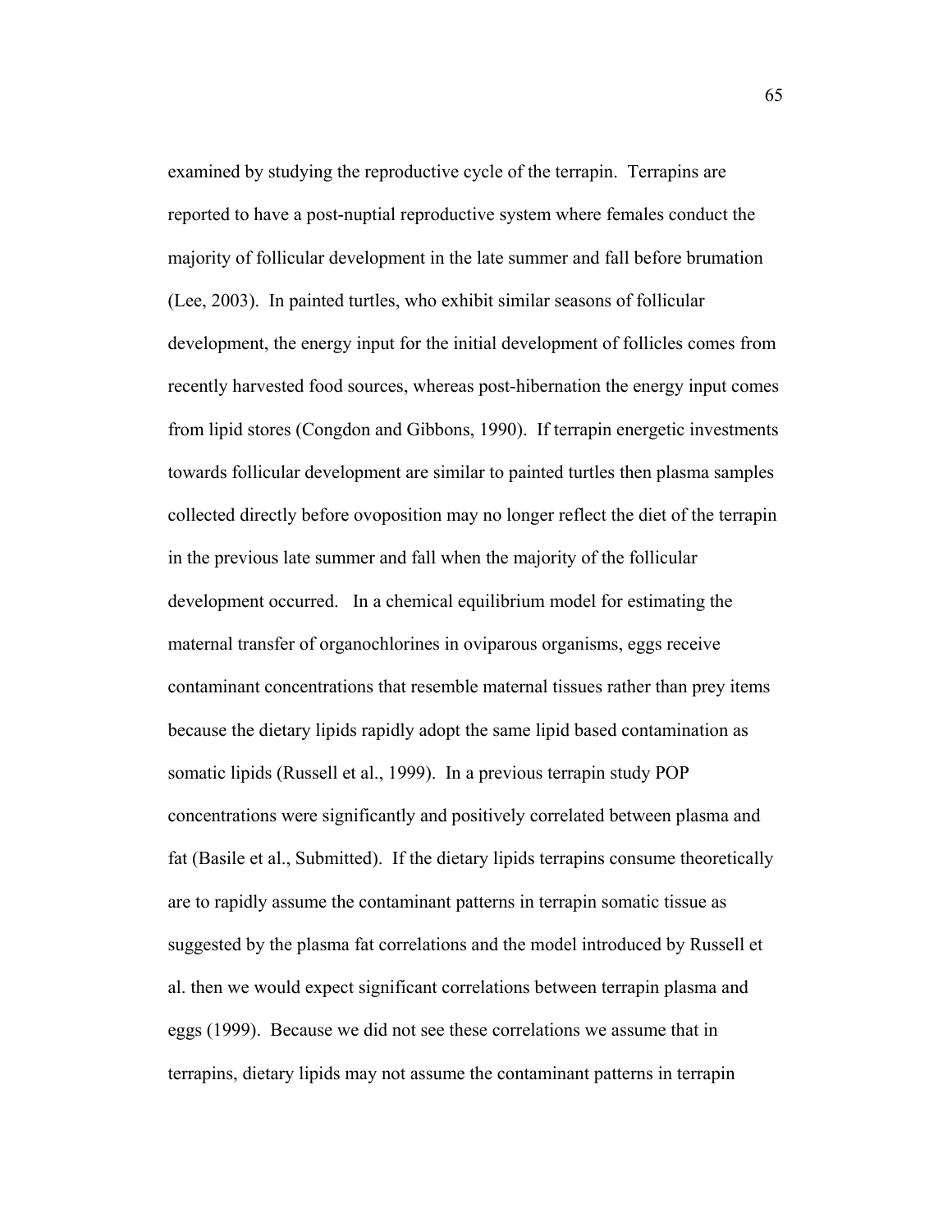examined by studying the reproductive cycle of the terrapin. Terrapins are reported to have a post-nuptial reproductive system where females conduct the majority of follicular development in the late summer and fall before brumation (Lee, 2003). In painted turtles, who exhibit similar seasons of follicular development, the energy input for the initial development of follicles comes from recently harvested food sources, whereas post-hibernation the energy input comes from lipid stores (Congdon and Gibbons, 1990). If terrapin energetic investments towards follicular development are similar to painted turtles then plasma samples collected directly before ovoposition may no longer reflect the diet of the terrapin in the previous late summer and fall when the majority of the follicular development occurred. In a chemical equilibrium model for estimating the maternal transfer of organochlorines in oviparous organisms, eggs receive contaminant concentrations that resemble maternal tissues rather than prey items because the dietary lipids rapidly adopt the same lipid based contamination as somatic lipids (Russell et al., 1999). In a previous terrapin study POP concentrations were significantly and positively correlated between plasma and fat (Basile et al., Submitted). If the dietary lipids terrapins consume theoretically are to rapidly assume the contaminant patterns in terrapin somatic tissue as suggested by the plasma fat correlations and the model introduced by Russell et al. then we would expect significant correlations between terrapin plasma and eggs (1999). Because we did not see these correlations we assume that in terrapins, dietary lipids may not assume the contaminant patterns in terrapin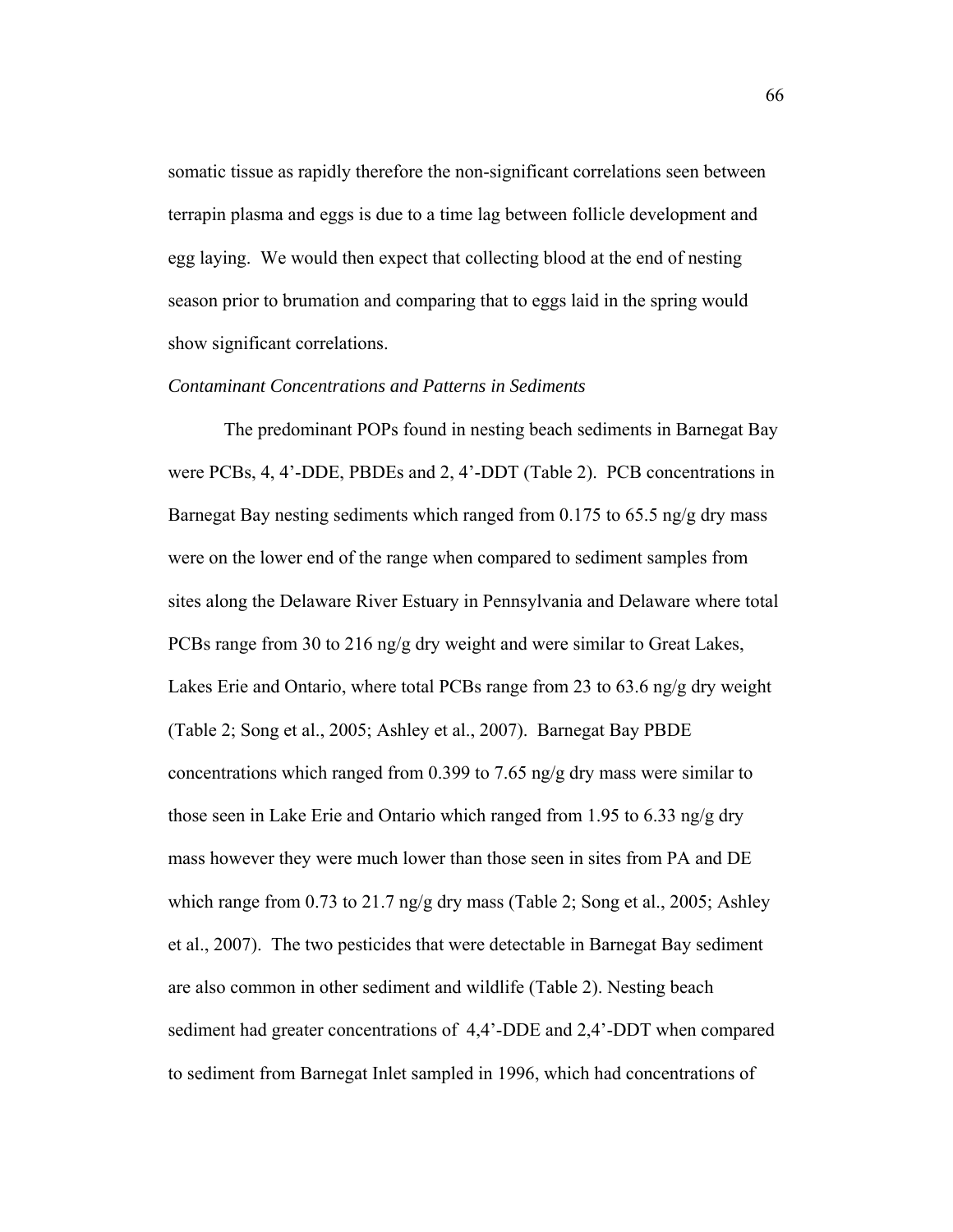somatic tissue as rapidly therefore the non-significant correlations seen between terrapin plasma and eggs is due to a time lag between follicle development and egg laying. We would then expect that collecting blood at the end of nesting season prior to brumation and comparing that to eggs laid in the spring would show significant correlations.

*Contaminant Concentrations and Patterns in Sediments*

The predominant POPs found in nesting beach sediments in Barnegat Bay were PCBs, 4, 4'-DDE, PBDEs and 2, 4'-DDT (Table 2). PCB concentrations in Barnegat Bay nesting sediments which ranged from 0.175 to 65.5 ng/g dry mass were on the lower end of the range when compared to sediment samples from sites along the Delaware River Estuary in Pennsylvania and Delaware where total PCBs range from 30 to 216 ng/g dry weight and were similar to Great Lakes, Lakes Erie and Ontario, where total PCBs range from 23 to 63.6 ng/g dry weight (Table 2; Song et al., 2005; Ashley et al., 2007). Barnegat Bay PBDE concentrations which ranged from 0.399 to 7.65 ng/g dry mass were similar to those seen in Lake Erie and Ontario which ranged from 1.95 to 6.33 ng/g dry mass however they were much lower than those seen in sites from PA and DE which range from 0.73 to 21.7 ng/g dry mass (Table 2; Song et al., 2005; Ashley et al., 2007). The two pesticides that were detectable in Barnegat Bay sediment are also common in other sediment and wildlife (Table 2). Nesting beach sediment had greater concentrations of 4,4'-DDE and 2,4'-DDT when compared to sediment from Barnegat Inlet sampled in 1996, which had concentrations of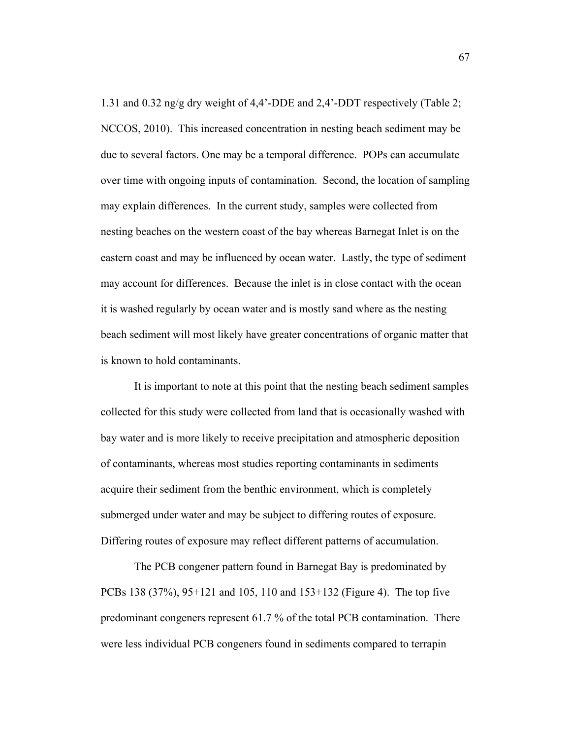1.31 and 0.32 ng/g dry weight of 4,4'-DDE and 2,4'-DDT respectively (Table 2; NCCOS, 2010). This increased concentration in nesting beach sediment may be due to several factors. One may be a temporal difference. POPs can accumulate over time with ongoing inputs of contamination. Second, the location of sampling may explain differences. In the current study, samples were collected from nesting beaches on the western coast of the bay whereas Barnegat Inlet is on the eastern coast and may be influenced by ocean water. Lastly, the type of sediment may account for differences. Because the inlet is in close contact with the ocean it is washed regularly by ocean water and is mostly sand where as the nesting beach sediment will most likely have greater concentrations of organic matter that is known to hold contaminants.

It is important to note at this point that the nesting beach sediment samples collected for this study were collected from land that is occasionally washed with bay water and is more likely to receive precipitation and atmospheric deposition of contaminants, whereas most studies reporting contaminants in sediments acquire their sediment from the benthic environment, which is completely submerged under water and may be subject to differing routes of exposure. Differing routes of exposure may reflect different patterns of accumulation.

The PCB congener pattern found in Barnegat Bay is predominated by PCBs 138 (37%), 95+121 and 105, 110 and 153+132 (Figure 4). The top five predominant congeners represent 61.7 % of the total PCB contamination. There were less individual PCB congeners found in sediments compared to terrapin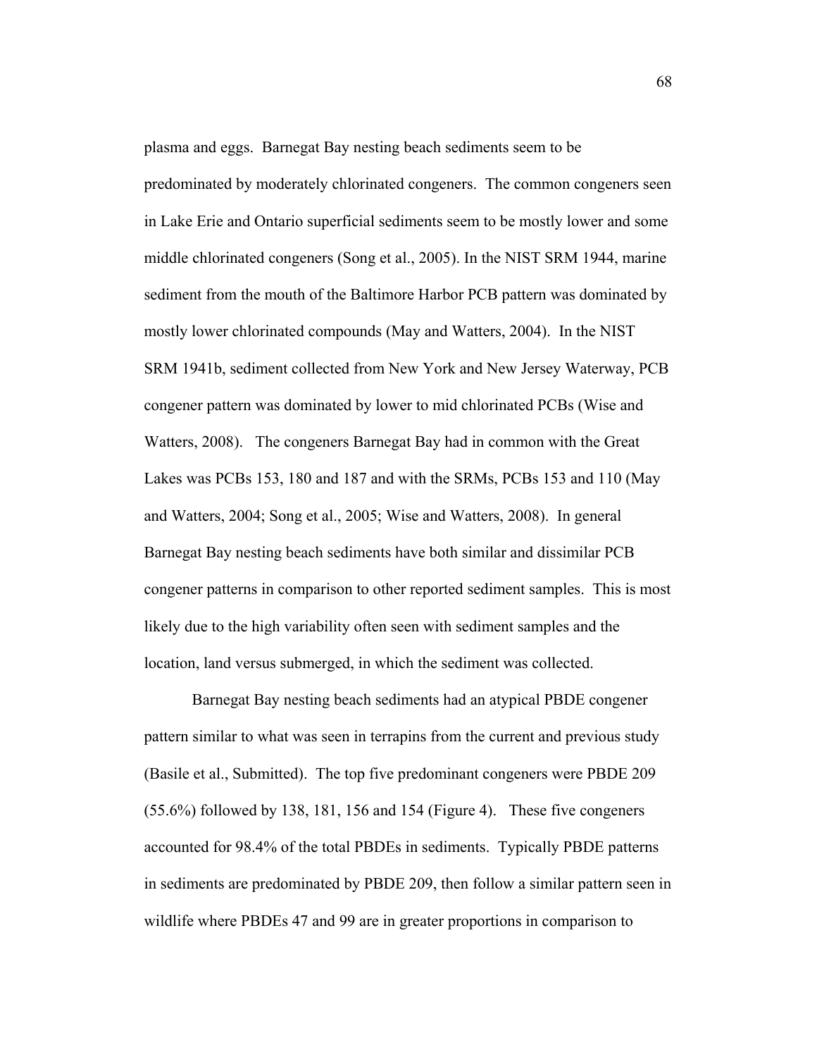plasma and eggs. Barnegat Bay nesting beach sediments seem to be predominated by moderately chlorinated congeners. The common congeners seen in Lake Erie and Ontario superficial sediments seem to be mostly lower and some middle chlorinated congeners (Song et al., 2005). In the NIST SRM 1944, marine sediment from the mouth of the Baltimore Harbor PCB pattern was dominated by mostly lower chlorinated compounds (May and Watters, 2004). In the NIST SRM 1941b, sediment collected from New York and New Jersey Waterway, PCB congener pattern was dominated by lower to mid chlorinated PCBs (Wise and Watters, 2008). The congeners Barnegat Bay had in common with the Great Lakes was PCBs 153, 180 and 187 and with the SRMs, PCBs 153 and 110 (May and Watters, 2004; Song et al., 2005; Wise and Watters, 2008). In general Barnegat Bay nesting beach sediments have both similar and dissimilar PCB congener patterns in comparison to other reported sediment samples. This is most likely due to the high variability often seen with sediment samples and the location, land versus submerged, in which the sediment was collected.

Barnegat Bay nesting beach sediments had an atypical PBDE congener pattern similar to what was seen in terrapins from the current and previous study (Basile et al., Submitted). The top five predominant congeners were PBDE 209 (55.6%) followed by 138, 181, 156 and 154 (Figure 4). These five congeners accounted for 98.4% of the total PBDEs in sediments. Typically PBDE patterns in sediments are predominated by PBDE 209, then follow a similar pattern seen in wildlife where PBDEs 47 and 99 are in greater proportions in comparison to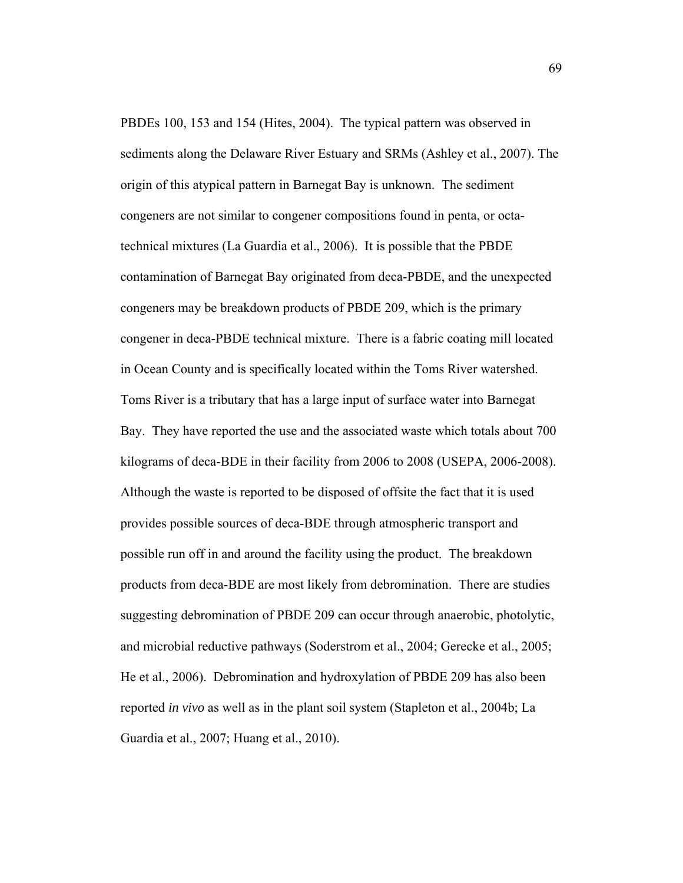PBDEs 100, 153 and 154 (Hites, 2004). The typical pattern was observed in sediments along the Delaware River Estuary and SRMs (Ashley et al., 2007). The origin of this atypical pattern in Barnegat Bay is unknown. The sediment congeners are not similar to congener compositions found in penta, or octa-technical mixtures (La Guardia et al., 2006). It is possible that the PBDE contamination of Barnegat Bay originated from deca-PBDE, and the unexpected congeners may be breakdown products of PBDE 209, which is the primary congener in deca-PBDE technical mixture. There is a fabric coating mill located in Ocean County and is specifically located within the Toms River watershed. Toms River is a tributary that has a large input of surface water into Barnegat Bay. They have reported the use and the associated waste which totals about 700 kilograms of deca-BDE in their facility from 2006 to 2008 (USEPA, 2006-2008). Although the waste is reported to be disposed of offsite the fact that it is used provides possible sources of deca-BDE through atmospheric transport and possible run off in and around the facility using the product. The breakdown products from deca-BDE are most likely from debromination. There are studies suggesting debromination of PBDE 209 can occur through anaerobic, photolytic, and microbial reductive pathways (Soderstrom et al., 2004; Gerecke et al., 2005; He et al., 2006). Debromination and hydroxylation of PBDE 209 has also been reported *in vivo* as well as in the plant soil system (Stapleton et al., 2004b; La Guardia et al., 2007; Huang et al., 2010).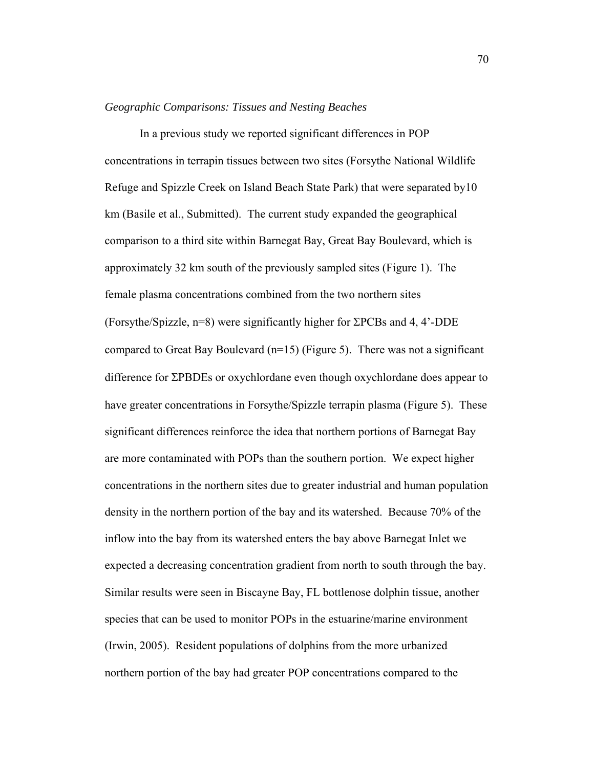*Geographic Comparisons: Tissues and Nesting Beaches*

In a previous study we reported significant differences in POP concentrations in terrapin tissues between two sites (Forsythe National Wildlife Refuge and Spizzle Creek on Island Beach State Park) that were separated by10 km (Basile et al., Submitted). The current study expanded the geographical comparison to a third site within Barnegat Bay, Great Bay Boulevard, which is approximately 32 km south of the previously sampled sites (Figure 1). The female plasma concentrations combined from the two northern sites (Forsythe/Spizzle, n=8) were significantly higher for ΣPCBs and 4, 4'-DDE compared to Great Bay Boulevard (n=15) (Figure 5). There was not a significant difference for ΣPBDEs or oxychlordane even though oxychlordane does appear to have greater concentrations in Forsythe/Spizzle terrapin plasma (Figure 5). These significant differences reinforce the idea that northern portions of Barnegat Bay are more contaminated with POPs than the southern portion. We expect higher concentrations in the northern sites due to greater industrial and human population density in the northern portion of the bay and its watershed. Because 70% of the inflow into the bay from its watershed enters the bay above Barnegat Inlet we expected a decreasing concentration gradient from north to south through the bay. Similar results were seen in Biscayne Bay, FL bottlenose dolphin tissue, another species that can be used to monitor POPs in the estuarine/marine environment (Irwin, 2005). Resident populations of dolphins from the more urbanized northern portion of the bay had greater POP concentrations compared to the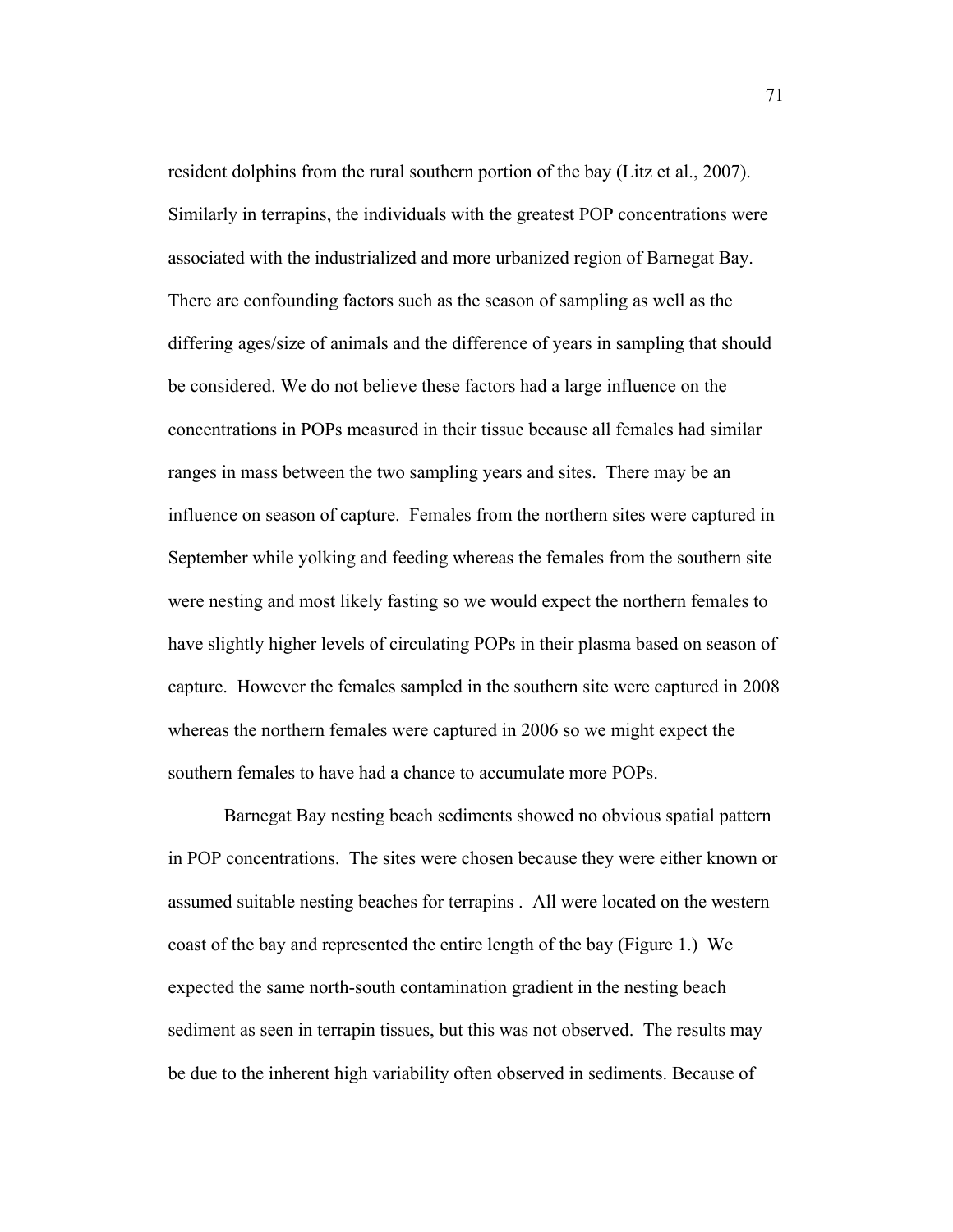resident dolphins from the rural southern portion of the bay (Litz et al., 2007). Similarly in terrapins, the individuals with the greatest POP concentrations were associated with the industrialized and more urbanized region of Barnegat Bay. There are confounding factors such as the season of sampling as well as the differing ages/size of animals and the difference of years in sampling that should be considered. We do not believe these factors had a large influence on the concentrations in POPs measured in their tissue because all females had similar ranges in mass between the two sampling years and sites. There may be an influence on season of capture. Females from the northern sites were captured in September while yolking and feeding whereas the females from the southern site were nesting and most likely fasting so we would expect the northern females to have slightly higher levels of circulating POPs in their plasma based on season of capture. However the females sampled in the southern site were captured in 2008 whereas the northern females were captured in 2006 so we might expect the southern females to have had a chance to accumulate more POPs.

Barnegat Bay nesting beach sediments showed no obvious spatial pattern in POP concentrations. The sites were chosen because they were either known or assumed suitable nesting beaches for terrapins . All were located on the western coast of the bay and represented the entire length of the bay (Figure 1.) We expected the same north-south contamination gradient in the nesting beach sediment as seen in terrapin tissues, but this was not observed. The results may be due to the inherent high variability often observed in sediments. Because of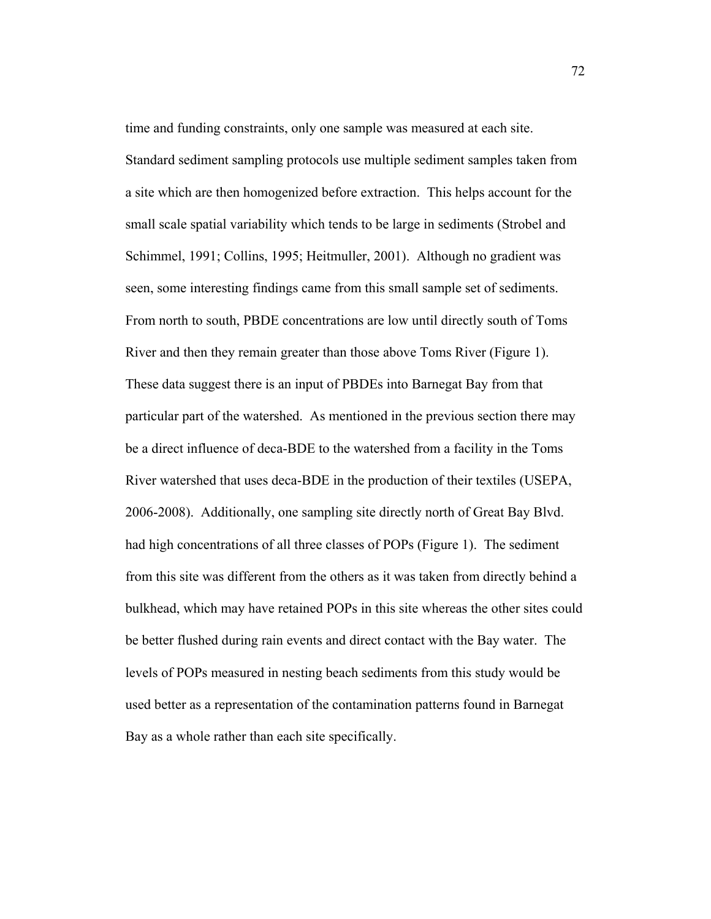time and funding constraints, only one sample was measured at each site. Standard sediment sampling protocols use multiple sediment samples taken from a site which are then homogenized before extraction. This helps account for the small scale spatial variability which tends to be large in sediments (Strobel and Schimmel, 1991; Collins, 1995; Heitmuller, 2001). Although no gradient was seen, some interesting findings came from this small sample set of sediments. From north to south, PBDE concentrations are low until directly south of Toms River and then they remain greater than those above Toms River (Figure 1). These data suggest there is an input of PBDEs into Barnegat Bay from that particular part of the watershed. As mentioned in the previous section there may be a direct influence of deca-BDE to the watershed from a facility in the Toms River watershed that uses deca-BDE in the production of their textiles (USEPA, 2006-2008). Additionally, one sampling site directly north of Great Bay Blvd. had high concentrations of all three classes of POPs (Figure 1). The sediment from this site was different from the others as it was taken from directly behind a bulkhead, which may have retained POPs in this site whereas the other sites could be better flushed during rain events and direct contact with the Bay water. The levels of POPs measured in nesting beach sediments from this study would be used better as a representation of the contamination patterns found in Barnegat Bay as a whole rather than each site specifically.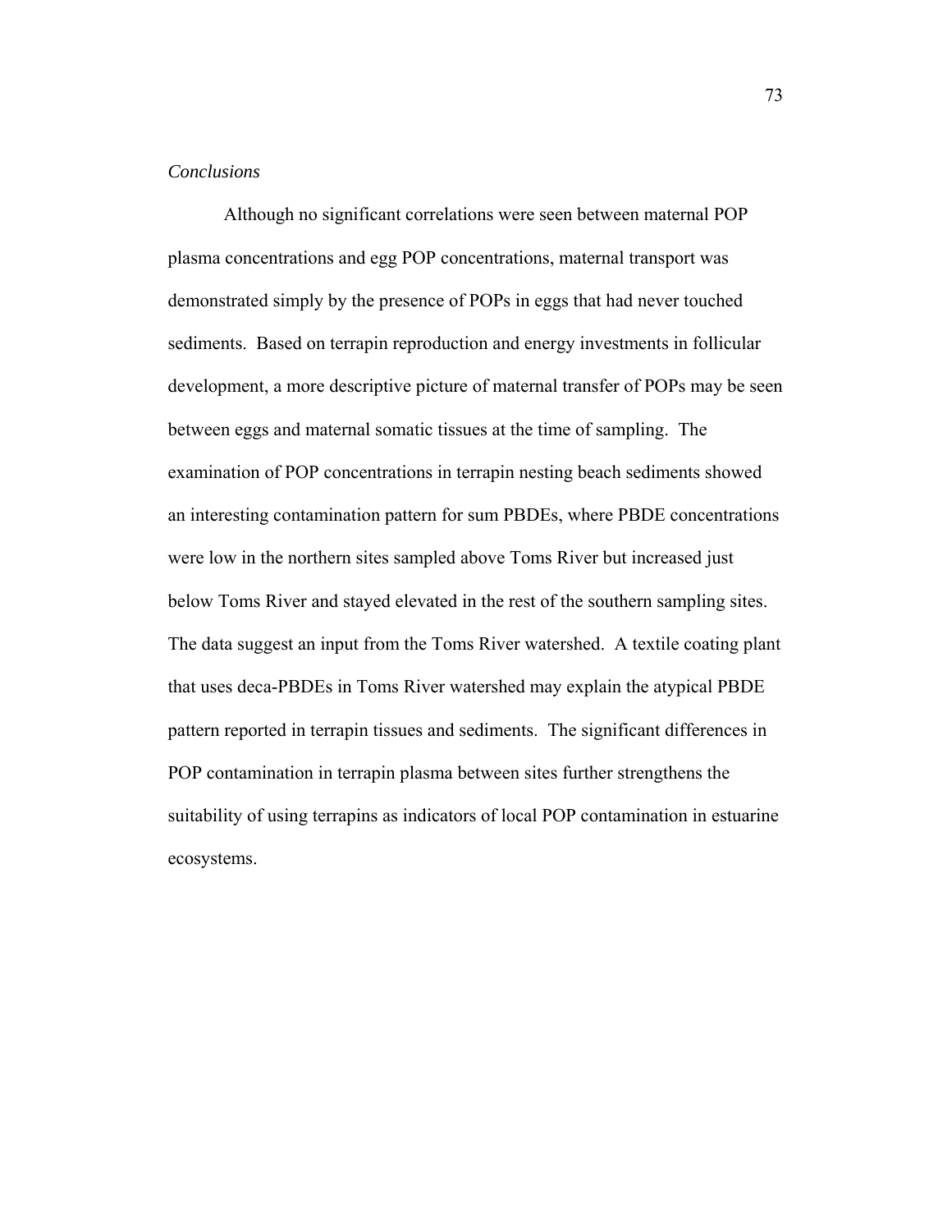*Conclusions*

Although no significant correlations were seen between maternal POP plasma concentrations and egg POP concentrations, maternal transport was demonstrated simply by the presence of POPs in eggs that had never touched sediments. Based on terrapin reproduction and energy investments in follicular development, a more descriptive picture of maternal transfer of POPs may be seen between eggs and maternal somatic tissues at the time of sampling. The examination of POP concentrations in terrapin nesting beach sediments showed an interesting contamination pattern for sum PBDEs, where PBDE concentrations were low in the northern sites sampled above Toms River but increased just below Toms River and stayed elevated in the rest of the southern sampling sites. The data suggest an input from the Toms River watershed. A textile coating plant that uses deca-PBDEs in Toms River watershed may explain the atypical PBDE pattern reported in terrapin tissues and sediments. The significant differences in POP contamination in terrapin plasma between sites further strengthens the suitability of using terrapins as indicators of local POP contamination in estuarine ecosystems.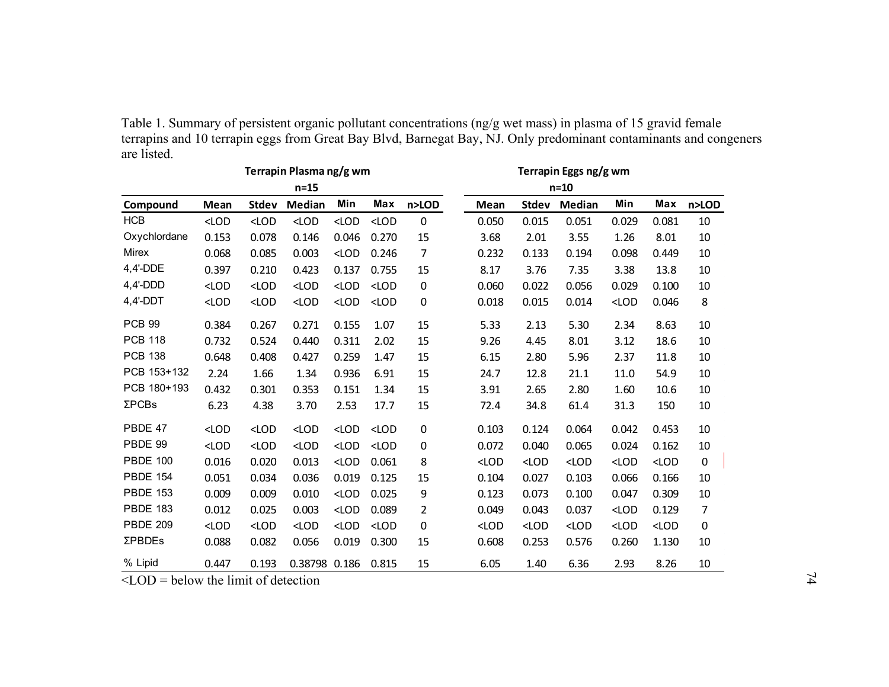Table 1. Summary of persistent organic pollutant concentrations (ng/g wet mass) in plasma of 15 gravid female terrapins and 10 terrapin eggs from Great Bay Blvd, Barnegat Bay, NJ. Only predominant contaminants and congeners are listed.

| | Terrapin Plasma ng/g wm n=15 | | | | | | Terrapin Eggs ng/g wm n=10 | | | | | |
|---|---|---|---|---|---|---|---|---|---|---|---|---|
| **Compound** | **Mean** | **Stdev** | **Median** | **Min** | **Max** | **n>LOD** | **Mean** | **Stdev** | **Median** | **Min** | **Max** | **n>LOD** |
| HCB | <LOD | <LOD | <LOD | <LOD | <LOD | 0 | 0.050 | 0.015 | 0.051 | 0.029 | 0.081 | 10 |
| Oxychlordane | 0.153 | 0.078 | 0.146 | 0.046 | 0.270 | 15 | 3.68 | 2.01 | 3.55 | 1.26 | 8.01 | 10 |
| Mirex | 0.068 | 0.085 | 0.003 | <LOD | 0.246 | 7 | 0.232 | 0.133 | 0.194 | 0.098 | 0.449 | 10 |
| 4,4'-DDE | 0.397 | 0.210 | 0.423 | 0.137 | 0.755 | 15 | 8.17 | 3.76 | 7.35 | 3.38 | 13.8 | 10 |
| 4,4'-DDD | <LOD | <LOD | <LOD | <LOD | <LOD | 0 | 0.060 | 0.022 | 0.056 | 0.029 | 0.100 | 10 |
| 4,4'-DDT | <LOD | <LOD | <LOD | <LOD | <LOD | 0 | 0.018 | 0.015 | 0.014 | <LOD | 0.046 | 8 |
| PCB 99 | 0.384 | 0.267 | 0.271 | 0.155 | 1.07 | 15 | 5.33 | 2.13 | 5.30 | 2.34 | 8.63 | 10 |
| PCB 118 | 0.732 | 0.524 | 0.440 | 0.311 | 2.02 | 15 | 9.26 | 4.45 | 8.01 | 3.12 | 18.6 | 10 |
| PCB 138 | 0.648 | 0.408 | 0.427 | 0.259 | 1.47 | 15 | 6.15 | 2.80 | 5.96 | 2.37 | 11.8 | 10 |
| PCB 153+132 | 2.24 | 1.66 | 1.34 | 0.936 | 6.91 | 15 | 24.7 | 12.8 | 21.1 | 11.0 | 54.9 | 10 |
| PCB 180+193 | 0.432 | 0.301 | 0.353 | 0.151 | 1.34 | 15 | 3.91 | 2.65 | 2.80 | 1.60 | 10.6 | 10 |
| ΣPCBs | 6.23 | 4.38 | 3.70 | 2.53 | 17.7 | 15 | 72.4 | 34.8 | 61.4 | 31.3 | 150 | 10 |
| PBDE 47 | <LOD | <LOD | <LOD | <LOD | <LOD | 0 | 0.103 | 0.124 | 0.064 | 0.042 | 0.453 | 10 |
| PBDE 99 | <LOD | <LOD | <LOD | <LOD | <LOD | 0 | 0.072 | 0.040 | 0.065 | 0.024 | 0.162 | 10 |
| PBDE 100 | 0.016 | 0.020 | 0.013 | <LOD | 0.061 | 8 | <LOD | <LOD | <LOD | <LOD | <LOD | 0 |
| PBDE 154 | 0.051 | 0.034 | 0.036 | 0.019 | 0.125 | 15 | 0.104 | 0.027 | 0.103 | 0.066 | 0.166 | 10 |
| PBDE 153 | 0.009 | 0.009 | 0.010 | <LOD | 0.025 | 9 | 0.123 | 0.073 | 0.100 | 0.047 | 0.309 | 10 |
| PBDE 183 | 0.012 | 0.025 | 0.003 | <LOD | 0.089 | 2 | 0.049 | 0.043 | 0.037 | <LOD | 0.129 | 7 |
| PBDE 209 | <LOD | <LOD | <LOD | <LOD | <LOD | 0 | <LOD | <LOD | <LOD | <LOD | <LOD | 0 |
| ΣPBDEs | 0.088 | 0.082 | 0.056 | 0.019 | 0.300 | 15 | 0.608 | 0.253 | 0.576 | 0.260 | 1.130 | 10 |
| % Lipid | 0.447 | 0.193 | 0.38798 | 0.186 | 0.815 | 15 | 6.05 | 1.40 | 6.36 | 2.93 | 8.26 | 10 |

<LOD = below the limit of detection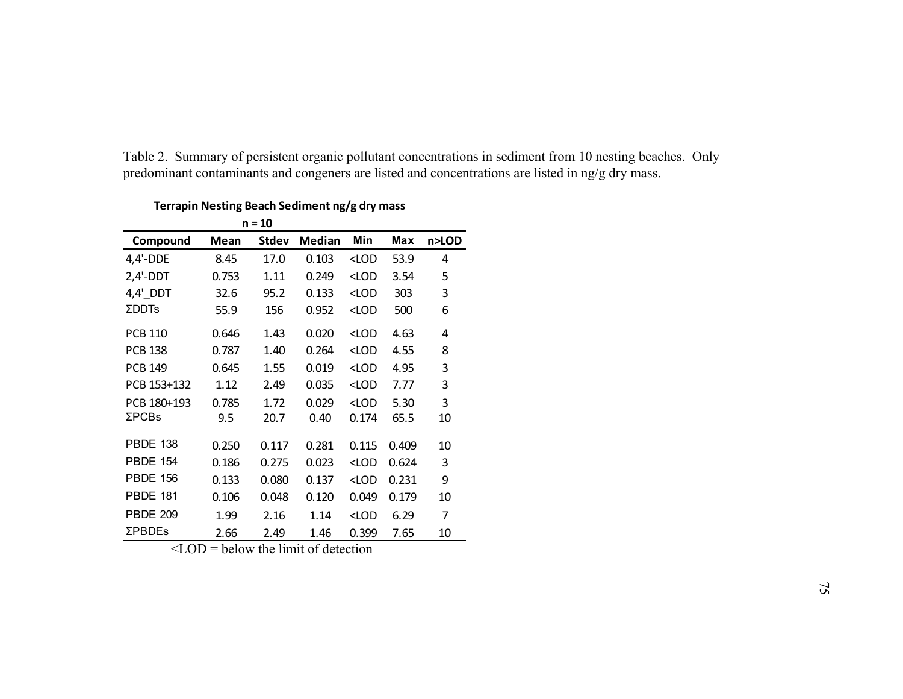Table 2. Summary of persistent organic pollutant concentrations in sediment from 10 nesting beaches. Only predominant contaminants and congeners are listed and concentrations are listed in ng/g dry mass.

**Terrapin Nesting Beach Sediment ng/g dry mass**

**n = 10**

| Compound | Mean | Stdev | Median | Min | Max | n>LOD |
|---|---|---|---|---|---|---|
| 4,4'-DDE | 8.45 | 17.0 | 0.103 | <LOD | 53.9 | 4 |
| 2,4'-DDT | 0.753 | 1.11 | 0.249 | <LOD | 3.54 | 5 |
| 4,4'_DDT | 32.6 | 95.2 | 0.133 | <LOD | 303 | 3 |
| ΣDDTs | 55.9 | 156 | 0.952 | <LOD | 500 | 6 |
| PCB 110 | 0.646 | 1.43 | 0.020 | <LOD | 4.63 | 4 |
| PCB 138 | 0.787 | 1.40 | 0.264 | <LOD | 4.55 | 8 |
| PCB 149 | 0.645 | 1.55 | 0.019 | <LOD | 4.95 | 3 |
| PCB 153+132 | 1.12 | 2.49 | 0.035 | <LOD | 7.77 | 3 |
| PCB 180+193 | 0.785 | 1.72 | 0.029 | <LOD | 5.30 | 3 |
| ΣPCBs | 9.5 | 20.7 | 0.40 | 0.174 | 65.5 | 10 |
| PBDE 138 | 0.250 | 0.117 | 0.281 | 0.115 | 0.409 | 10 |
| PBDE 154 | 0.186 | 0.275 | 0.023 | <LOD | 0.624 | 3 |
| PBDE 156 | 0.133 | 0.080 | 0.137 | <LOD | 0.231 | 9 |
| PBDE 181 | 0.106 | 0.048 | 0.120 | 0.049 | 0.179 | 10 |
| PBDE 209 | 1.99 | 2.16 | 1.14 | <LOD | 6.29 | 7 |
| ΣPBDEs | 2.66 | 2.49 | 1.46 | 0.399 | 7.65 | 10 |

<LOD = below the limit of detection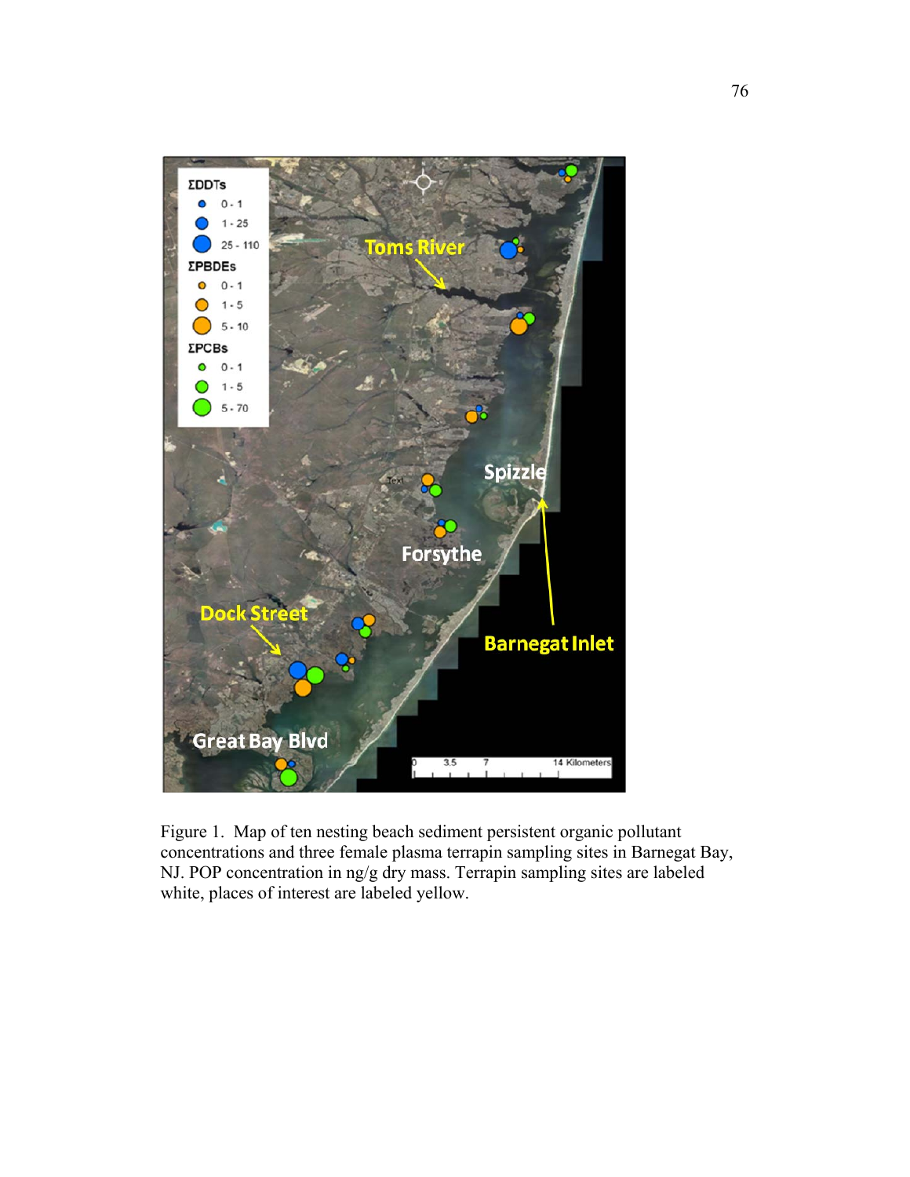Figure 1. Map of ten nesting beach sediment persistent organic pollutant concentrations and three female plasma terrapin sampling sites in Barnegat Bay, NJ. POP concentration in ng/g dry mass. Terrapin sampling sites are labeled white, places of interest are labeled yellow.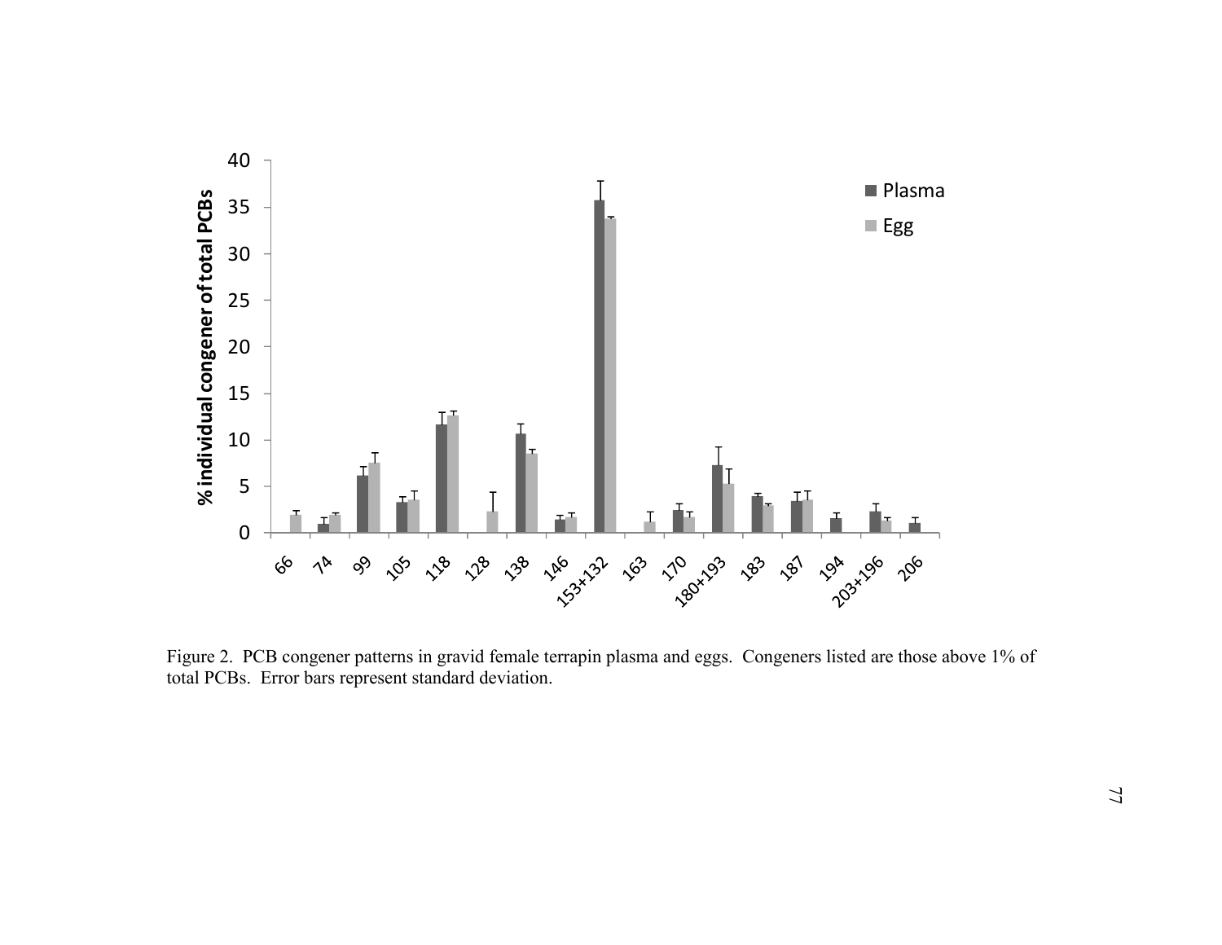Figure 2. PCB congener patterns in gravid female terrapin plasma and eggs. Congeners listed are those above 1% of total PCBs. Error bars represent standard deviation.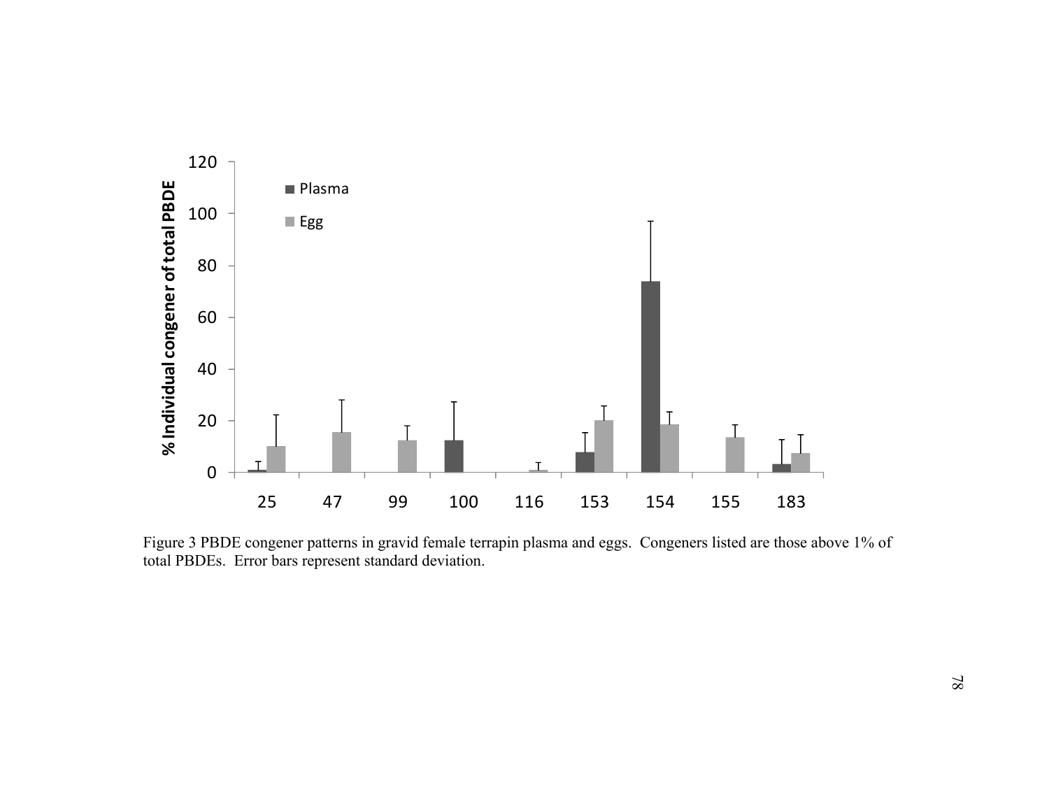Figure 3 PBDE congener patterns in gravid female terrapin plasma and eggs. Congeners listed are those above 1% of total PBDEs. Error bars represent standard deviation.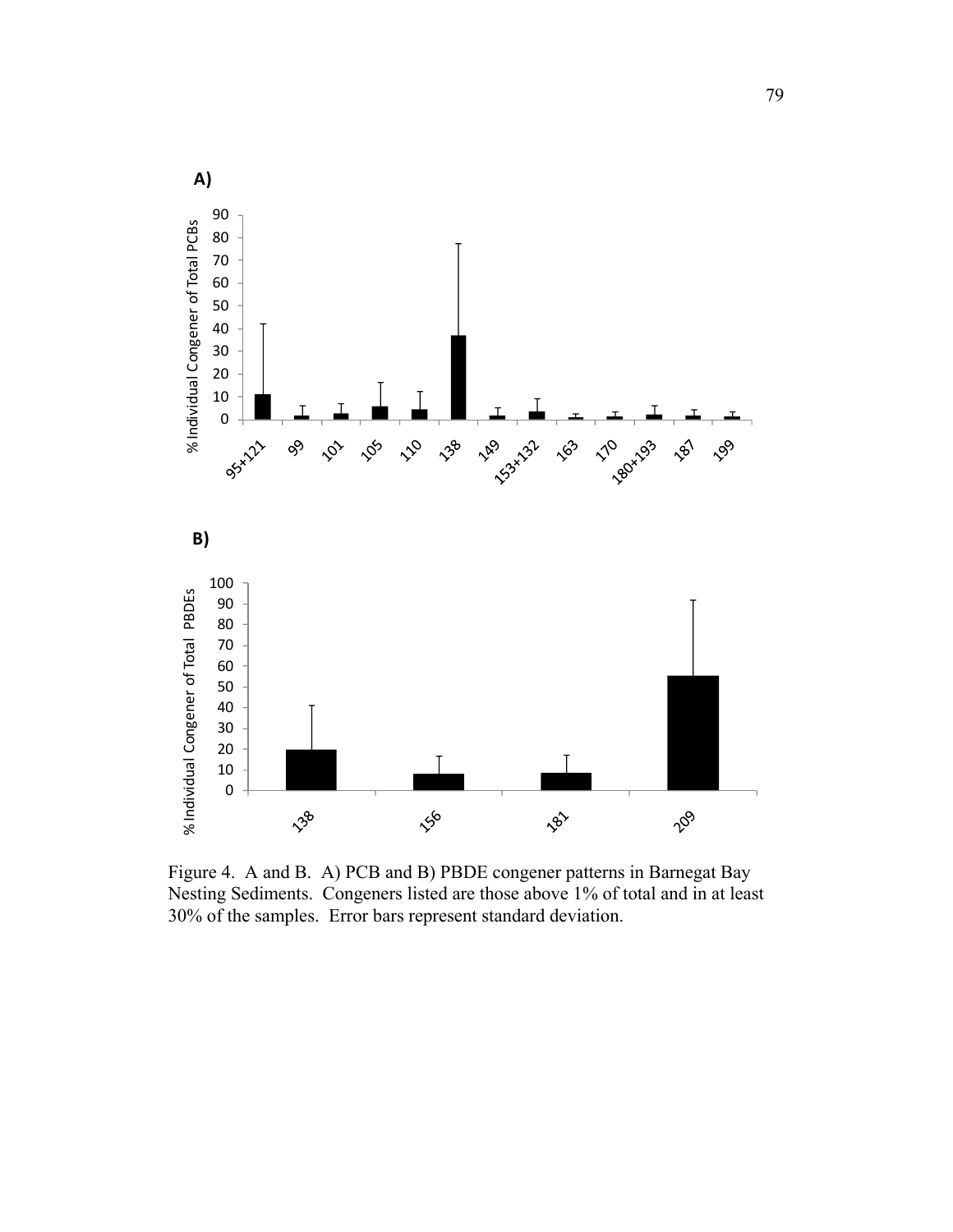Figure 4. A and B. A) PCB and B) PBDE congener patterns in Barnegat Bay Nesting Sediments. Congeners listed are those above 1% of total and in at least 30% of the samples. Error bars represent standard deviation.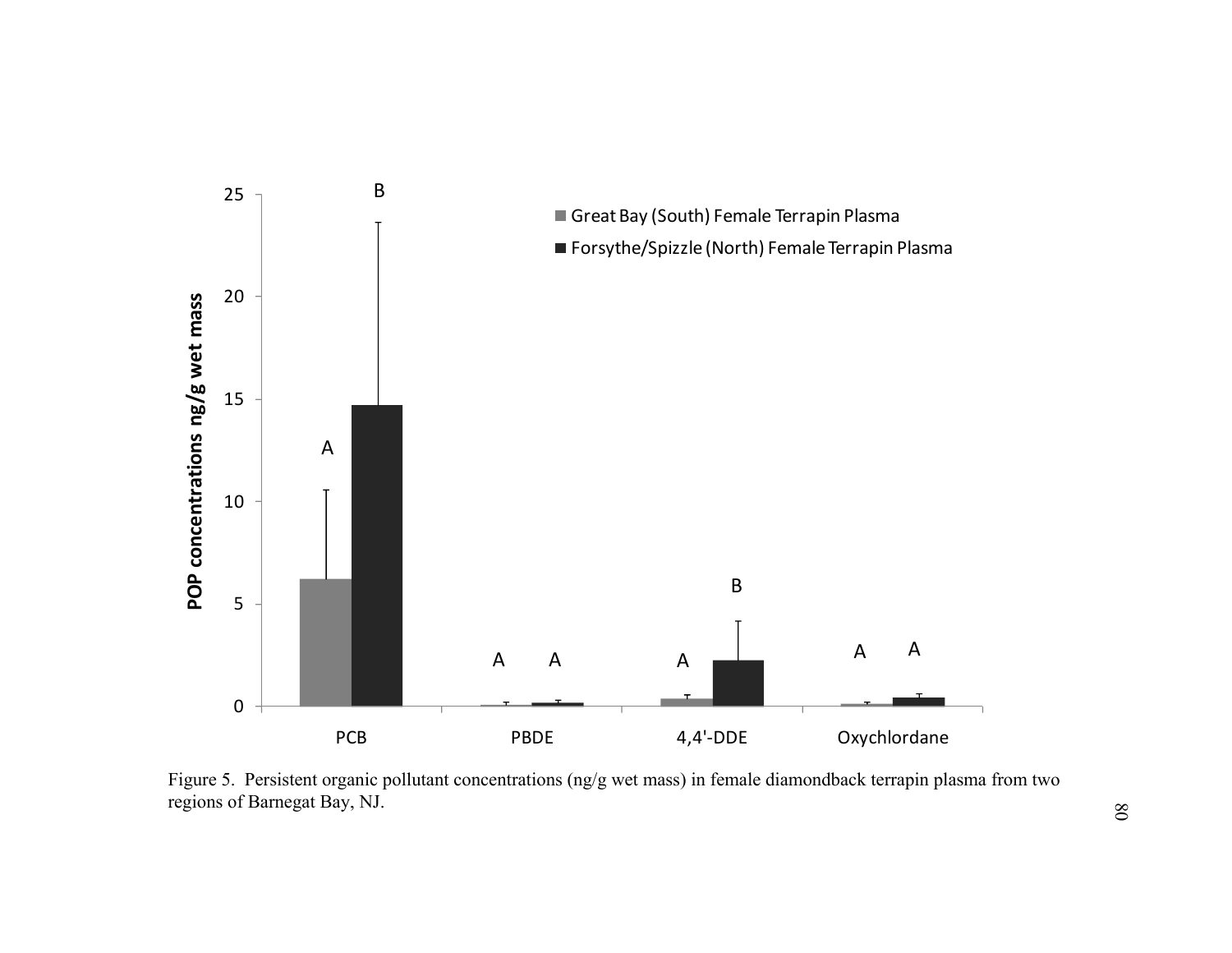Figure 5. Persistent organic pollutant concentrations (ng/g wet mass) in female diamondback terrapin plasma from two regions of Barnegat Bay, NJ.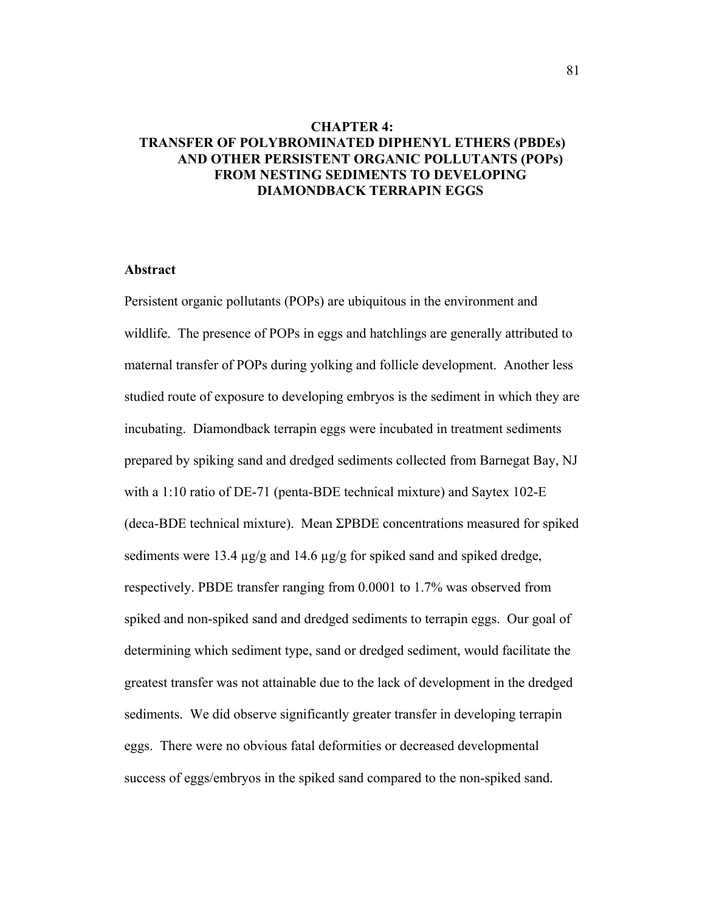# CHAPTER 4: TRANSFER OF POLYBROMINATED DIPHENYL ETHERS (PBDEs) AND OTHER PERSISTENT ORGANIC POLLUTANTS (POPs) FROM NESTING SEDIMENTS TO DEVELOPING DIAMONDBACK TERRAPIN EGGS

## Abstract

Persistent organic pollutants (POPs) are ubiquitous in the environment and wildlife. The presence of POPs in eggs and hatchlings are generally attributed to maternal transfer of POPs during yolking and follicle development. Another less studied route of exposure to developing embryos is the sediment in which they are incubating. Diamondback terrapin eggs were incubated in treatment sediments prepared by spiking sand and dredged sediments collected from Barnegat Bay, NJ with a 1:10 ratio of DE-71 (penta-BDE technical mixture) and Saytex 102-E (deca-BDE technical mixture). Mean ΣPBDE concentrations measured for spiked sediments were 13.4 µg/g and 14.6 µg/g for spiked sand and spiked dredge, respectively. PBDE transfer ranging from 0.0001 to 1.7% was observed from spiked and non-spiked sand and dredged sediments to terrapin eggs. Our goal of determining which sediment type, sand or dredged sediment, would facilitate the greatest transfer was not attainable due to the lack of development in the dredged sediments. We did observe significantly greater transfer in developing terrapin eggs. There were no obvious fatal deformities or decreased developmental success of eggs/embryos in the spiked sand compared to the non-spiked sand.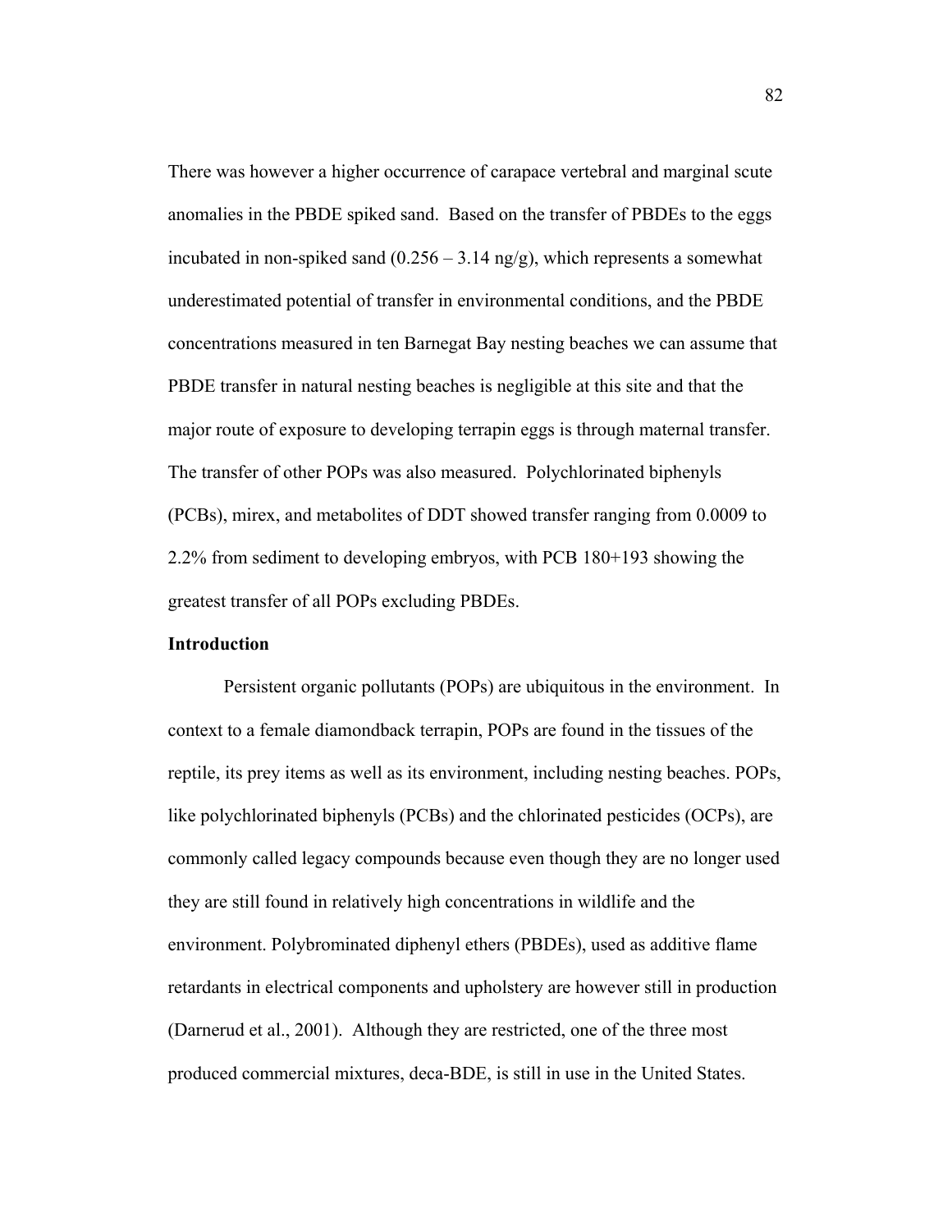There was however a higher occurrence of carapace vertebral and marginal scute anomalies in the PBDE spiked sand. Based on the transfer of PBDEs to the eggs incubated in non-spiked sand (0.256 – 3.14 ng/g), which represents a somewhat underestimated potential of transfer in environmental conditions, and the PBDE concentrations measured in ten Barnegat Bay nesting beaches we can assume that PBDE transfer in natural nesting beaches is negligible at this site and that the major route of exposure to developing terrapin eggs is through maternal transfer. The transfer of other POPs was also measured. Polychlorinated biphenyls (PCBs), mirex, and metabolites of DDT showed transfer ranging from 0.0009 to 2.2% from sediment to developing embryos, with PCB 180+193 showing the greatest transfer of all POPs excluding PBDEs.

**Introduction**

Persistent organic pollutants (POPs) are ubiquitous in the environment. In context to a female diamondback terrapin, POPs are found in the tissues of the reptile, its prey items as well as its environment, including nesting beaches. POPs, like polychlorinated biphenyls (PCBs) and the chlorinated pesticides (OCPs), are commonly called legacy compounds because even though they are no longer used they are still found in relatively high concentrations in wildlife and the environment. Polybrominated diphenyl ethers (PBDEs), used as additive flame retardants in electrical components and upholstery are however still in production (Darnerud et al., 2001). Although they are restricted, one of the three most produced commercial mixtures, deca-BDE, is still in use in the United States.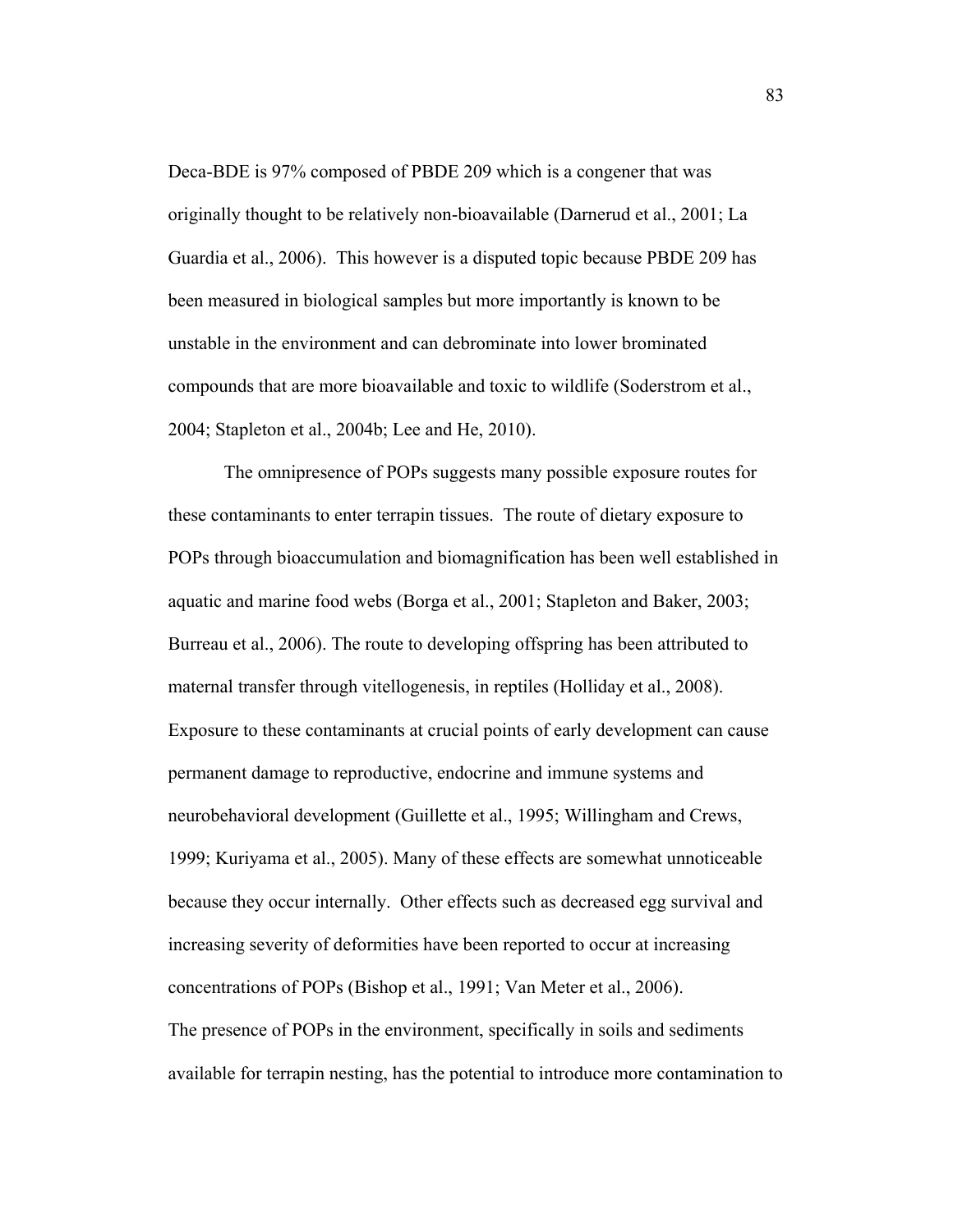Deca-BDE is 97% composed of PBDE 209 which is a congener that was originally thought to be relatively non-bioavailable (Darnerud et al., 2001; La Guardia et al., 2006). This however is a disputed topic because PBDE 209 has been measured in biological samples but more importantly is known to be unstable in the environment and can debrominate into lower brominated compounds that are more bioavailable and toxic to wildlife (Soderstrom et al., 2004; Stapleton et al., 2004b; Lee and He, 2010).

The omnipresence of POPs suggests many possible exposure routes for these contaminants to enter terrapin tissues. The route of dietary exposure to POPs through bioaccumulation and biomagnification has been well established in aquatic and marine food webs (Borga et al., 2001; Stapleton and Baker, 2003; Burreau et al., 2006). The route to developing offspring has been attributed to maternal transfer through vitellogenesis, in reptiles (Holliday et al., 2008). Exposure to these contaminants at crucial points of early development can cause permanent damage to reproductive, endocrine and immune systems and neurobehavioral development (Guillette et al., 1995; Willingham and Crews, 1999; Kuriyama et al., 2005). Many of these effects are somewhat unnoticeable because they occur internally. Other effects such as decreased egg survival and increasing severity of deformities have been reported to occur at increasing concentrations of POPs (Bishop et al., 1991; Van Meter et al., 2006).

The presence of POPs in the environment, specifically in soils and sediments available for terrapin nesting, has the potential to introduce more contamination to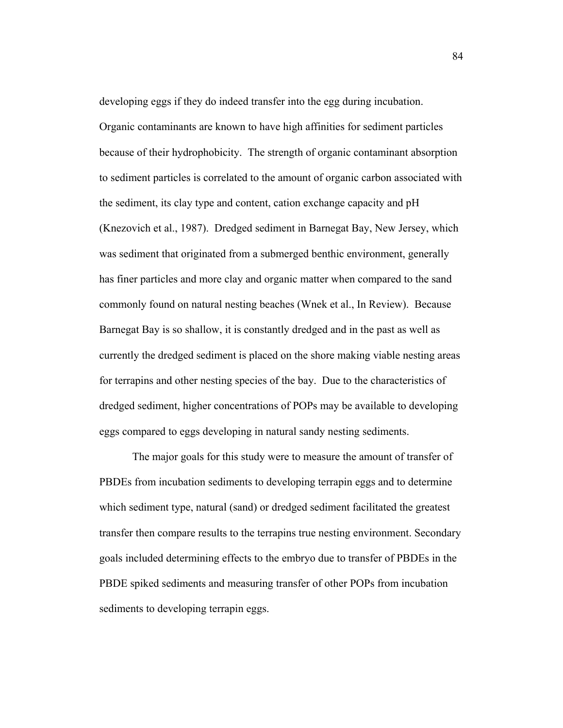developing eggs if they do indeed transfer into the egg during incubation. Organic contaminants are known to have high affinities for sediment particles because of their hydrophobicity. The strength of organic contaminant absorption to sediment particles is correlated to the amount of organic carbon associated with the sediment, its clay type and content, cation exchange capacity and pH (Knezovich et al., 1987). Dredged sediment in Barnegat Bay, New Jersey, which was sediment that originated from a submerged benthic environment, generally has finer particles and more clay and organic matter when compared to the sand commonly found on natural nesting beaches (Wnek et al., In Review). Because Barnegat Bay is so shallow, it is constantly dredged and in the past as well as currently the dredged sediment is placed on the shore making viable nesting areas for terrapins and other nesting species of the bay. Due to the characteristics of dredged sediment, higher concentrations of POPs may be available to developing eggs compared to eggs developing in natural sandy nesting sediments.

The major goals for this study were to measure the amount of transfer of PBDEs from incubation sediments to developing terrapin eggs and to determine which sediment type, natural (sand) or dredged sediment facilitated the greatest transfer then compare results to the terrapins true nesting environment. Secondary goals included determining effects to the embryo due to transfer of PBDEs in the PBDE spiked sediments and measuring transfer of other POPs from incubation sediments to developing terrapin eggs.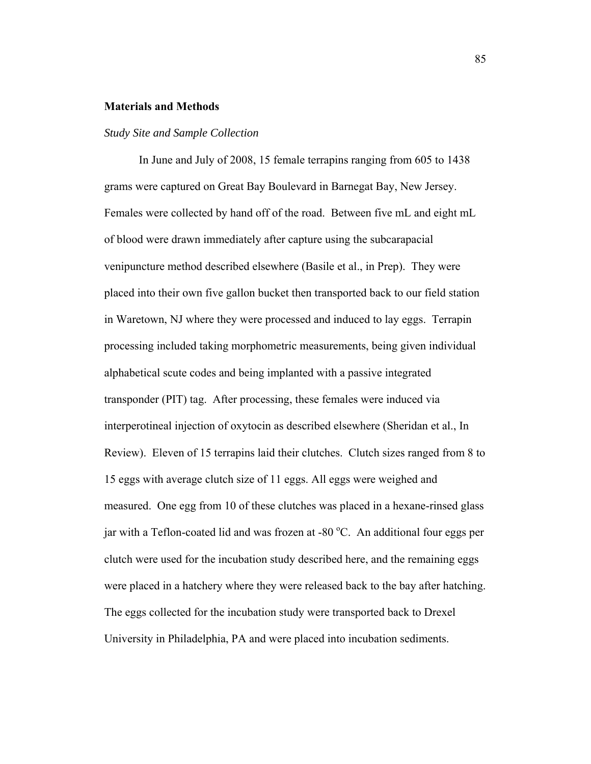## Materials and Methods

### *Study Site and Sample Collection*

In June and July of 2008, 15 female terrapins ranging from 605 to 1438 grams were captured on Great Bay Boulevard in Barnegat Bay, New Jersey. Females were collected by hand off of the road. Between five mL and eight mL of blood were drawn immediately after capture using the subcarapacial venipuncture method described elsewhere (Basile et al., in Prep). They were placed into their own five gallon bucket then transported back to our field station in Waretown, NJ where they were processed and induced to lay eggs. Terrapin processing included taking morphometric measurements, being given individual alphabetical scute codes and being implanted with a passive integrated transponder (PIT) tag. After processing, these females were induced via interperotineal injection of oxytocin as described elsewhere (Sheridan et al., In Review). Eleven of 15 terrapins laid their clutches. Clutch sizes ranged from 8 to 15 eggs with average clutch size of 11 eggs. All eggs were weighed and measured. One egg from 10 of these clutches was placed in a hexane-rinsed glass jar with a Teflon-coated lid and was frozen at -80 $^{o}$C. An additional four eggs per clutch were used for the incubation study described here, and the remaining eggs were placed in a hatchery where they were released back to the bay after hatching. The eggs collected for the incubation study were transported back to Drexel University in Philadelphia, PA and were placed into incubation sediments.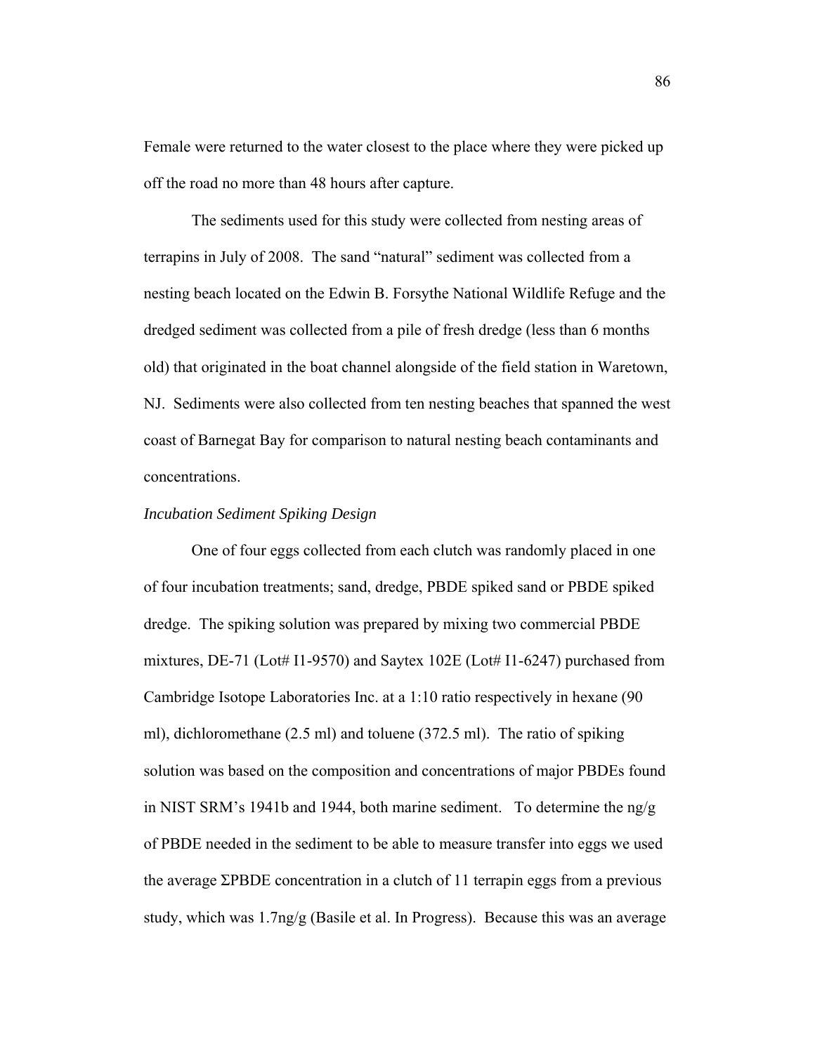Female were returned to the water closest to the place where they were picked up off the road no more than 48 hours after capture.

The sediments used for this study were collected from nesting areas of terrapins in July of 2008. The sand "natural" sediment was collected from a nesting beach located on the Edwin B. Forsythe National Wildlife Refuge and the dredged sediment was collected from a pile of fresh dredge (less than 6 months old) that originated in the boat channel alongside of the field station in Waretown, NJ. Sediments were also collected from ten nesting beaches that spanned the west coast of Barnegat Bay for comparison to natural nesting beach contaminants and concentrations.

*Incubation Sediment Spiking Design*

One of four eggs collected from each clutch was randomly placed in one of four incubation treatments; sand, dredge, PBDE spiked sand or PBDE spiked dredge. The spiking solution was prepared by mixing two commercial PBDE mixtures, DE-71 (Lot# I1-9570) and Saytex 102E (Lot# I1-6247) purchased from Cambridge Isotope Laboratories Inc. at a 1:10 ratio respectively in hexane (90 ml), dichloromethane (2.5 ml) and toluene (372.5 ml). The ratio of spiking solution was based on the composition and concentrations of major PBDEs found in NIST SRM's 1941b and 1944, both marine sediment. To determine the ng/g of PBDE needed in the sediment to be able to measure transfer into eggs we used the average ΣPBDE concentration in a clutch of 11 terrapin eggs from a previous study, which was 1.7ng/g (Basile et al. In Progress). Because this was an average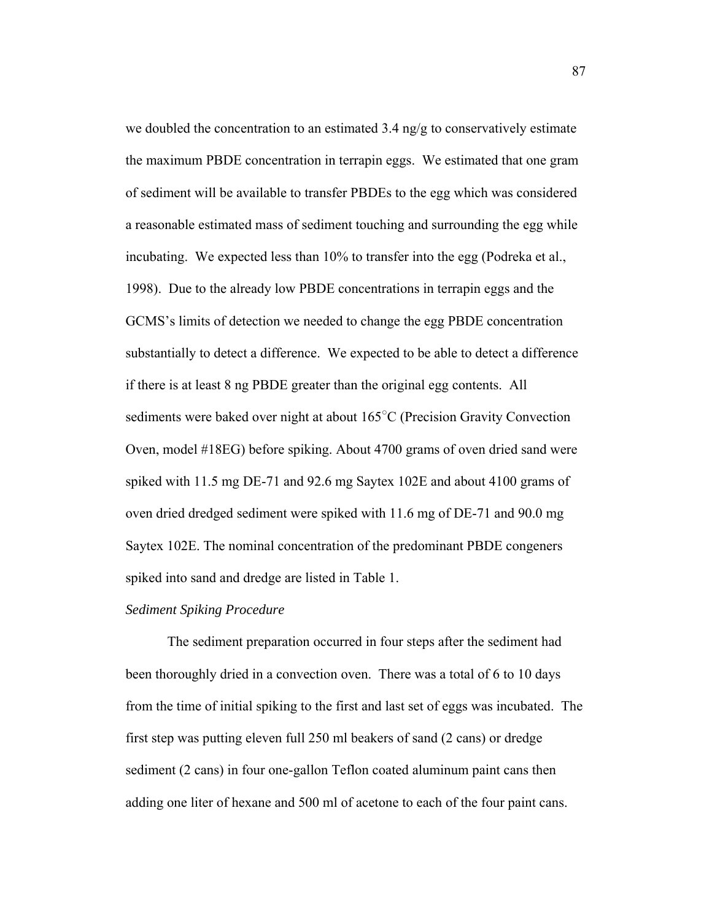we doubled the concentration to an estimated 3.4 ng/g to conservatively estimate the maximum PBDE concentration in terrapin eggs. We estimated that one gram of sediment will be available to transfer PBDEs to the egg which was considered a reasonable estimated mass of sediment touching and surrounding the egg while incubating. We expected less than 10% to transfer into the egg (Podreka et al., 1998). Due to the already low PBDE concentrations in terrapin eggs and the GCMS's limits of detection we needed to change the egg PBDE concentration substantially to detect a difference. We expected to be able to detect a difference if there is at least 8 ng PBDE greater than the original egg contents. All sediments were baked over night at about 165°C (Precision Gravity Convection Oven, model #18EG) before spiking. About 4700 grams of oven dried sand were spiked with 11.5 mg DE-71 and 92.6 mg Saytex 102E and about 4100 grams of oven dried dredged sediment were spiked with 11.6 mg of DE-71 and 90.0 mg Saytex 102E. The nominal concentration of the predominant PBDE congeners spiked into sand and dredge are listed in Table 1.

*Sediment Spiking Procedure*

The sediment preparation occurred in four steps after the sediment had been thoroughly dried in a convection oven. There was a total of 6 to 10 days from the time of initial spiking to the first and last set of eggs was incubated. The first step was putting eleven full 250 ml beakers of sand (2 cans) or dredge sediment (2 cans) in four one-gallon Teflon coated aluminum paint cans then adding one liter of hexane and 500 ml of acetone to each of the four paint cans.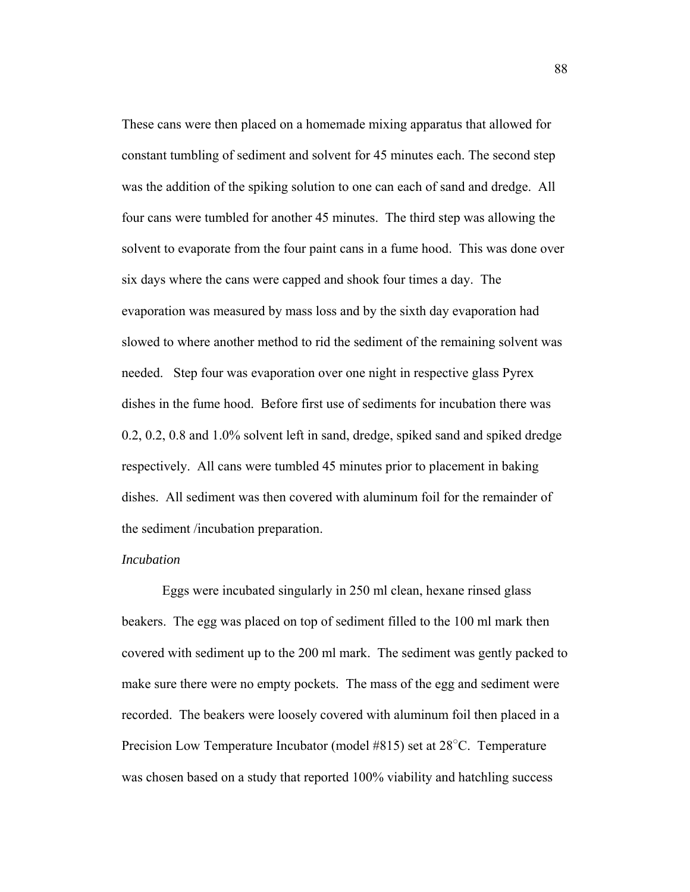These cans were then placed on a homemade mixing apparatus that allowed for constant tumbling of sediment and solvent for 45 minutes each. The second step was the addition of the spiking solution to one can each of sand and dredge. All four cans were tumbled for another 45 minutes. The third step was allowing the solvent to evaporate from the four paint cans in a fume hood. This was done over six days where the cans were capped and shook four times a day. The evaporation was measured by mass loss and by the sixth day evaporation had slowed to where another method to rid the sediment of the remaining solvent was needed. Step four was evaporation over one night in respective glass Pyrex dishes in the fume hood. Before first use of sediments for incubation there was 0.2, 0.2, 0.8 and 1.0% solvent left in sand, dredge, spiked sand and spiked dredge respectively. All cans were tumbled 45 minutes prior to placement in baking dishes. All sediment was then covered with aluminum foil for the remainder of the sediment /incubation preparation.

*Incubation*

Eggs were incubated singularly in 250 ml clean, hexane rinsed glass beakers. The egg was placed on top of sediment filled to the 100 ml mark then covered with sediment up to the 200 ml mark. The sediment was gently packed to make sure there were no empty pockets. The mass of the egg and sediment were recorded. The beakers were loosely covered with aluminum foil then placed in a Precision Low Temperature Incubator (model #815) set at 28°C. Temperature was chosen based on a study that reported 100% viability and hatchling success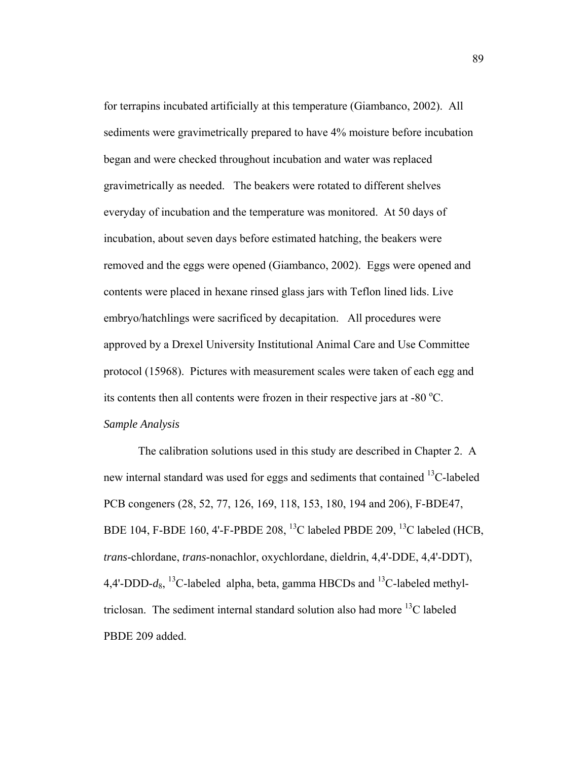for terrapins incubated artificially at this temperature (Giambanco, 2002). All sediments were gravimetrically prepared to have 4% moisture before incubation began and were checked throughout incubation and water was replaced gravimetrically as needed. The beakers were rotated to different shelves everyday of incubation and the temperature was monitored. At 50 days of incubation, about seven days before estimated hatching, the beakers were removed and the eggs were opened (Giambanco, 2002). Eggs were opened and contents were placed in hexane rinsed glass jars with Teflon lined lids. Live embryo/hatchlings were sacrificed by decapitation. All procedures were approved by a Drexel University Institutional Animal Care and Use Committee protocol (15968). Pictures with measurement scales were taken of each egg and its contents then all contents were frozen in their respective jars at -80 $^{o}$C.

*Sample Analysis*

The calibration solutions used in this study are described in Chapter 2. A new internal standard was used for eggs and sediments that contained $^{13}$C-labeled PCB congeners (28, 52, 77, 126, 169, 118, 153, 180, 194 and 206), F-BDE47, BDE 104, F-BDE 160, 4'-F-PBDE 208, $^{13}$C labeled PBDE 209, $^{13}$C labeled (HCB, *trans*-chlordane, *trans*-nonachlor, oxychlordane, dieldrin, 4,4'-DDE, 4,4'-DDT), 4,4'-DDD-$d_8$, $^{13}$C-labeled alpha, beta, gamma HBCDs and $^{13}$C-labeled methyl-triclosan. The sediment internal standard solution also had more $^{13}$C labeled PBDE 209 added.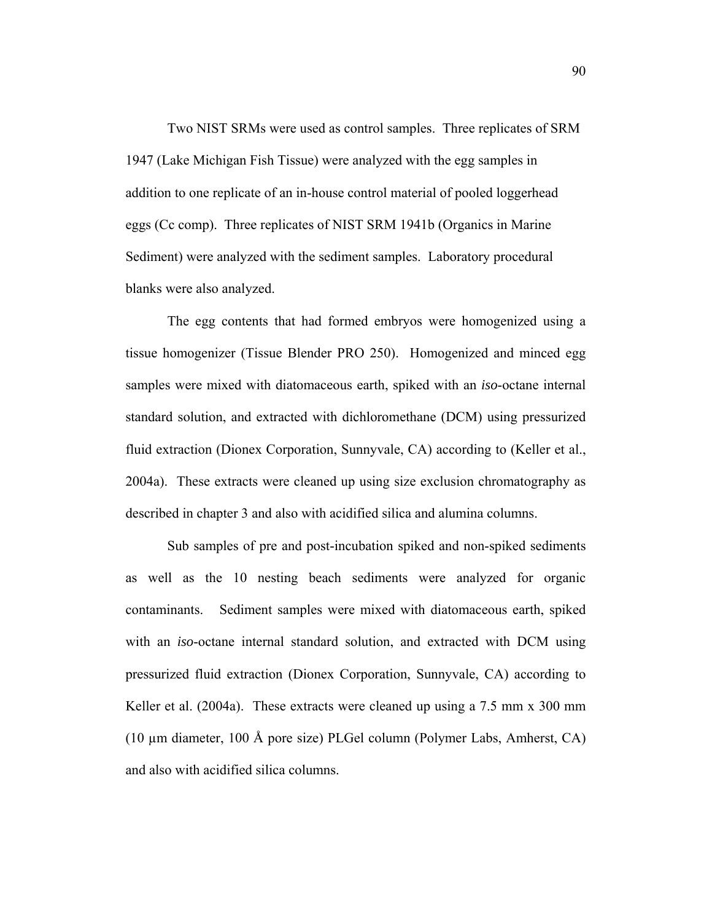Two NIST SRMs were used as control samples. Three replicates of SRM 1947 (Lake Michigan Fish Tissue) were analyzed with the egg samples in addition to one replicate of an in-house control material of pooled loggerhead eggs (Cc comp). Three replicates of NIST SRM 1941b (Organics in Marine Sediment) were analyzed with the sediment samples. Laboratory procedural blanks were also analyzed.

The egg contents that had formed embryos were homogenized using a tissue homogenizer (Tissue Blender PRO 250). Homogenized and minced egg samples were mixed with diatomaceous earth, spiked with an *iso*-octane internal standard solution, and extracted with dichloromethane (DCM) using pressurized fluid extraction (Dionex Corporation, Sunnyvale, CA) according to (Keller et al., 2004a). These extracts were cleaned up using size exclusion chromatography as described in chapter 3 and also with acidified silica and alumina columns.

Sub samples of pre and post-incubation spiked and non-spiked sediments as well as the 10 nesting beach sediments were analyzed for organic contaminants. Sediment samples were mixed with diatomaceous earth, spiked with an *iso*-octane internal standard solution, and extracted with DCM using pressurized fluid extraction (Dionex Corporation, Sunnyvale, CA) according to Keller et al. (2004a). These extracts were cleaned up using a 7.5 mm x 300 mm (10 µm diameter, 100 Å pore size) PLGel column (Polymer Labs, Amherst, CA) and also with acidified silica columns.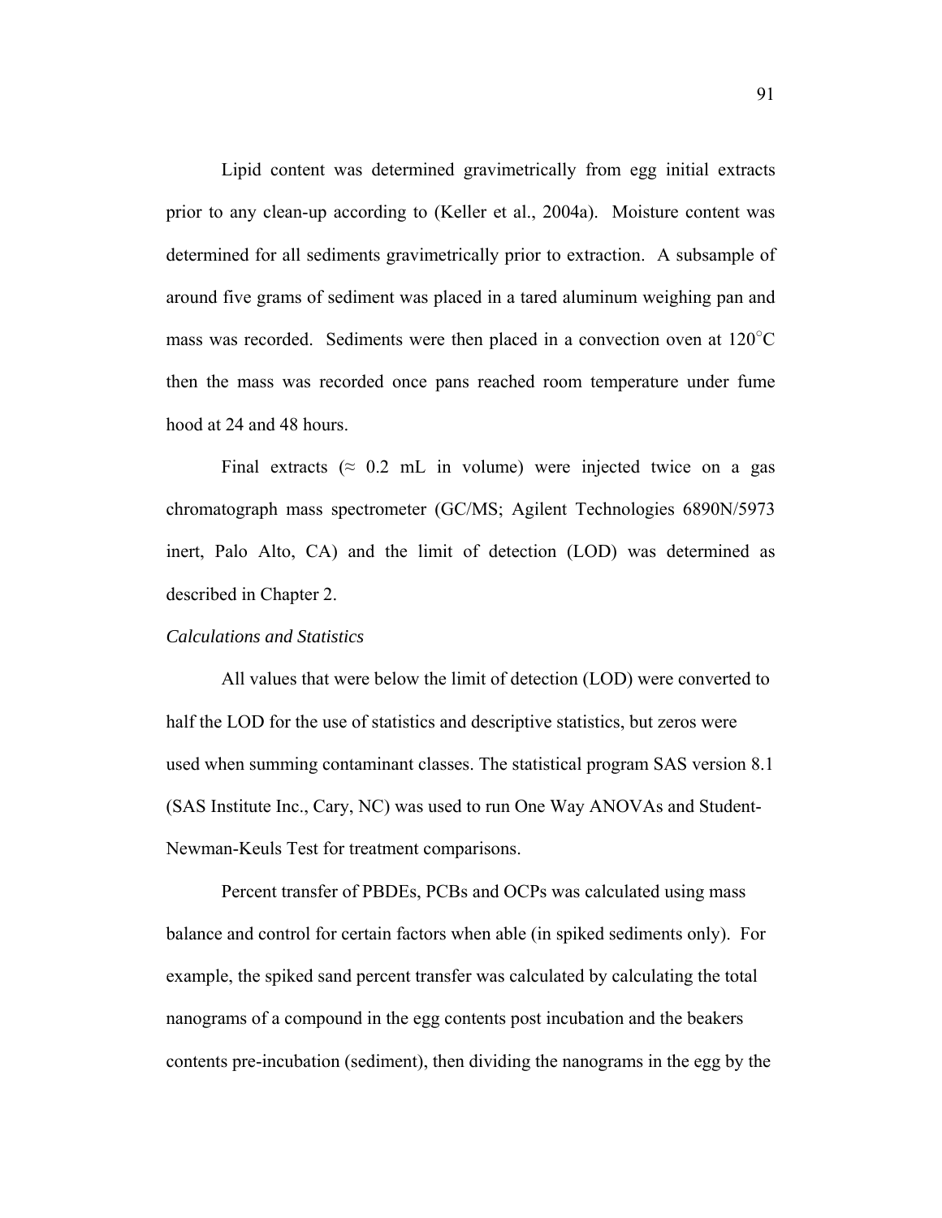Lipid content was determined gravimetrically from egg initial extracts prior to any clean-up according to (Keller et al., 2004a). Moisture content was determined for all sediments gravimetrically prior to extraction. A subsample of around five grams of sediment was placed in a tared aluminum weighing pan and mass was recorded. Sediments were then placed in a convection oven at 120°C then the mass was recorded once pans reached room temperature under fume hood at 24 and 48 hours.

Final extracts (≈ 0.2 mL in volume) were injected twice on a gas chromatograph mass spectrometer (GC/MS; Agilent Technologies 6890N/5973 inert, Palo Alto, CA) and the limit of detection (LOD) was determined as described in Chapter 2.

*Calculations and Statistics*

All values that were below the limit of detection (LOD) were converted to half the LOD for the use of statistics and descriptive statistics, but zeros were used when summing contaminant classes. The statistical program SAS version 8.1 (SAS Institute Inc., Cary, NC) was used to run One Way ANOVAs and Student-Newman-Keuls Test for treatment comparisons.

Percent transfer of PBDEs, PCBs and OCPs was calculated using mass balance and control for certain factors when able (in spiked sediments only). For example, the spiked sand percent transfer was calculated by calculating the total nanograms of a compound in the egg contents post incubation and the beakers contents pre-incubation (sediment), then dividing the nanograms in the egg by the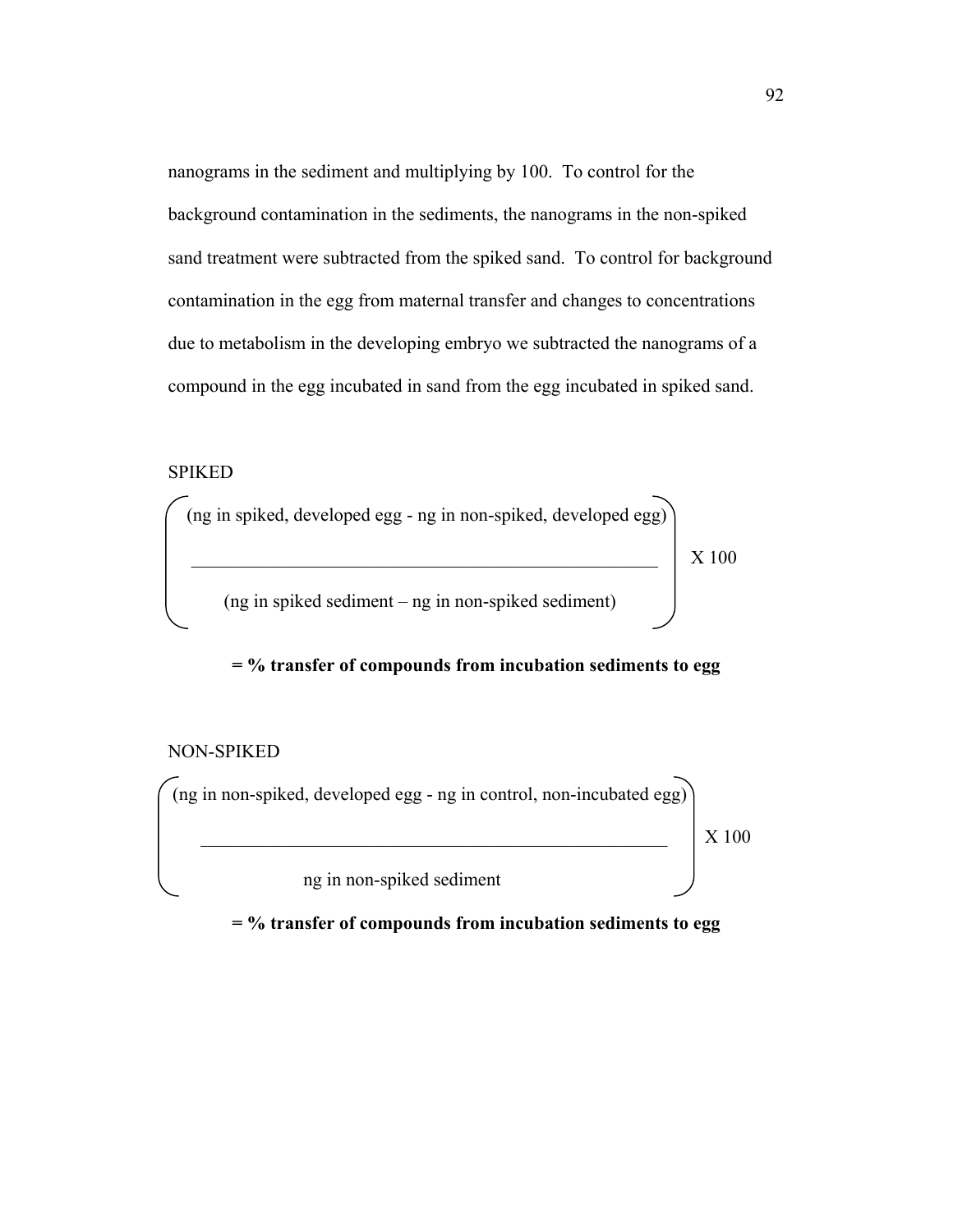nanograms in the sediment and multiplying by 100. To control for the background contamination in the sediments, the nanograms in the non-spiked sand treatment were subtracted from the spiked sand. To control for background contamination in the egg from maternal transfer and changes to concentrations due to metabolism in the developing embryo we subtracted the nanograms of a compound in the egg incubated in sand from the egg incubated in spiked sand.

SPIKED

$$\left( \frac{\text{(ng in spiked, developed egg - ng in non-spiked, developed egg)}}{\text{(ng in spiked sediment – ng in non-spiked sediment)}} \right) \text{X 100}$$

**= % transfer of compounds from incubation sediments to egg**

NON-SPIKED

$$\left( \frac{\text{(ng in non-spiked, developed egg - ng in control, non-incubated egg)}}{\text{ng in non-spiked sediment}} \right) \text{X 100}$$

**= % transfer of compounds from incubation sediments to egg**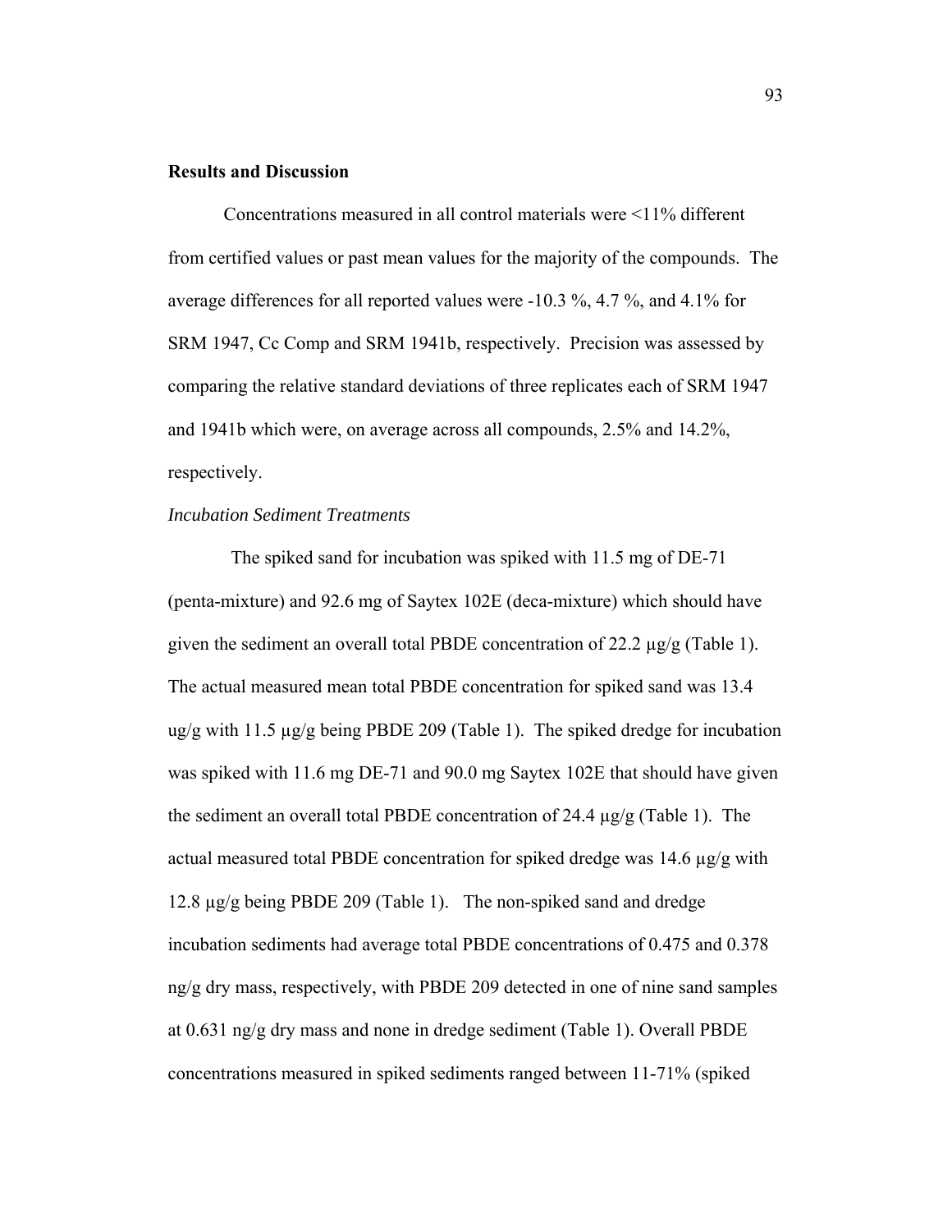**Results and Discussion**

Concentrations measured in all control materials were <11% different from certified values or past mean values for the majority of the compounds. The average differences for all reported values were -10.3 %, 4.7 %, and 4.1% for SRM 1947, Cc Comp and SRM 1941b, respectively. Precision was assessed by comparing the relative standard deviations of three replicates each of SRM 1947 and 1941b which were, on average across all compounds, 2.5% and 14.2%, respectively.

*Incubation Sediment Treatments*

The spiked sand for incubation was spiked with 11.5 mg of DE-71 (penta-mixture) and 92.6 mg of Saytex 102E (deca-mixture) which should have given the sediment an overall total PBDE concentration of 22.2 µg/g (Table 1). The actual measured mean total PBDE concentration for spiked sand was 13.4 ug/g with 11.5 µg/g being PBDE 209 (Table 1). The spiked dredge for incubation was spiked with 11.6 mg DE-71 and 90.0 mg Saytex 102E that should have given the sediment an overall total PBDE concentration of 24.4 µg/g (Table 1). The actual measured total PBDE concentration for spiked dredge was 14.6 µg/g with 12.8 µg/g being PBDE 209 (Table 1). The non-spiked sand and dredge incubation sediments had average total PBDE concentrations of 0.475 and 0.378 ng/g dry mass, respectively, with PBDE 209 detected in one of nine sand samples at 0.631 ng/g dry mass and none in dredge sediment (Table 1). Overall PBDE concentrations measured in spiked sediments ranged between 11-71% (spiked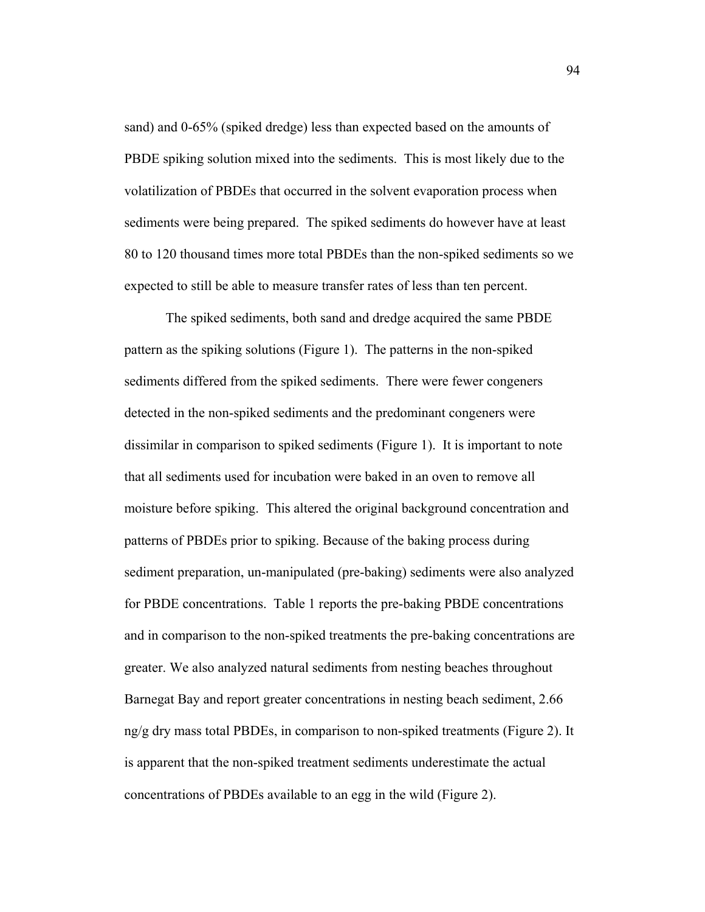sand) and 0-65% (spiked dredge) less than expected based on the amounts of PBDE spiking solution mixed into the sediments. This is most likely due to the volatilization of PBDEs that occurred in the solvent evaporation process when sediments were being prepared. The spiked sediments do however have at least 80 to 120 thousand times more total PBDEs than the non-spiked sediments so we expected to still be able to measure transfer rates of less than ten percent.

The spiked sediments, both sand and dredge acquired the same PBDE pattern as the spiking solutions (Figure 1). The patterns in the non-spiked sediments differed from the spiked sediments. There were fewer congeners detected in the non-spiked sediments and the predominant congeners were dissimilar in comparison to spiked sediments (Figure 1). It is important to note that all sediments used for incubation were baked in an oven to remove all moisture before spiking. This altered the original background concentration and patterns of PBDEs prior to spiking. Because of the baking process during sediment preparation, un-manipulated (pre-baking) sediments were also analyzed for PBDE concentrations. Table 1 reports the pre-baking PBDE concentrations and in comparison to the non-spiked treatments the pre-baking concentrations are greater. We also analyzed natural sediments from nesting beaches throughout Barnegat Bay and report greater concentrations in nesting beach sediment, 2.66 ng/g dry mass total PBDEs, in comparison to non-spiked treatments (Figure 2). It is apparent that the non-spiked treatment sediments underestimate the actual concentrations of PBDEs available to an egg in the wild (Figure 2).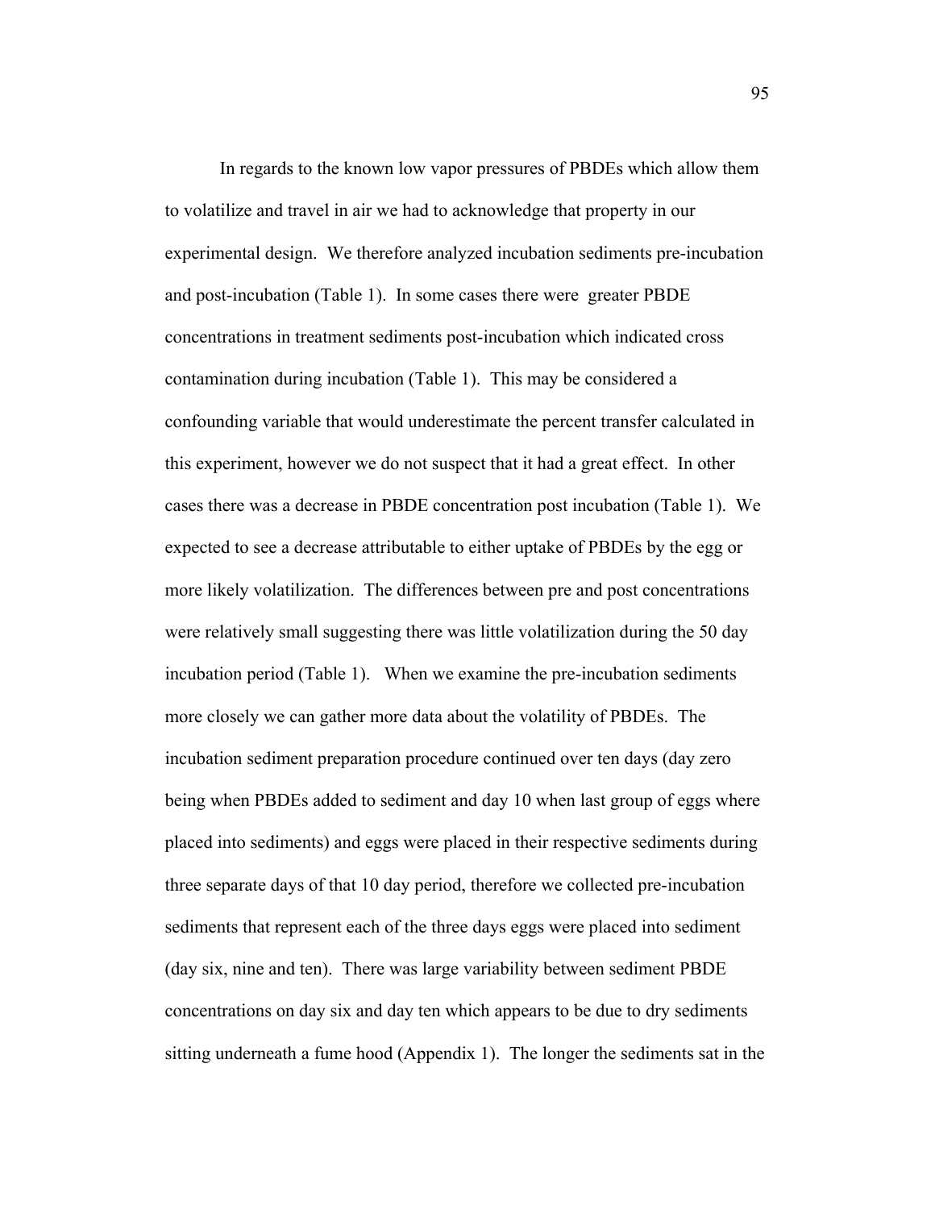In regards to the known low vapor pressures of PBDEs which allow them to volatilize and travel in air we had to acknowledge that property in our experimental design. We therefore analyzed incubation sediments pre-incubation and post-incubation (Table 1). In some cases there were greater PBDE concentrations in treatment sediments post-incubation which indicated cross contamination during incubation (Table 1). This may be considered a confounding variable that would underestimate the percent transfer calculated in this experiment, however we do not suspect that it had a great effect. In other cases there was a decrease in PBDE concentration post incubation (Table 1). We expected to see a decrease attributable to either uptake of PBDEs by the egg or more likely volatilization. The differences between pre and post concentrations were relatively small suggesting there was little volatilization during the 50 day incubation period (Table 1). When we examine the pre-incubation sediments more closely we can gather more data about the volatility of PBDEs. The incubation sediment preparation procedure continued over ten days (day zero being when PBDEs added to sediment and day 10 when last group of eggs where placed into sediments) and eggs were placed in their respective sediments during three separate days of that 10 day period, therefore we collected pre-incubation sediments that represent each of the three days eggs were placed into sediment (day six, nine and ten). There was large variability between sediment PBDE concentrations on day six and day ten which appears to be due to dry sediments sitting underneath a fume hood (Appendix 1). The longer the sediments sat in the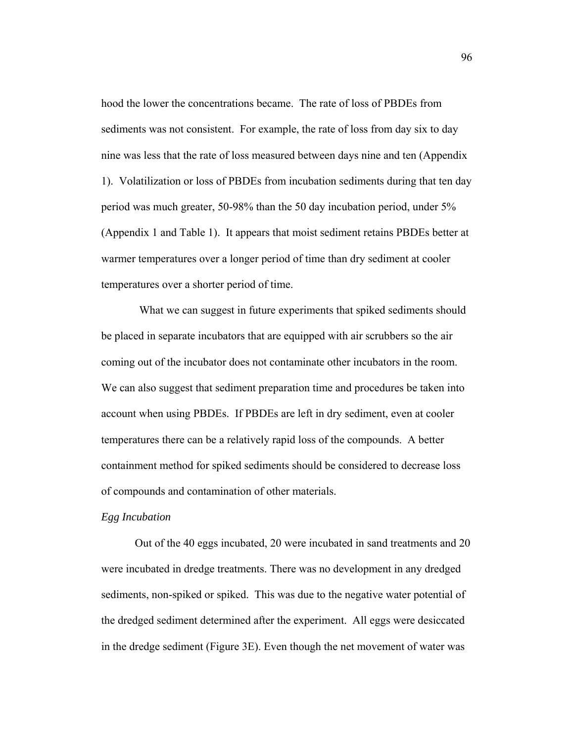hood the lower the concentrations became. The rate of loss of PBDEs from sediments was not consistent. For example, the rate of loss from day six to day nine was less that the rate of loss measured between days nine and ten (Appendix 1). Volatilization or loss of PBDEs from incubation sediments during that ten day period was much greater, 50-98% than the 50 day incubation period, under 5% (Appendix 1 and Table 1). It appears that moist sediment retains PBDEs better at warmer temperatures over a longer period of time than dry sediment at cooler temperatures over a shorter period of time.

What we can suggest in future experiments that spiked sediments should be placed in separate incubators that are equipped with air scrubbers so the air coming out of the incubator does not contaminate other incubators in the room. We can also suggest that sediment preparation time and procedures be taken into account when using PBDEs. If PBDEs are left in dry sediment, even at cooler temperatures there can be a relatively rapid loss of the compounds. A better containment method for spiked sediments should be considered to decrease loss of compounds and contamination of other materials.

*Egg Incubation*

Out of the 40 eggs incubated, 20 were incubated in sand treatments and 20 were incubated in dredge treatments. There was no development in any dredged sediments, non-spiked or spiked. This was due to the negative water potential of the dredged sediment determined after the experiment. All eggs were desiccated in the dredge sediment (Figure 3E). Even though the net movement of water was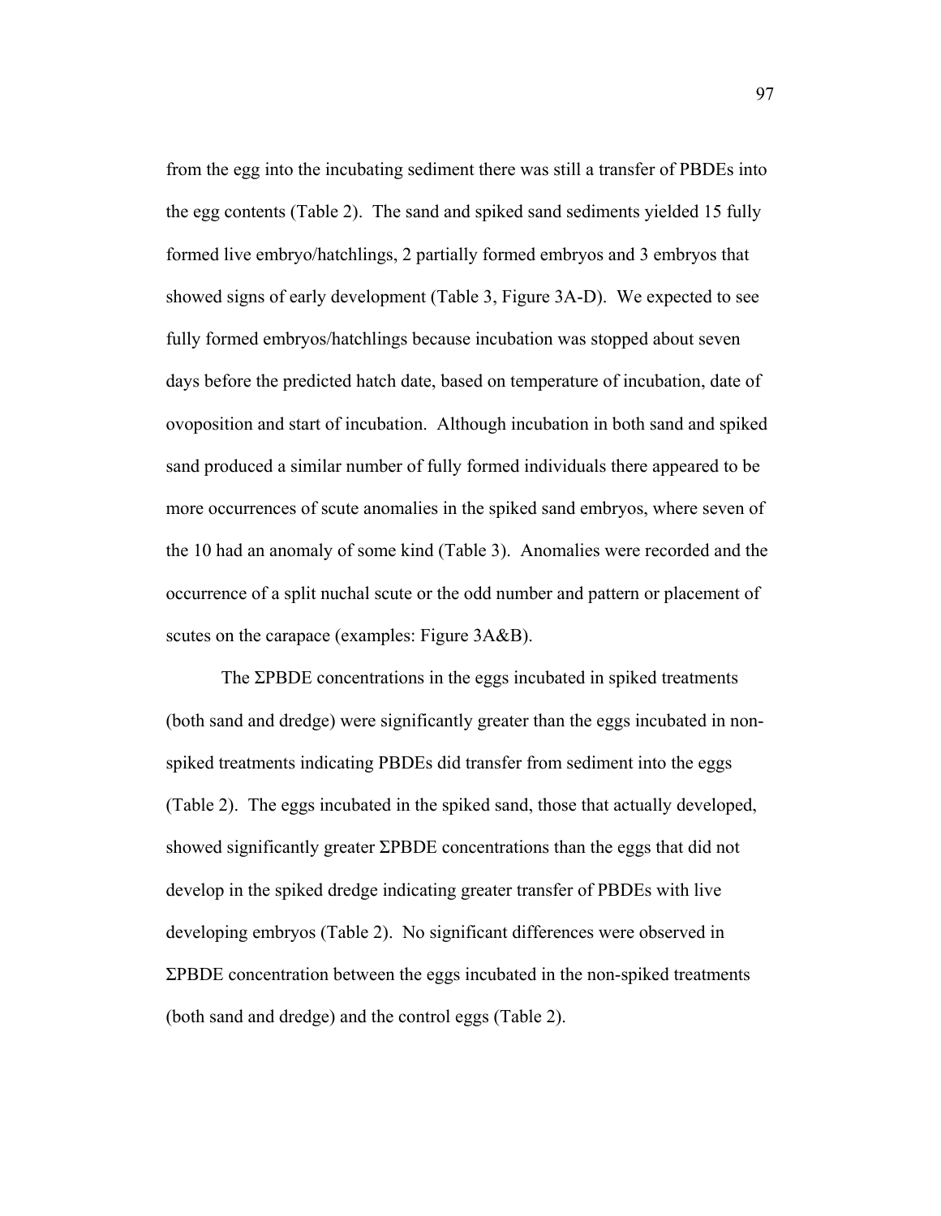from the egg into the incubating sediment there was still a transfer of PBDEs into the egg contents (Table 2). The sand and spiked sand sediments yielded 15 fully formed live embryo/hatchlings, 2 partially formed embryos and 3 embryos that showed signs of early development (Table 3, Figure 3A-D). We expected to see fully formed embryos/hatchlings because incubation was stopped about seven days before the predicted hatch date, based on temperature of incubation, date of ovoposition and start of incubation. Although incubation in both sand and spiked sand produced a similar number of fully formed individuals there appeared to be more occurrences of scute anomalies in the spiked sand embryos, where seven of the 10 had an anomaly of some kind (Table 3). Anomalies were recorded and the occurrence of a split nuchal scute or the odd number and pattern or placement of scutes on the carapace (examples: Figure 3A&B).

The ΣPBDE concentrations in the eggs incubated in spiked treatments (both sand and dredge) were significantly greater than the eggs incubated in non-spiked treatments indicating PBDEs did transfer from sediment into the eggs (Table 2). The eggs incubated in the spiked sand, those that actually developed, showed significantly greater ΣPBDE concentrations than the eggs that did not develop in the spiked dredge indicating greater transfer of PBDEs with live developing embryos (Table 2). No significant differences were observed in ΣPBDE concentration between the eggs incubated in the non-spiked treatments (both sand and dredge) and the control eggs (Table 2).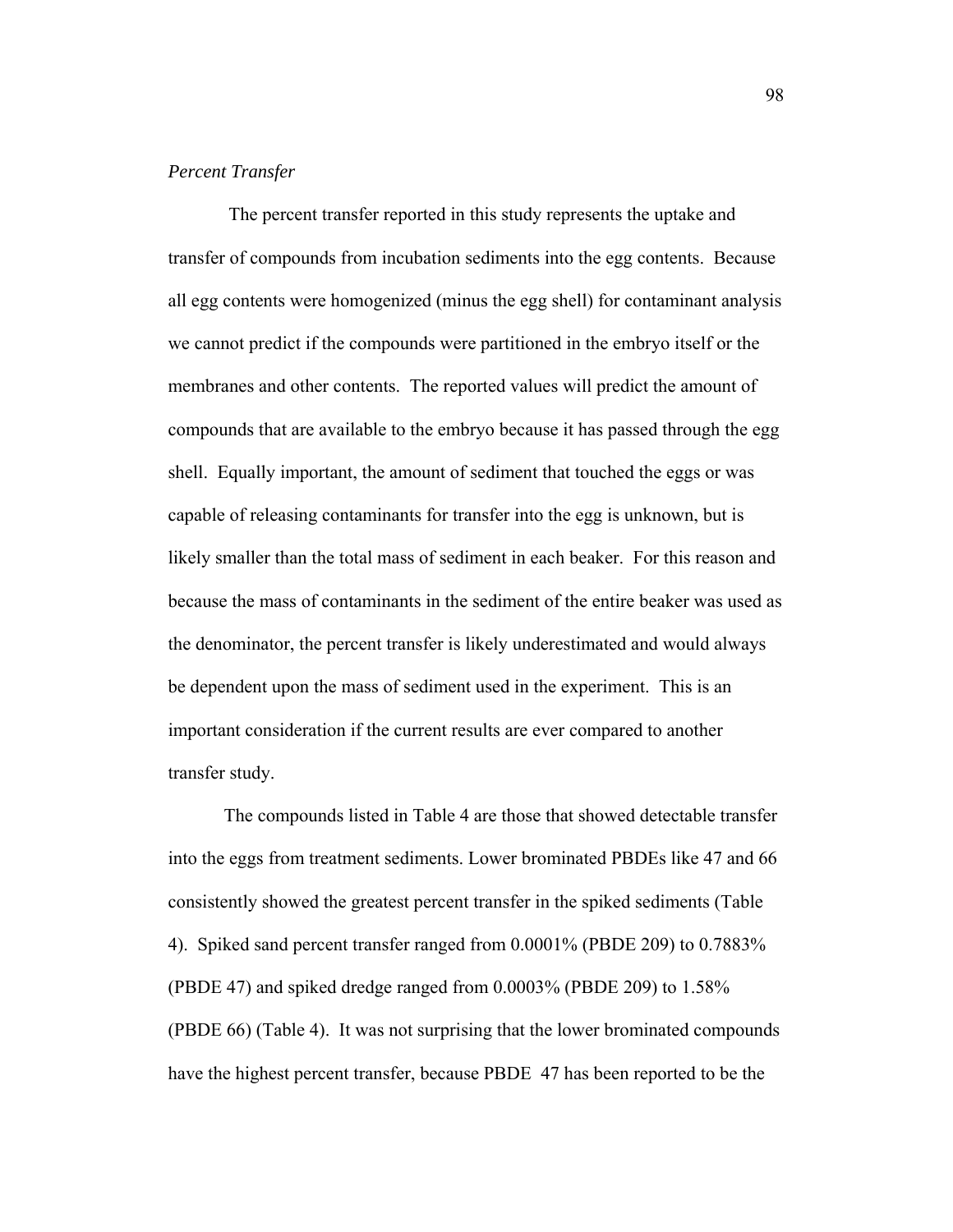*Percent Transfer*

The percent transfer reported in this study represents the uptake and transfer of compounds from incubation sediments into the egg contents. Because all egg contents were homogenized (minus the egg shell) for contaminant analysis we cannot predict if the compounds were partitioned in the embryo itself or the membranes and other contents. The reported values will predict the amount of compounds that are available to the embryo because it has passed through the egg shell. Equally important, the amount of sediment that touched the eggs or was capable of releasing contaminants for transfer into the egg is unknown, but is likely smaller than the total mass of sediment in each beaker. For this reason and because the mass of contaminants in the sediment of the entire beaker was used as the denominator, the percent transfer is likely underestimated and would always be dependent upon the mass of sediment used in the experiment. This is an important consideration if the current results are ever compared to another transfer study.

The compounds listed in Table 4 are those that showed detectable transfer into the eggs from treatment sediments. Lower brominated PBDEs like 47 and 66 consistently showed the greatest percent transfer in the spiked sediments (Table 4). Spiked sand percent transfer ranged from 0.0001% (PBDE 209) to 0.7883% (PBDE 47) and spiked dredge ranged from 0.0003% (PBDE 209) to 1.58% (PBDE 66) (Table 4). It was not surprising that the lower brominated compounds have the highest percent transfer, because PBDE 47 has been reported to be the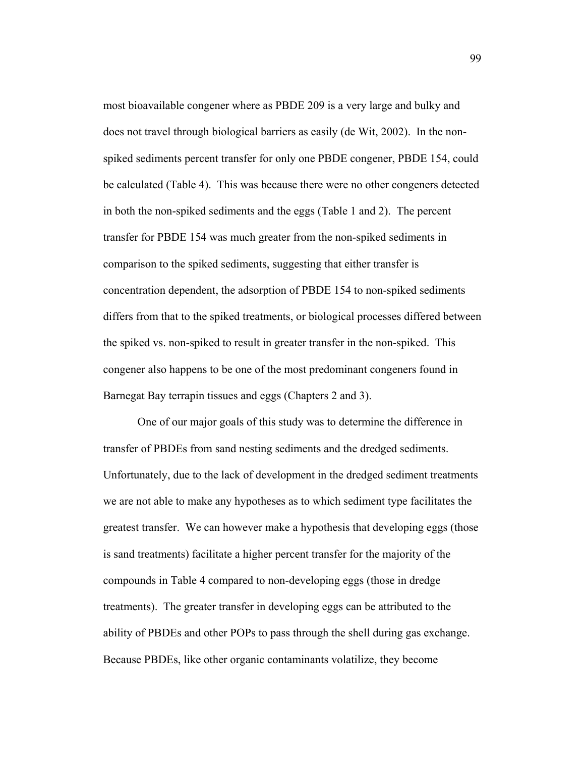most bioavailable congener where as PBDE 209 is a very large and bulky and does not travel through biological barriers as easily (de Wit, 2002). In the non-spiked sediments percent transfer for only one PBDE congener, PBDE 154, could be calculated (Table 4). This was because there were no other congeners detected in both the non-spiked sediments and the eggs (Table 1 and 2). The percent transfer for PBDE 154 was much greater from the non-spiked sediments in comparison to the spiked sediments, suggesting that either transfer is concentration dependent, the adsorption of PBDE 154 to non-spiked sediments differs from that to the spiked treatments, or biological processes differed between the spiked vs. non-spiked to result in greater transfer in the non-spiked. This congener also happens to be one of the most predominant congeners found in Barnegat Bay terrapin tissues and eggs (Chapters 2 and 3).

One of our major goals of this study was to determine the difference in transfer of PBDEs from sand nesting sediments and the dredged sediments. Unfortunately, due to the lack of development in the dredged sediment treatments we are not able to make any hypotheses as to which sediment type facilitates the greatest transfer. We can however make a hypothesis that developing eggs (those is sand treatments) facilitate a higher percent transfer for the majority of the compounds in Table 4 compared to non-developing eggs (those in dredge treatments). The greater transfer in developing eggs can be attributed to the ability of PBDEs and other POPs to pass through the shell during gas exchange. Because PBDEs, like other organic contaminants volatilize, they become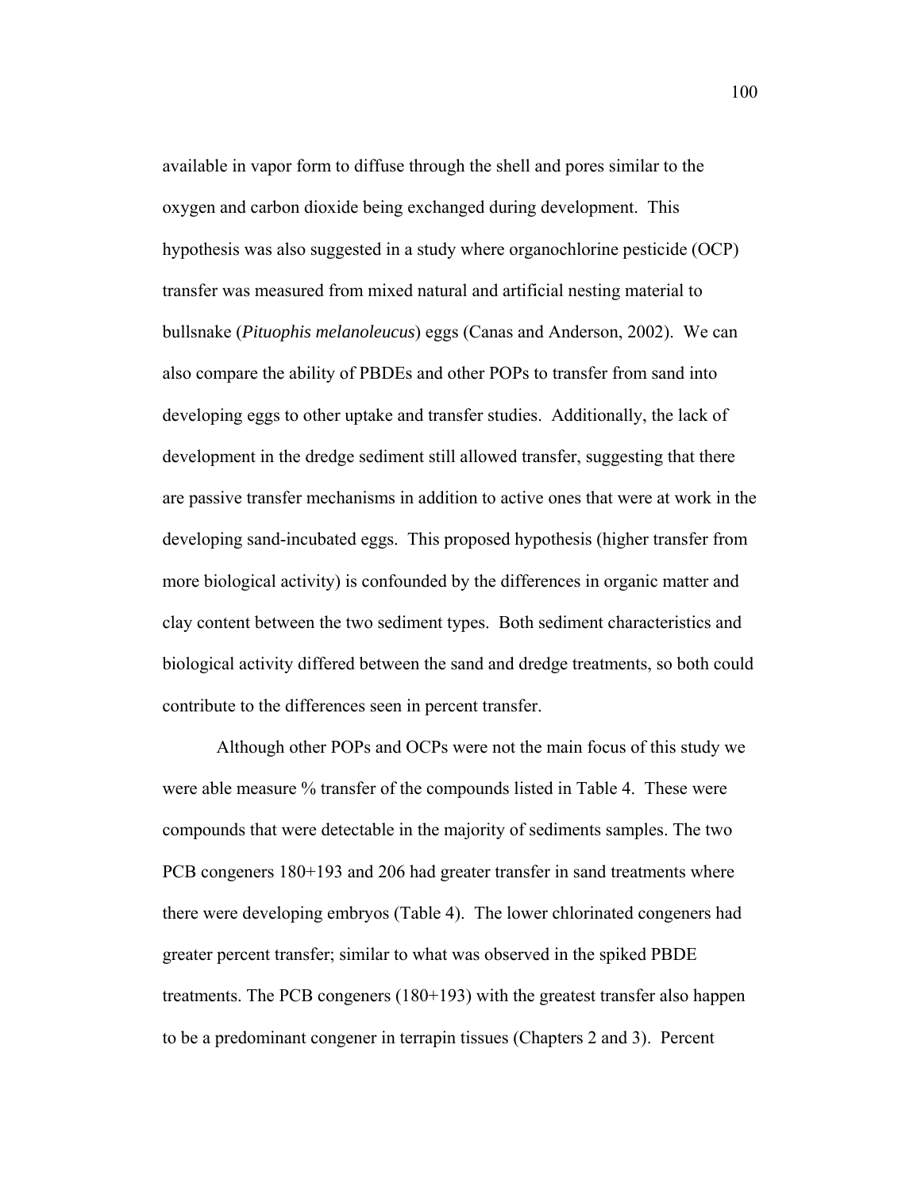available in vapor form to diffuse through the shell and pores similar to the oxygen and carbon dioxide being exchanged during development. This hypothesis was also suggested in a study where organochlorine pesticide (OCP) transfer was measured from mixed natural and artificial nesting material to bullsnake (*Pituophis melanoleucus*) eggs (Canas and Anderson, 2002). We can also compare the ability of PBDEs and other POPs to transfer from sand into developing eggs to other uptake and transfer studies. Additionally, the lack of development in the dredge sediment still allowed transfer, suggesting that there are passive transfer mechanisms in addition to active ones that were at work in the developing sand-incubated eggs. This proposed hypothesis (higher transfer from more biological activity) is confounded by the differences in organic matter and clay content between the two sediment types. Both sediment characteristics and biological activity differed between the sand and dredge treatments, so both could contribute to the differences seen in percent transfer.

Although other POPs and OCPs were not the main focus of this study we were able measure % transfer of the compounds listed in Table 4. These were compounds that were detectable in the majority of sediments samples. The two PCB congeners 180+193 and 206 had greater transfer in sand treatments where there were developing embryos (Table 4). The lower chlorinated congeners had greater percent transfer; similar to what was observed in the spiked PBDE treatments. The PCB congeners (180+193) with the greatest transfer also happen to be a predominant congener in terrapin tissues (Chapters 2 and 3). Percent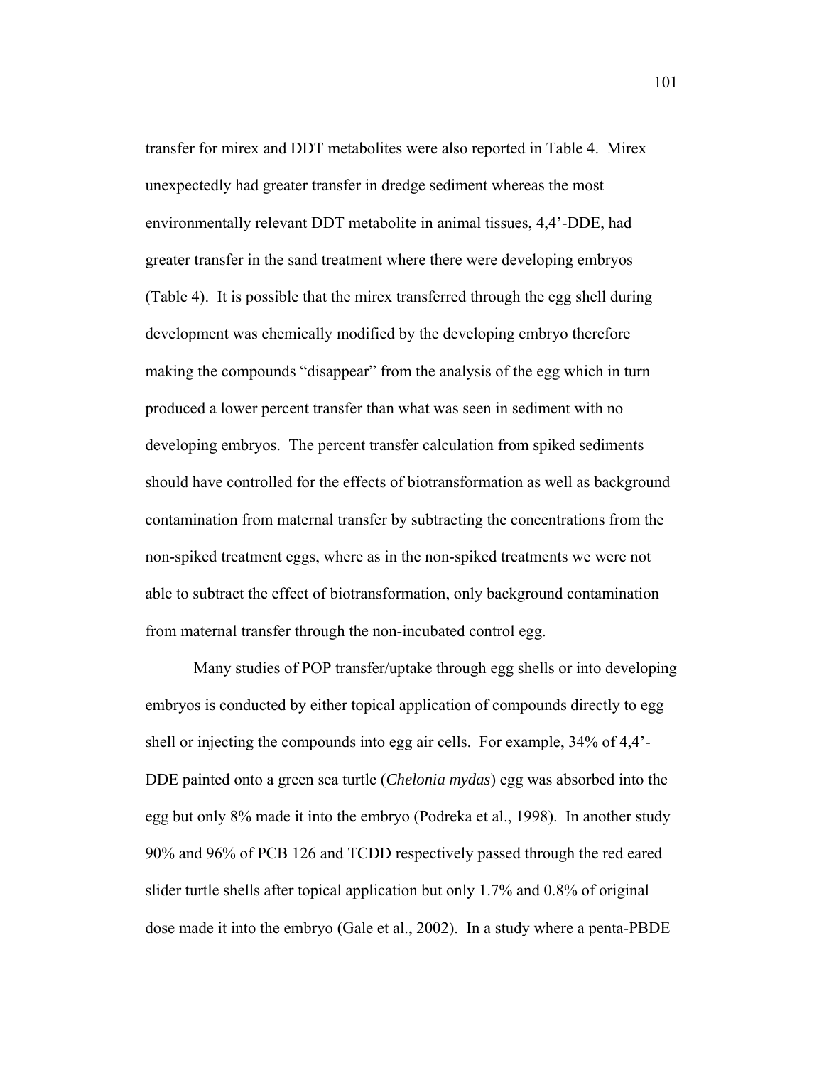transfer for mirex and DDT metabolites were also reported in Table 4. Mirex unexpectedly had greater transfer in dredge sediment whereas the most environmentally relevant DDT metabolite in animal tissues, 4,4'-DDE, had greater transfer in the sand treatment where there were developing embryos (Table 4). It is possible that the mirex transferred through the egg shell during development was chemically modified by the developing embryo therefore making the compounds "disappear" from the analysis of the egg which in turn produced a lower percent transfer than what was seen in sediment with no developing embryos. The percent transfer calculation from spiked sediments should have controlled for the effects of biotransformation as well as background contamination from maternal transfer by subtracting the concentrations from the non-spiked treatment eggs, where as in the non-spiked treatments we were not able to subtract the effect of biotransformation, only background contamination from maternal transfer through the non-incubated control egg.

Many studies of POP transfer/uptake through egg shells or into developing embryos is conducted by either topical application of compounds directly to egg shell or injecting the compounds into egg air cells. For example, 34% of 4,4'-DDE painted onto a green sea turtle (*Chelonia mydas*) egg was absorbed into the egg but only 8% made it into the embryo (Podreka et al., 1998). In another study 90% and 96% of PCB 126 and TCDD respectively passed through the red eared slider turtle shells after topical application but only 1.7% and 0.8% of original dose made it into the embryo (Gale et al., 2002). In a study where a penta-PBDE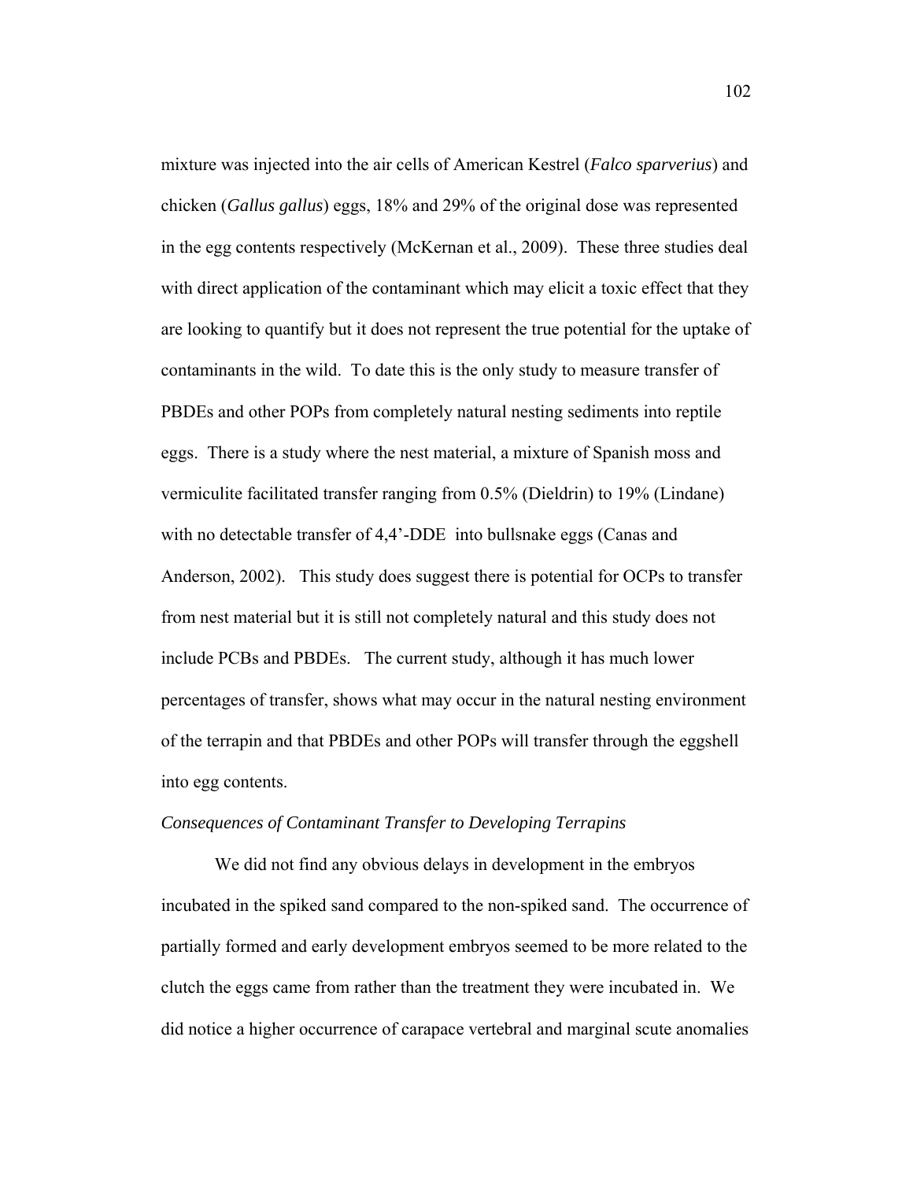mixture was injected into the air cells of American Kestrel (*Falco sparverius*) and chicken (*Gallus gallus*) eggs, 18% and 29% of the original dose was represented in the egg contents respectively (McKernan et al., 2009). These three studies deal with direct application of the contaminant which may elicit a toxic effect that they are looking to quantify but it does not represent the true potential for the uptake of contaminants in the wild. To date this is the only study to measure transfer of PBDEs and other POPs from completely natural nesting sediments into reptile eggs. There is a study where the nest material, a mixture of Spanish moss and vermiculite facilitated transfer ranging from 0.5% (Dieldrin) to 19% (Lindane) with no detectable transfer of 4,4'-DDE into bullsnake eggs (Canas and Anderson, 2002). This study does suggest there is potential for OCPs to transfer from nest material but it is still not completely natural and this study does not include PCBs and PBDEs. The current study, although it has much lower percentages of transfer, shows what may occur in the natural nesting environment of the terrapin and that PBDEs and other POPs will transfer through the eggshell into egg contents.

*Consequences of Contaminant Transfer to Developing Terrapins*

We did not find any obvious delays in development in the embryos incubated in the spiked sand compared to the non-spiked sand. The occurrence of partially formed and early development embryos seemed to be more related to the clutch the eggs came from rather than the treatment they were incubated in. We did notice a higher occurrence of carapace vertebral and marginal scute anomalies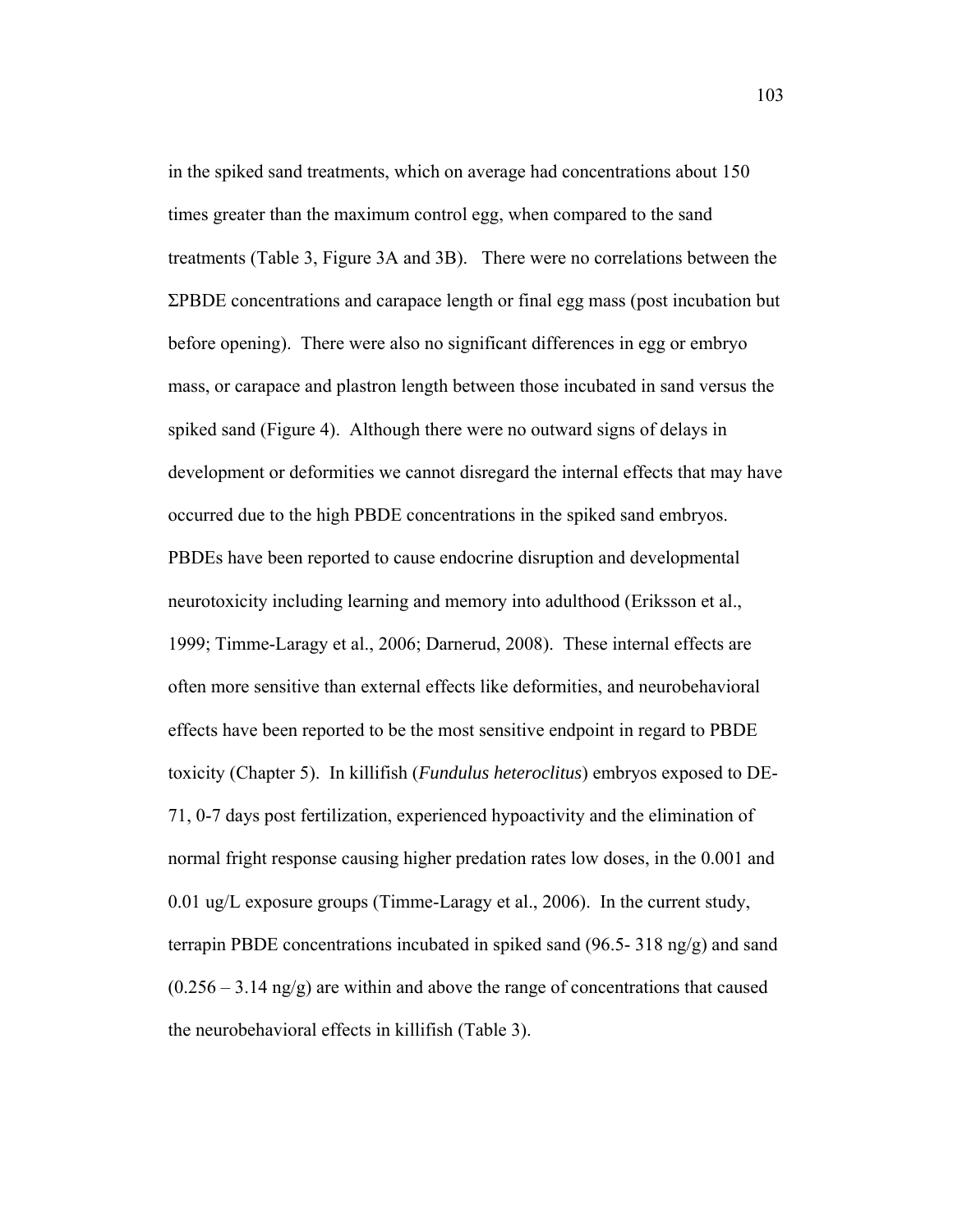in the spiked sand treatments, which on average had concentrations about 150 times greater than the maximum control egg, when compared to the sand treatments (Table 3, Figure 3A and 3B). There were no correlations between the ΣPBDE concentrations and carapace length or final egg mass (post incubation but before opening). There were also no significant differences in egg or embryo mass, or carapace and plastron length between those incubated in sand versus the spiked sand (Figure 4). Although there were no outward signs of delays in development or deformities we cannot disregard the internal effects that may have occurred due to the high PBDE concentrations in the spiked sand embryos. PBDEs have been reported to cause endocrine disruption and developmental neurotoxicity including learning and memory into adulthood (Eriksson et al., 1999; Timme-Laragy et al., 2006; Darnerud, 2008). These internal effects are often more sensitive than external effects like deformities, and neurobehavioral effects have been reported to be the most sensitive endpoint in regard to PBDE toxicity (Chapter 5). In killifish (*Fundulus heteroclitus*) embryos exposed to DE-71, 0-7 days post fertilization, experienced hypoactivity and the elimination of normal fright response causing higher predation rates low doses, in the 0.001 and 0.01 ug/L exposure groups (Timme-Laragy et al., 2006). In the current study, terrapin PBDE concentrations incubated in spiked sand (96.5- 318 ng/g) and sand (0.256 – 3.14 ng/g) are within and above the range of concentrations that caused the neurobehavioral effects in killifish (Table 3).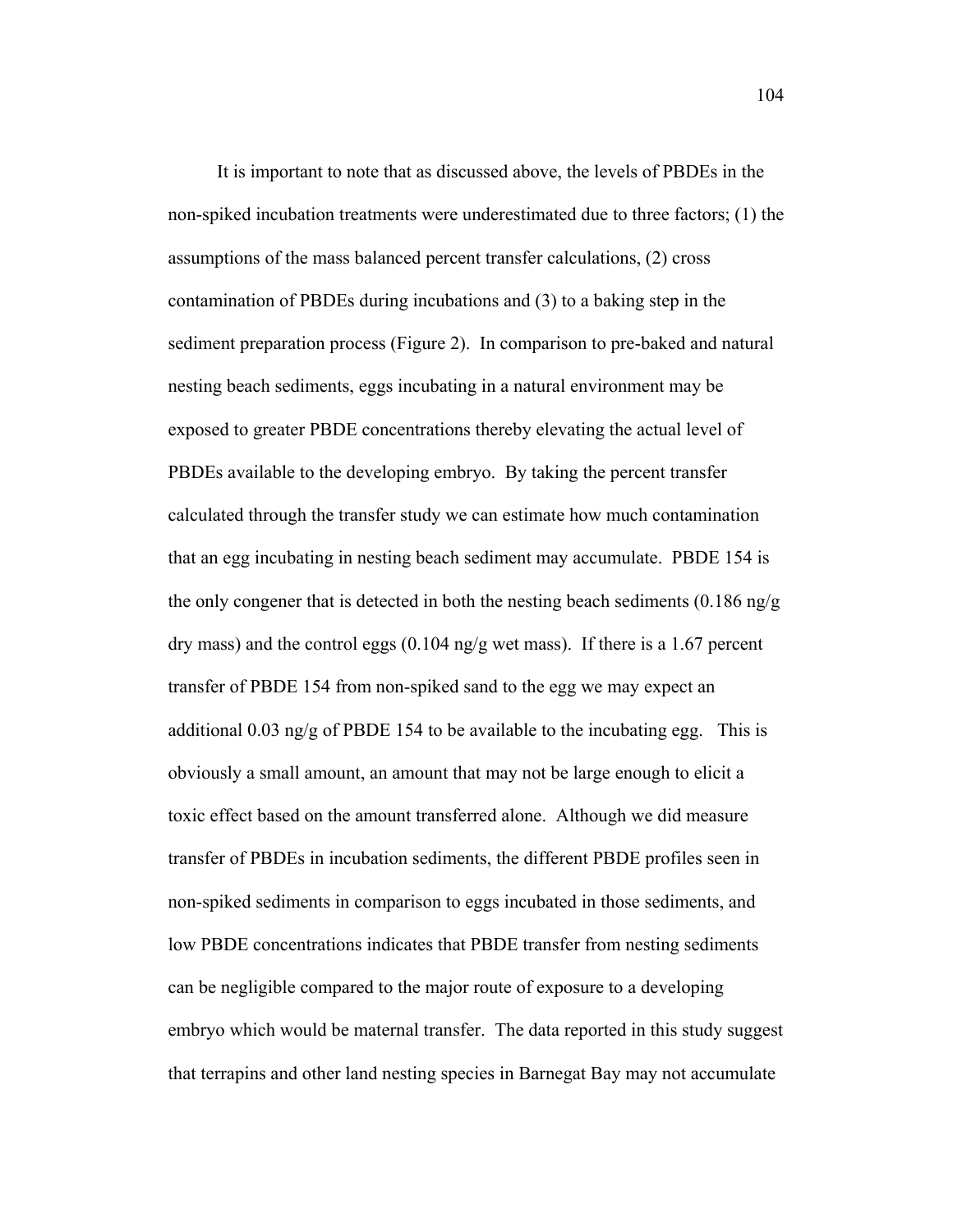It is important to note that as discussed above, the levels of PBDEs in the non-spiked incubation treatments were underestimated due to three factors; (1) the assumptions of the mass balanced percent transfer calculations, (2) cross contamination of PBDEs during incubations and (3) to a baking step in the sediment preparation process (Figure 2). In comparison to pre-baked and natural nesting beach sediments, eggs incubating in a natural environment may be exposed to greater PBDE concentrations thereby elevating the actual level of PBDEs available to the developing embryo. By taking the percent transfer calculated through the transfer study we can estimate how much contamination that an egg incubating in nesting beach sediment may accumulate. PBDE 154 is the only congener that is detected in both the nesting beach sediments (0.186 ng/g dry mass) and the control eggs (0.104 ng/g wet mass). If there is a 1.67 percent transfer of PBDE 154 from non-spiked sand to the egg we may expect an additional 0.03 ng/g of PBDE 154 to be available to the incubating egg. This is obviously a small amount, an amount that may not be large enough to elicit a toxic effect based on the amount transferred alone. Although we did measure transfer of PBDEs in incubation sediments, the different PBDE profiles seen in non-spiked sediments in comparison to eggs incubated in those sediments, and low PBDE concentrations indicates that PBDE transfer from nesting sediments can be negligible compared to the major route of exposure to a developing embryo which would be maternal transfer. The data reported in this study suggest that terrapins and other land nesting species in Barnegat Bay may not accumulate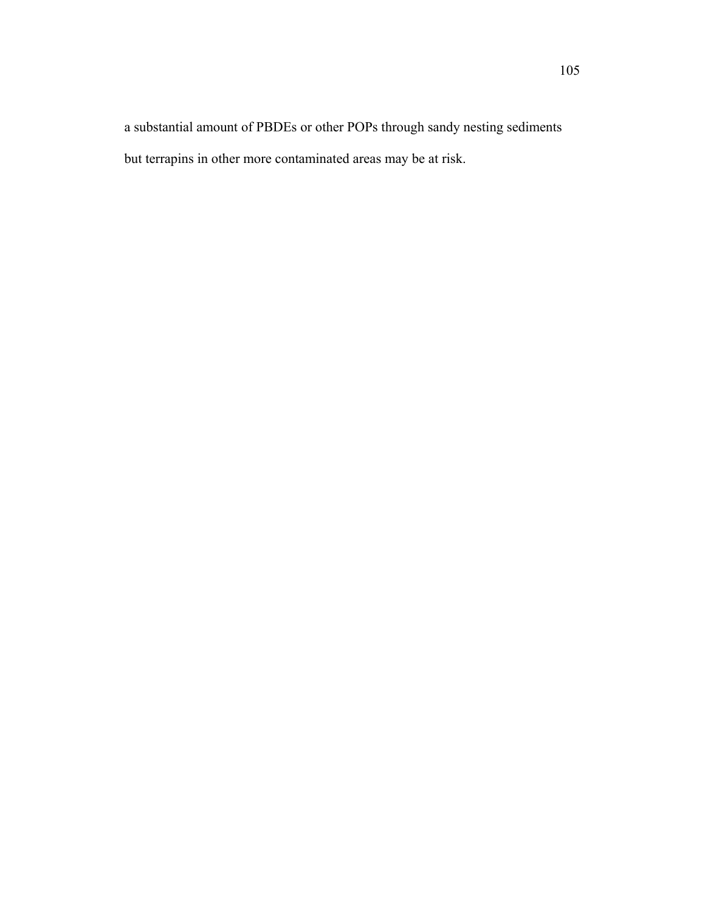a substantial amount of PBDEs or other POPs through sandy nesting sediments but terrapins in other more contaminated areas may be at risk.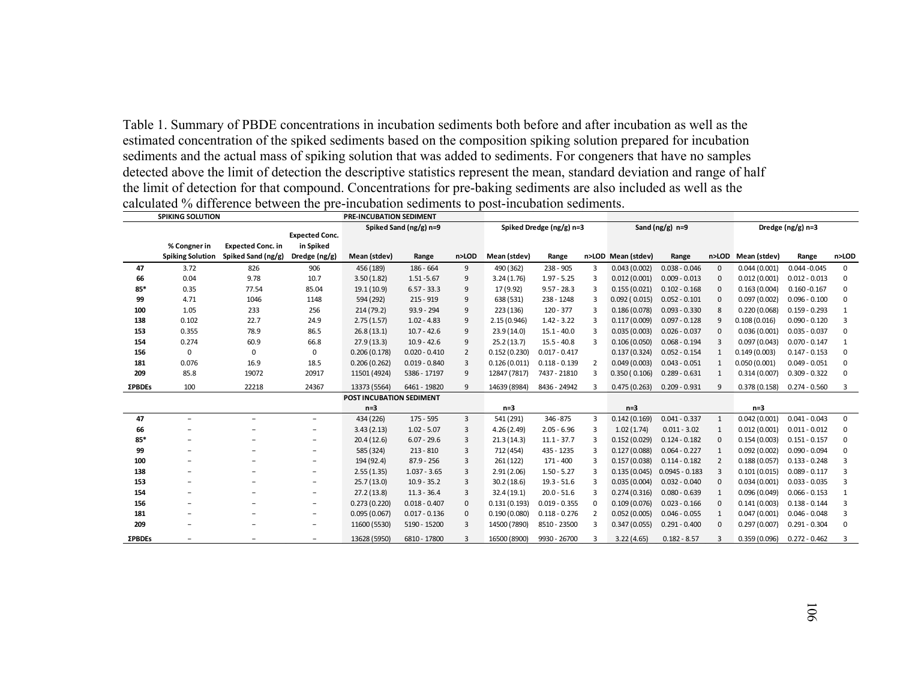Table 1. Summary of PBDE concentrations in incubation sediments both before and after incubation as well as the estimated concentration of the spiked sediments based on the composition spiking solution prepared for incubation sediments and the actual mass of spiking solution that was added to sediments. For congeners that have no samples detected above the limit of detection the descriptive statistics represent the mean, standard deviation and range of half the limit of detection for that compound. Concentrations for pre-baking sediments are also included as well as the calculated % difference between the pre-incubation sediments to post-incubation sediments.

| | SPIKING SOLUTION | | | PRE-INCUBATION SEDIMENT | | | | | | | | | | | |
|---|---|---|---|---|---|---|---|---|---|---|---|---|---|---|---|
| | | | | Spiked Sand (ng/g) n=9 | | | Spiked Dredge (ng/g) n=3 | | | Sand (ng/g) n=9 | | | Dredge (ng/g) n=3 | | |
| | % Congner in Spiking Solution | Expected Conc. in Spiked Sand (ng/g) | Expected Conc. in Spiked Dredge (ng/g) | Mean (stdev) | Range | n>LOD | Mean (stdev) | Range | n>LOD | Mean (stdev) | Range | n>LOD | Mean (stdev) | Range | n>LOD |
| **47** | 3.72 | 826 | 906 | 456 (189) | 186 - 664 | 9 | 490 (362) | 238 - 905 | 3 | 0.043 (0.002) | 0.038 - 0.046 | 0 | 0.044 (0.001) | 0.044 -0.045 | 0 |
| **66** | 0.04 | 9.78 | 10.7 | 3.50 (1.82) | 1.51 -5.67 | 9 | 3.24 (1.76) | 1.97 - 5.25 | 3 | 0.012 (0.001) | 0.009 - 0.013 | 0 | 0.012 (0.001) | 0.012 - 0.013 | 0 |
| **85*** | 0.35 | 77.54 | 85.04 | 19.1 (10.9) | 6.57 - 33.3 | 9 | 17 (9.92) | 9.57 - 28.3 | 3 | 0.155 (0.021) | 0.102 - 0.168 | 0 | 0.163 (0.004) | 0.160 -0.167 | 0 |
| **99** | 4.71 | 1046 | 1148 | 594 (292) | 215 - 919 | 9 | 638 (531) | 238 - 1248 | 3 | 0.092 ( 0.015) | 0.052 - 0.101 | 0 | 0.097 (0.002) | 0.096 - 0.100 | 0 |
| **100** | 1.05 | 233 | 256 | 214 (79.2) | 93.9 - 294 | 9 | 223 (136) | 120 - 377 | 3 | 0.186 (0.078) | 0.093 - 0.330 | 8 | 0.220 (0.068) | 0.159 - 0.293 | 1 |
| **138** | 0.102 | 22.7 | 24.9 | 2.75 (1.57) | 1.02 - 4.83 | 9 | 2.15 (0.946) | 1.42 - 3.22 | 3 | 0.117 (0.009) | 0.097 - 0.128 | 9 | 0.108 (0.016) | 0.090 - 0.120 | 3 |
| **153** | 0.355 | 78.9 | 86.5 | 26.8 (13.1) | 10.7 - 42.6 | 9 | 23.9 (14.0) | 15.1 - 40.0 | 3 | 0.035 (0.003) | 0.026 - 0.037 | 0 | 0.036 (0.001) | 0.035 - 0.037 | 0 |
| **154** | 0.274 | 60.9 | 66.8 | 27.9 (13.3) | 10.9 - 42.6 | 9 | 25.2 (13.7) | 15.5 - 40.8 | 3 | 0.106 (0.050) | 0.068 - 0.194 | 3 | 0.097 (0.043) | 0.070 - 0.147 | 1 |
| **156** | 0 | 0 | 0 | 0.206 (0.178) | 0.020 - 0.410 | 2 | 0.152 (0.230) | 0.017 - 0.417 | | 0.137 (0.324) | 0.052 - 0.154 | 1 | 0.149 (0.003) | 0.147 - 0.153 | 0 |
| **181** | 0.076 | 16.9 | 18.5 | 0.206 (0.262) | 0.019 - 0.840 | 3 | 0.126 (0.011) | 0.118 - 0.139 | 2 | 0.049 (0.003) | 0.043 - 0.051 | 1 | 0.050 (0.001) | 0.049 - 0.051 | 0 |
| **209** | 85.8 | 19072 | 20917 | 11501 (4924) | 5386 - 17197 | 9 | 12847 (7817) | 7437 - 21810 | 3 | 0.350 ( 0.106) | 0.289 - 0.631 | 1 | 0.314 (0.007) | 0.309 - 0.322 | 0 |
| **ΣPBDEs** | 100 | 22218 | 24367 | 13373 (5564) | 6461 - 19820 | 9 | 14639 (8984) | 8436 - 24942 | 3 | 0.475 (0.263) | 0.209 - 0.931 | 9 | 0.378 (0.158) | 0.274 - 0.560 | 3 |
| | | | | POST INCUBATION SEDIMENT | | | | | | | | | | | |
| | | | | n=3 | | | n=3 | | | n=3 | | | n=3 | | |
| **47** | – | – | – | 434 (226) | 175 - 595 | 3 | 541 (291) | 346 -875 | 3 | 0.142 (0.169) | 0.041 - 0.337 | 1 | 0.042 (0.001) | 0.041 - 0.043 | 0 |
| **66** | – | – | – | 3.43 (2.13) | 1.02 - 5.07 | 3 | 4.26 (2.49) | 2.05 - 6.96 | 3 | 1.02 (1.74) | 0.011 - 3.02 | 1 | 0.012 (0.001) | 0.011 - 0.012 | 0 |
| **85*** | – | – | – | 20.4 (12.6) | 6.07 - 29.6 | 3 | 21.3 (14.3) | 11.1 - 37.7 | 3 | 0.152 (0.029) | 0.124 - 0.182 | 0 | 0.154 (0.003) | 0.151 - 0.157 | 0 |
| **99** | – | – | – | 585 (324) | 213 - 810 | 3 | 712 (454) | 435 - 1235 | 3 | 0.127 (0.088) | 0.064 - 0.227 | 1 | 0.092 (0.002) | 0.090 - 0.094 | 0 |
| **100** | – | – | – | 194 (92.4) | 87.9 - 256 | 3 | 261 (122) | 171 - 400 | 3 | 0.157 (0.038) | 0.114 - 0.182 | 2 | 0.188 (0.057) | 0.133 - 0.248 | 3 |
| **138** | – | – | – | 2.55 (1.35) | 1.037 - 3.65 | 3 | 2.91 (2.06) | 1.50 - 5.27 | 3 | 0.135 (0.045) | 0.0945 - 0.183 | 3 | 0.101 (0.015) | 0.089 - 0.117 | 3 |
| **153** | – | – | – | 25.7 (13.0) | 10.9 - 35.2 | 3 | 30.2 (18.6) | 19.3 - 51.6 | 3 | 0.035 (0.004) | 0.032 - 0.040 | 0 | 0.034 (0.001) | 0.033 - 0.035 | 3 |
| **154** | – | – | – | 27.2 (13.8) | 11.3 - 36.4 | 3 | 32.4 (19.1) | 20.0 - 51.6 | 3 | 0.274 (0.316) | 0.080 - 0.639 | 1 | 0.096 (0.049) | 0.066 - 0.153 | 1 |
| **156** | – | – | – | 0.273 (0.220) | 0.018 - 0.407 | 0 | 0.131 (0.193) | 0.019 - 0.355 | 0 | 0.109 (0.076) | 0.023 - 0.166 | 0 | 0.141 (0.003) | 0.138 - 0.144 | 3 |
| **181** | – | – | – | 0.095 (0.067) | 0.017 - 0.136 | 0 | 0.190 (0.080) | 0.118 - 0.276 | 2 | 0.052 (0.005) | 0.046 - 0.055 | 1 | 0.047 (0.001) | 0.046 - 0.048 | 3 |
| **209** | – | – | – | 11600 (5530) | 5190 - 15200 | 3 | 14500 (7890) | 8510 - 23500 | 3 | 0.347 (0.055) | 0.291 - 0.400 | 0 | 0.297 (0.007) | 0.291 - 0.304 | 0 |
| **ΣPBDEs** | – | – | – | 13628 (5950) | 6810 - 17800 | 3 | 16500 (8900) | 9930 - 26700 | 3 | 3.22 (4.65) | 0.182 - 8.57 | 3 | 0.359 (0.096) | 0.272 - 0.462 | 3 |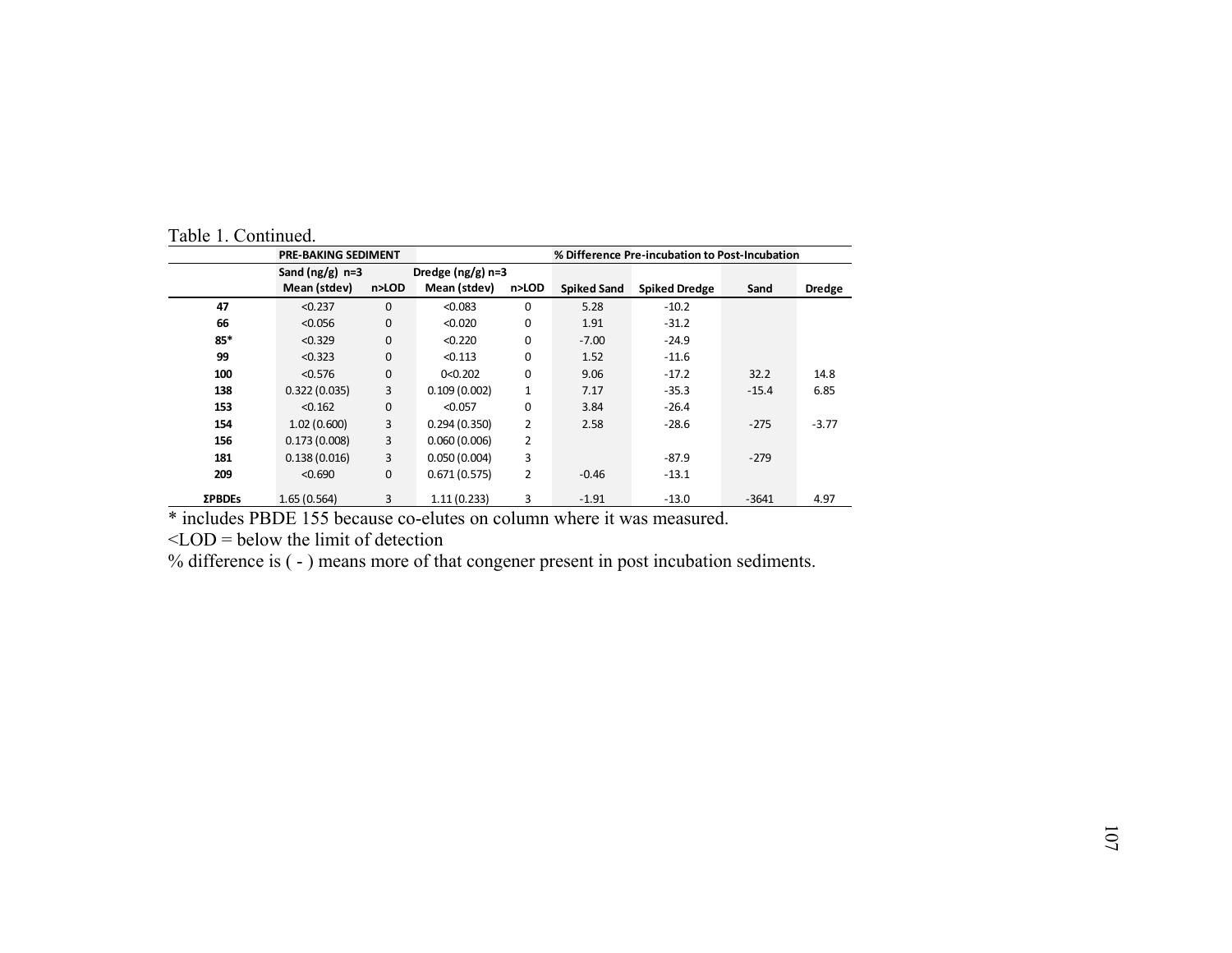Table 1. Continued.

| | PRE-BAKING SEDIMENT | | | | % Difference Pre-incubation to Post-Incubation | | | |
|---|---|---|---|---|---|---|---|---|
| | Sand (ng/g) n=3 | | Dredge (ng/g) n=3 | | | | | |
| | Mean (stdev) | n>LOD | Mean (stdev) | n>LOD | Spiked Sand | Spiked Dredge | Sand | Dredge |
| **47** | <0.237 | 0 | <0.083 | 0 | 5.28 | -10.2 | | |
| **66** | <0.056 | 0 | <0.020 | 0 | 1.91 | -31.2 | | |
| **85*** | <0.329 | 0 | <0.220 | 0 | -7.00 | -24.9 | | |
| **99** | <0.323 | 0 | <0.113 | 0 | 1.52 | -11.6 | | |
| **100** | <0.576 | 0 | 0<0.202 | 0 | 9.06 | -17.2 | 32.2 | 14.8 |
| **138** | 0.322 (0.035) | 3 | 0.109 (0.002) | 1 | 7.17 | -35.3 | -15.4 | 6.85 |
| **153** | <0.162 | 0 | <0.057 | 0 | 3.84 | -26.4 | | |
| **154** | 1.02 (0.600) | 3 | 0.294 (0.350) | 2 | 2.58 | -28.6 | -275 | -3.77 |
| **156** | 0.173 (0.008) | 3 | 0.060 (0.006) | 2 | | | | |
| **181** | 0.138 (0.016) | 3 | 0.050 (0.004) | 3 | | -87.9 | -279 | |
| **209** | <0.690 | 0 | 0.671 (0.575) | 2 | -0.46 | -13.1 | | |
| **ΣPBDEs** | 1.65 (0.564) | 3 | 1.11 (0.233) | 3 | -1.91 | -13.0 | -3641 | 4.97 |

* includes PBDE 155 because co-elutes on column where it was measured.

<LOD = below the limit of detection

% difference is ( - ) means more of that congener present in post incubation sediments.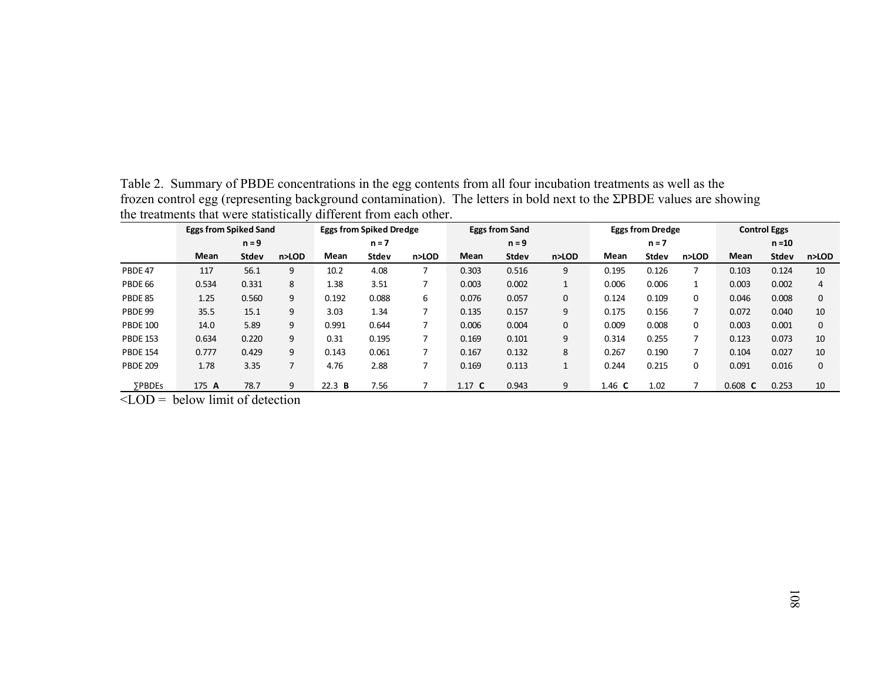Table 2. Summary of PBDE concentrations in the egg contents from all four incubation treatments as well as the frozen control egg (representing background contamination). The letters in bold next to the ΣPBDE values are showing the treatments that were statistically different from each other.

| | Eggs from Spiked Sand | | | Eggs from Spiked Dredge | | | Eggs from Sand | | | Eggs from Dredge | | | Control Eggs | | |
|---|---|---|---|---|---|---|---|---|---|---|---|---|---|---|---|
| | | n = 9 | | | n = 7 | | | n = 9 | | | n = 7 | | | n =10 | |
| | **Mean** | **Stdev** | **n>LOD** | **Mean** | **Stdev** | **n>LOD** | **Mean** | **Stdev** | **n>LOD** | **Mean** | **Stdev** | **n>LOD** | **Mean** | **Stdev** | **n>LOD** |
| PBDE 47 | 117 | 56.1 | 9 | 10.2 | 4.08 | 7 | 0.303 | 0.516 | 9 | 0.195 | 0.126 | 7 | 0.103 | 0.124 | 10 |
| PBDE 66 | 0.534 | 0.331 | 8 | 1.38 | 3.51 | 7 | 0.003 | 0.002 | 1 | 0.006 | 0.006 | 1 | 0.003 | 0.002 | 4 |
| PBDE 85 | 1.25 | 0.560 | 9 | 0.192 | 0.088 | 6 | 0.076 | 0.057 | 0 | 0.124 | 0.109 | 0 | 0.046 | 0.008 | 0 |
| PBDE 99 | 35.5 | 15.1 | 9 | 3.03 | 1.34 | 7 | 0.135 | 0.157 | 9 | 0.175 | 0.156 | 7 | 0.072 | 0.040 | 10 |
| PBDE 100 | 14.0 | 5.89 | 9 | 0.991 | 0.644 | 7 | 0.006 | 0.004 | 0 | 0.009 | 0.008 | 0 | 0.003 | 0.001 | 0 |
| PBDE 153 | 0.634 | 0.220 | 9 | 0.31 | 0.195 | 7 | 0.169 | 0.101 | 9 | 0.314 | 0.255 | 7 | 0.123 | 0.073 | 10 |
| PBDE 154 | 0.777 | 0.429 | 9 | 0.143 | 0.061 | 7 | 0.167 | 0.132 | 8 | 0.267 | 0.190 | 7 | 0.104 | 0.027 | 10 |
| PBDE 209 | 1.78 | 3.35 | 7 | 4.76 | 2.88 | 7 | 0.169 | 0.113 | 1 | 0.244 | 0.215 | 0 | 0.091 | 0.016 | 0 |
| ∑PBDEs | 175 **A** | 78.7 | 9 | 22.3 **B** | 7.56 | 7 | 1.17 **C** | 0.943 | 9 | 1.46 **C** | 1.02 | 7 | 0.608 **C** | 0.253 | 10 |

<LOD = below limit of detection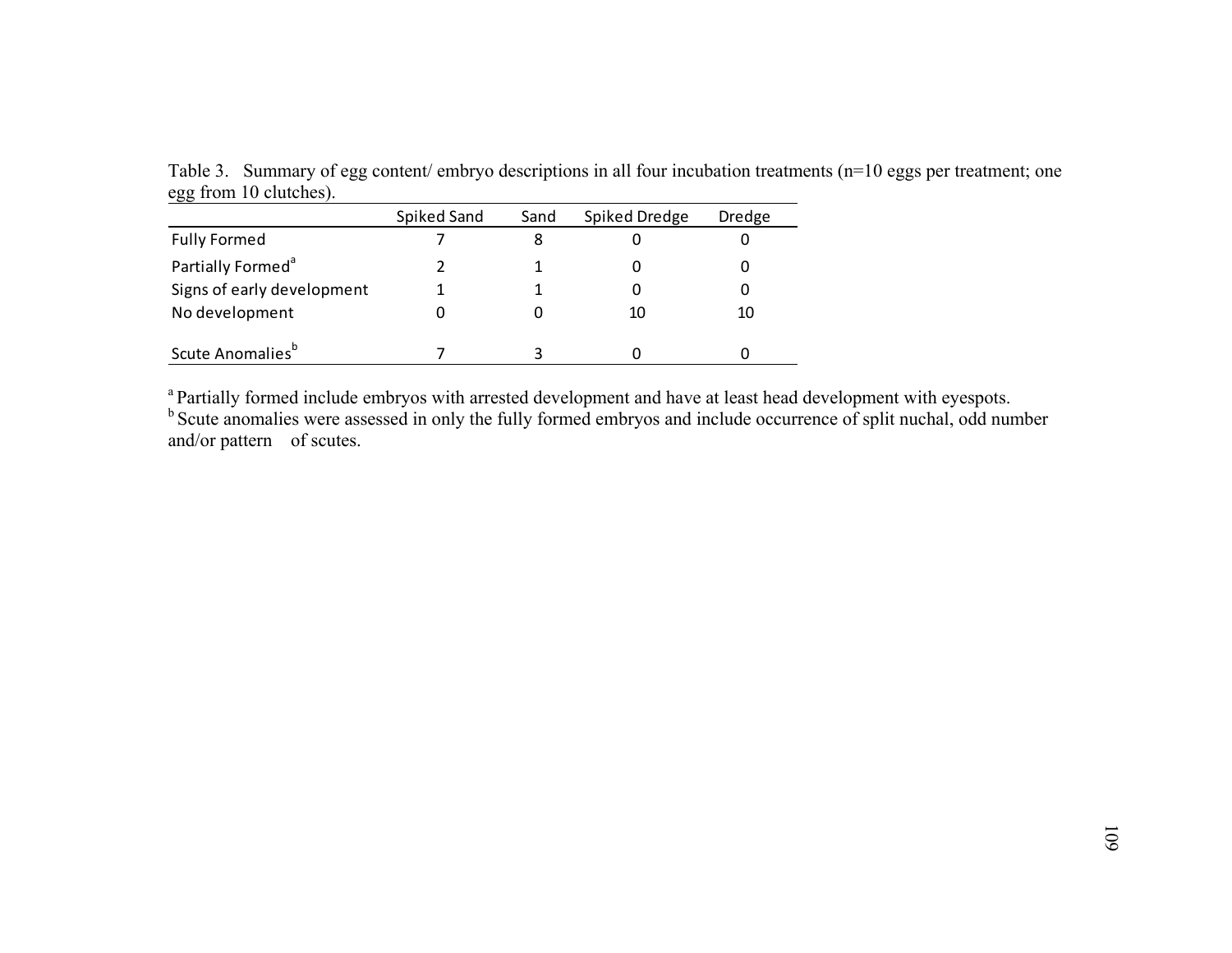Table 3. Summary of egg content/ embryo descriptions in all four incubation treatments (n=10 eggs per treatment; one egg from 10 clutches).

| | Spiked Sand | Sand | Spiked Dredge | Dredge |
|---|---|---|---|---|
| Fully Formed | 7 | 8 | 0 | 0 |
| Partially Formed[a] | 2 | 1 | 0 | 0 |
| Signs of early development | 1 | 1 | 0 | 0 |
| No development | 0 | 0 | 10 | 10 |
| Scute Anomalies[b] | 7 | 3 | 0 | 0 |

[a] Partially formed include embryos with arrested development and have at least head development with eyespots.
[b] Scute anomalies were assessed in only the fully formed embryos and include occurrence of split nuchal, odd number and/or pattern of scutes.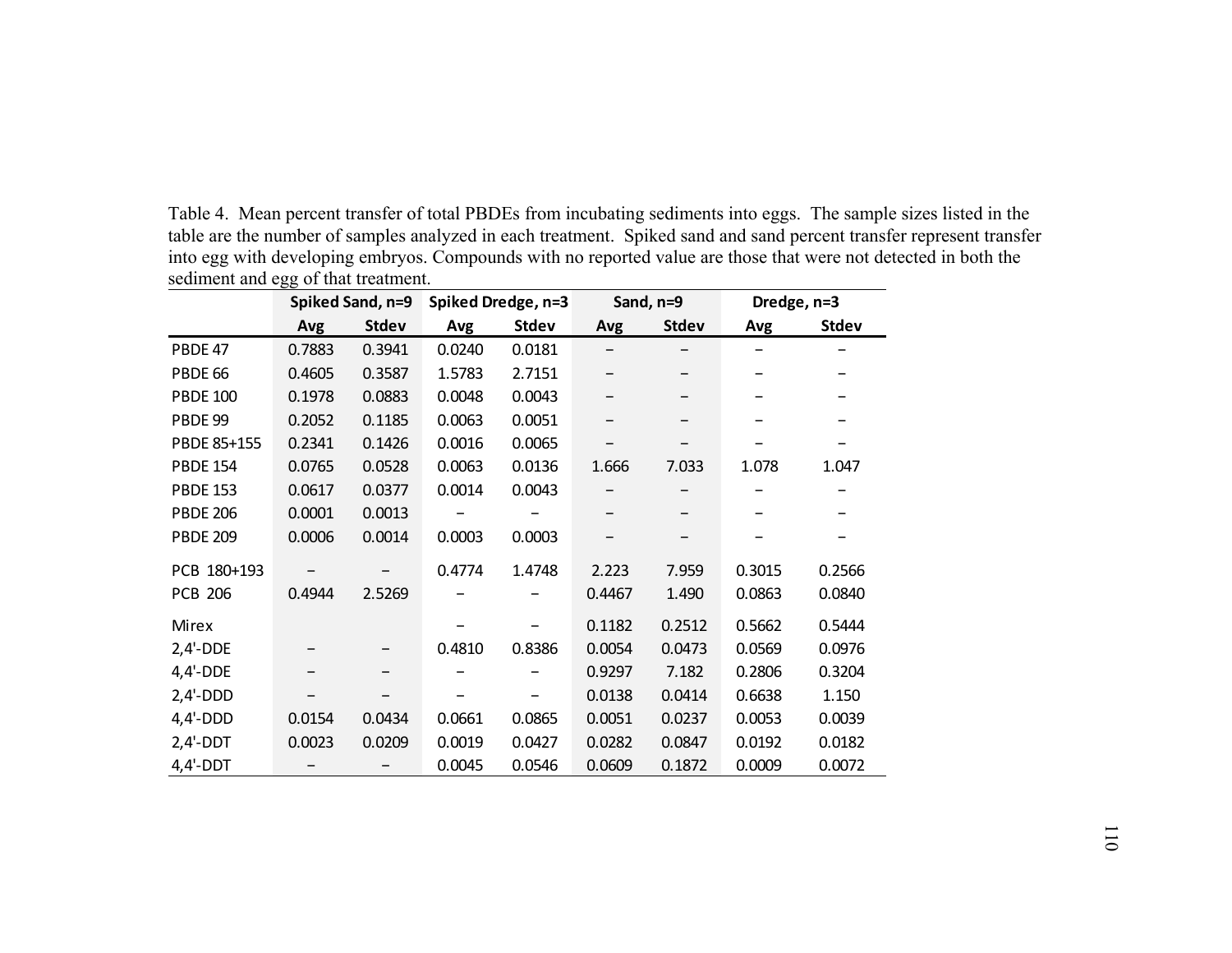Table 4. Mean percent transfer of total PBDEs from incubating sediments into eggs. The sample sizes listed in the table are the number of samples analyzed in each treatment. Spiked sand and sand percent transfer represent transfer into egg with developing embryos. Compounds with no reported value are those that were not detected in both the sediment and egg of that treatment.

| | Spiked Sand, n=9 | | Spiked Dredge, n=3 | | Sand, n=9 | | Dredge, n=3 | |
|---|---|---|---|---|---|---|---|---|
| | Avg | Stdev | Avg | Stdev | Avg | Stdev | Avg | Stdev |
| PBDE 47 | 0.7883 | 0.3941 | 0.0240 | 0.0181 | – | – | – | – |
| PBDE 66 | 0.4605 | 0.3587 | 1.5783 | 2.7151 | – | – | – | – |
| PBDE 100 | 0.1978 | 0.0883 | 0.0048 | 0.0043 | – | – | – | – |
| PBDE 99 | 0.2052 | 0.1185 | 0.0063 | 0.0051 | – | – | – | – |
| PBDE 85+155 | 0.2341 | 0.1426 | 0.0016 | 0.0065 | – | – | – | – |
| PBDE 154 | 0.0765 | 0.0528 | 0.0063 | 0.0136 | 1.666 | 7.033 | 1.078 | 1.047 |
| PBDE 153 | 0.0617 | 0.0377 | 0.0014 | 0.0043 | – | – | – | – |
| PBDE 206 | 0.0001 | 0.0013 | – | – | – | – | – | – |
| PBDE 209 | 0.0006 | 0.0014 | 0.0003 | 0.0003 | – | – | – | – |
| PCB 180+193 | – | – | 0.4774 | 1.4748 | 2.223 | 7.959 | 0.3015 | 0.2566 |
| PCB 206 | 0.4944 | 2.5269 | – | – | 0.4467 | 1.490 | 0.0863 | 0.0840 |
| Mirex | | | – | – | 0.1182 | 0.2512 | 0.5662 | 0.5444 |
| 2,4'-DDE | – | – | 0.4810 | 0.8386 | 0.0054 | 0.0473 | 0.0569 | 0.0976 |
| 4,4'-DDE | – | – | – | – | 0.9297 | 7.182 | 0.2806 | 0.3204 |
| 2,4'-DDD | – | – | – | – | 0.0138 | 0.0414 | 0.6638 | 1.150 |
| 4,4'-DDD | 0.0154 | 0.0434 | 0.0661 | 0.0865 | 0.0051 | 0.0237 | 0.0053 | 0.0039 |
| 2,4'-DDT | 0.0023 | 0.0209 | 0.0019 | 0.0427 | 0.0282 | 0.0847 | 0.0192 | 0.0182 |
| 4,4'-DDT | – | – | 0.0045 | 0.0546 | 0.0609 | 0.1872 | 0.0009 | 0.0072 |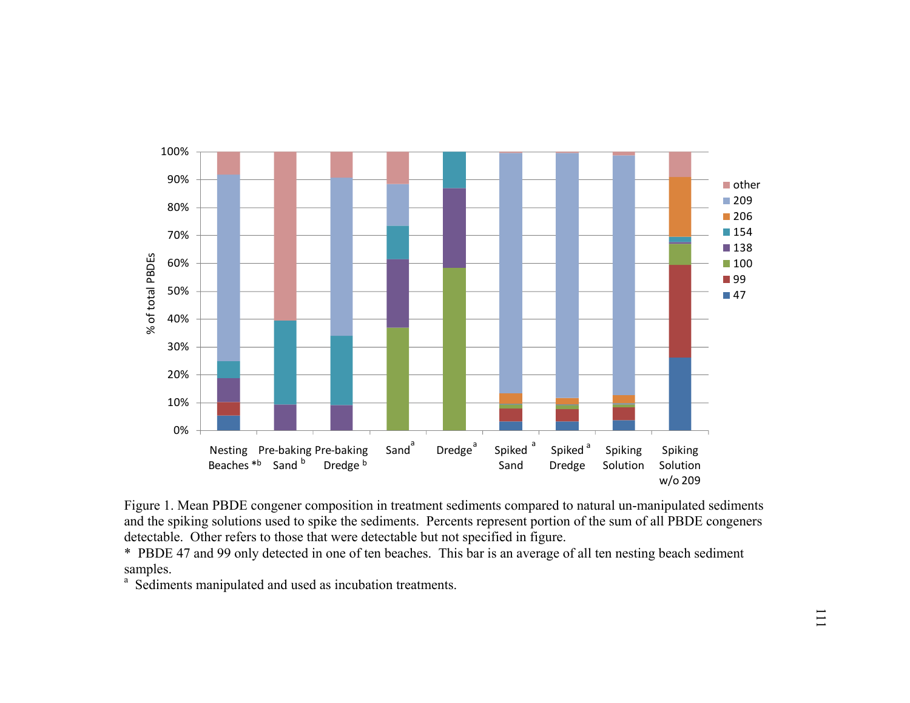Figure 1. Mean PBDE congener composition in treatment sediments compared to natural un-manipulated sediments and the spiking solutions used to spike the sediments. Percents represent portion of the sum of all PBDE congeners detectable. Other refers to those that were detectable but not specified in figure.

\* PBDE 47 and 99 only detected in one of ten beaches. This bar is an average of all ten nesting beach sediment samples.

[a] Sediments manipulated and used as incubation treatments.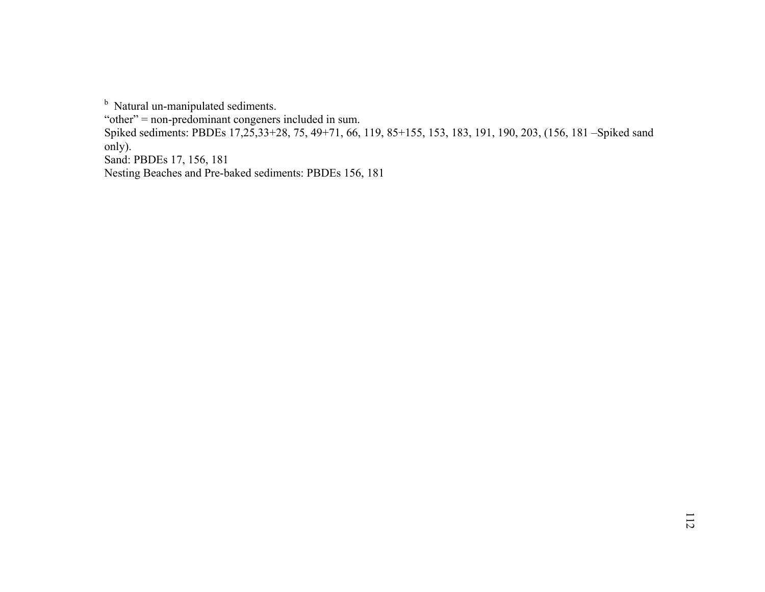[b] Natural un-manipulated sediments.

"other" = non-predominant congeners included in sum.

Spiked sediments: PBDEs 17,25,33+28, 75, 49+71, 66, 119, 85+155, 153, 183, 191, 190, 203, (156, 181 –Spiked sand only).

Sand: PBDEs 17, 156, 181

Nesting Beaches and Pre-baked sediments: PBDEs 156, 181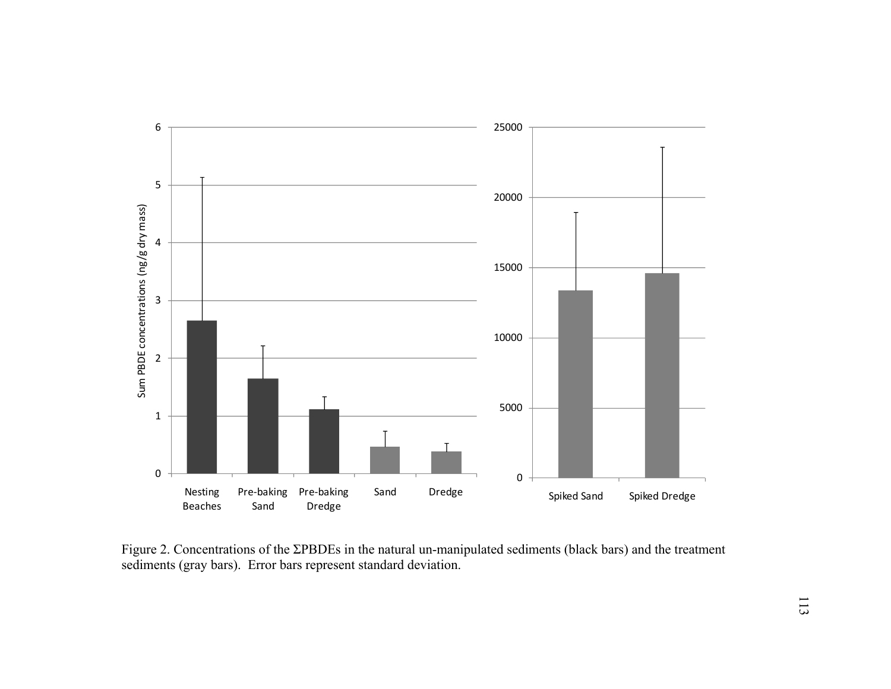Figure 2. Concentrations of the ΣPBDEs in the natural un-manipulated sediments (black bars) and the treatment sediments (gray bars). Error bars represent standard deviation.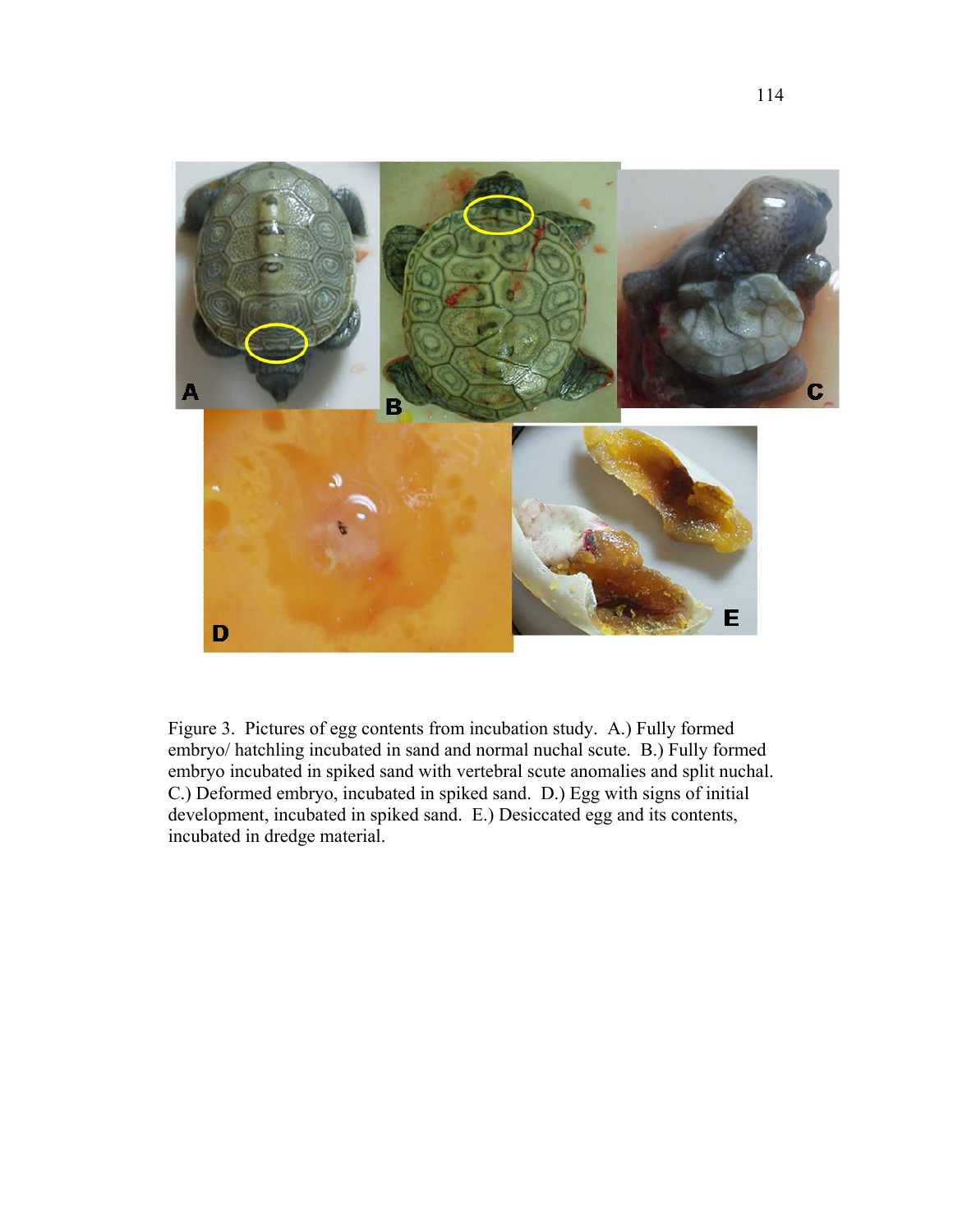Figure 3. Pictures of egg contents from incubation study. A.) Fully formed embryo/ hatchling incubated in sand and normal nuchal scute. B.) Fully formed embryo incubated in spiked sand with vertebral scute anomalies and split nuchal. C.) Deformed embryo, incubated in spiked sand. D.) Egg with signs of initial development, incubated in spiked sand. E.) Desiccated egg and its contents, incubated in dredge material.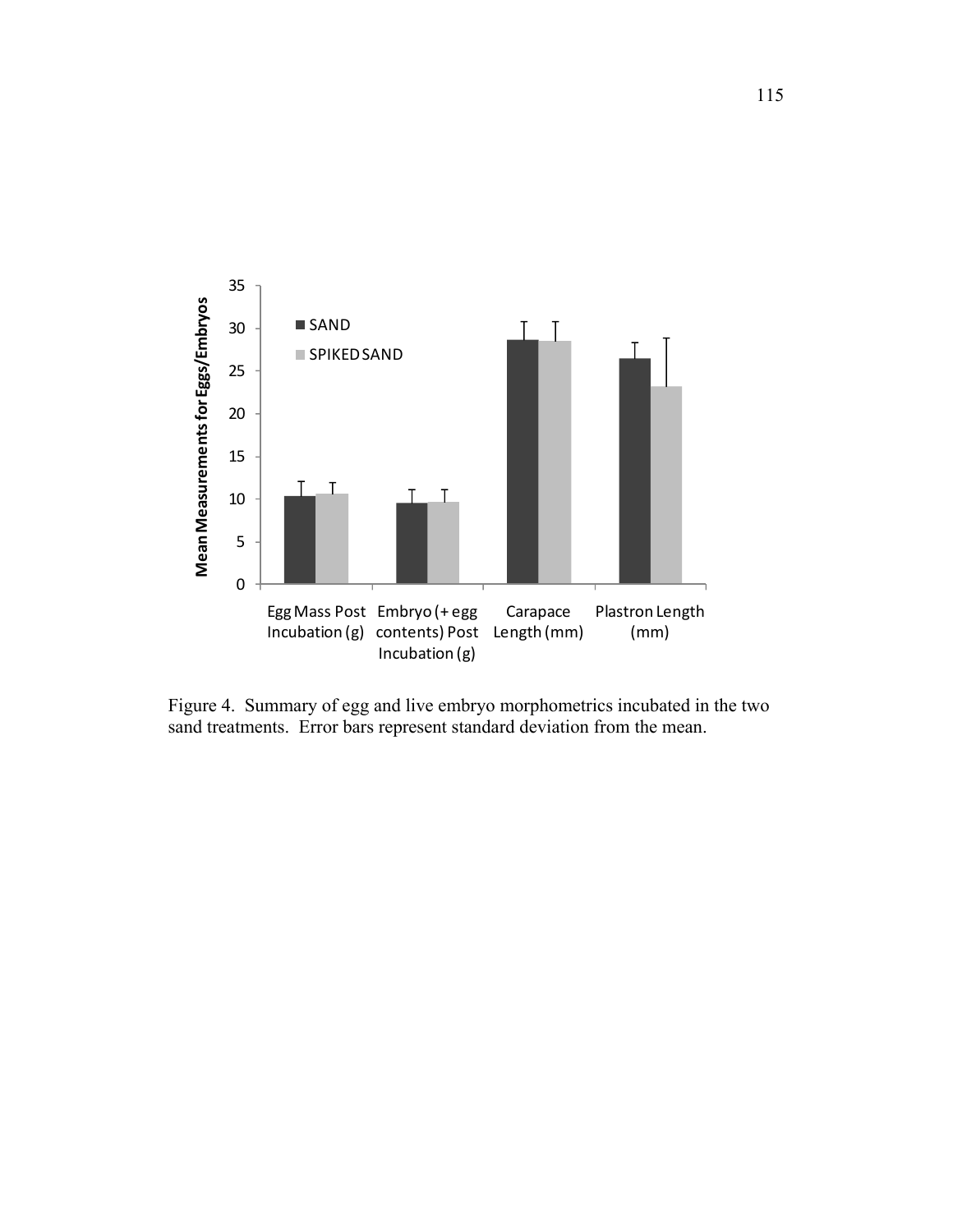Figure 4. Summary of egg and live embryo morphometrics incubated in the two sand treatments. Error bars represent standard deviation from the mean.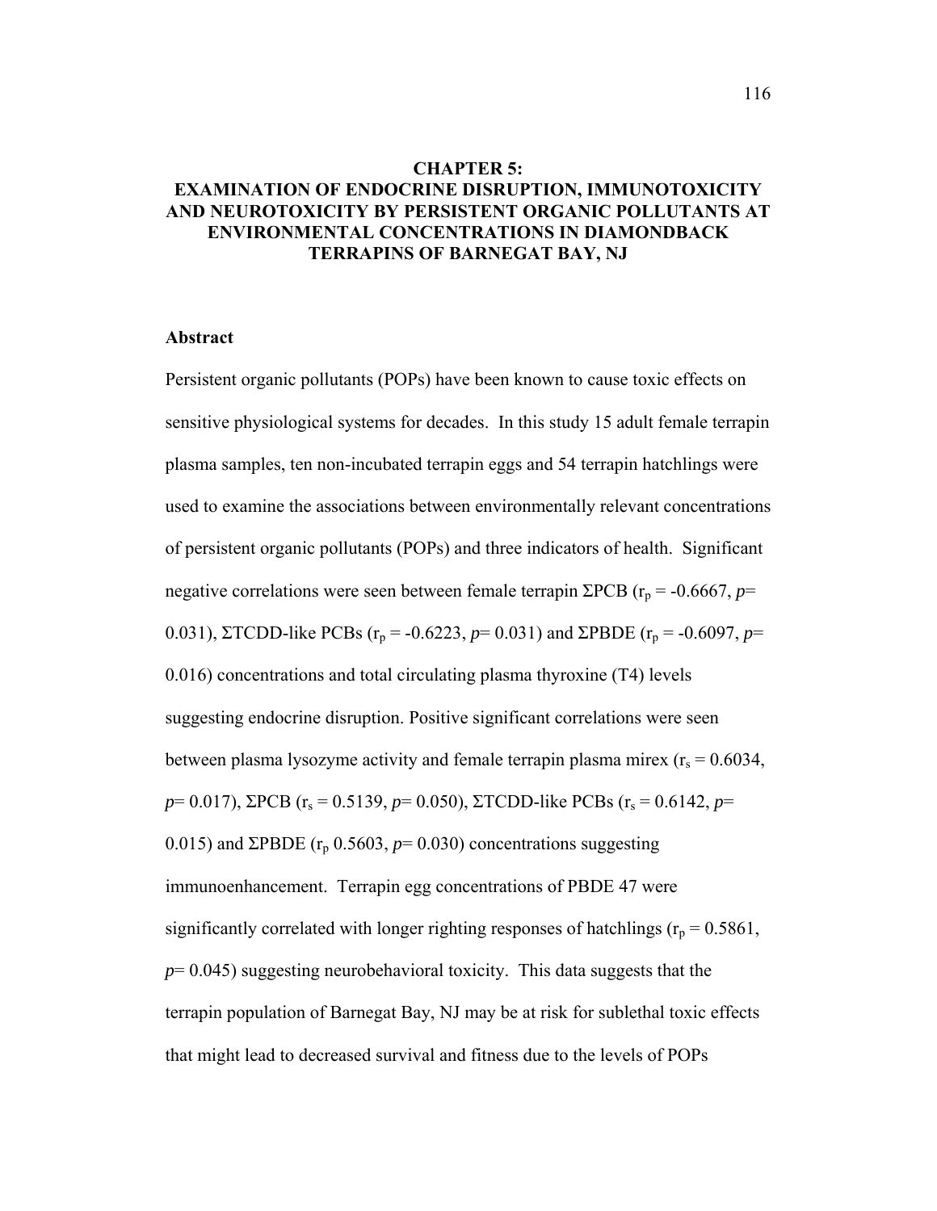# CHAPTER 5: EXAMINATION OF ENDOCRINE DISRUPTION, IMMUNOTOXICITY AND NEUROTOXICITY BY PERSISTENT ORGANIC POLLUTANTS AT ENVIRONMENTAL CONCENTRATIONS IN DIAMONDBACK TERRAPINS OF BARNEGAT BAY, NJ

## Abstract

Persistent organic pollutants (POPs) have been known to cause toxic effects on sensitive physiological systems for decades. In this study 15 adult female terrapin plasma samples, ten non-incubated terrapin eggs and 54 terrapin hatchlings were used to examine the associations between environmentally relevant concentrations of persistent organic pollutants (POPs) and three indicators of health. Significant negative correlations were seen between female terrapin ΣPCB ($r_p$ = -0.6667, *p*= 0.031), ΣTCDD-like PCBs ($r_p$ = -0.6223, *p*= 0.031) and ΣPBDE ($r_p$ = -0.6097, *p*= 0.016) concentrations and total circulating plasma thyroxine (T4) levels suggesting endocrine disruption. Positive significant correlations were seen between plasma lysozyme activity and female terrapin plasma mirex ($r_s$ = 0.6034, *p*= 0.017), ΣPCB ($r_s$ = 0.5139, *p*= 0.050), ΣTCDD-like PCBs ($r_s$ = 0.6142, *p*= 0.015) and ΣPBDE ($r_p$ 0.5603, *p*= 0.030) concentrations suggesting immunoenhancement. Terrapin egg concentrations of PBDE 47 were significantly correlated with longer righting responses of hatchlings ($r_p$ = 0.5861, *p*= 0.045) suggesting neurobehavioral toxicity. This data suggests that the terrapin population of Barnegat Bay, NJ may be at risk for sublethal toxic effects that might lead to decreased survival and fitness due to the levels of POPs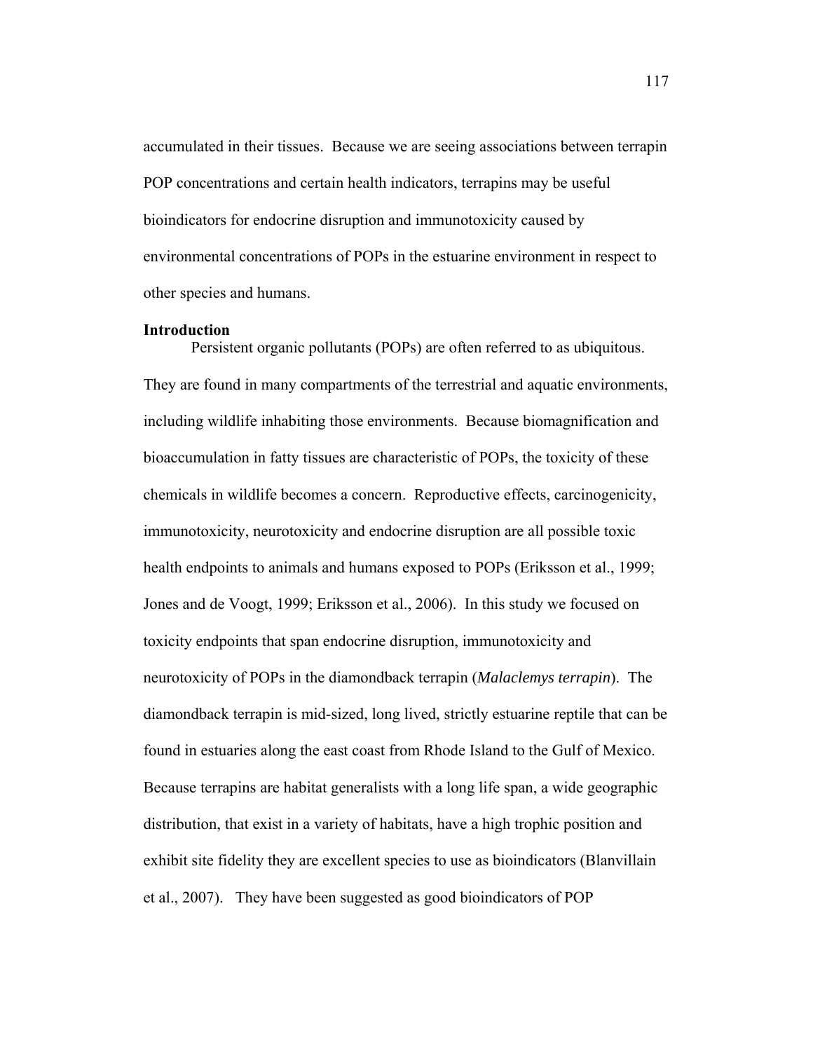accumulated in their tissues. Because we are seeing associations between terrapin POP concentrations and certain health indicators, terrapins may be useful bioindicators for endocrine disruption and immunotoxicity caused by environmental concentrations of POPs in the estuarine environment in respect to other species and humans.

**Introduction**

Persistent organic pollutants (POPs) are often referred to as ubiquitous. They are found in many compartments of the terrestrial and aquatic environments, including wildlife inhabiting those environments. Because biomagnification and bioaccumulation in fatty tissues are characteristic of POPs, the toxicity of these chemicals in wildlife becomes a concern. Reproductive effects, carcinogenicity, immunotoxicity, neurotoxicity and endocrine disruption are all possible toxic health endpoints to animals and humans exposed to POPs (Eriksson et al., 1999; Jones and de Voogt, 1999; Eriksson et al., 2006). In this study we focused on toxicity endpoints that span endocrine disruption, immunotoxicity and neurotoxicity of POPs in the diamondback terrapin (*Malaclemys terrapin*). The diamondback terrapin is mid-sized, long lived, strictly estuarine reptile that can be found in estuaries along the east coast from Rhode Island to the Gulf of Mexico. Because terrapins are habitat generalists with a long life span, a wide geographic distribution, that exist in a variety of habitats, have a high trophic position and exhibit site fidelity they are excellent species to use as bioindicators (Blanvillain et al., 2007). They have been suggested as good bioindicators of POP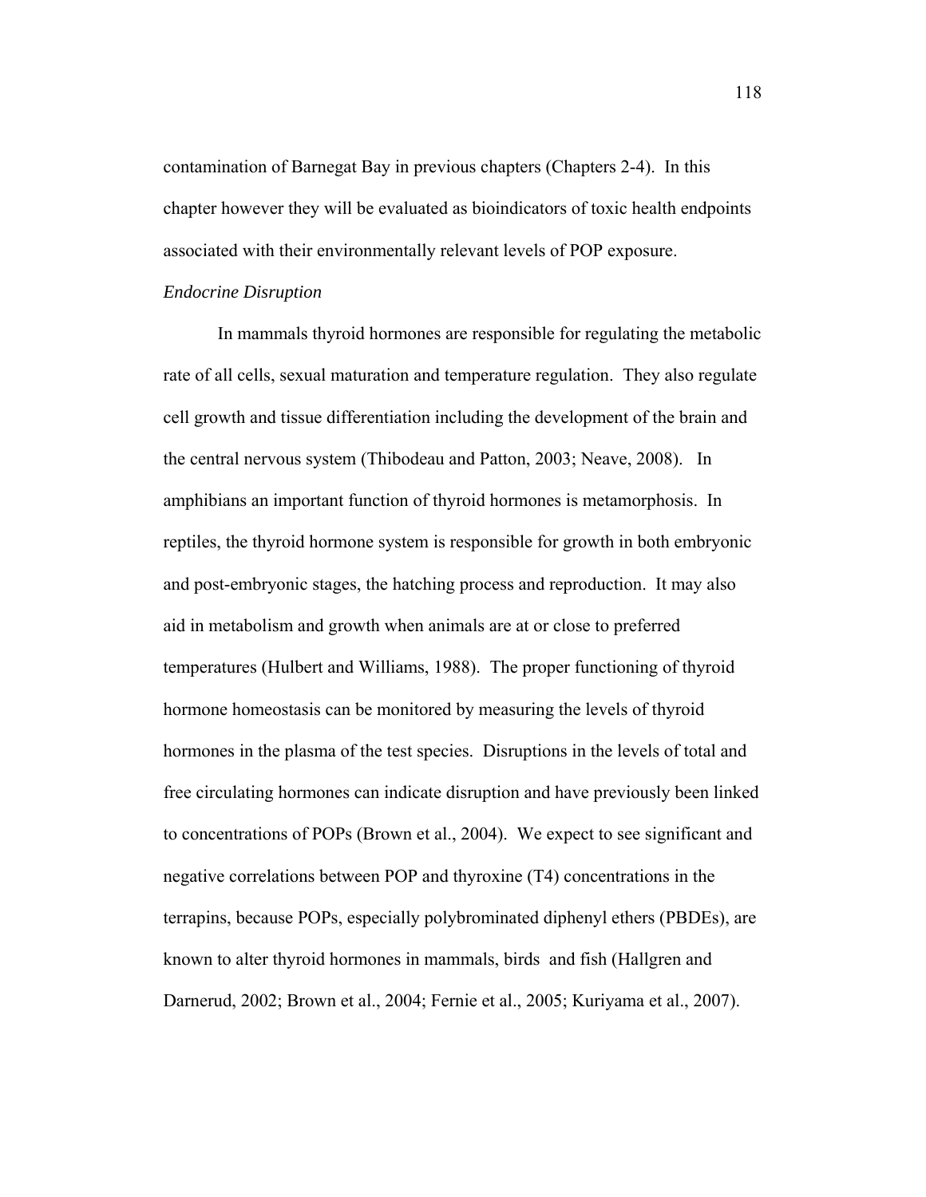contamination of Barnegat Bay in previous chapters (Chapters 2-4). In this chapter however they will be evaluated as bioindicators of toxic health endpoints associated with their environmentally relevant levels of POP exposure.

*Endocrine Disruption*

In mammals thyroid hormones are responsible for regulating the metabolic rate of all cells, sexual maturation and temperature regulation. They also regulate cell growth and tissue differentiation including the development of the brain and the central nervous system (Thibodeau and Patton, 2003; Neave, 2008). In amphibians an important function of thyroid hormones is metamorphosis. In reptiles, the thyroid hormone system is responsible for growth in both embryonic and post-embryonic stages, the hatching process and reproduction. It may also aid in metabolism and growth when animals are at or close to preferred temperatures (Hulbert and Williams, 1988). The proper functioning of thyroid hormone homeostasis can be monitored by measuring the levels of thyroid hormones in the plasma of the test species. Disruptions in the levels of total and free circulating hormones can indicate disruption and have previously been linked to concentrations of POPs (Brown et al., 2004). We expect to see significant and negative correlations between POP and thyroxine (T4) concentrations in the terrapins, because POPs, especially polybrominated diphenyl ethers (PBDEs), are known to alter thyroid hormones in mammals, birds and fish (Hallgren and Darnerud, 2002; Brown et al., 2004; Fernie et al., 2005; Kuriyama et al., 2007).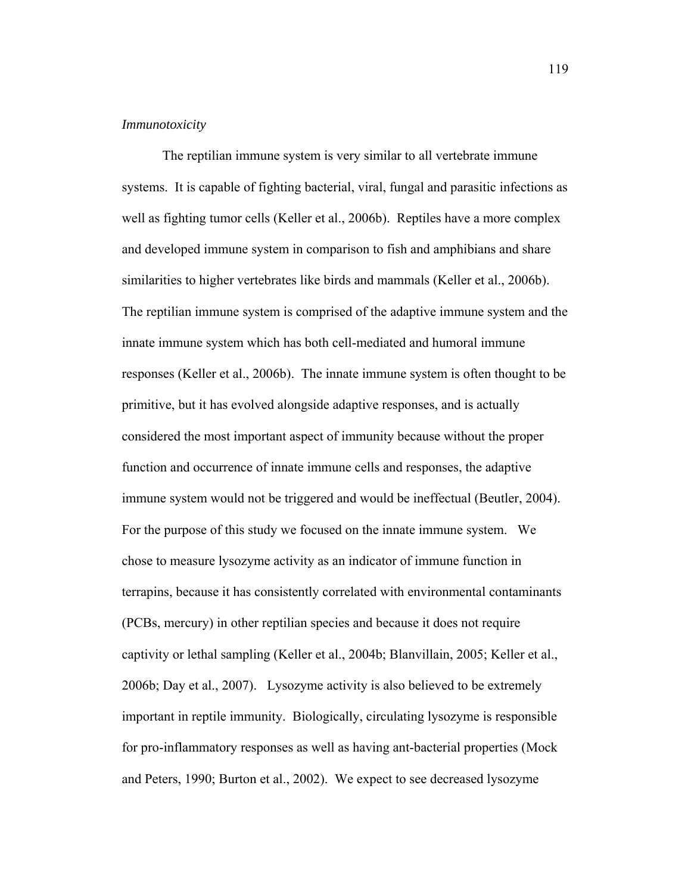*Immunotoxicity*

The reptilian immune system is very similar to all vertebrate immune systems. It is capable of fighting bacterial, viral, fungal and parasitic infections as well as fighting tumor cells (Keller et al., 2006b). Reptiles have a more complex and developed immune system in comparison to fish and amphibians and share similarities to higher vertebrates like birds and mammals (Keller et al., 2006b). The reptilian immune system is comprised of the adaptive immune system and the innate immune system which has both cell-mediated and humoral immune responses (Keller et al., 2006b). The innate immune system is often thought to be primitive, but it has evolved alongside adaptive responses, and is actually considered the most important aspect of immunity because without the proper function and occurrence of innate immune cells and responses, the adaptive immune system would not be triggered and would be ineffectual (Beutler, 2004). For the purpose of this study we focused on the innate immune system. We chose to measure lysozyme activity as an indicator of immune function in terrapins, because it has consistently correlated with environmental contaminants (PCBs, mercury) in other reptilian species and because it does not require captivity or lethal sampling (Keller et al., 2004b; Blanvillain, 2005; Keller et al., 2006b; Day et al., 2007). Lysozyme activity is also believed to be extremely important in reptile immunity. Biologically, circulating lysozyme is responsible for pro-inflammatory responses as well as having ant-bacterial properties (Mock and Peters, 1990; Burton et al., 2002). We expect to see decreased lysozyme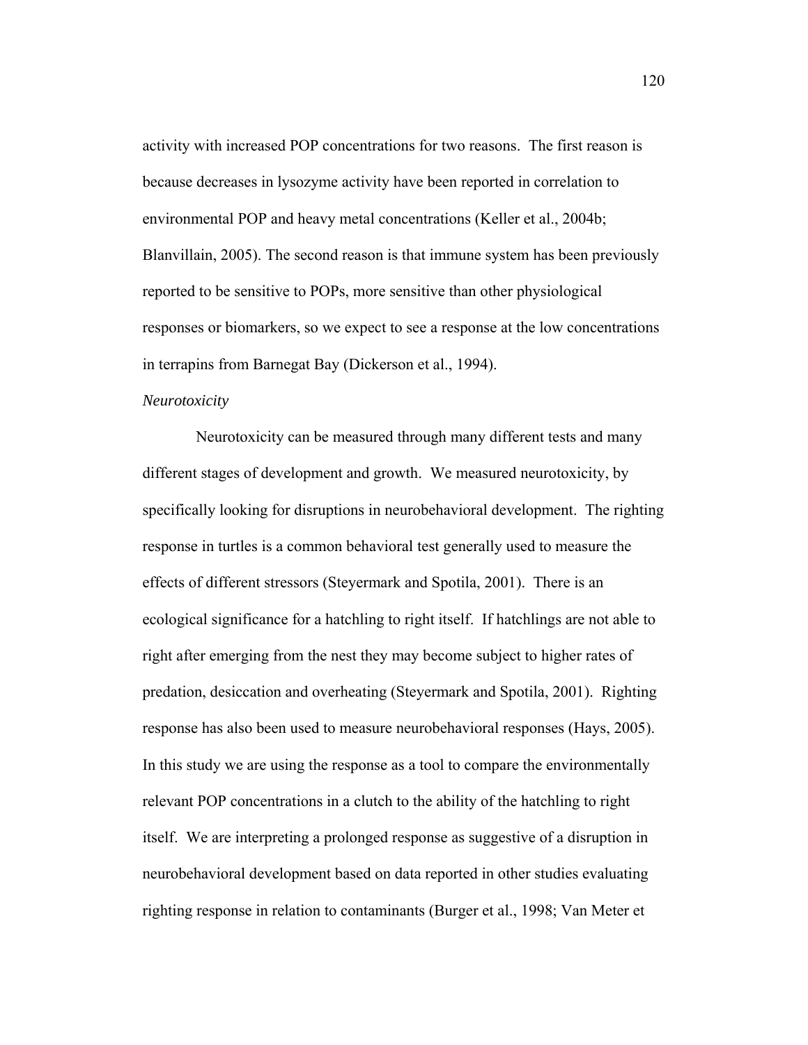activity with increased POP concentrations for two reasons. The first reason is because decreases in lysozyme activity have been reported in correlation to environmental POP and heavy metal concentrations (Keller et al., 2004b; Blanvillain, 2005). The second reason is that immune system has been previously reported to be sensitive to POPs, more sensitive than other physiological responses or biomarkers, so we expect to see a response at the low concentrations in terrapins from Barnegat Bay (Dickerson et al., 1994).

*Neurotoxicity*

Neurotoxicity can be measured through many different tests and many different stages of development and growth. We measured neurotoxicity, by specifically looking for disruptions in neurobehavioral development. The righting response in turtles is a common behavioral test generally used to measure the effects of different stressors (Steyermark and Spotila, 2001). There is an ecological significance for a hatchling to right itself. If hatchlings are not able to right after emerging from the nest they may become subject to higher rates of predation, desiccation and overheating (Steyermark and Spotila, 2001). Righting response has also been used to measure neurobehavioral responses (Hays, 2005). In this study we are using the response as a tool to compare the environmentally relevant POP concentrations in a clutch to the ability of the hatchling to right itself. We are interpreting a prolonged response as suggestive of a disruption in neurobehavioral development based on data reported in other studies evaluating righting response in relation to contaminants (Burger et al., 1998; Van Meter et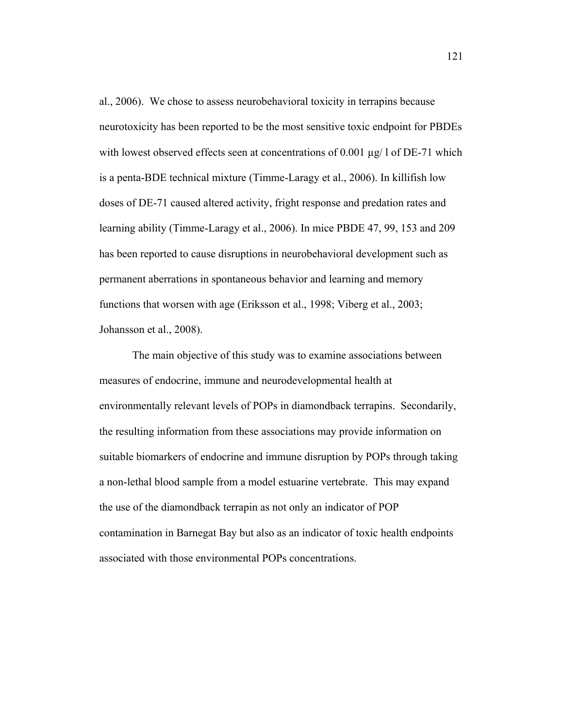al., 2006). We chose to assess neurobehavioral toxicity in terrapins because neurotoxicity has been reported to be the most sensitive toxic endpoint for PBDEs with lowest observed effects seen at concentrations of 0.001 µg/ l of DE-71 which is a penta-BDE technical mixture (Timme-Laragy et al., 2006). In killifish low doses of DE-71 caused altered activity, fright response and predation rates and learning ability (Timme-Laragy et al., 2006). In mice PBDE 47, 99, 153 and 209 has been reported to cause disruptions in neurobehavioral development such as permanent aberrations in spontaneous behavior and learning and memory functions that worsen with age (Eriksson et al., 1998; Viberg et al., 2003; Johansson et al., 2008).

The main objective of this study was to examine associations between measures of endocrine, immune and neurodevelopmental health at environmentally relevant levels of POPs in diamondback terrapins. Secondarily, the resulting information from these associations may provide information on suitable biomarkers of endocrine and immune disruption by POPs through taking a non-lethal blood sample from a model estuarine vertebrate. This may expand the use of the diamondback terrapin as not only an indicator of POP contamination in Barnegat Bay but also as an indicator of toxic health endpoints associated with those environmental POPs concentrations.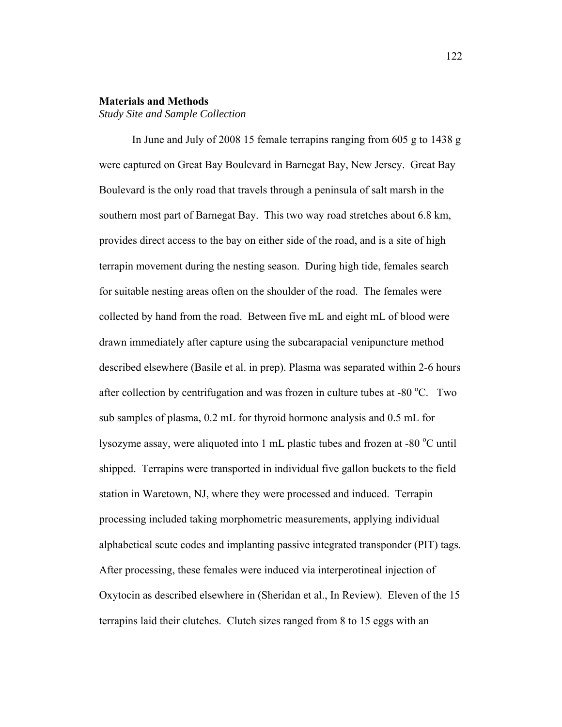## Materials and Methods

### *Study Site and Sample Collection*

In June and July of 2008 15 female terrapins ranging from 605 g to 1438 g were captured on Great Bay Boulevard in Barnegat Bay, New Jersey. Great Bay Boulevard is the only road that travels through a peninsula of salt marsh in the southern most part of Barnegat Bay. This two way road stretches about 6.8 km, provides direct access to the bay on either side of the road, and is a site of high terrapin movement during the nesting season. During high tide, females search for suitable nesting areas often on the shoulder of the road. The females were collected by hand from the road. Between five mL and eight mL of blood were drawn immediately after capture using the subcarapacial venipuncture method described elsewhere (Basile et al. in prep). Plasma was separated within 2-6 hours after collection by centrifugation and was frozen in culture tubes at -80 $^{o}$C. Two sub samples of plasma, 0.2 mL for thyroid hormone analysis and 0.5 mL for lysozyme assay, were aliquoted into 1 mL plastic tubes and frozen at -80 $^{o}$C until shipped. Terrapins were transported in individual five gallon buckets to the field station in Waretown, NJ, where they were processed and induced. Terrapin processing included taking morphometric measurements, applying individual alphabetical scute codes and implanting passive integrated transponder (PIT) tags. After processing, these females were induced via interperotineal injection of Oxytocin as described elsewhere in (Sheridan et al., In Review). Eleven of the 15 terrapins laid their clutches. Clutch sizes ranged from 8 to 15 eggs with an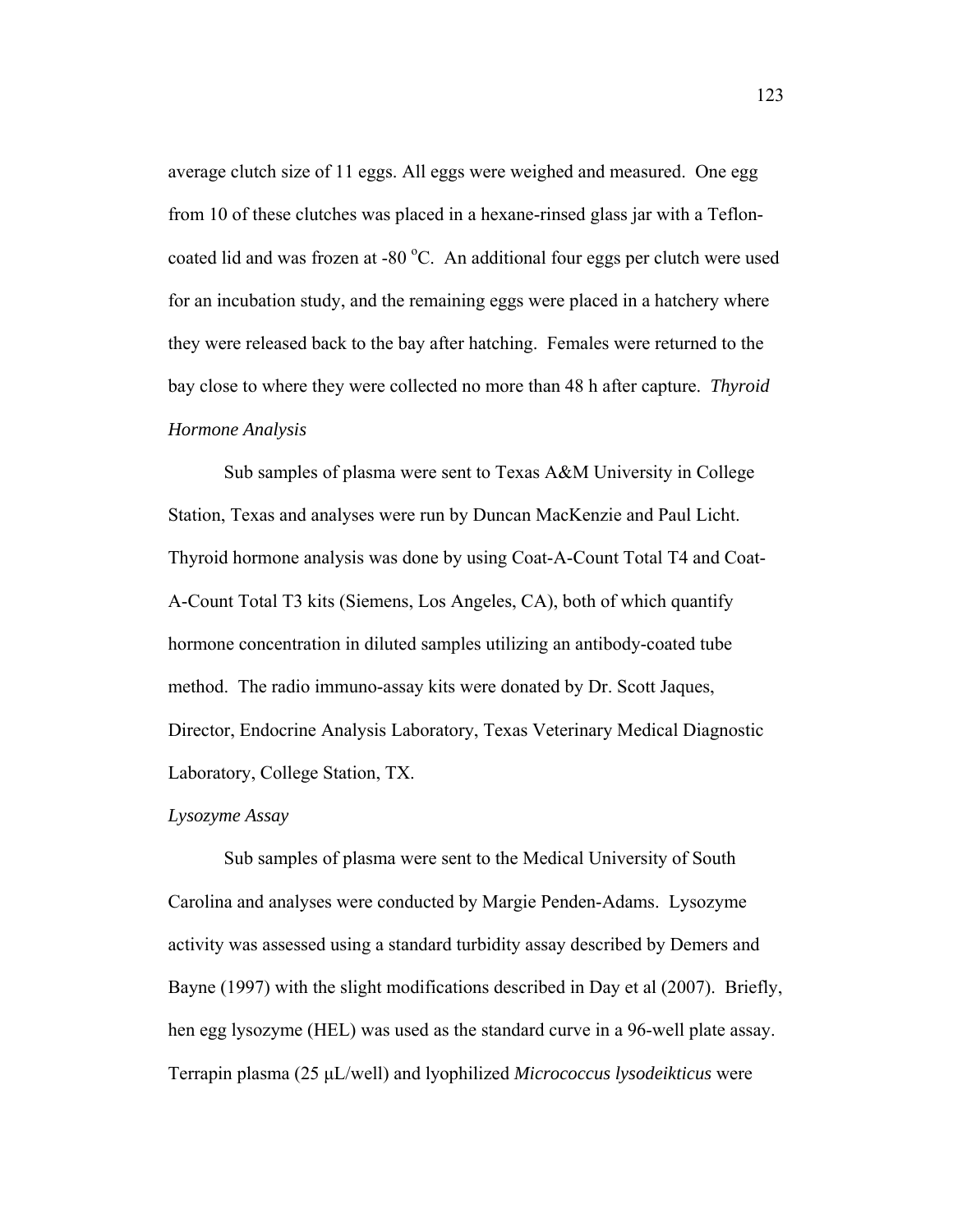average clutch size of 11 eggs. All eggs were weighed and measured. One egg from 10 of these clutches was placed in a hexane-rinsed glass jar with a Teflon-coated lid and was frozen at -80 °C. An additional four eggs per clutch were used for an incubation study, and the remaining eggs were placed in a hatchery where they were released back to the bay after hatching. Females were returned to the bay close to where they were collected no more than 48 h after capture.

*Thyroid Hormone Analysis*

Sub samples of plasma were sent to Texas A&M University in College Station, Texas and analyses were run by Duncan MacKenzie and Paul Licht. Thyroid hormone analysis was done by using Coat-A-Count Total T4 and Coat-A-Count Total T3 kits (Siemens, Los Angeles, CA), both of which quantify hormone concentration in diluted samples utilizing an antibody-coated tube method. The radio immuno-assay kits were donated by Dr. Scott Jaques, Director, Endocrine Analysis Laboratory, Texas Veterinary Medical Diagnostic Laboratory, College Station, TX.

*Lysozyme Assay*

Sub samples of plasma were sent to the Medical University of South Carolina and analyses were conducted by Margie Penden-Adams. Lysozyme activity was assessed using a standard turbidity assay described by Demers and Bayne (1997) with the slight modifications described in Day et al (2007). Briefly, hen egg lysozyme (HEL) was used as the standard curve in a 96-well plate assay. Terrapin plasma (25 μL/well) and lyophilized *Micrococcus lysodeikticus* were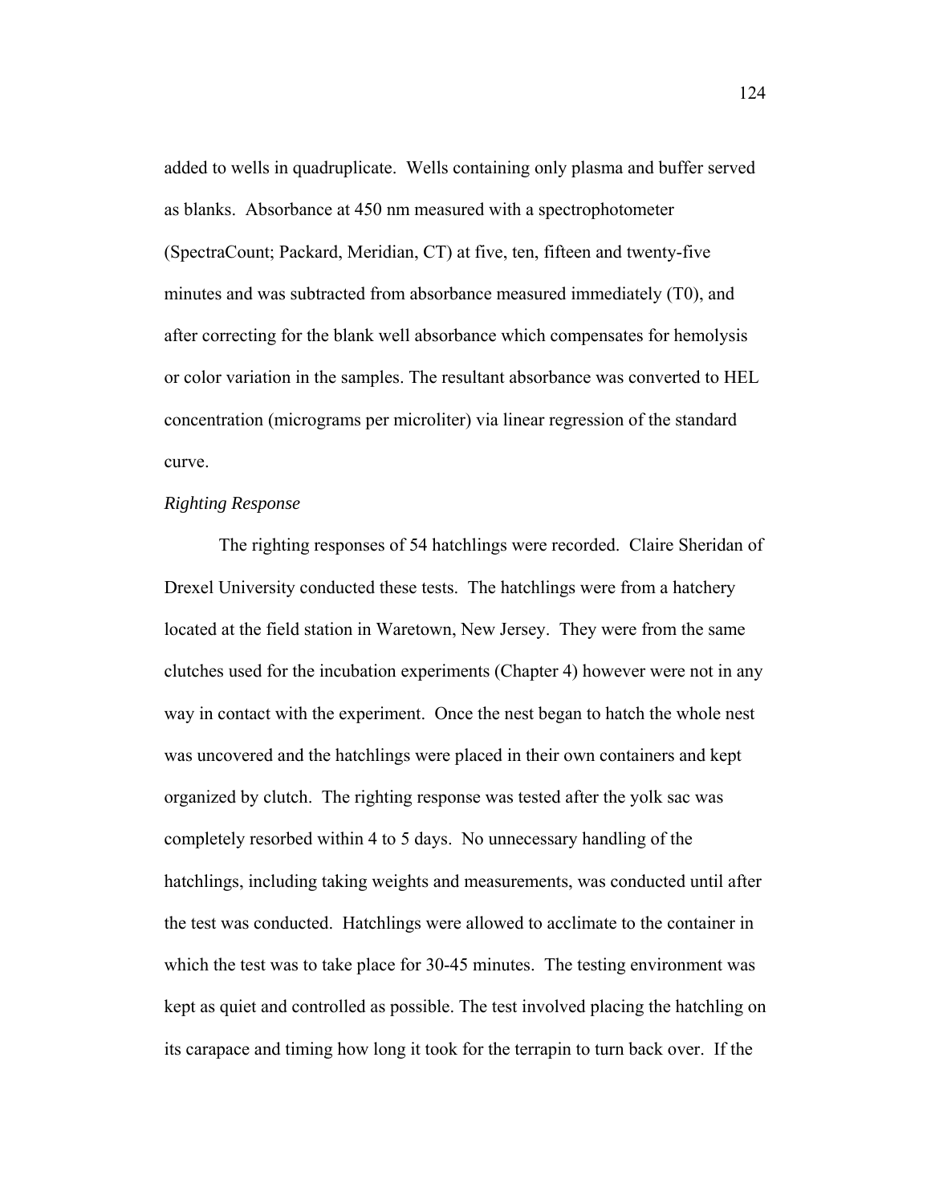added to wells in quadruplicate. Wells containing only plasma and buffer served as blanks. Absorbance at 450 nm measured with a spectrophotometer (SpectraCount; Packard, Meridian, CT) at five, ten, fifteen and twenty-five minutes and was subtracted from absorbance measured immediately (T0), and after correcting for the blank well absorbance which compensates for hemolysis or color variation in the samples. The resultant absorbance was converted to HEL concentration (micrograms per microliter) via linear regression of the standard curve.

*Righting Response*

The righting responses of 54 hatchlings were recorded. Claire Sheridan of Drexel University conducted these tests. The hatchlings were from a hatchery located at the field station in Waretown, New Jersey. They were from the same clutches used for the incubation experiments (Chapter 4) however were not in any way in contact with the experiment. Once the nest began to hatch the whole nest was uncovered and the hatchlings were placed in their own containers and kept organized by clutch. The righting response was tested after the yolk sac was completely resorbed within 4 to 5 days. No unnecessary handling of the hatchlings, including taking weights and measurements, was conducted until after the test was conducted. Hatchlings were allowed to acclimate to the container in which the test was to take place for 30-45 minutes. The testing environment was kept as quiet and controlled as possible. The test involved placing the hatchling on its carapace and timing how long it took for the terrapin to turn back over. If the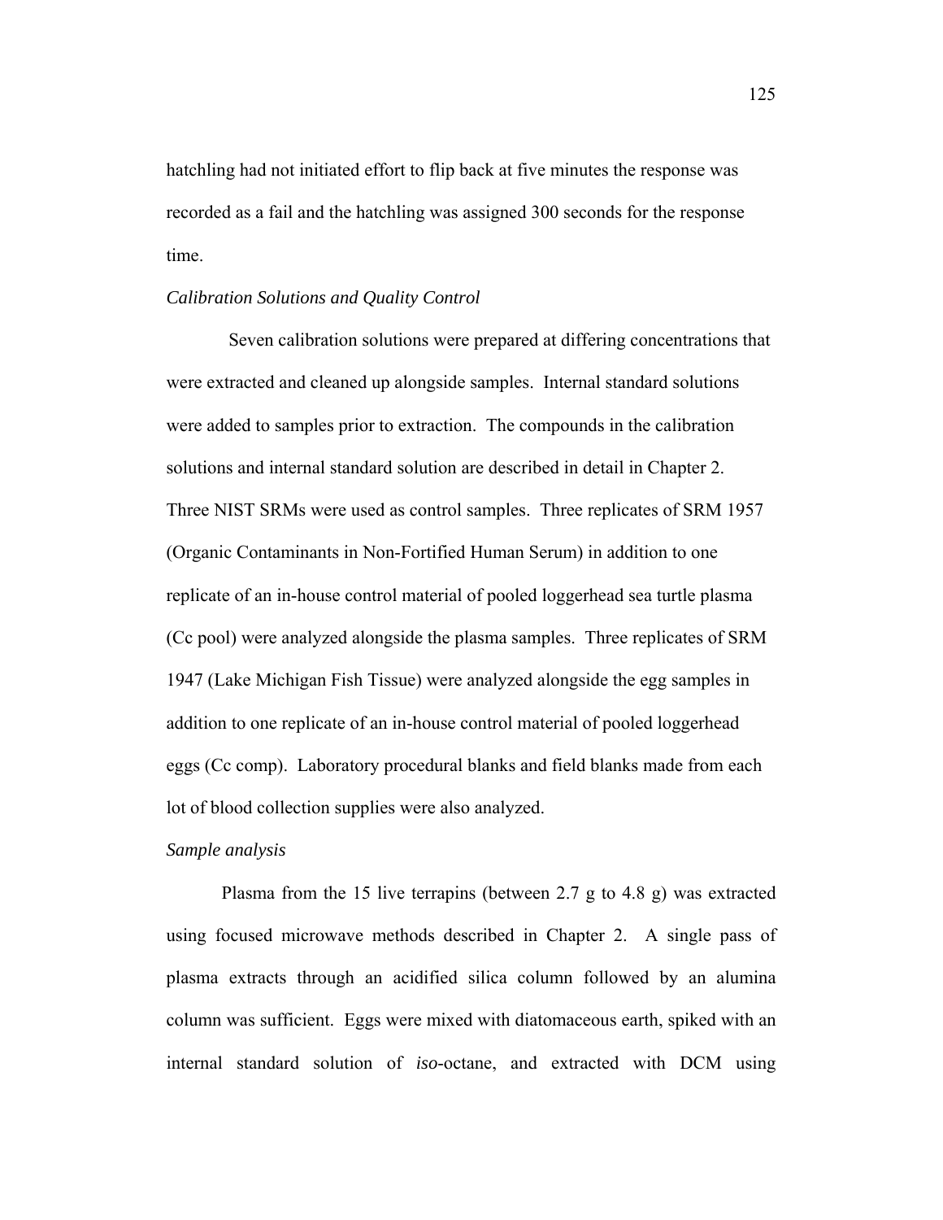hatchling had not initiated effort to flip back at five minutes the response was recorded as a fail and the hatchling was assigned 300 seconds for the response time.

*Calibration Solutions and Quality Control*

Seven calibration solutions were prepared at differing concentrations that were extracted and cleaned up alongside samples. Internal standard solutions were added to samples prior to extraction. The compounds in the calibration solutions and internal standard solution are described in detail in Chapter 2. Three NIST SRMs were used as control samples. Three replicates of SRM 1957 (Organic Contaminants in Non-Fortified Human Serum) in addition to one replicate of an in-house control material of pooled loggerhead sea turtle plasma (Cc pool) were analyzed alongside the plasma samples. Three replicates of SRM 1947 (Lake Michigan Fish Tissue) were analyzed alongside the egg samples in addition to one replicate of an in-house control material of pooled loggerhead eggs (Cc comp). Laboratory procedural blanks and field blanks made from each lot of blood collection supplies were also analyzed.

*Sample analysis*

Plasma from the 15 live terrapins (between 2.7 g to 4.8 g) was extracted using focused microwave methods described in Chapter 2. A single pass of plasma extracts through an acidified silica column followed by an alumina column was sufficient. Eggs were mixed with diatomaceous earth, spiked with an internal standard solution of *iso*-octane, and extracted with DCM using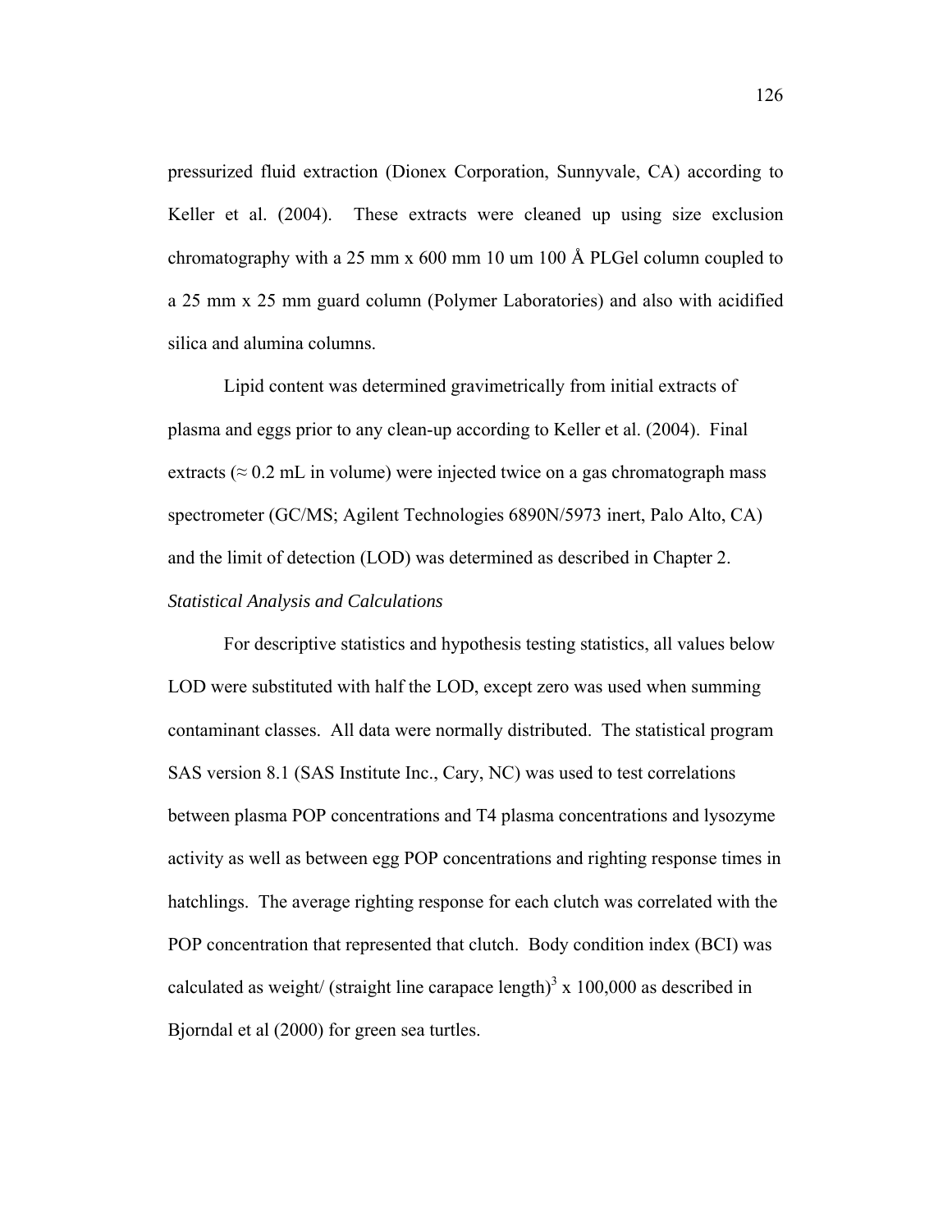pressurized fluid extraction (Dionex Corporation, Sunnyvale, CA) according to Keller et al. (2004). These extracts were cleaned up using size exclusion chromatography with a 25 mm x 600 mm 10 um 100 Å PLGel column coupled to a 25 mm x 25 mm guard column (Polymer Laboratories) and also with acidified silica and alumina columns.

Lipid content was determined gravimetrically from initial extracts of plasma and eggs prior to any clean-up according to Keller et al. (2004). Final extracts (≈ 0.2 mL in volume) were injected twice on a gas chromatograph mass spectrometer (GC/MS; Agilent Technologies 6890N/5973 inert, Palo Alto, CA) and the limit of detection (LOD) was determined as described in Chapter 2.

*Statistical Analysis and Calculations*

For descriptive statistics and hypothesis testing statistics, all values below LOD were substituted with half the LOD, except zero was used when summing contaminant classes. All data were normally distributed. The statistical program SAS version 8.1 (SAS Institute Inc., Cary, NC) was used to test correlations between plasma POP concentrations and T4 plasma concentrations and lysozyme activity as well as between egg POP concentrations and righting response times in hatchlings. The average righting response for each clutch was correlated with the POP concentration that represented that clutch. Body condition index (BCI) was calculated as weight/ (straight line carapace length)$^3$ x 100,000 as described in Bjorndal et al (2000) for green sea turtles.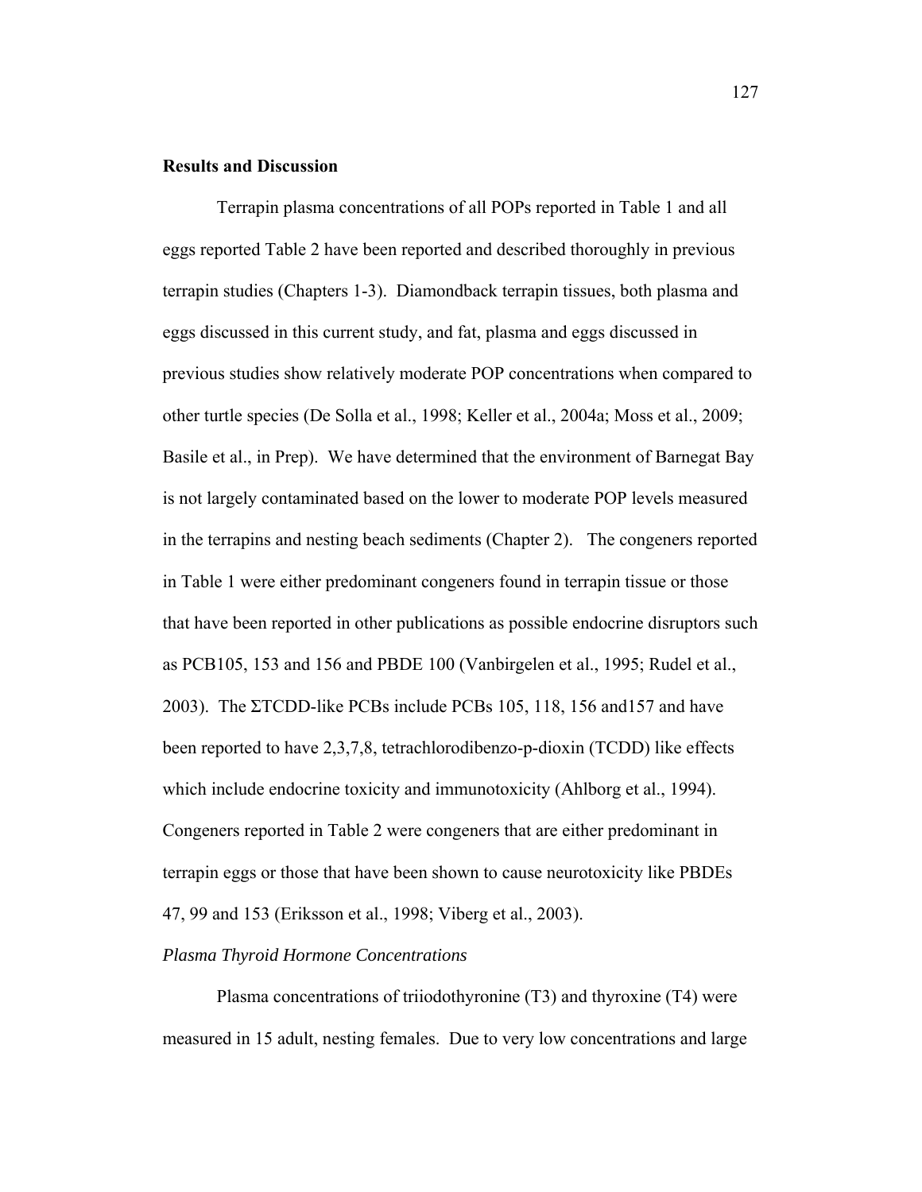## Results and Discussion

Terrapin plasma concentrations of all POPs reported in Table 1 and all eggs reported Table 2 have been reported and described thoroughly in previous terrapin studies (Chapters 1-3). Diamondback terrapin tissues, both plasma and eggs discussed in this current study, and fat, plasma and eggs discussed in previous studies show relatively moderate POP concentrations when compared to other turtle species (De Solla et al., 1998; Keller et al., 2004a; Moss et al., 2009; Basile et al., in Prep). We have determined that the environment of Barnegat Bay is not largely contaminated based on the lower to moderate POP levels measured in the terrapins and nesting beach sediments (Chapter 2). The congeners reported in Table 1 were either predominant congeners found in terrapin tissue or those that have been reported in other publications as possible endocrine disruptors such as PCB105, 153 and 156 and PBDE 100 (Vanbirgelen et al., 1995; Rudel et al., 2003). The ΣTCDD-like PCBs include PCBs 105, 118, 156 and157 and have been reported to have 2,3,7,8, tetrachlorodibenzo-p-dioxin (TCDD) like effects which include endocrine toxicity and immunotoxicity (Ahlborg et al., 1994). Congeners reported in Table 2 were congeners that are either predominant in terrapin eggs or those that have been shown to cause neurotoxicity like PBDEs 47, 99 and 153 (Eriksson et al., 1998; Viberg et al., 2003).

### *Plasma Thyroid Hormone Concentrations*

Plasma concentrations of triiodothyronine (T3) and thyroxine (T4) were measured in 15 adult, nesting females. Due to very low concentrations and large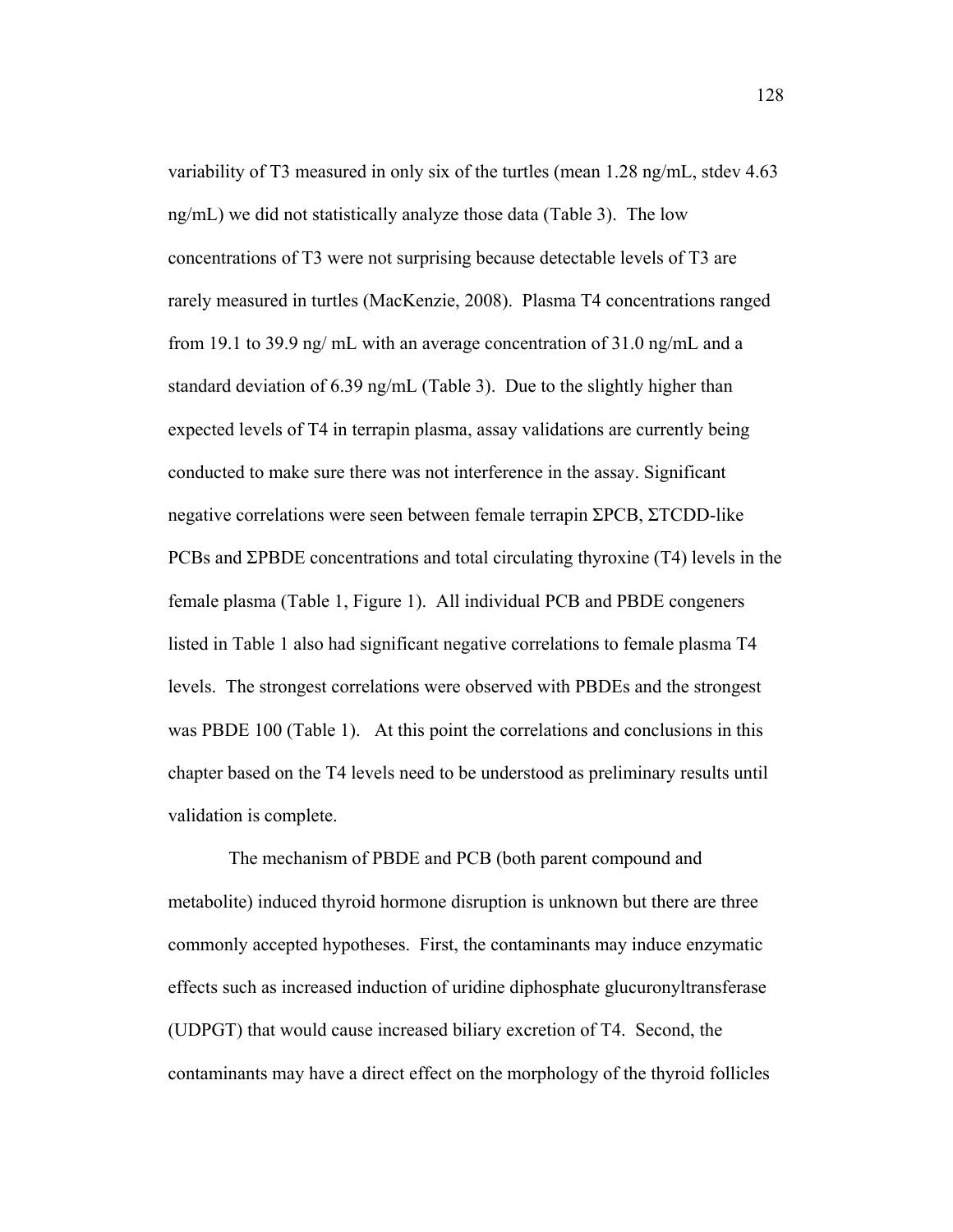variability of T3 measured in only six of the turtles (mean 1.28 ng/mL, stdev 4.63 ng/mL) we did not statistically analyze those data (Table 3). The low concentrations of T3 were not surprising because detectable levels of T3 are rarely measured in turtles (MacKenzie, 2008). Plasma T4 concentrations ranged from 19.1 to 39.9 ng/ mL with an average concentration of 31.0 ng/mL and a standard deviation of 6.39 ng/mL (Table 3). Due to the slightly higher than expected levels of T4 in terrapin plasma, assay validations are currently being conducted to make sure there was not interference in the assay. Significant negative correlations were seen between female terrapin ΣPCB, ΣTCDD-like PCBs and ΣPBDE concentrations and total circulating thyroxine (T4) levels in the female plasma (Table 1, Figure 1). All individual PCB and PBDE congeners listed in Table 1 also had significant negative correlations to female plasma T4 levels. The strongest correlations were observed with PBDEs and the strongest was PBDE 100 (Table 1). At this point the correlations and conclusions in this chapter based on the T4 levels need to be understood as preliminary results until validation is complete.

The mechanism of PBDE and PCB (both parent compound and metabolite) induced thyroid hormone disruption is unknown but there are three commonly accepted hypotheses. First, the contaminants may induce enzymatic effects such as increased induction of uridine diphosphate glucuronyltransferase (UDPGT) that would cause increased biliary excretion of T4. Second, the contaminants may have a direct effect on the morphology of the thyroid follicles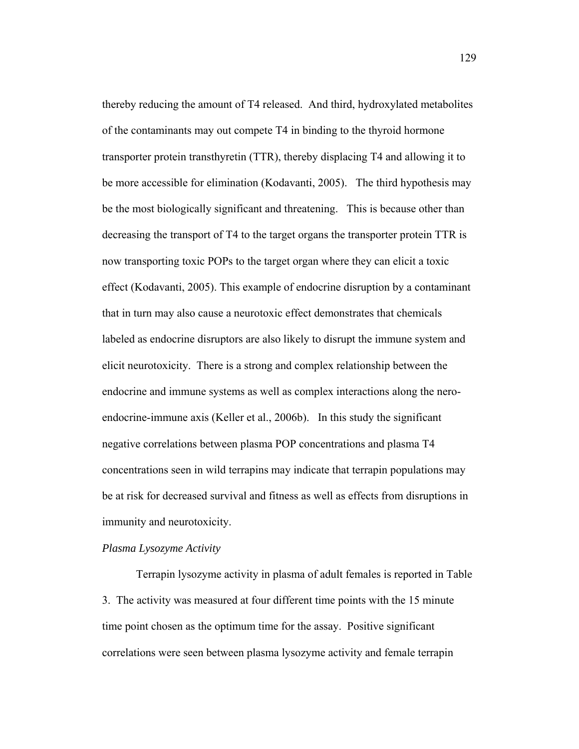thereby reducing the amount of T4 released. And third, hydroxylated metabolites of the contaminants may out compete T4 in binding to the thyroid hormone transporter protein transthyretin (TTR), thereby displacing T4 and allowing it to be more accessible for elimination (Kodavanti, 2005). The third hypothesis may be the most biologically significant and threatening. This is because other than decreasing the transport of T4 to the target organs the transporter protein TTR is now transporting toxic POPs to the target organ where they can elicit a toxic effect (Kodavanti, 2005). This example of endocrine disruption by a contaminant that in turn may also cause a neurotoxic effect demonstrates that chemicals labeled as endocrine disruptors are also likely to disrupt the immune system and elicit neurotoxicity. There is a strong and complex relationship between the endocrine and immune systems as well as complex interactions along the nero-endocrine-immune axis (Keller et al., 2006b). In this study the significant negative correlations between plasma POP concentrations and plasma T4 concentrations seen in wild terrapins may indicate that terrapin populations may be at risk for decreased survival and fitness as well as effects from disruptions in immunity and neurotoxicity.

*Plasma Lysozyme Activity*

Terrapin lysozyme activity in plasma of adult females is reported in Table 3. The activity was measured at four different time points with the 15 minute time point chosen as the optimum time for the assay. Positive significant correlations were seen between plasma lysozyme activity and female terrapin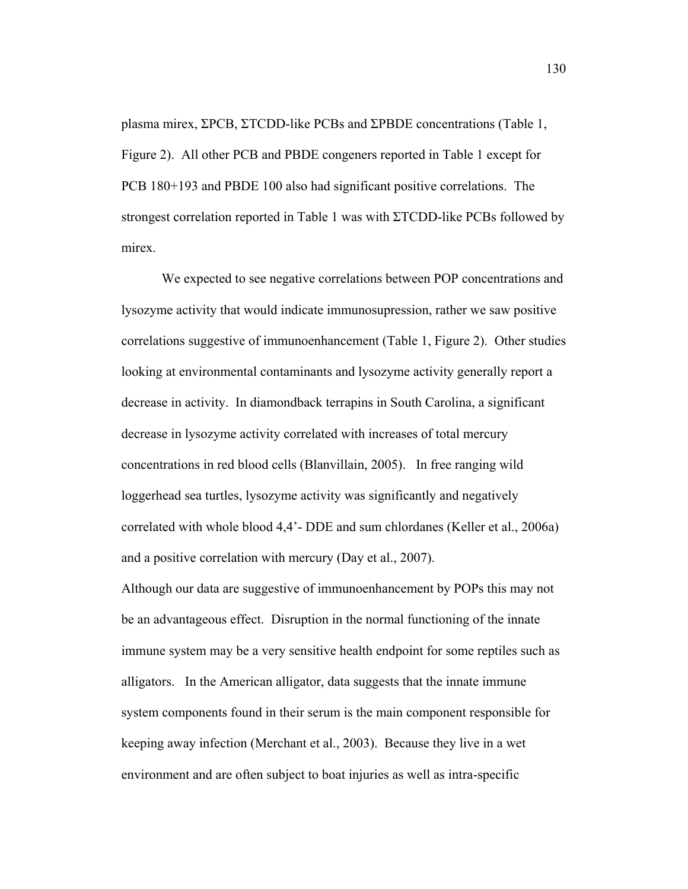plasma mirex, ΣPCB, ΣTCDD-like PCBs and ΣPBDE concentrations (Table 1, Figure 2). All other PCB and PBDE congeners reported in Table 1 except for PCB 180+193 and PBDE 100 also had significant positive correlations. The strongest correlation reported in Table 1 was with ΣTCDD-like PCBs followed by mirex.

We expected to see negative correlations between POP concentrations and lysozyme activity that would indicate immunosupression, rather we saw positive correlations suggestive of immunoenhancement (Table 1, Figure 2). Other studies looking at environmental contaminants and lysozyme activity generally report a decrease in activity. In diamondback terrapins in South Carolina, a significant decrease in lysozyme activity correlated with increases of total mercury concentrations in red blood cells (Blanvillain, 2005). In free ranging wild loggerhead sea turtles, lysozyme activity was significantly and negatively correlated with whole blood 4,4'- DDE and sum chlordanes (Keller et al., 2006a) and a positive correlation with mercury (Day et al., 2007).

Although our data are suggestive of immunoenhancement by POPs this may not be an advantageous effect. Disruption in the normal functioning of the innate immune system may be a very sensitive health endpoint for some reptiles such as alligators. In the American alligator, data suggests that the innate immune system components found in their serum is the main component responsible for keeping away infection (Merchant et al., 2003). Because they live in a wet environment and are often subject to boat injuries as well as intra-specific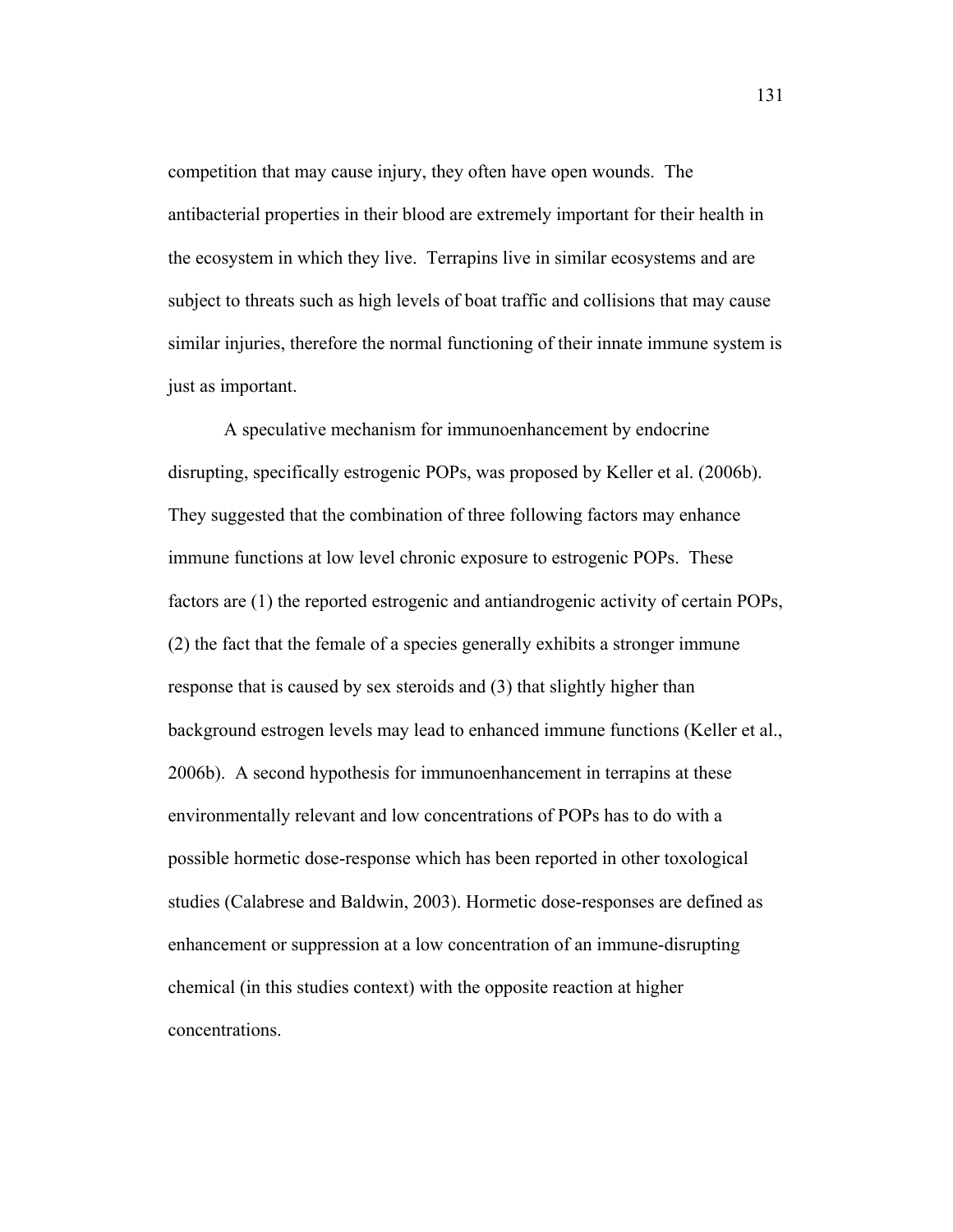competition that may cause injury, they often have open wounds. The antibacterial properties in their blood are extremely important for their health in the ecosystem in which they live. Terrapins live in similar ecosystems and are subject to threats such as high levels of boat traffic and collisions that may cause similar injuries, therefore the normal functioning of their innate immune system is just as important.

A speculative mechanism for immunoenhancement by endocrine disrupting, specifically estrogenic POPs, was proposed by Keller et al. (2006b). They suggested that the combination of three following factors may enhance immune functions at low level chronic exposure to estrogenic POPs. These factors are (1) the reported estrogenic and antiandrogenic activity of certain POPs, (2) the fact that the female of a species generally exhibits a stronger immune response that is caused by sex steroids and (3) that slightly higher than background estrogen levels may lead to enhanced immune functions (Keller et al., 2006b). A second hypothesis for immunoenhancement in terrapins at these environmentally relevant and low concentrations of POPs has to do with a possible hormetic dose-response which has been reported in other toxological studies (Calabrese and Baldwin, 2003). Hormetic dose-responses are defined as enhancement or suppression at a low concentration of an immune-disrupting chemical (in this studies context) with the opposite reaction at higher concentrations.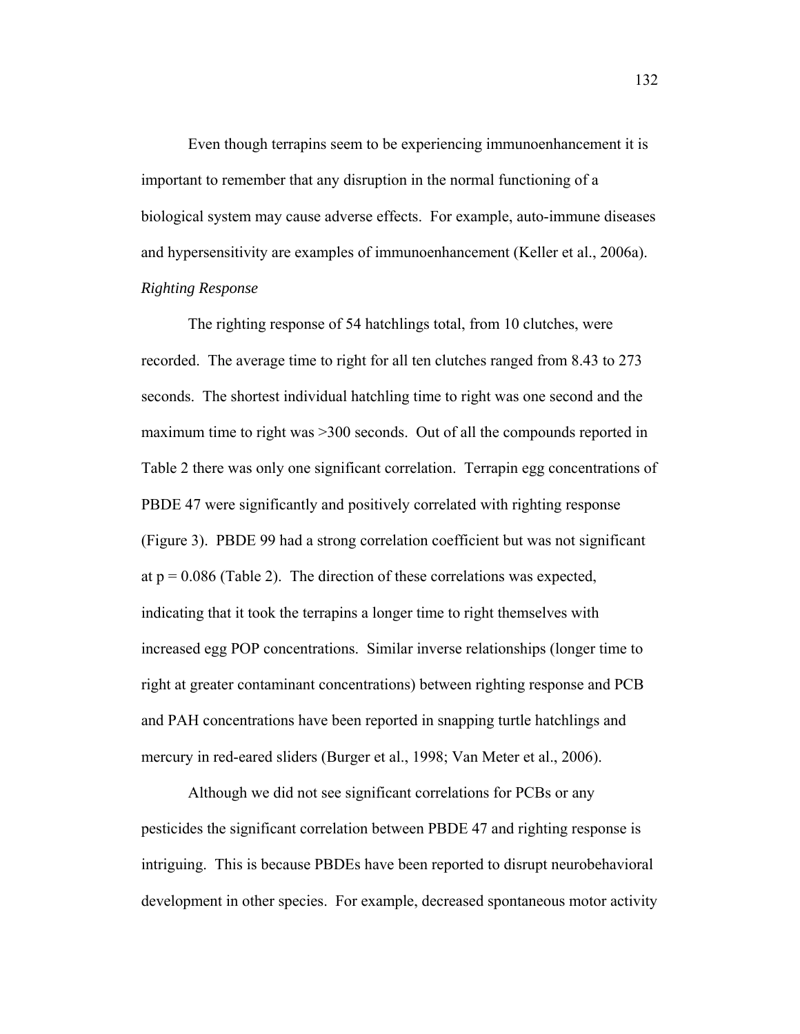Even though terrapins seem to be experiencing immunoenhancement it is important to remember that any disruption in the normal functioning of a biological system may cause adverse effects. For example, auto-immune diseases and hypersensitivity are examples of immunoenhancement (Keller et al., 2006a).

*Righting Response*

The righting response of 54 hatchlings total, from 10 clutches, were recorded. The average time to right for all ten clutches ranged from 8.43 to 273 seconds. The shortest individual hatchling time to right was one second and the maximum time to right was >300 seconds. Out of all the compounds reported in Table 2 there was only one significant correlation. Terrapin egg concentrations of PBDE 47 were significantly and positively correlated with righting response (Figure 3). PBDE 99 had a strong correlation coefficient but was not significant at $p = 0.086$ (Table 2). The direction of these correlations was expected, indicating that it took the terrapins a longer time to right themselves with increased egg POP concentrations. Similar inverse relationships (longer time to right at greater contaminant concentrations) between righting response and PCB and PAH concentrations have been reported in snapping turtle hatchlings and mercury in red-eared sliders (Burger et al., 1998; Van Meter et al., 2006).

Although we did not see significant correlations for PCBs or any pesticides the significant correlation between PBDE 47 and righting response is intriguing. This is because PBDEs have been reported to disrupt neurobehavioral development in other species. For example, decreased spontaneous motor activity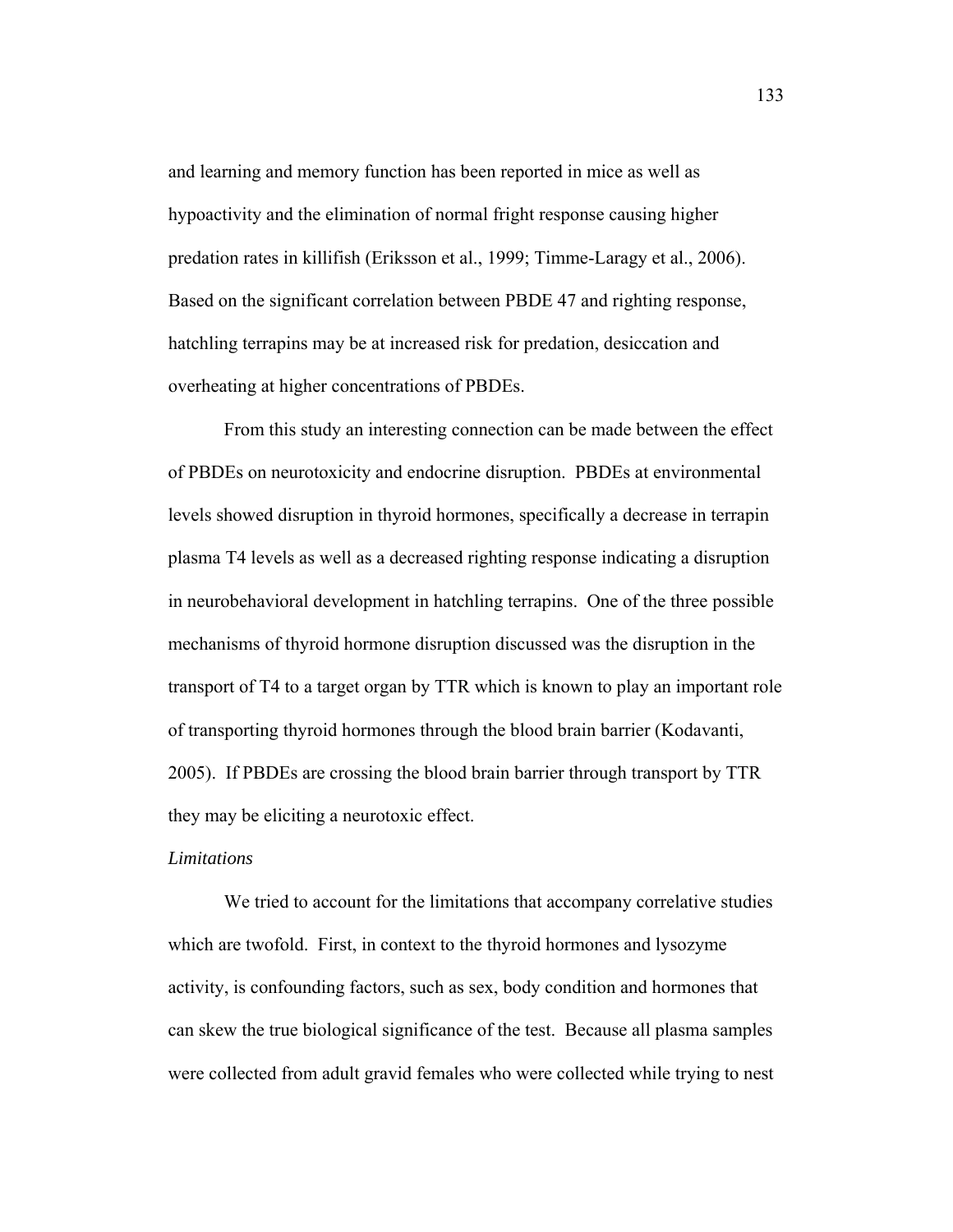and learning and memory function has been reported in mice as well as hypoactivity and the elimination of normal fright response causing higher predation rates in killifish (Eriksson et al., 1999; Timme-Laragy et al., 2006). Based on the significant correlation between PBDE 47 and righting response, hatchling terrapins may be at increased risk for predation, desiccation and overheating at higher concentrations of PBDEs.

From this study an interesting connection can be made between the effect of PBDEs on neurotoxicity and endocrine disruption. PBDEs at environmental levels showed disruption in thyroid hormones, specifically a decrease in terrapin plasma T4 levels as well as a decreased righting response indicating a disruption in neurobehavioral development in hatchling terrapins. One of the three possible mechanisms of thyroid hormone disruption discussed was the disruption in the transport of T4 to a target organ by TTR which is known to play an important role of transporting thyroid hormones through the blood brain barrier (Kodavanti, 2005). If PBDEs are crossing the blood brain barrier through transport by TTR they may be eliciting a neurotoxic effect.

*Limitations*

We tried to account for the limitations that accompany correlative studies which are twofold. First, in context to the thyroid hormones and lysozyme activity, is confounding factors, such as sex, body condition and hormones that can skew the true biological significance of the test. Because all plasma samples were collected from adult gravid females who were collected while trying to nest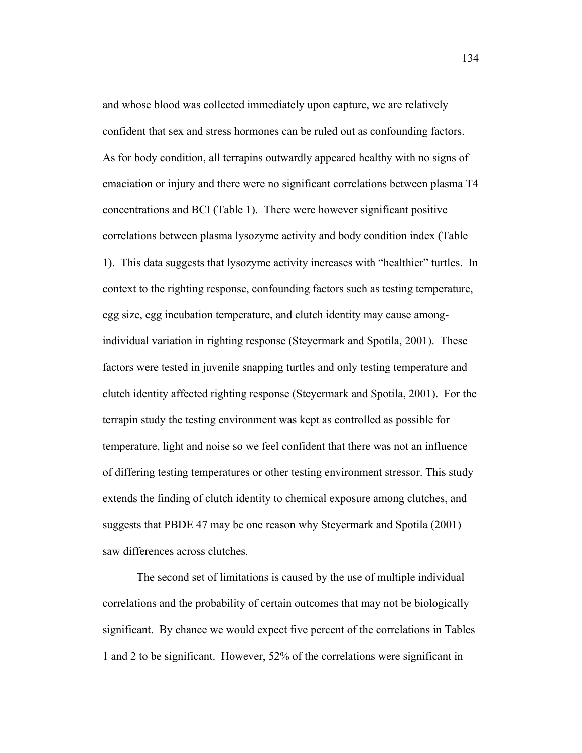and whose blood was collected immediately upon capture, we are relatively confident that sex and stress hormones can be ruled out as confounding factors. As for body condition, all terrapins outwardly appeared healthy with no signs of emaciation or injury and there were no significant correlations between plasma T4 concentrations and BCI (Table 1). There were however significant positive correlations between plasma lysozyme activity and body condition index (Table 1). This data suggests that lysozyme activity increases with "healthier" turtles. In context to the righting response, confounding factors such as testing temperature, egg size, egg incubation temperature, and clutch identity may cause among-individual variation in righting response (Steyermark and Spotila, 2001). These factors were tested in juvenile snapping turtles and only testing temperature and clutch identity affected righting response (Steyermark and Spotila, 2001). For the terrapin study the testing environment was kept as controlled as possible for temperature, light and noise so we feel confident that there was not an influence of differing testing temperatures or other testing environment stressor. This study extends the finding of clutch identity to chemical exposure among clutches, and suggests that PBDE 47 may be one reason why Steyermark and Spotila (2001) saw differences across clutches.

The second set of limitations is caused by the use of multiple individual correlations and the probability of certain outcomes that may not be biologically significant. By chance we would expect five percent of the correlations in Tables 1 and 2 to be significant. However, 52% of the correlations were significant in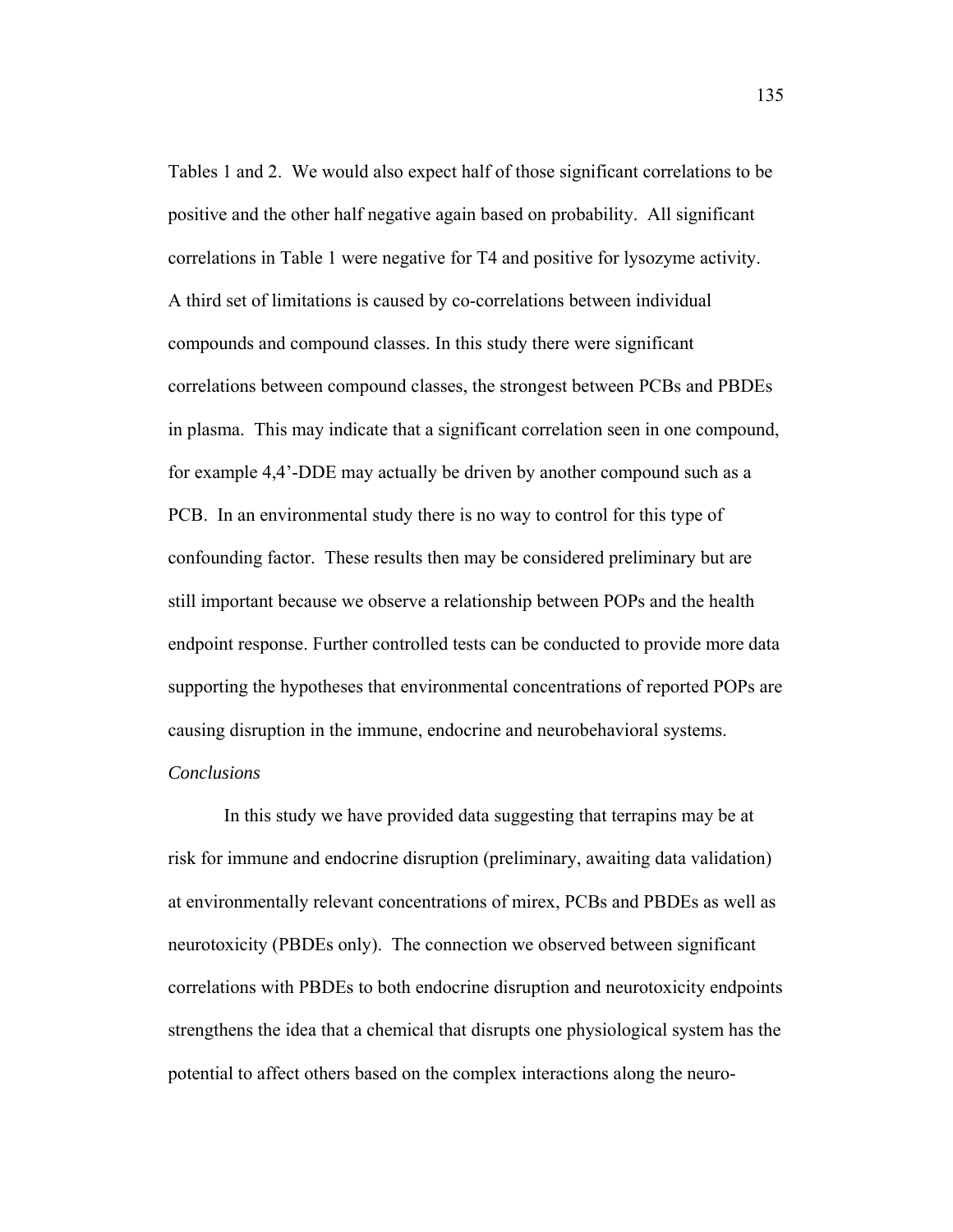Tables 1 and 2. We would also expect half of those significant correlations to be positive and the other half negative again based on probability. All significant correlations in Table 1 were negative for T4 and positive for lysozyme activity. A third set of limitations is caused by co-correlations between individual compounds and compound classes. In this study there were significant correlations between compound classes, the strongest between PCBs and PBDEs in plasma. This may indicate that a significant correlation seen in one compound, for example 4,4'-DDE may actually be driven by another compound such as a PCB. In an environmental study there is no way to control for this type of confounding factor. These results then may be considered preliminary but are still important because we observe a relationship between POPs and the health endpoint response. Further controlled tests can be conducted to provide more data supporting the hypotheses that environmental concentrations of reported POPs are causing disruption in the immune, endocrine and neurobehavioral systems.

*Conclusions*

In this study we have provided data suggesting that terrapins may be at risk for immune and endocrine disruption (preliminary, awaiting data validation) at environmentally relevant concentrations of mirex, PCBs and PBDEs as well as neurotoxicity (PBDEs only). The connection we observed between significant correlations with PBDEs to both endocrine disruption and neurotoxicity endpoints strengthens the idea that a chemical that disrupts one physiological system has the potential to affect others based on the complex interactions along the neuro-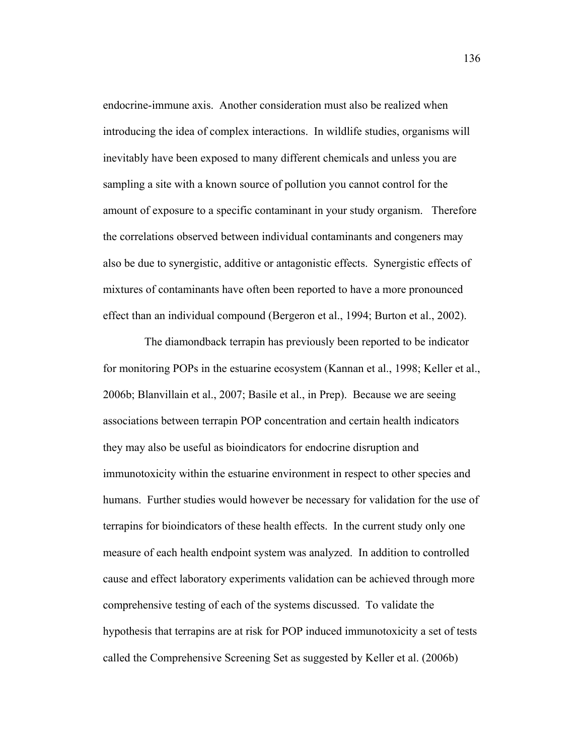endocrine-immune axis. Another consideration must also be realized when introducing the idea of complex interactions. In wildlife studies, organisms will inevitably have been exposed to many different chemicals and unless you are sampling a site with a known source of pollution you cannot control for the amount of exposure to a specific contaminant in your study organism. Therefore the correlations observed between individual contaminants and congeners may also be due to synergistic, additive or antagonistic effects. Synergistic effects of mixtures of contaminants have often been reported to have a more pronounced effect than an individual compound (Bergeron et al., 1994; Burton et al., 2002).

The diamondback terrapin has previously been reported to be indicator for monitoring POPs in the estuarine ecosystem (Kannan et al., 1998; Keller et al., 2006b; Blanvillain et al., 2007; Basile et al., in Prep). Because we are seeing associations between terrapin POP concentration and certain health indicators they may also be useful as bioindicators for endocrine disruption and immunotoxicity within the estuarine environment in respect to other species and humans. Further studies would however be necessary for validation for the use of terrapins for bioindicators of these health effects. In the current study only one measure of each health endpoint system was analyzed. In addition to controlled cause and effect laboratory experiments validation can be achieved through more comprehensive testing of each of the systems discussed. To validate the hypothesis that terrapins are at risk for POP induced immunotoxicity a set of tests called the Comprehensive Screening Set as suggested by Keller et al. (2006b)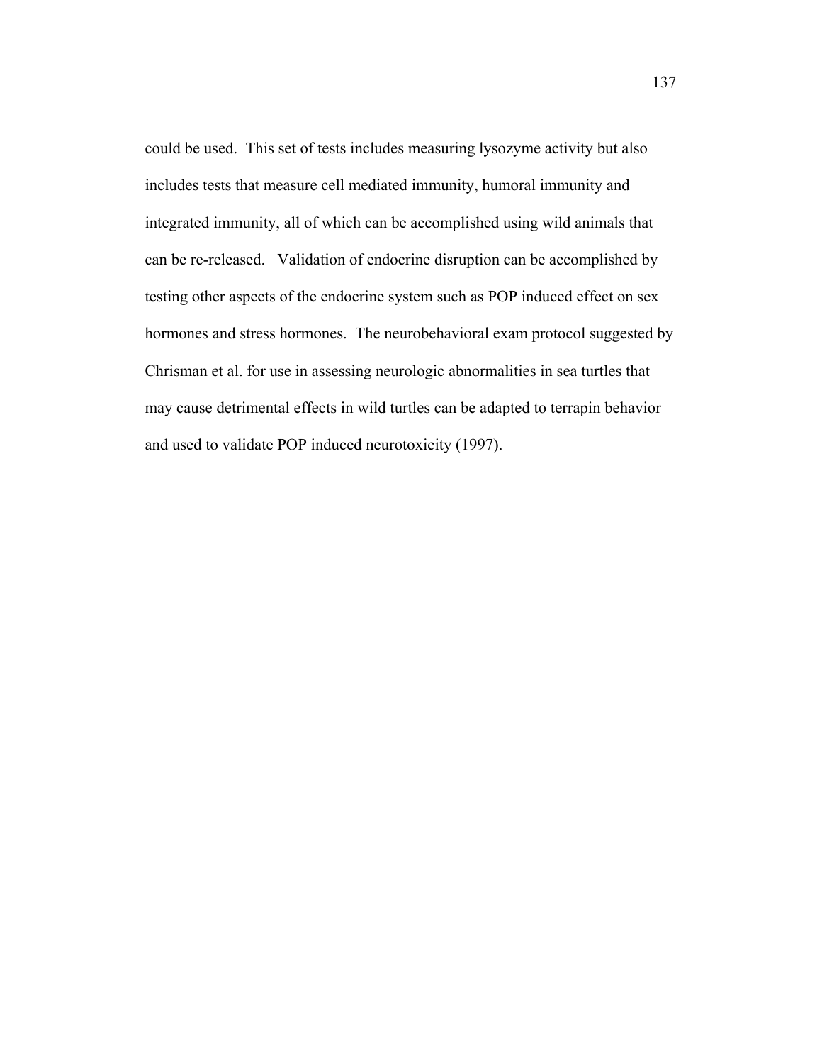could be used. This set of tests includes measuring lysozyme activity but also includes tests that measure cell mediated immunity, humoral immunity and integrated immunity, all of which can be accomplished using wild animals that can be re-released. Validation of endocrine disruption can be accomplished by testing other aspects of the endocrine system such as POP induced effect on sex hormones and stress hormones. The neurobehavioral exam protocol suggested by Chrisman et al. for use in assessing neurologic abnormalities in sea turtles that may cause detrimental effects in wild turtles can be adapted to terrapin behavior and used to validate POP induced neurotoxicity (1997).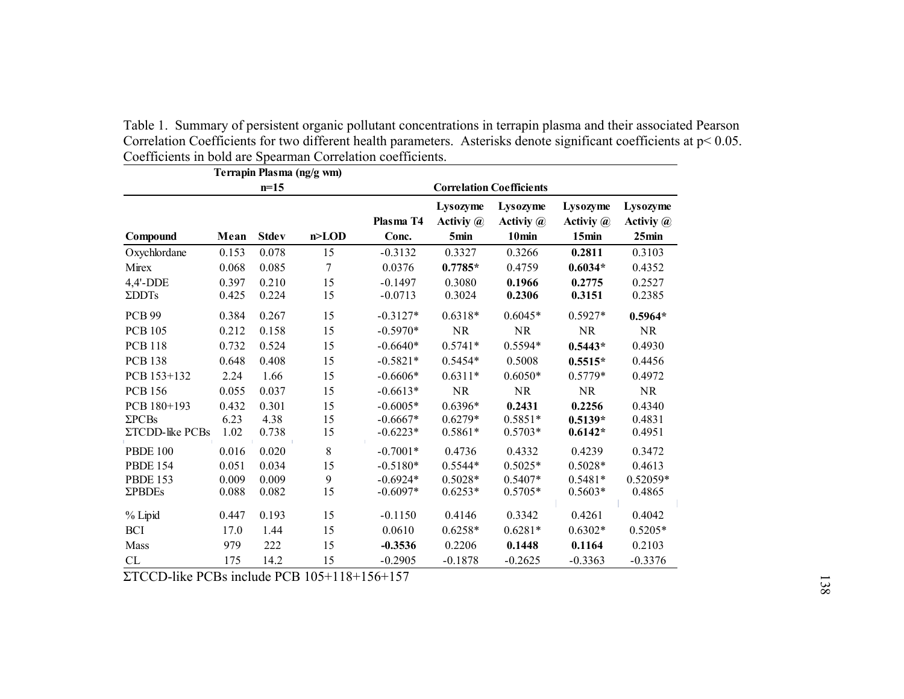Table 1. Summary of persistent organic pollutant concentrations in terrapin plasma and their associated Pearson Correlation Coefficients for two different health parameters. Asterisks denote significant coefficients at $p < 0.05$. Coefficients in bold are Spearman Correlation coefficients.

| | Terrapin Plasma (ng/g wm) | | | Correlation Coefficients | | | | |
|---|---|---|---|---|---|---|---|---|
| | n=15 | | | | | | | |
| **Compound** | **Mean** | **Stdev** | **n>LOD** | **Plasma T4 Conc.** | **Lysozyme Activiy @ 5min** | **Lysozyme Activiy @ 10min** | **Lysozyme Activiy @ 15min** | **Lysozyme Activiy @ 25min** |
| Oxychlordane | 0.153 | 0.078 | 15 | -0.3132 | 0.3327 | 0.3266 | **0.2811** | 0.3103 |
| Mirex | 0.068 | 0.085 | 7 | 0.0376 | **0.7785*** | 0.4759 | **0.6034*** | 0.4352 |
| 4,4'-DDE | 0.397 | 0.210 | 15 | -0.1497 | 0.3080 | **0.1966** | **0.2775** | 0.2527 |
| ΣDDTs | 0.425 | 0.224 | 15 | -0.0713 | 0.3024 | **0.2306** | **0.3151** | 0.2385 |
| PCB 99 | 0.384 | 0.267 | 15 | -0.3127* | 0.6318* | 0.6045* | 0.5927* | **0.5964*** |
| PCB 105 | 0.212 | 0.158 | 15 | -0.5970* | NR | NR | NR | NR |
| PCB 118 | 0.732 | 0.524 | 15 | -0.6640* | 0.5741* | 0.5594* | **0.5443*** | 0.4930 |
| PCB 138 | 0.648 | 0.408 | 15 | -0.5821* | 0.5454* | 0.5008 | **0.5515*** | 0.4456 |
| PCB 153+132 | 2.24 | 1.66 | 15 | -0.6606* | 0.6311* | 0.6050* | 0.5779* | 0.4972 |
| PCB 156 | 0.055 | 0.037 | 15 | -0.6613* | NR | NR | NR | NR |
| PCB 180+193 | 0.432 | 0.301 | 15 | -0.6005* | 0.6396* | **0.2431** | **0.2256** | 0.4340 |
| ΣPCBs | 6.23 | 4.38 | 15 | -0.6667* | 0.6279* | 0.5851* | **0.5139*** | 0.4831 |
| ΣTCDD-like PCBs | 1.02 | 0.738 | 15 | -0.6223* | 0.5861* | 0.5703* | **0.6142*** | 0.4951 |
| PBDE 100 | 0.016 | 0.020 | 8 | -0.7001* | 0.4736 | 0.4332 | 0.4239 | 0.3472 |
| PBDE 154 | 0.051 | 0.034 | 15 | -0.5180* | 0.5544* | 0.5025* | 0.5028* | 0.4613 |
| PBDE 153 | 0.009 | 0.009 | 9 | -0.6924* | 0.5028* | 0.5407* | 0.5481* | 0.52059* |
| ΣPBDEs | 0.088 | 0.082 | 15 | -0.6097* | 0.6253* | 0.5705* | 0.5603* | 0.4865 |
| % Lipid | 0.447 | 0.193 | 15 | -0.1150 | 0.4146 | 0.3342 | 0.4261 | 0.4042 |
| BCI | 17.0 | 1.44 | 15 | 0.0610 | 0.6258* | 0.6281* | 0.6302* | 0.5205* |
| Mass | 979 | 222 | 15 | **-0.3536** | 0.2206 | **0.1448** | **0.1164** | 0.2103 |
| CL | 175 | 14.2 | 15 | -0.2905 | -0.1878 | -0.2625 | -0.3363 | -0.3376 |

ΣTCCD-like PCBs include PCB 105+118+156+157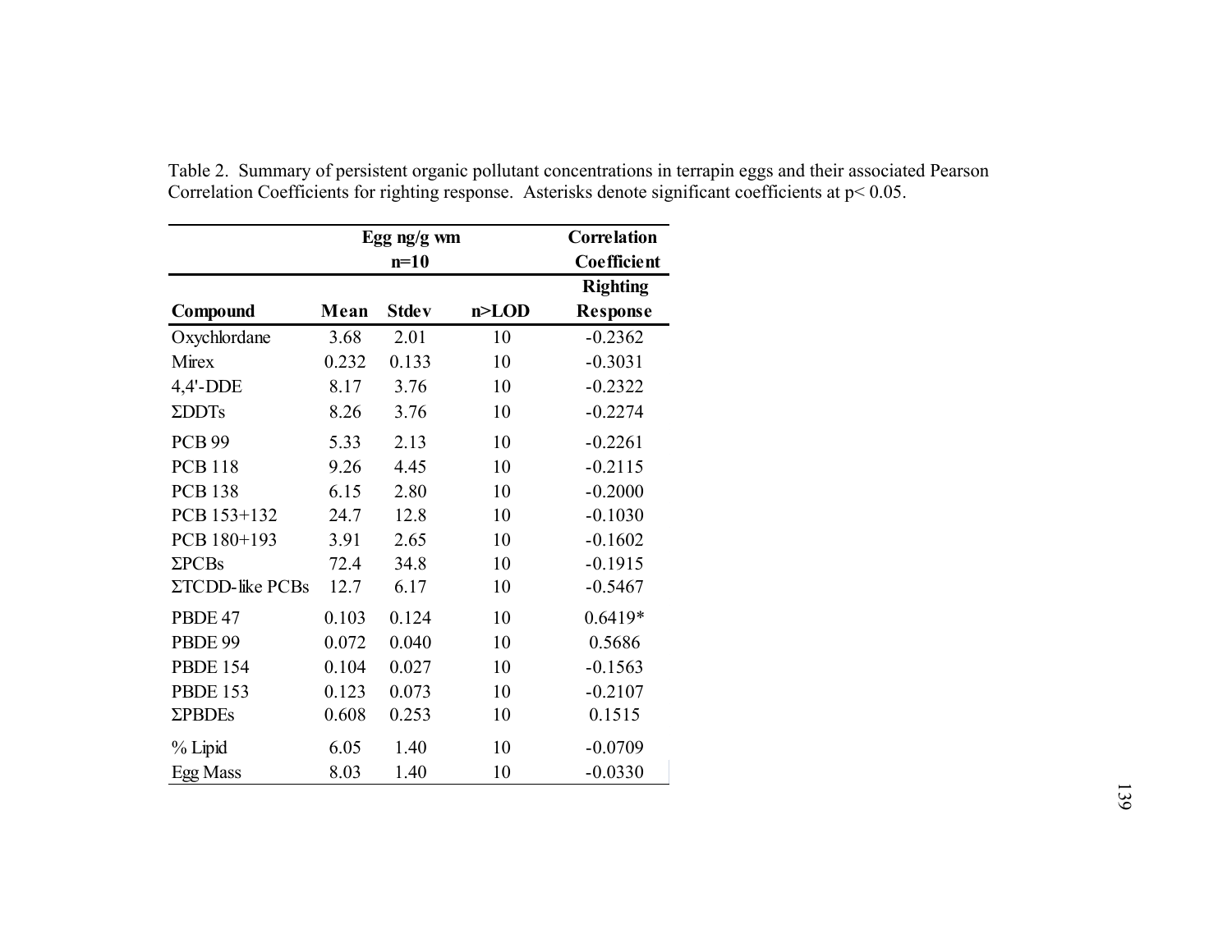Table 2. Summary of persistent organic pollutant concentrations in terrapin eggs and their associated Pearson Correlation Coefficients for righting response. Asterisks denote significant coefficients at $p < 0.05$.

| | Egg ng/g wm n=10 | | | Correlation Coefficient |
|---|---|---|---|---|
| Compound | Mean | Stdev | n>LOD | Righting Response |
| Oxychlordane | 3.68 | 2.01 | 10 | -0.2362 |
| Mirex | 0.232 | 0.133 | 10 | -0.3031 |
| 4,4'-DDE | 8.17 | 3.76 | 10 | -0.2322 |
| ΣDDTs | 8.26 | 3.76 | 10 | -0.2274 |
| PCB 99 | 5.33 | 2.13 | 10 | -0.2261 |
| PCB 118 | 9.26 | 4.45 | 10 | -0.2115 |
| PCB 138 | 6.15 | 2.80 | 10 | -0.2000 |
| PCB 153+132 | 24.7 | 12.8 | 10 | -0.1030 |
| PCB 180+193 | 3.91 | 2.65 | 10 | -0.1602 |
| ΣPCBs | 72.4 | 34.8 | 10 | -0.1915 |
| ΣTCDD-like PCBs | 12.7 | 6.17 | 10 | -0.5467 |
| PBDE 47 | 0.103 | 0.124 | 10 | 0.6419* |
| PBDE 99 | 0.072 | 0.040 | 10 | 0.5686 |
| PBDE 154 | 0.104 | 0.027 | 10 | -0.1563 |
| PBDE 153 | 0.123 | 0.073 | 10 | -0.2107 |
| ΣPBDEs | 0.608 | 0.253 | 10 | 0.1515 |
| % Lipid | 6.05 | 1.40 | 10 | -0.0709 |
| Egg Mass | 8.03 | 1.40 | 10 | -0.0330 |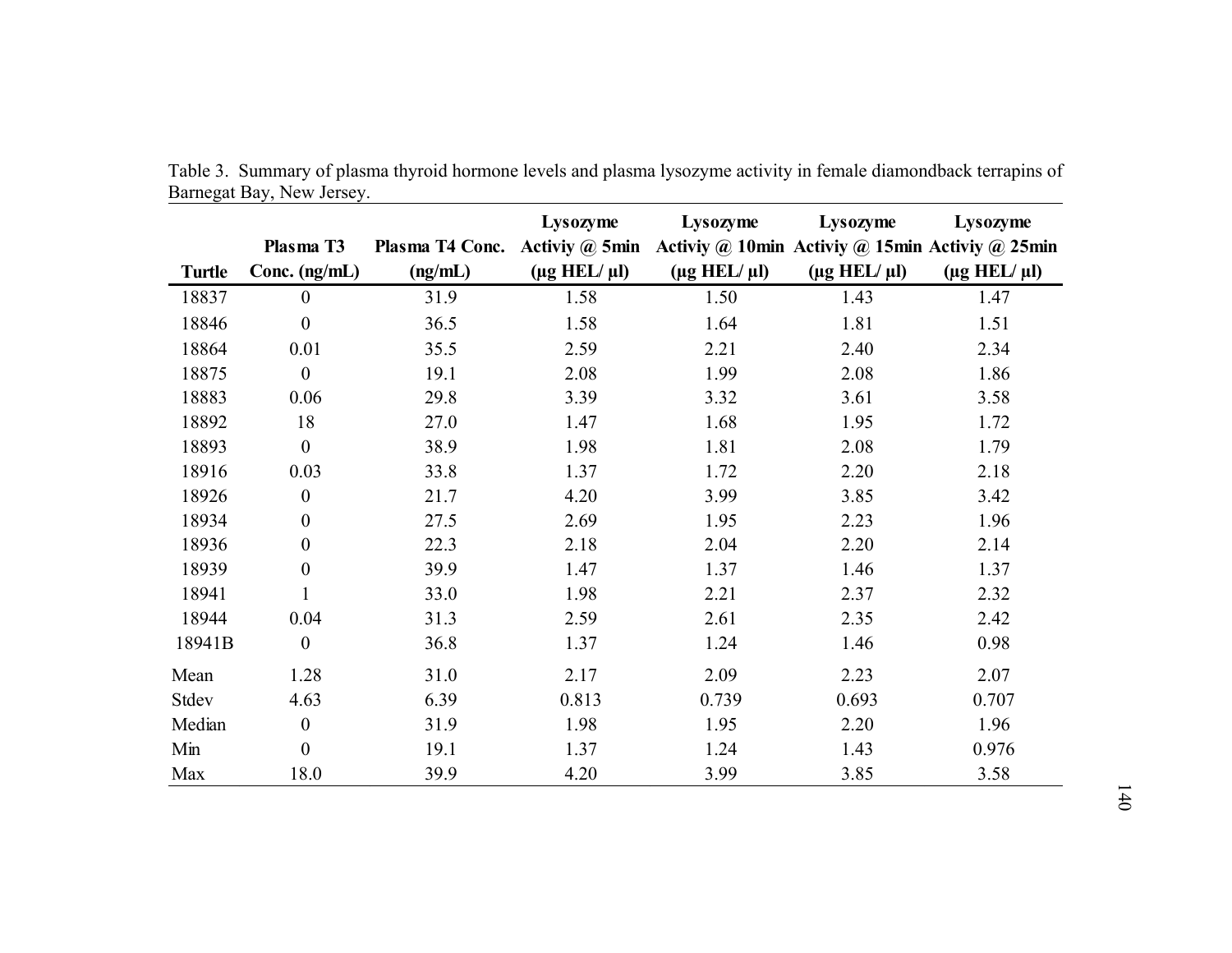Table 3. Summary of plasma thyroid hormone levels and plasma lysozyme activity in female diamondback terrapins of Barnegat Bay, New Jersey.

| Turtle | Plasma T3 Conc. (ng/mL) | Plasma T4 Conc. (ng/mL) | Lysozyme Activiy @ 5min (µg HEL/ µl) | Lysozyme Activiy @ 10min (µg HEL/ µl) | Lysozyme Activiy @ 15min (µg HEL/ µl) | Lysozyme Activiy @ 25min (µg HEL/ µl) |
|---|---|---|---|---|---|---|
| 18837 | 0 | 31.9 | 1.58 | 1.50 | 1.43 | 1.47 |
| 18846 | 0 | 36.5 | 1.58 | 1.64 | 1.81 | 1.51 |
| 18864 | 0.01 | 35.5 | 2.59 | 2.21 | 2.40 | 2.34 |
| 18875 | 0 | 19.1 | 2.08 | 1.99 | 2.08 | 1.86 |
| 18883 | 0.06 | 29.8 | 3.39 | 3.32 | 3.61 | 3.58 |
| 18892 | 18 | 27.0 | 1.47 | 1.68 | 1.95 | 1.72 |
| 18893 | 0 | 38.9 | 1.98 | 1.81 | 2.08 | 1.79 |
| 18916 | 0.03 | 33.8 | 1.37 | 1.72 | 2.20 | 2.18 |
| 18926 | 0 | 21.7 | 4.20 | 3.99 | 3.85 | 3.42 |
| 18934 | 0 | 27.5 | 2.69 | 1.95 | 2.23 | 1.96 |
| 18936 | 0 | 22.3 | 2.18 | 2.04 | 2.20 | 2.14 |
| 18939 | 0 | 39.9 | 1.47 | 1.37 | 1.46 | 1.37 |
| 18941 | 1 | 33.0 | 1.98 | 2.21 | 2.37 | 2.32 |
| 18944 | 0.04 | 31.3 | 2.59 | 2.61 | 2.35 | 2.42 |
| 18941B | 0 | 36.8 | 1.37 | 1.24 | 1.46 | 0.98 |
| Mean | 1.28 | 31.0 | 2.17 | 2.09 | 2.23 | 2.07 |
| Stdev | 4.63 | 6.39 | 0.813 | 0.739 | 0.693 | 0.707 |
| Median | 0 | 31.9 | 1.98 | 1.95 | 2.20 | 1.96 |
| Min | 0 | 19.1 | 1.37 | 1.24 | 1.43 | 0.976 |
| Max | 18.0 | 39.9 | 4.20 | 3.99 | 3.85 | 3.58 |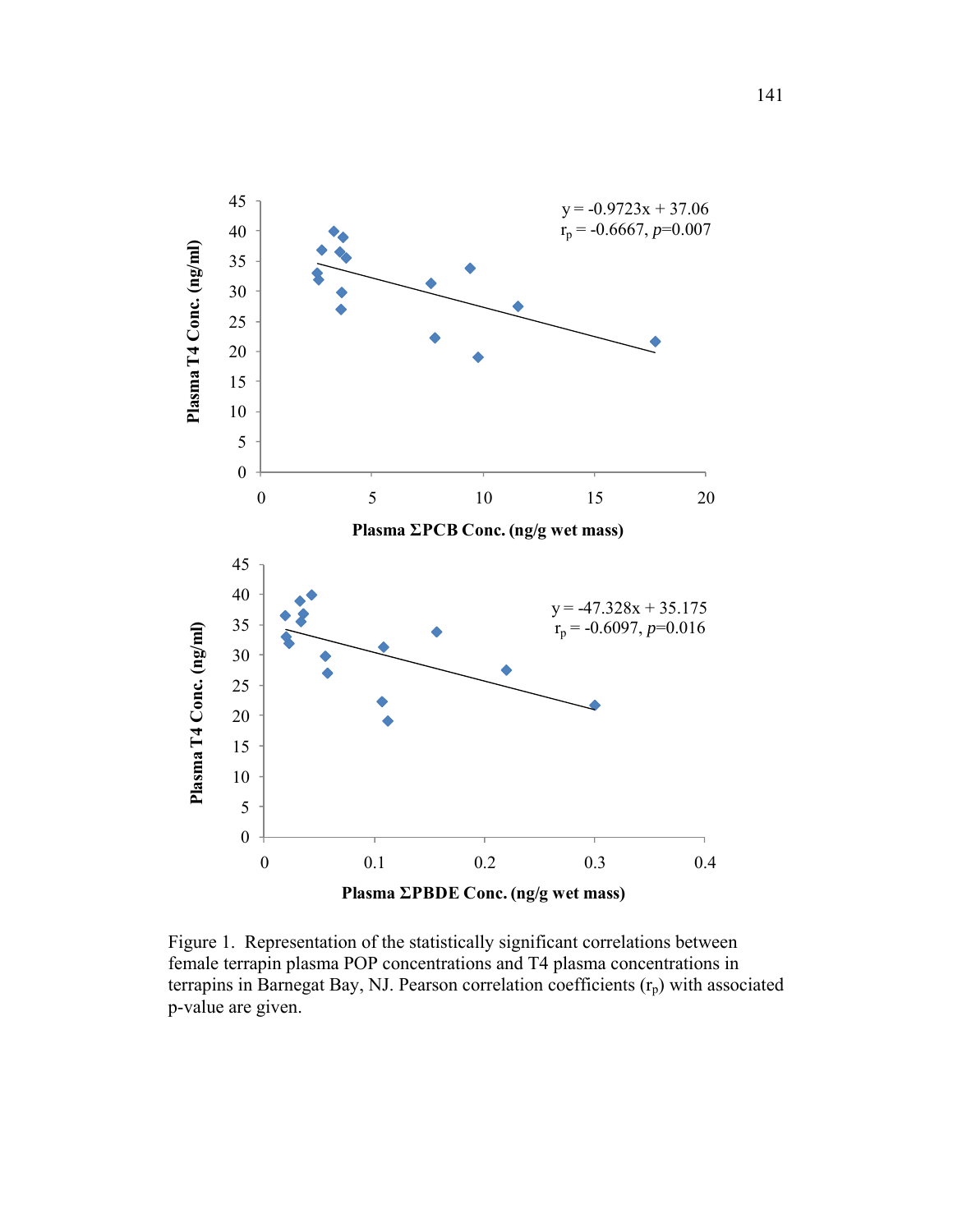$y = -0.9723x + 37.06$
$r_p = -0.6667$, $p$=0.007

Plasma T4 Conc. (ng/ml)

Plasma ΣPCB Conc. (ng/g wet mass)

$y = -47.328x + 35.175$
$r_p = -0.6097$, $p$=0.016

Plasma T4 Conc. (ng/ml)

Plasma ΣPBDE Conc. (ng/g wet mass)

Figure 1. Representation of the statistically significant correlations between female terrapin plasma POP concentrations and T4 plasma concentrations in terrapins in Barnegat Bay, NJ. Pearson correlation coefficients ($r_p$) with associated p-value are given.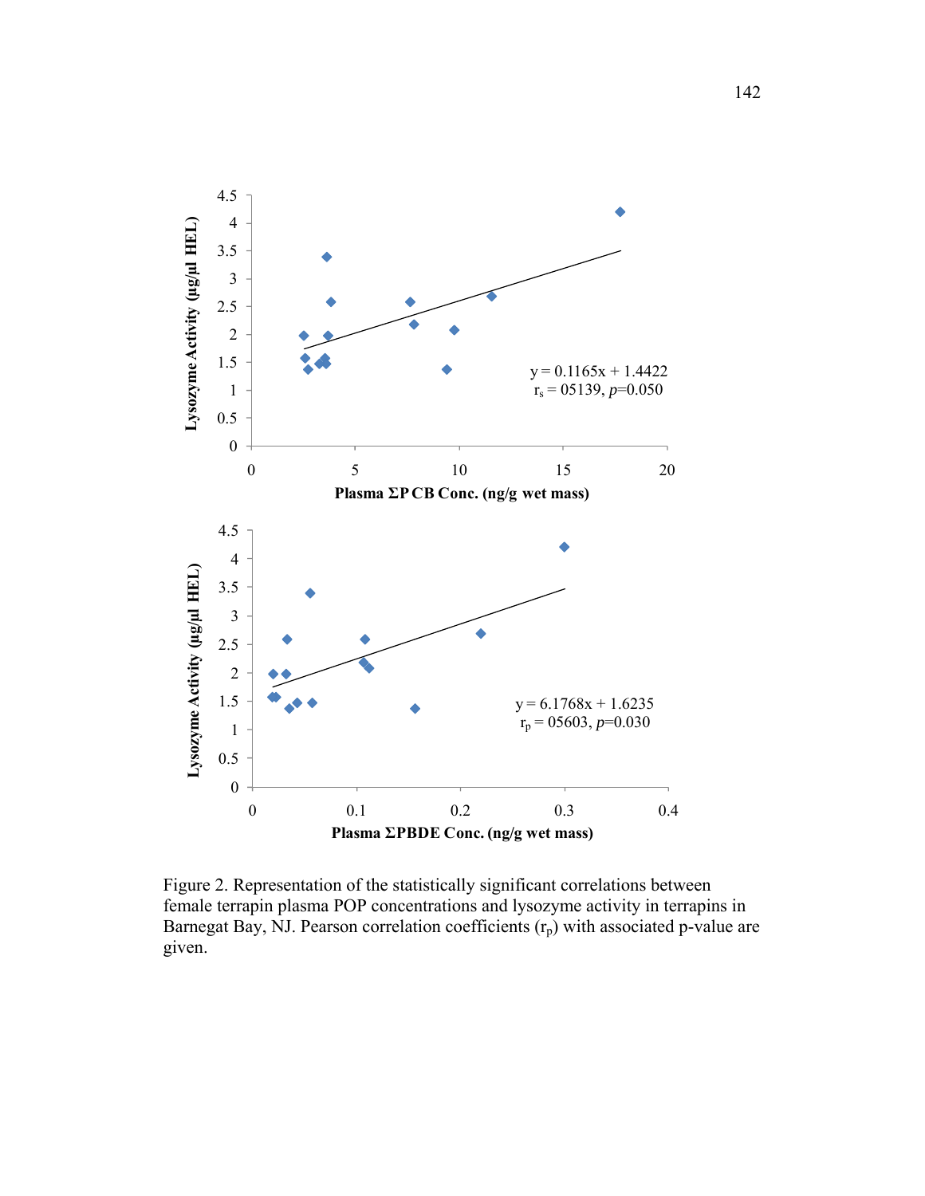Lysozyme Activity (µg/µl HEL)

Plasma ΣPCB Conc. (ng/g wet mass)

$y = 0.1165x + 1.4422$
$r_s = 05139$, $p$=0.050

Lysozyme Activity (µg/µl HEL)

Plasma ΣPBDE Conc. (ng/g wet mass)

$y = 6.1768x + 1.6235$
$r_p = 05603$, $p$=0.030

Figure 2. Representation of the statistically significant correlations between female terrapin plasma POP concentrations and lysozyme activity in terrapins in Barnegat Bay, NJ. Pearson correlation coefficients ($r_p$) with associated p-value are given.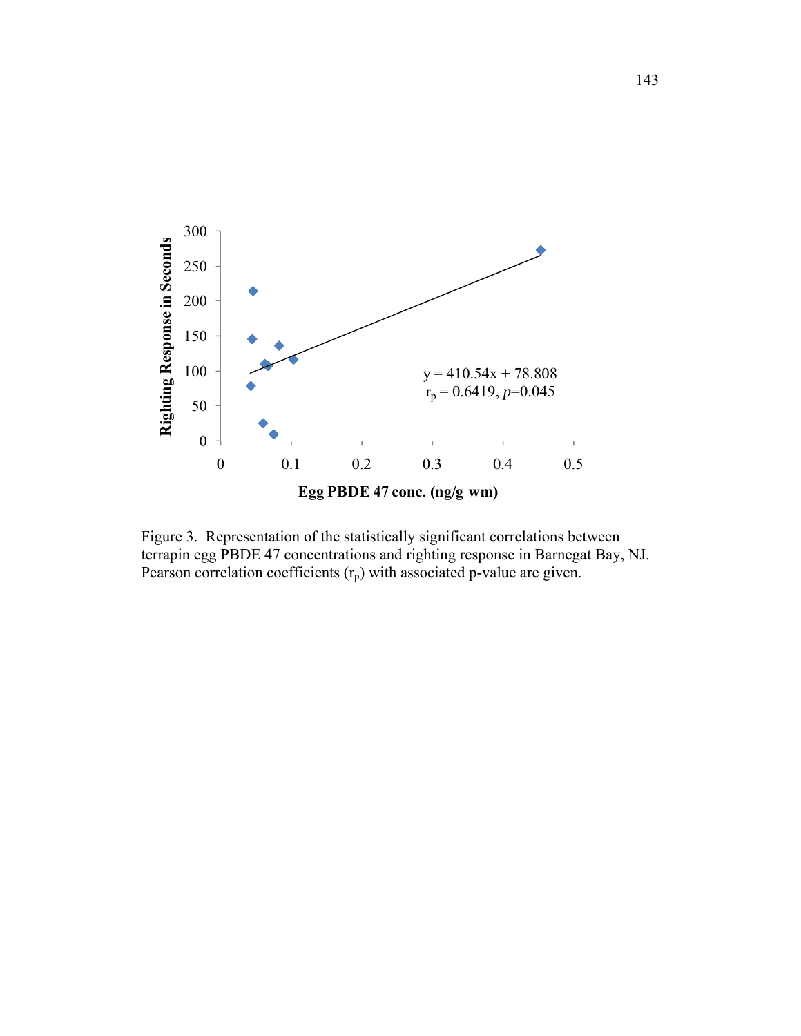$y = 410.54x + 78.808$

$r_p = 0.6419$, $p$=0.045

Figure 3. Representation of the statistically significant correlations between terrapin egg PBDE 47 concentrations and righting response in Barnegat Bay, NJ. Pearson correlation coefficients ($r_p$) with associated p-value are given.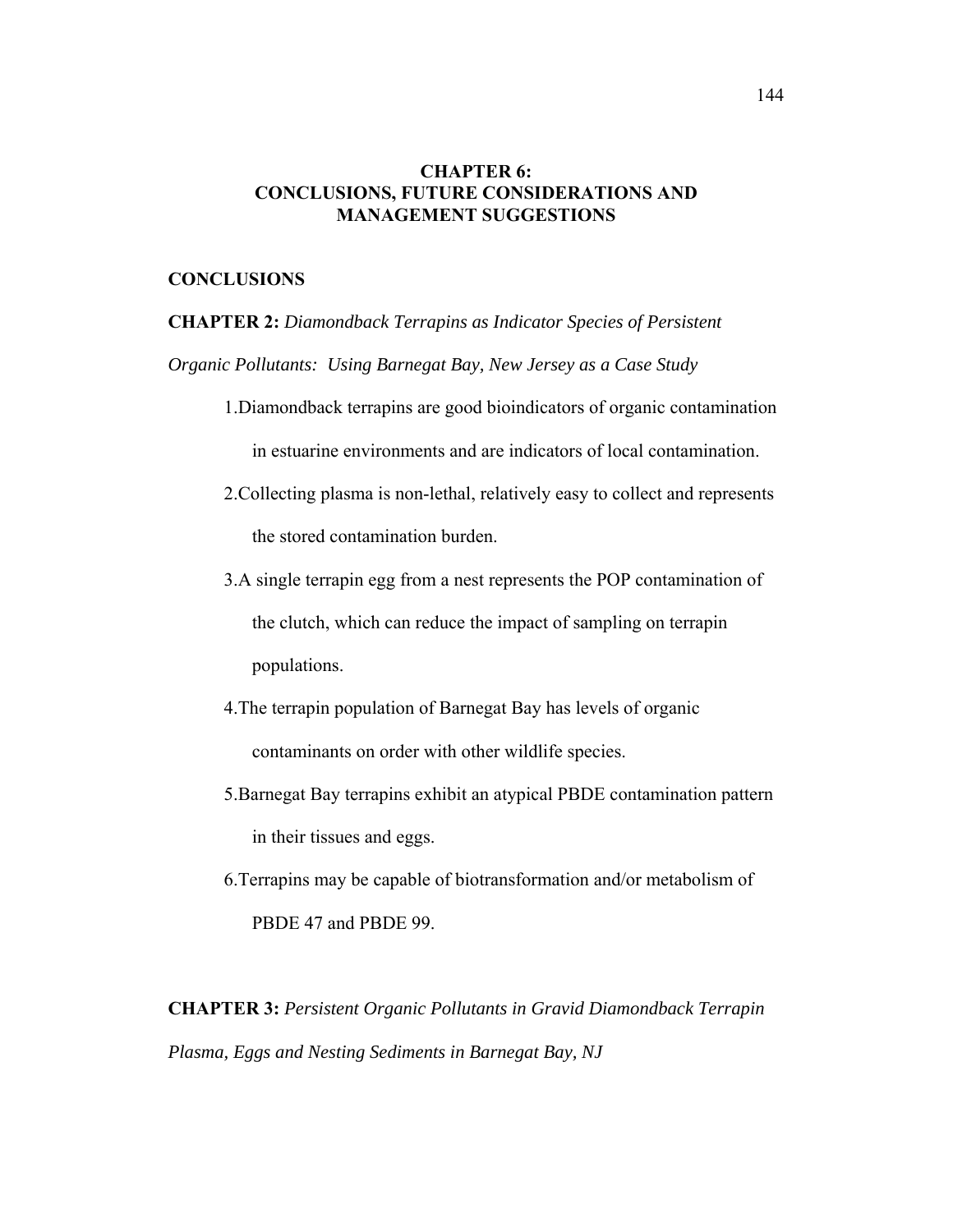# CHAPTER 6: CONCLUSIONS, FUTURE CONSIDERATIONS AND MANAGEMENT SUGGESTIONS

## CONCLUSIONS

**CHAPTER 2:** *Diamondback Terrapins as Indicator Species of Persistent Organic Pollutants: Using Barnegat Bay, New Jersey as a Case Study*

1. Diamondback terrapins are good bioindicators of organic contamination in estuarine environments and are indicators of local contamination.
2. Collecting plasma is non-lethal, relatively easy to collect and represents the stored contamination burden.
3. A single terrapin egg from a nest represents the POP contamination of the clutch, which can reduce the impact of sampling on terrapin populations.
4. The terrapin population of Barnegat Bay has levels of organic contaminants on order with other wildlife species.
5. Barnegat Bay terrapins exhibit an atypical PBDE contamination pattern in their tissues and eggs.
6. Terrapins may be capable of biotransformation and/or metabolism of PBDE 47 and PBDE 99.

**CHAPTER 3:** *Persistent Organic Pollutants in Gravid Diamondback Terrapin Plasma, Eggs and Nesting Sediments in Barnegat Bay, NJ*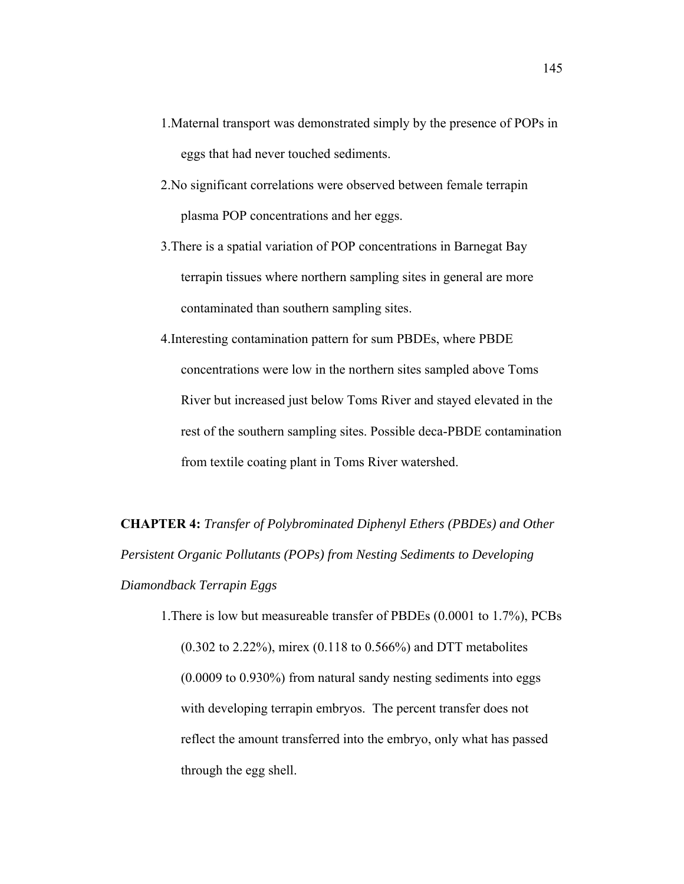1. Maternal transport was demonstrated simply by the presence of POPs in eggs that had never touched sediments.
2. No significant correlations were observed between female terrapin plasma POP concentrations and her eggs.
3. There is a spatial variation of POP concentrations in Barnegat Bay terrapin tissues where northern sampling sites in general are more contaminated than southern sampling sites.
4. Interesting contamination pattern for sum PBDEs, where PBDE concentrations were low in the northern sites sampled above Toms River but increased just below Toms River and stayed elevated in the rest of the southern sampling sites. Possible deca-PBDE contamination from textile coating plant in Toms River watershed.

**CHAPTER 4:** *Transfer of Polybrominated Diphenyl Ethers (PBDEs) and Other Persistent Organic Pollutants (POPs) from Nesting Sediments to Developing Diamondback Terrapin Eggs*

1. There is low but measureable transfer of PBDEs (0.0001 to 1.7%), PCBs (0.302 to 2.22%), mirex (0.118 to 0.566%) and DTT metabolites (0.0009 to 0.930%) from natural sandy nesting sediments into eggs with developing terrapin embryos. The percent transfer does not reflect the amount transferred into the embryo, only what has passed through the egg shell.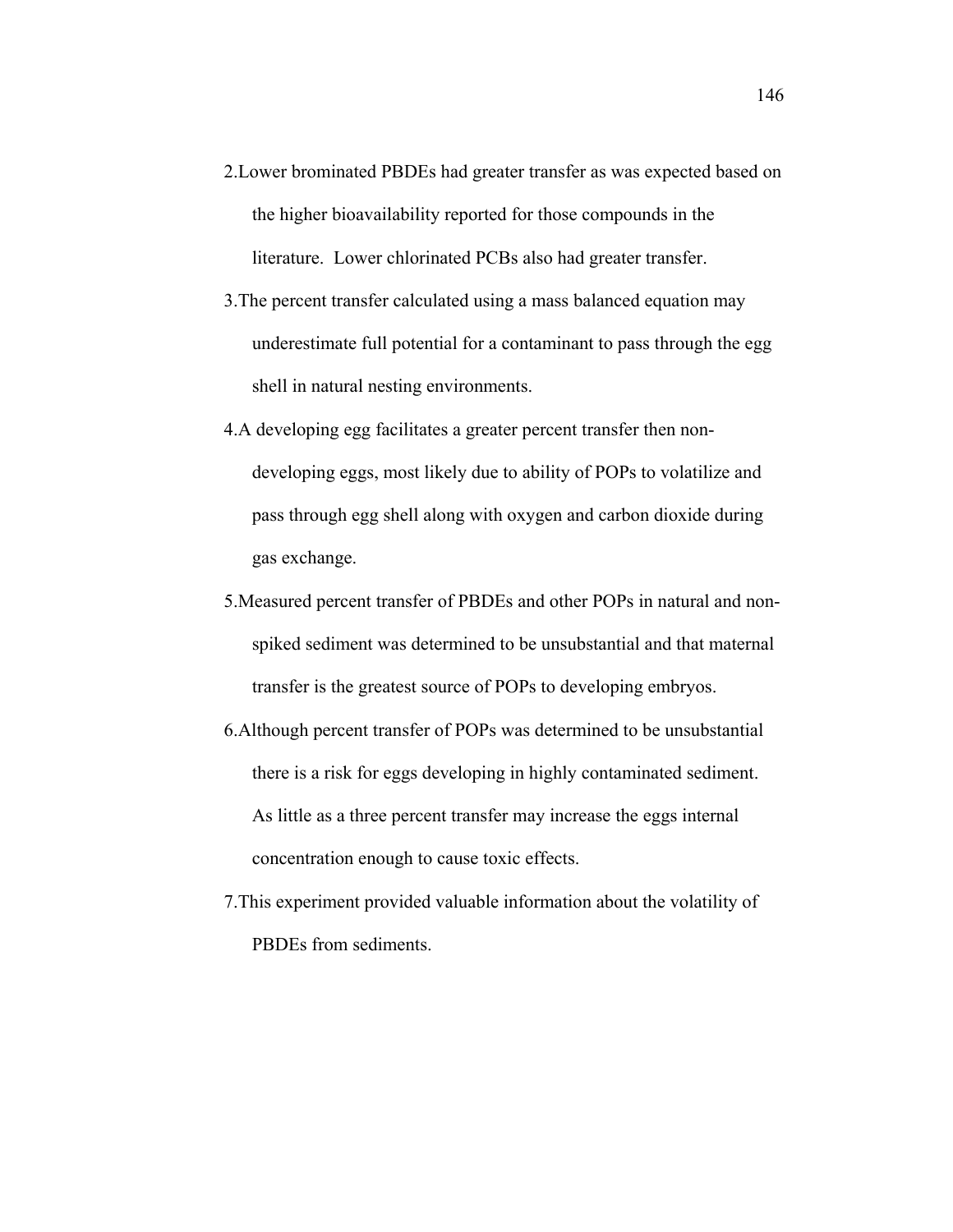2. Lower brominated PBDEs had greater transfer as was expected based on the higher bioavailability reported for those compounds in the literature. Lower chlorinated PCBs also had greater transfer.
3. The percent transfer calculated using a mass balanced equation may underestimate full potential for a contaminant to pass through the egg shell in natural nesting environments.
4. A developing egg facilitates a greater percent transfer then non-developing eggs, most likely due to ability of POPs to volatilize and pass through egg shell along with oxygen and carbon dioxide during gas exchange.
5. Measured percent transfer of PBDEs and other POPs in natural and non-spiked sediment was determined to be unsubstantial and that maternal transfer is the greatest source of POPs to developing embryos.
6. Although percent transfer of POPs was determined to be unsubstantial there is a risk for eggs developing in highly contaminated sediment. As little as a three percent transfer may increase the eggs internal concentration enough to cause toxic effects.
7. This experiment provided valuable information about the volatility of PBDEs from sediments.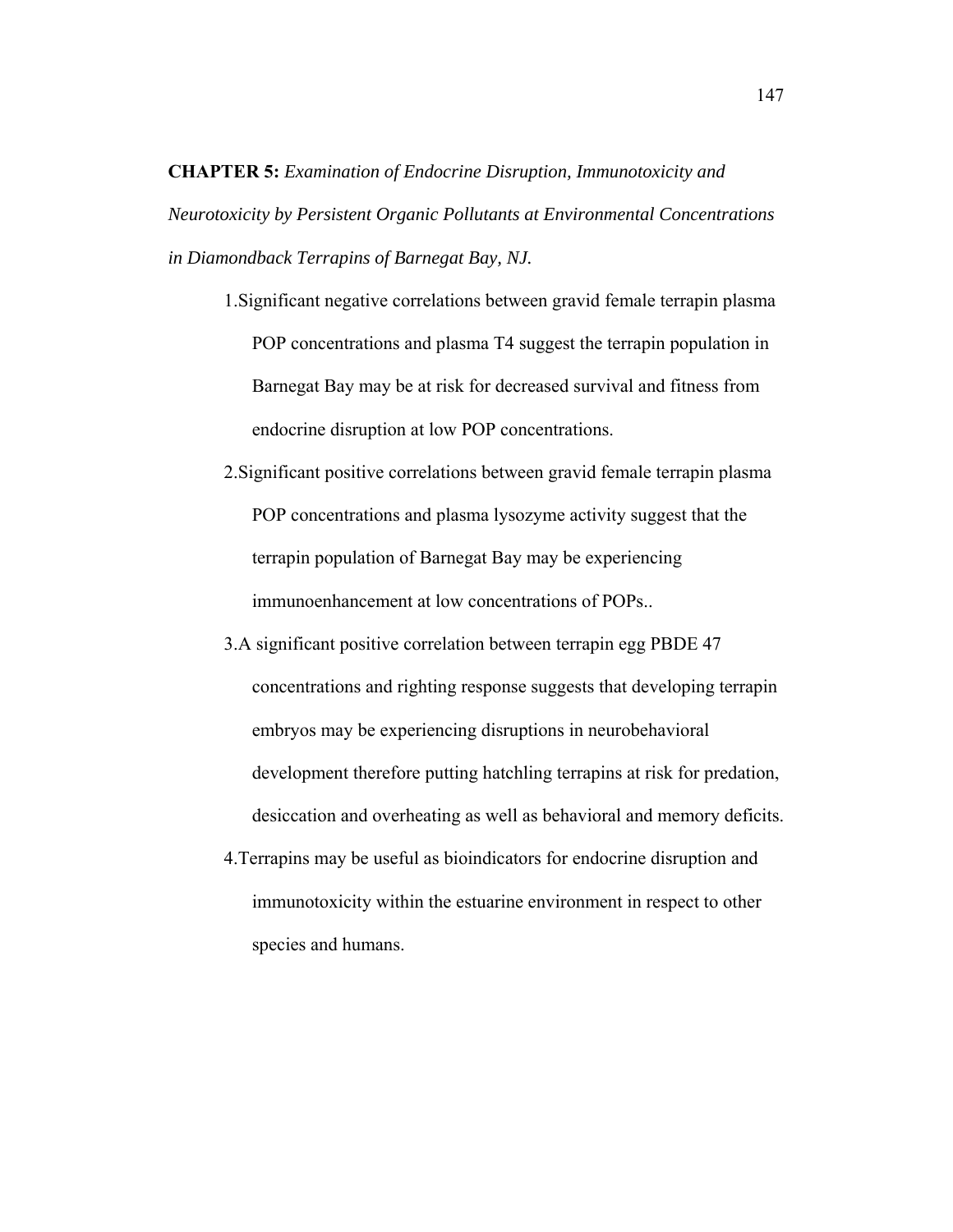**CHAPTER 5:** *Examination of Endocrine Disruption, Immunotoxicity and Neurotoxicity by Persistent Organic Pollutants at Environmental Concentrations in Diamondback Terrapins of Barnegat Bay, NJ.*

1. Significant negative correlations between gravid female terrapin plasma POP concentrations and plasma T4 suggest the terrapin population in Barnegat Bay may be at risk for decreased survival and fitness from endocrine disruption at low POP concentrations.
2. Significant positive correlations between gravid female terrapin plasma POP concentrations and plasma lysozyme activity suggest that the terrapin population of Barnegat Bay may be experiencing immunoenhancement at low concentrations of POPs..
3. A significant positive correlation between terrapin egg PBDE 47 concentrations and righting response suggests that developing terrapin embryos may be experiencing disruptions in neurobehavioral development therefore putting hatchling terrapins at risk for predation, desiccation and overheating as well as behavioral and memory deficits.
4. Terrapins may be useful as bioindicators for endocrine disruption and immunotoxicity within the estuarine environment in respect to other species and humans.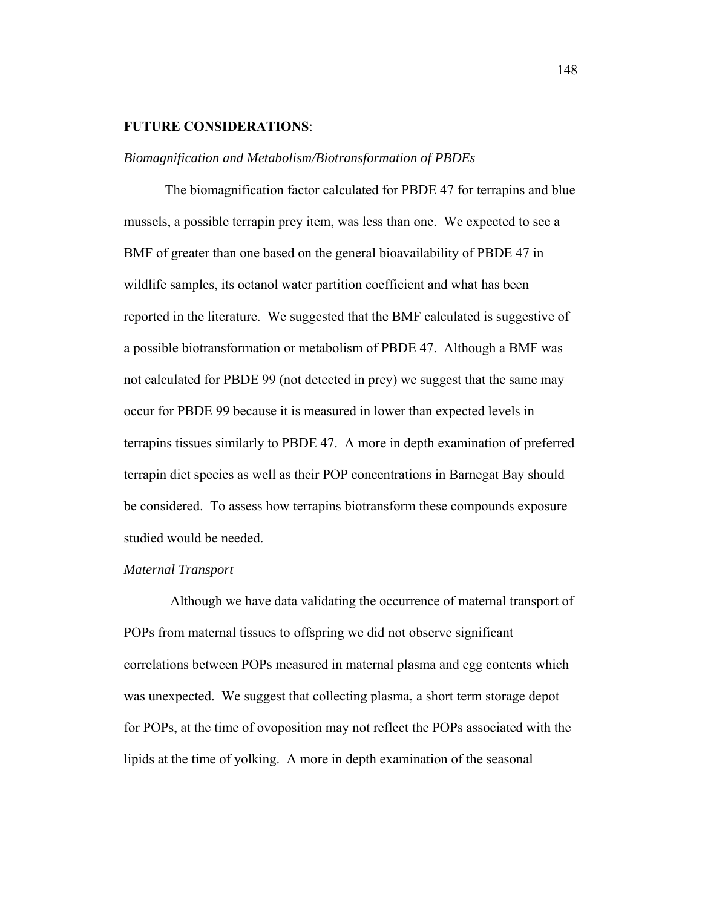**FUTURE CONSIDERATIONS**:

*Biomagnification and Metabolism/Biotransformation of PBDEs*

The biomagnification factor calculated for PBDE 47 for terrapins and blue mussels, a possible terrapin prey item, was less than one. We expected to see a BMF of greater than one based on the general bioavailability of PBDE 47 in wildlife samples, its octanol water partition coefficient and what has been reported in the literature. We suggested that the BMF calculated is suggestive of a possible biotransformation or metabolism of PBDE 47. Although a BMF was not calculated for PBDE 99 (not detected in prey) we suggest that the same may occur for PBDE 99 because it is measured in lower than expected levels in terrapins tissues similarly to PBDE 47. A more in depth examination of preferred terrapin diet species as well as their POP concentrations in Barnegat Bay should be considered. To assess how terrapins biotransform these compounds exposure studied would be needed.

*Maternal Transport*

Although we have data validating the occurrence of maternal transport of POPs from maternal tissues to offspring we did not observe significant correlations between POPs measured in maternal plasma and egg contents which was unexpected. We suggest that collecting plasma, a short term storage depot for POPs, at the time of ovoposition may not reflect the POPs associated with the lipids at the time of yolking. A more in depth examination of the seasonal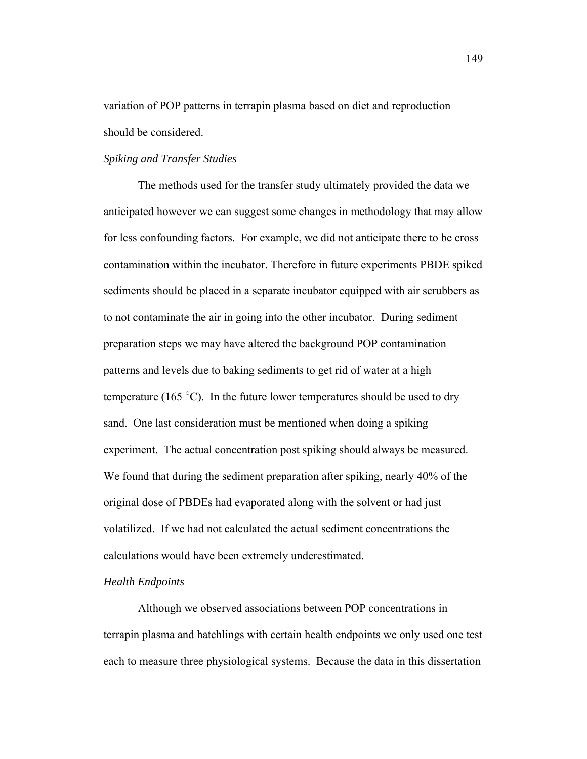variation of POP patterns in terrapin plasma based on diet and reproduction should be considered.

*Spiking and Transfer Studies*

The methods used for the transfer study ultimately provided the data we anticipated however we can suggest some changes in methodology that may allow for less confounding factors. For example, we did not anticipate there to be cross contamination within the incubator. Therefore in future experiments PBDE spiked sediments should be placed in a separate incubator equipped with air scrubbers as to not contaminate the air in going into the other incubator. During sediment preparation steps we may have altered the background POP contamination patterns and levels due to baking sediments to get rid of water at a high temperature (165 °C). In the future lower temperatures should be used to dry sand. One last consideration must be mentioned when doing a spiking experiment. The actual concentration post spiking should always be measured. We found that during the sediment preparation after spiking, nearly 40% of the original dose of PBDEs had evaporated along with the solvent or had just volatilized. If we had not calculated the actual sediment concentrations the calculations would have been extremely underestimated.

*Health Endpoints*

Although we observed associations between POP concentrations in terrapin plasma and hatchlings with certain health endpoints we only used one test each to measure three physiological systems. Because the data in this dissertation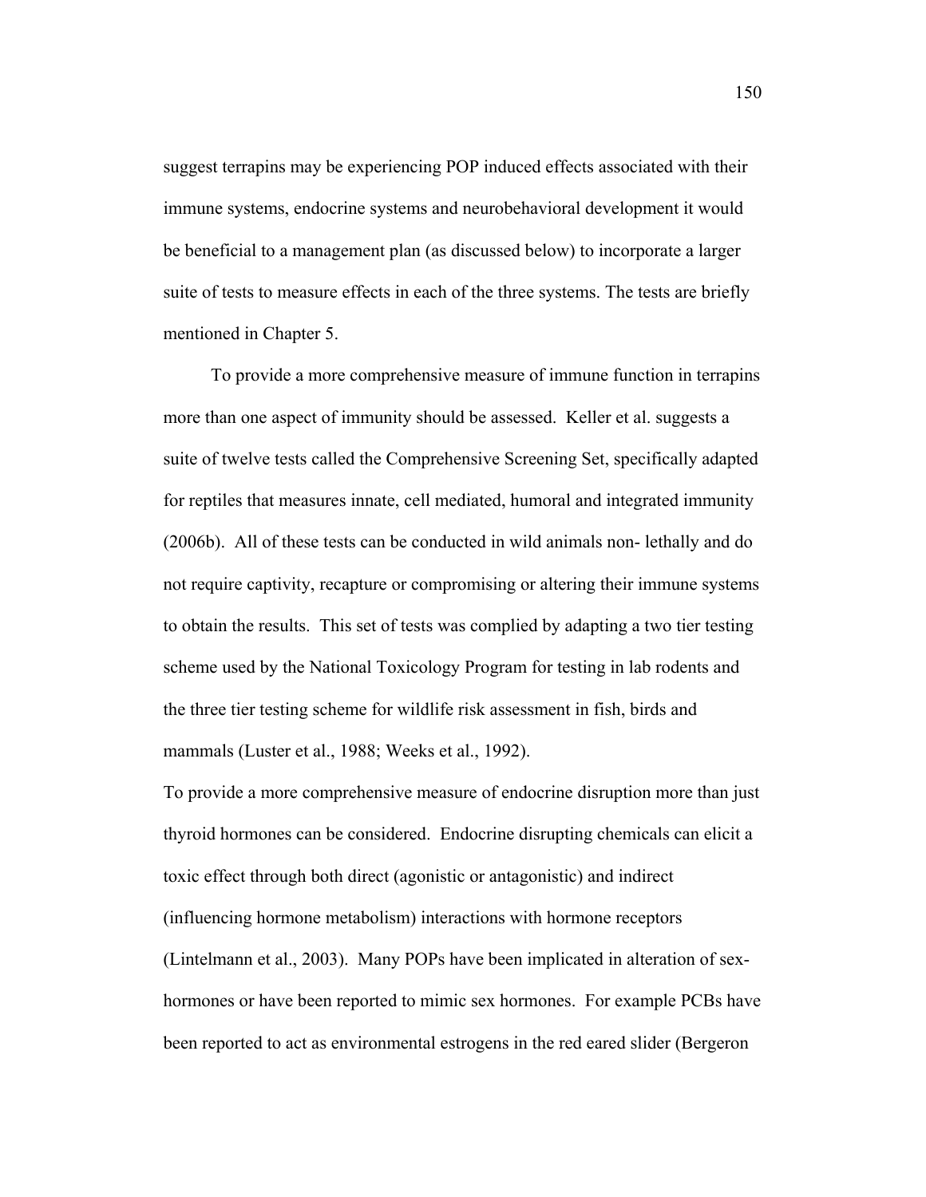suggest terrapins may be experiencing POP induced effects associated with their immune systems, endocrine systems and neurobehavioral development it would be beneficial to a management plan (as discussed below) to incorporate a larger suite of tests to measure effects in each of the three systems. The tests are briefly mentioned in Chapter 5.

To provide a more comprehensive measure of immune function in terrapins more than one aspect of immunity should be assessed. Keller et al. suggests a suite of twelve tests called the Comprehensive Screening Set, specifically adapted for reptiles that measures innate, cell mediated, humoral and integrated immunity (2006b). All of these tests can be conducted in wild animals non- lethally and do not require captivity, recapture or compromising or altering their immune systems to obtain the results. This set of tests was complied by adapting a two tier testing scheme used by the National Toxicology Program for testing in lab rodents and the three tier testing scheme for wildlife risk assessment in fish, birds and mammals (Luster et al., 1988; Weeks et al., 1992).

To provide a more comprehensive measure of endocrine disruption more than just thyroid hormones can be considered. Endocrine disrupting chemicals can elicit a toxic effect through both direct (agonistic or antagonistic) and indirect (influencing hormone metabolism) interactions with hormone receptors (Lintelmann et al., 2003). Many POPs have been implicated in alteration of sex-hormones or have been reported to mimic sex hormones. For example PCBs have been reported to act as environmental estrogens in the red eared slider (Bergeron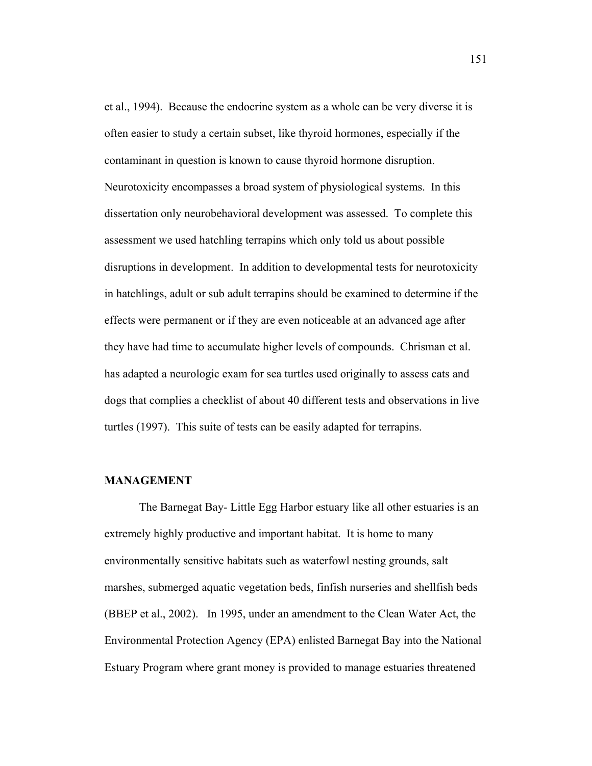et al., 1994). Because the endocrine system as a whole can be very diverse it is often easier to study a certain subset, like thyroid hormones, especially if the contaminant in question is known to cause thyroid hormone disruption. Neurotoxicity encompasses a broad system of physiological systems. In this dissertation only neurobehavioral development was assessed. To complete this assessment we used hatchling terrapins which only told us about possible disruptions in development. In addition to developmental tests for neurotoxicity in hatchlings, adult or sub adult terrapins should be examined to determine if the effects were permanent or if they are even noticeable at an advanced age after they have had time to accumulate higher levels of compounds. Chrisman et al. has adapted a neurologic exam for sea turtles used originally to assess cats and dogs that complies a checklist of about 40 different tests and observations in live turtles (1997). This suite of tests can be easily adapted for terrapins.

## MANAGEMENT

The Barnegat Bay- Little Egg Harbor estuary like all other estuaries is an extremely highly productive and important habitat. It is home to many environmentally sensitive habitats such as waterfowl nesting grounds, salt marshes, submerged aquatic vegetation beds, finfish nurseries and shellfish beds (BBEP et al., 2002). In 1995, under an amendment to the Clean Water Act, the Environmental Protection Agency (EPA) enlisted Barnegat Bay into the National Estuary Program where grant money is provided to manage estuaries threatened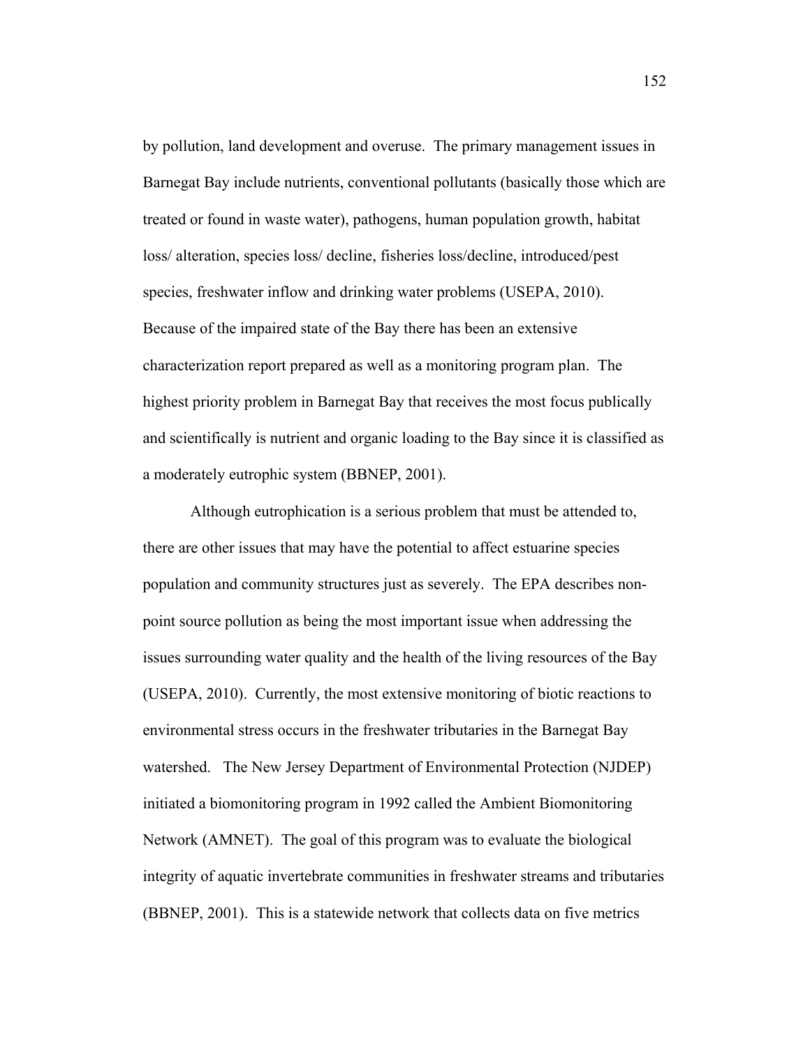by pollution, land development and overuse. The primary management issues in Barnegat Bay include nutrients, conventional pollutants (basically those which are treated or found in waste water), pathogens, human population growth, habitat loss/ alteration, species loss/ decline, fisheries loss/decline, introduced/pest species, freshwater inflow and drinking water problems (USEPA, 2010). Because of the impaired state of the Bay there has been an extensive characterization report prepared as well as a monitoring program plan. The highest priority problem in Barnegat Bay that receives the most focus publically and scientifically is nutrient and organic loading to the Bay since it is classified as a moderately eutrophic system (BBNEP, 2001).

Although eutrophication is a serious problem that must be attended to, there are other issues that may have the potential to affect estuarine species population and community structures just as severely. The EPA describes non-point source pollution as being the most important issue when addressing the issues surrounding water quality and the health of the living resources of the Bay (USEPA, 2010). Currently, the most extensive monitoring of biotic reactions to environmental stress occurs in the freshwater tributaries in the Barnegat Bay watershed. The New Jersey Department of Environmental Protection (NJDEP) initiated a biomonitoring program in 1992 called the Ambient Biomonitoring Network (AMNET). The goal of this program was to evaluate the biological integrity of aquatic invertebrate communities in freshwater streams and tributaries (BBNEP, 2001). This is a statewide network that collects data on five metrics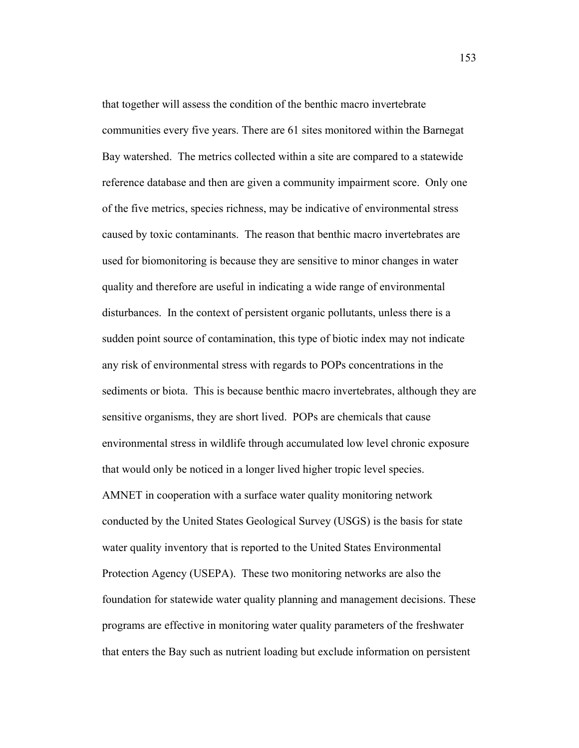that together will assess the condition of the benthic macro invertebrate communities every five years. There are 61 sites monitored within the Barnegat Bay watershed. The metrics collected within a site are compared to a statewide reference database and then are given a community impairment score. Only one of the five metrics, species richness, may be indicative of environmental stress caused by toxic contaminants. The reason that benthic macro invertebrates are used for biomonitoring is because they are sensitive to minor changes in water quality and therefore are useful in indicating a wide range of environmental disturbances. In the context of persistent organic pollutants, unless there is a sudden point source of contamination, this type of biotic index may not indicate any risk of environmental stress with regards to POPs concentrations in the sediments or biota. This is because benthic macro invertebrates, although they are sensitive organisms, they are short lived. POPs are chemicals that cause environmental stress in wildlife through accumulated low level chronic exposure that would only be noticed in a longer lived higher tropic level species.

AMNET in cooperation with a surface water quality monitoring network conducted by the United States Geological Survey (USGS) is the basis for state water quality inventory that is reported to the United States Environmental Protection Agency (USEPA). These two monitoring networks are also the foundation for statewide water quality planning and management decisions. These programs are effective in monitoring water quality parameters of the freshwater that enters the Bay such as nutrient loading but exclude information on persistent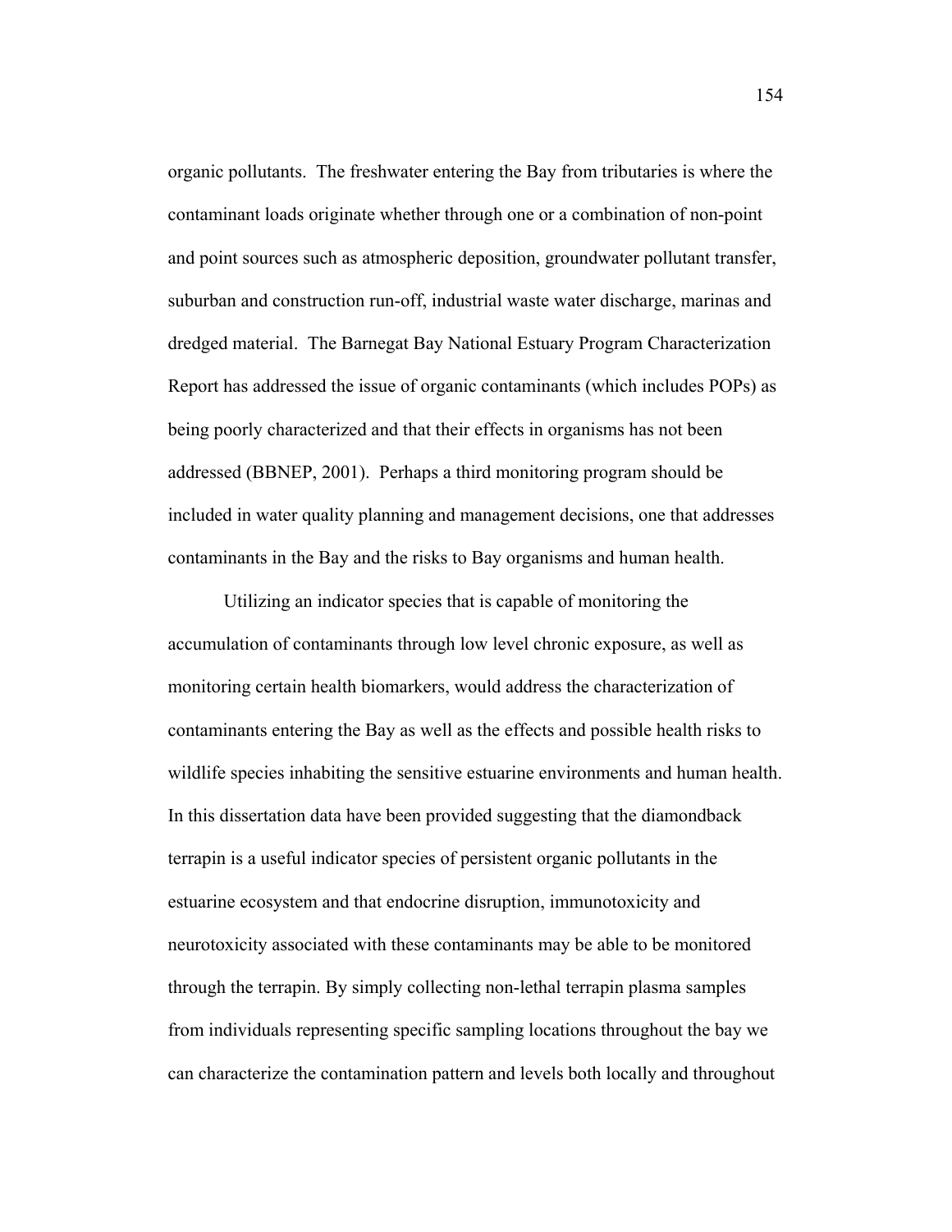organic pollutants. The freshwater entering the Bay from tributaries is where the contaminant loads originate whether through one or a combination of non-point and point sources such as atmospheric deposition, groundwater pollutant transfer, suburban and construction run-off, industrial waste water discharge, marinas and dredged material. The Barnegat Bay National Estuary Program Characterization Report has addressed the issue of organic contaminants (which includes POPs) as being poorly characterized and that their effects in organisms has not been addressed (BBNEP, 2001). Perhaps a third monitoring program should be included in water quality planning and management decisions, one that addresses contaminants in the Bay and the risks to Bay organisms and human health.

Utilizing an indicator species that is capable of monitoring the accumulation of contaminants through low level chronic exposure, as well as monitoring certain health biomarkers, would address the characterization of contaminants entering the Bay as well as the effects and possible health risks to wildlife species inhabiting the sensitive estuarine environments and human health. In this dissertation data have been provided suggesting that the diamondback terrapin is a useful indicator species of persistent organic pollutants in the estuarine ecosystem and that endocrine disruption, immunotoxicity and neurotoxicity associated with these contaminants may be able to be monitored through the terrapin. By simply collecting non-lethal terrapin plasma samples from individuals representing specific sampling locations throughout the bay we can characterize the contamination pattern and levels both locally and throughout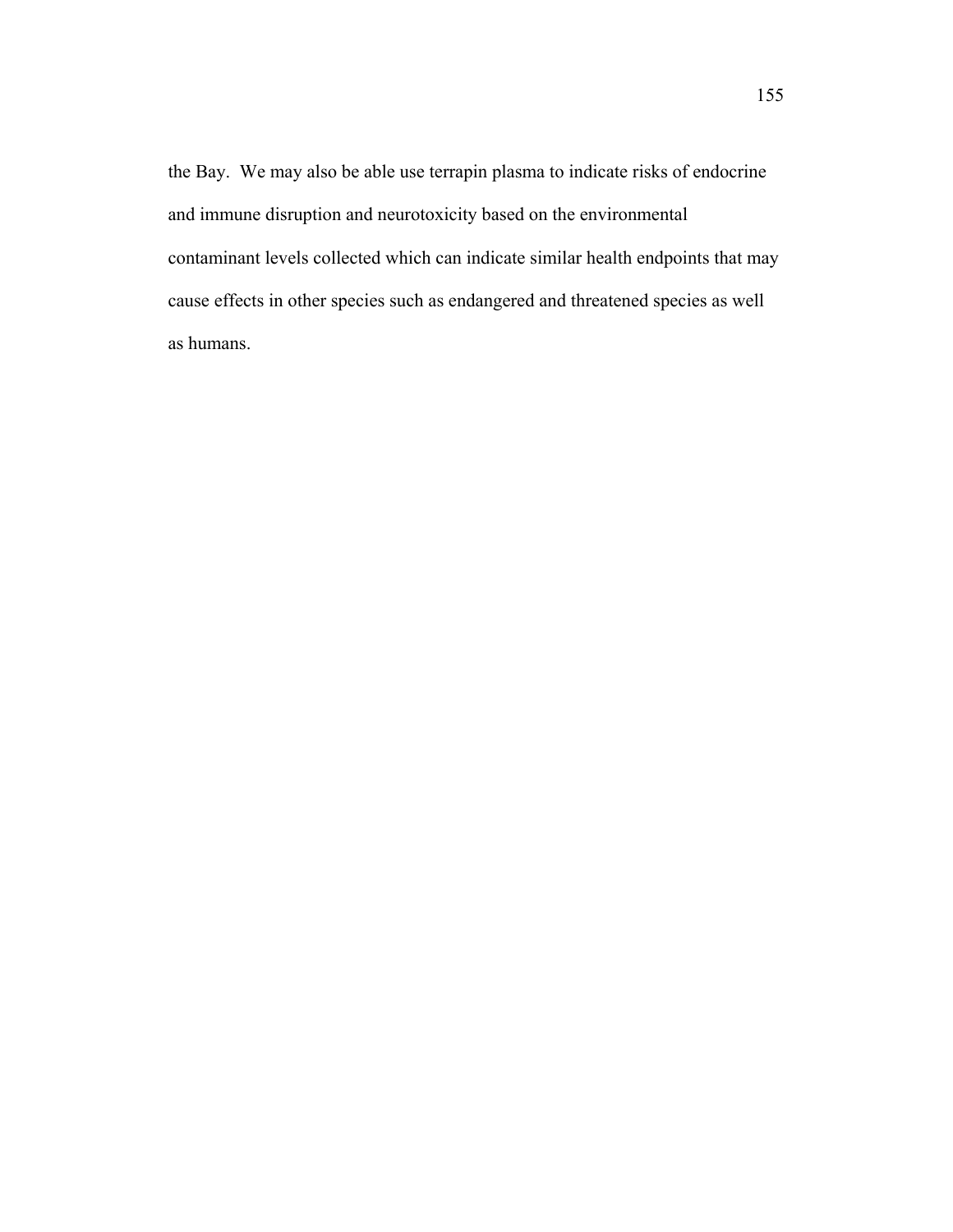the Bay. We may also be able use terrapin plasma to indicate risks of endocrine and immune disruption and neurotoxicity based on the environmental contaminant levels collected which can indicate similar health endpoints that may cause effects in other species such as endangered and threatened species as well as humans.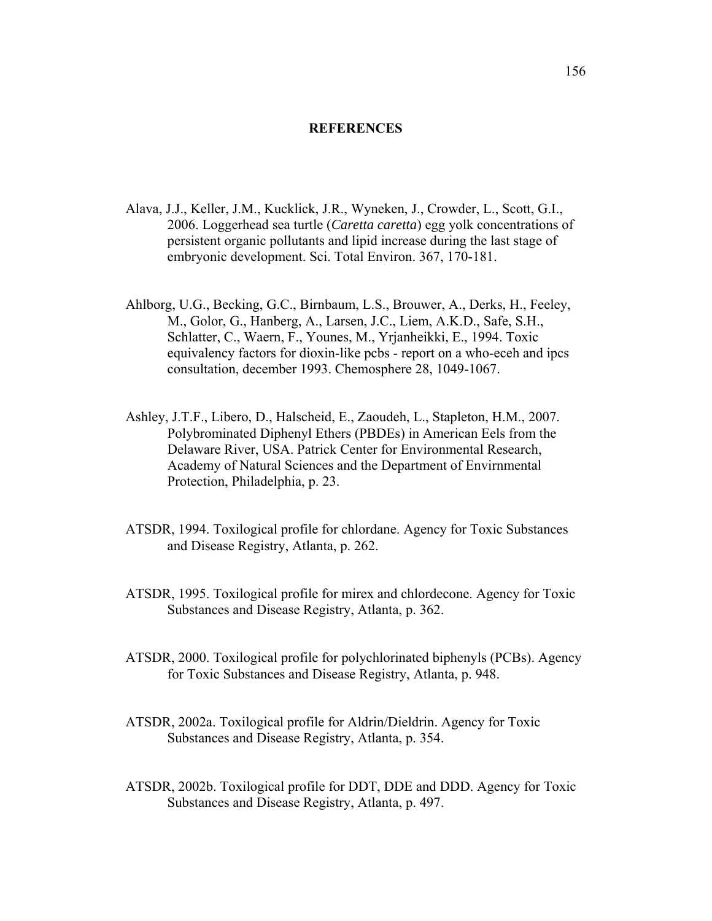# REFERENCES

Alava, J.J., Keller, J.M., Kucklick, J.R., Wyneken, J., Crowder, L., Scott, G.I., 2006. Loggerhead sea turtle (*Caretta caretta*) egg yolk concentrations of persistent organic pollutants and lipid increase during the last stage of embryonic development. Sci. Total Environ. 367, 170-181.

Ahlborg, U.G., Becking, G.C., Birnbaum, L.S., Brouwer, A., Derks, H., Feeley, M., Golor, G., Hanberg, A., Larsen, J.C., Liem, A.K.D., Safe, S.H., Schlatter, C., Waern, F., Younes, M., Yrjanheikki, E., 1994. Toxic equivalency factors for dioxin-like pcbs - report on a who-eceh and ipcs consultation, december 1993. Chemosphere 28, 1049-1067.

Ashley, J.T.F., Libero, D., Halscheid, E., Zaoudeh, L., Stapleton, H.M., 2007. Polybrominated Diphenyl Ethers (PBDEs) in American Eels from the Delaware River, USA. Patrick Center for Environmental Research, Academy of Natural Sciences and the Department of Envirnmental Protection, Philadelphia, p. 23.

ATSDR, 1994. Toxilogical profile for chlordane. Agency for Toxic Substances and Disease Registry, Atlanta, p. 262.

ATSDR, 1995. Toxilogical profile for mirex and chlordecone. Agency for Toxic Substances and Disease Registry, Atlanta, p. 362.

ATSDR, 2000. Toxilogical profile for polychlorinated biphenyls (PCBs). Agency for Toxic Substances and Disease Registry, Atlanta, p. 948.

ATSDR, 2002a. Toxilogical profile for Aldrin/Dieldrin. Agency for Toxic Substances and Disease Registry, Atlanta, p. 354.

ATSDR, 2002b. Toxilogical profile for DDT, DDE and DDD. Agency for Toxic Substances and Disease Registry, Atlanta, p. 497.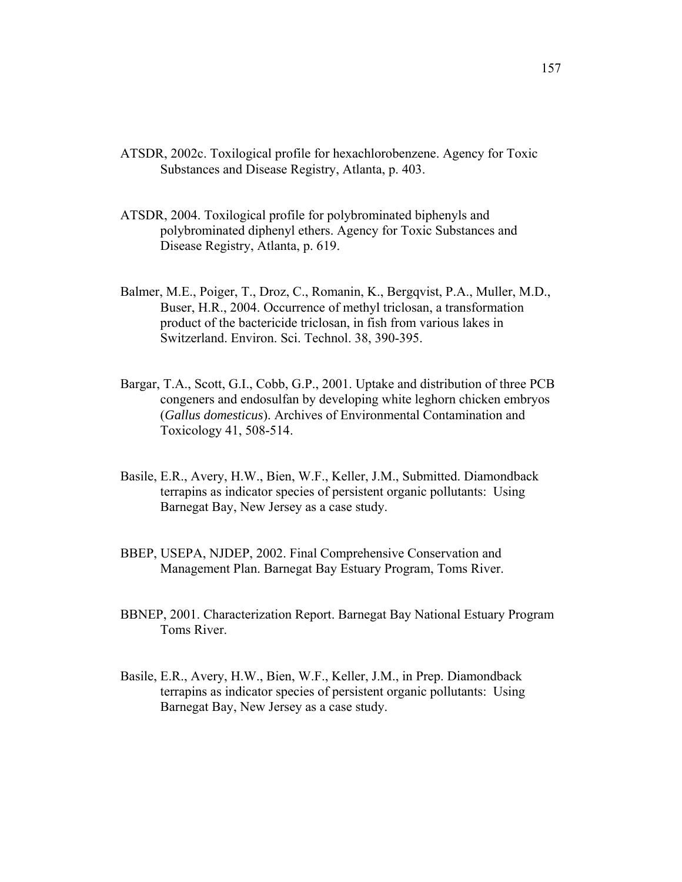ATSDR, 2002c. Toxilogical profile for hexachlorobenzene. Agency for Toxic Substances and Disease Registry, Atlanta, p. 403.

ATSDR, 2004. Toxilogical profile for polybrominated biphenyls and polybrominated diphenyl ethers. Agency for Toxic Substances and Disease Registry, Atlanta, p. 619.

Balmer, M.E., Poiger, T., Droz, C., Romanin, K., Bergqvist, P.A., Muller, M.D., Buser, H.R., 2004. Occurrence of methyl triclosan, a transformation product of the bactericide triclosan, in fish from various lakes in Switzerland. Environ. Sci. Technol. 38, 390-395.

Bargar, T.A., Scott, G.I., Cobb, G.P., 2001. Uptake and distribution of three PCB congeners and endosulfan by developing white leghorn chicken embryos (*Gallus domesticus*). Archives of Environmental Contamination and Toxicology 41, 508-514.

Basile, E.R., Avery, H.W., Bien, W.F., Keller, J.M., Submitted. Diamondback terrapins as indicator species of persistent organic pollutants: Using Barnegat Bay, New Jersey as a case study.

BBEP, USEPA, NJDEP, 2002. Final Comprehensive Conservation and Management Plan. Barnegat Bay Estuary Program, Toms River.

BBNEP, 2001. Characterization Report. Barnegat Bay National Estuary Program Toms River.

Basile, E.R., Avery, H.W., Bien, W.F., Keller, J.M., in Prep. Diamondback terrapins as indicator species of persistent organic pollutants: Using Barnegat Bay, New Jersey as a case study.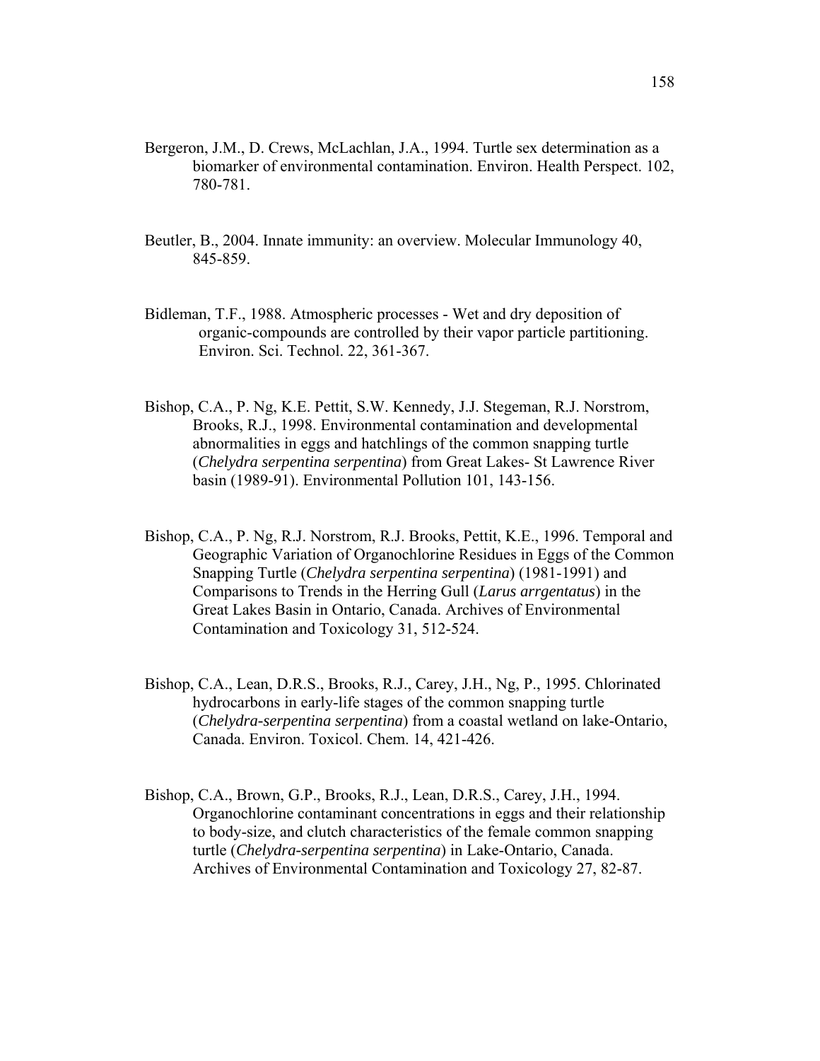Bergeron, J.M., D. Crews, McLachlan, J.A., 1994. Turtle sex determination as a biomarker of environmental contamination. Environ. Health Perspect. 102, 780-781.

Beutler, B., 2004. Innate immunity: an overview. Molecular Immunology 40, 845-859.

Bidleman, T.F., 1988. Atmospheric processes - Wet and dry deposition of organic-compounds are controlled by their vapor particle partitioning. Environ. Sci. Technol. 22, 361-367.

Bishop, C.A., P. Ng, K.E. Pettit, S.W. Kennedy, J.J. Stegeman, R.J. Norstrom, Brooks, R.J., 1998. Environmental contamination and developmental abnormalities in eggs and hatchlings of the common snapping turtle (*Chelydra serpentina serpentina*) from Great Lakes- St Lawrence River basin (1989-91). Environmental Pollution 101, 143-156.

Bishop, C.A., P. Ng, R.J. Norstrom, R.J. Brooks, Pettit, K.E., 1996. Temporal and Geographic Variation of Organochlorine Residues in Eggs of the Common Snapping Turtle (*Chelydra serpentina serpentina*) (1981-1991) and Comparisons to Trends in the Herring Gull (*Larus arrgentatus*) in the Great Lakes Basin in Ontario, Canada. Archives of Environmental Contamination and Toxicology 31, 512-524.

Bishop, C.A., Lean, D.R.S., Brooks, R.J., Carey, J.H., Ng, P., 1995. Chlorinated hydrocarbons in early-life stages of the common snapping turtle (*Chelydra-serpentina serpentina*) from a coastal wetland on lake-Ontario, Canada. Environ. Toxicol. Chem. 14, 421-426.

Bishop, C.A., Brown, G.P., Brooks, R.J., Lean, D.R.S., Carey, J.H., 1994. Organochlorine contaminant concentrations in eggs and their relationship to body-size, and clutch characteristics of the female common snapping turtle (*Chelydra-serpentina serpentina*) in Lake-Ontario, Canada. Archives of Environmental Contamination and Toxicology 27, 82-87.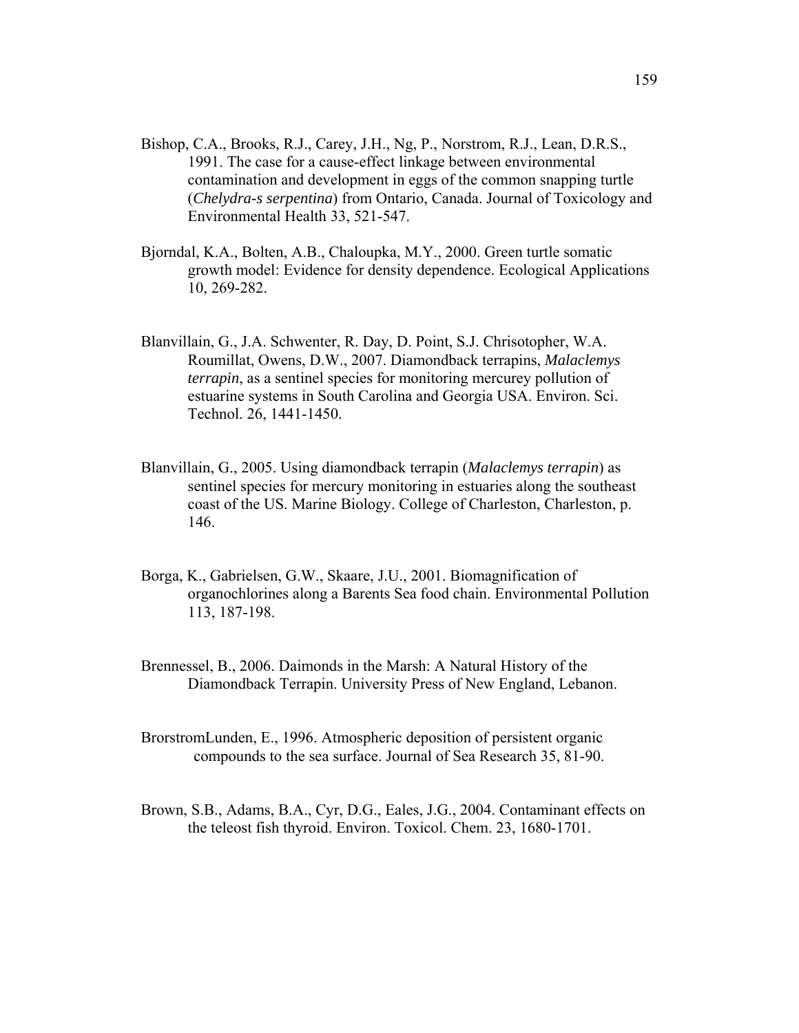Bishop, C.A., Brooks, R.J., Carey, J.H., Ng, P., Norstrom, R.J., Lean, D.R.S., 1991. The case for a cause-effect linkage between environmental contamination and development in eggs of the common snapping turtle (*Chelydra-s serpentina*) from Ontario, Canada. Journal of Toxicology and Environmental Health 33, 521-547.

Bjorndal, K.A., Bolten, A.B., Chaloupka, M.Y., 2000. Green turtle somatic growth model: Evidence for density dependence. Ecological Applications 10, 269-282.

Blanvillain, G., J.A. Schwenter, R. Day, D. Point, S.J. Chrisotopher, W.A. Roumillat, Owens, D.W., 2007. Diamondback terrapins, *Malaclemys terrapin*, as a sentinel species for monitoring mercurey pollution of estuarine systems in South Carolina and Georgia USA. Environ. Sci. Technol. 26, 1441-1450.

Blanvillain, G., 2005. Using diamondback terrapin (*Malaclemys terrapin*) as sentinel species for mercury monitoring in estuaries along the southeast coast of the US. Marine Biology. College of Charleston, Charleston, p. 146.

Borga, K., Gabrielsen, G.W., Skaare, J.U., 2001. Biomagnification of organochlorines along a Barents Sea food chain. Environmental Pollution 113, 187-198.

Brennessel, B., 2006. Daimonds in the Marsh: A Natural History of the Diamondback Terrapin. University Press of New England, Lebanon.

BrorstromLunden, E., 1996. Atmospheric deposition of persistent organic compounds to the sea surface. Journal of Sea Research 35, 81-90.

Brown, S.B., Adams, B.A., Cyr, D.G., Eales, J.G., 2004. Contaminant effects on the teleost fish thyroid. Environ. Toxicol. Chem. 23, 1680-1701.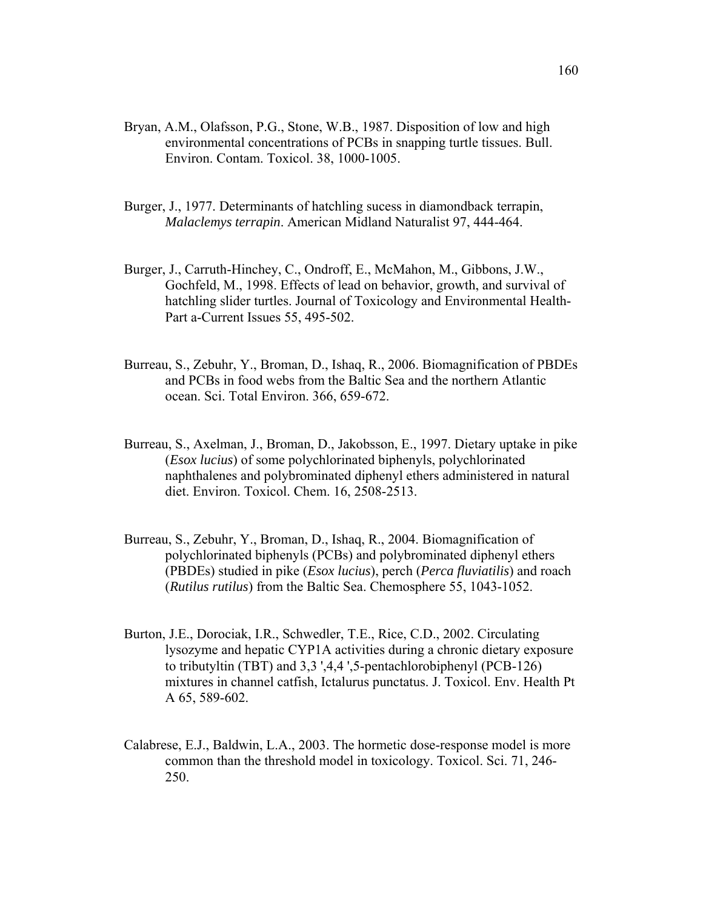Bryan, A.M., Olafsson, P.G., Stone, W.B., 1987. Disposition of low and high environmental concentrations of PCBs in snapping turtle tissues. Bull. Environ. Contam. Toxicol. 38, 1000-1005.

Burger, J., 1977. Determinants of hatchling sucess in diamondback terrapin, *Malaclemys terrapin*. American Midland Naturalist 97, 444-464.

Burger, J., Carruth-Hinchey, C., Ondroff, E., McMahon, M., Gibbons, J.W., Gochfeld, M., 1998. Effects of lead on behavior, growth, and survival of hatchling slider turtles. Journal of Toxicology and Environmental Health-Part a-Current Issues 55, 495-502.

Burreau, S., Zebuhr, Y., Broman, D., Ishaq, R., 2006. Biomagnification of PBDEs and PCBs in food webs from the Baltic Sea and the northern Atlantic ocean. Sci. Total Environ. 366, 659-672.

Burreau, S., Axelman, J., Broman, D., Jakobsson, E., 1997. Dietary uptake in pike (*Esox lucius*) of some polychlorinated biphenyls, polychlorinated naphthalenes and polybrominated diphenyl ethers administered in natural diet. Environ. Toxicol. Chem. 16, 2508-2513.

Burreau, S., Zebuhr, Y., Broman, D., Ishaq, R., 2004. Biomagnification of polychlorinated biphenyls (PCBs) and polybrominated diphenyl ethers (PBDEs) studied in pike (*Esox lucius*), perch (*Perca fluviatilis*) and roach (*Rutilus rutilus*) from the Baltic Sea. Chemosphere 55, 1043-1052.

Burton, J.E., Dorociak, I.R., Schwedler, T.E., Rice, C.D., 2002. Circulating lysozyme and hepatic CYP1A activities during a chronic dietary exposure to tributyltin (TBT) and 3,3 ',4,4 ',5-pentachlorobiphenyl (PCB-126) mixtures in channel catfish, Ictalurus punctatus. J. Toxicol. Env. Health Pt A 65, 589-602.

Calabrese, E.J., Baldwin, L.A., 2003. The hormetic dose-response model is more common than the threshold model in toxicology. Toxicol. Sci. 71, 246-250.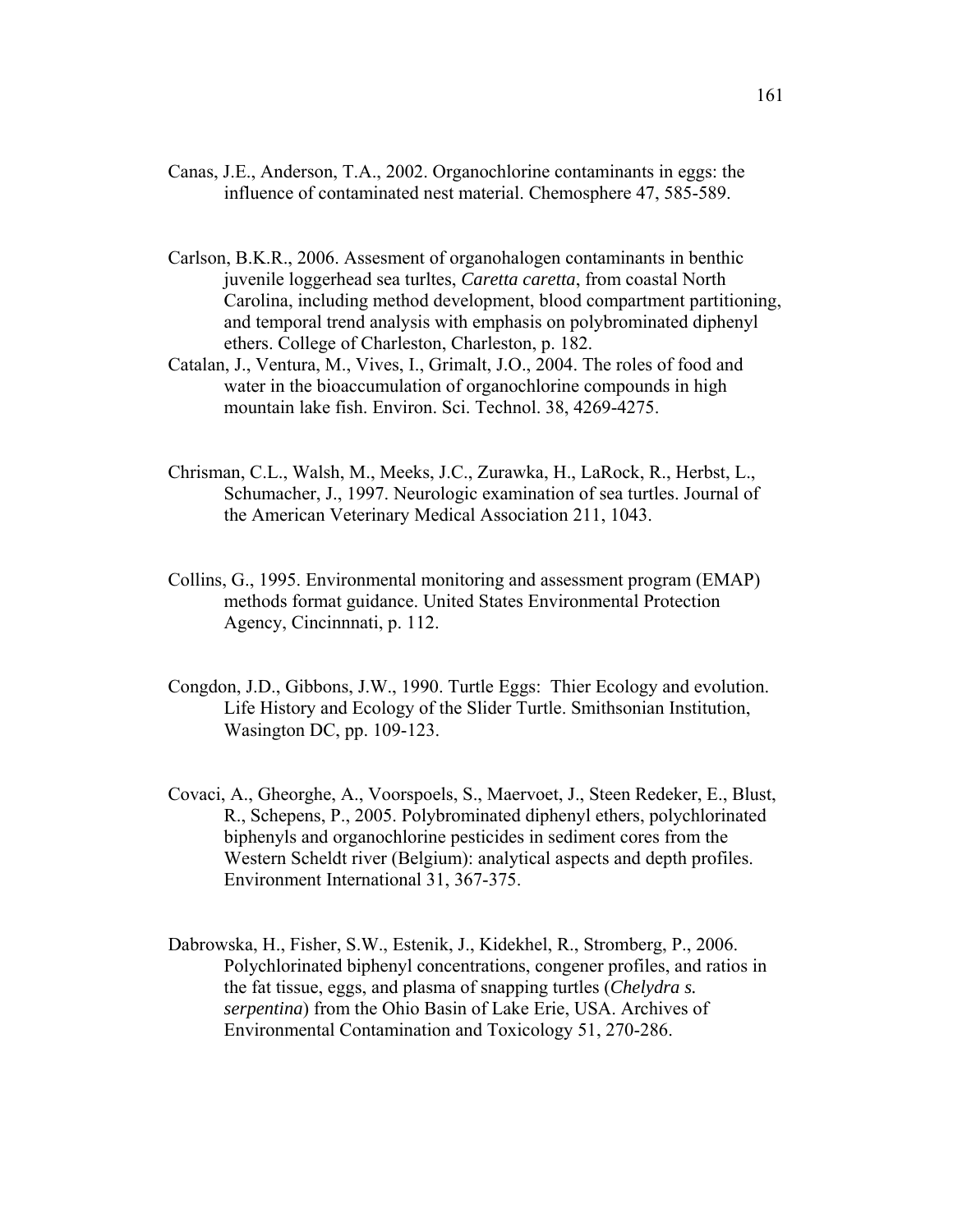Canas, J.E., Anderson, T.A., 2002. Organochlorine contaminants in eggs: the influence of contaminated nest material. Chemosphere 47, 585-589.

Carlson, B.K.R., 2006. Assesment of organohalogen contaminants in benthic juvenile loggerhead sea turltes, *Caretta caretta*, from coastal North Carolina, including method development, blood compartment partitioning, and temporal trend analysis with emphasis on polybrominated diphenyl ethers. College of Charleston, Charleston, p. 182.

Catalan, J., Ventura, M., Vives, I., Grimalt, J.O., 2004. The roles of food and water in the bioaccumulation of organochlorine compounds in high mountain lake fish. Environ. Sci. Technol. 38, 4269-4275.

Chrisman, C.L., Walsh, M., Meeks, J.C., Zurawka, H., LaRock, R., Herbst, L., Schumacher, J., 1997. Neurologic examination of sea turtles. Journal of the American Veterinary Medical Association 211, 1043.

Collins, G., 1995. Environmental monitoring and assessment program (EMAP) methods format guidance. United States Environmental Protection Agency, Cincinnnati, p. 112.

Congdon, J.D., Gibbons, J.W., 1990. Turtle Eggs: Thier Ecology and evolution. Life History and Ecology of the Slider Turtle. Smithsonian Institution, Wasington DC, pp. 109-123.

Covaci, A., Gheorghe, A., Voorspoels, S., Maervoet, J., Steen Redeker, E., Blust, R., Schepens, P., 2005. Polybrominated diphenyl ethers, polychlorinated biphenyls and organochlorine pesticides in sediment cores from the Western Scheldt river (Belgium): analytical aspects and depth profiles. Environment International 31, 367-375.

Dabrowska, H., Fisher, S.W., Estenik, J., Kidekhel, R., Stromberg, P., 2006. Polychlorinated biphenyl concentrations, congener profiles, and ratios in the fat tissue, eggs, and plasma of snapping turtles (*Chelydra s. serpentina*) from the Ohio Basin of Lake Erie, USA. Archives of Environmental Contamination and Toxicology 51, 270-286.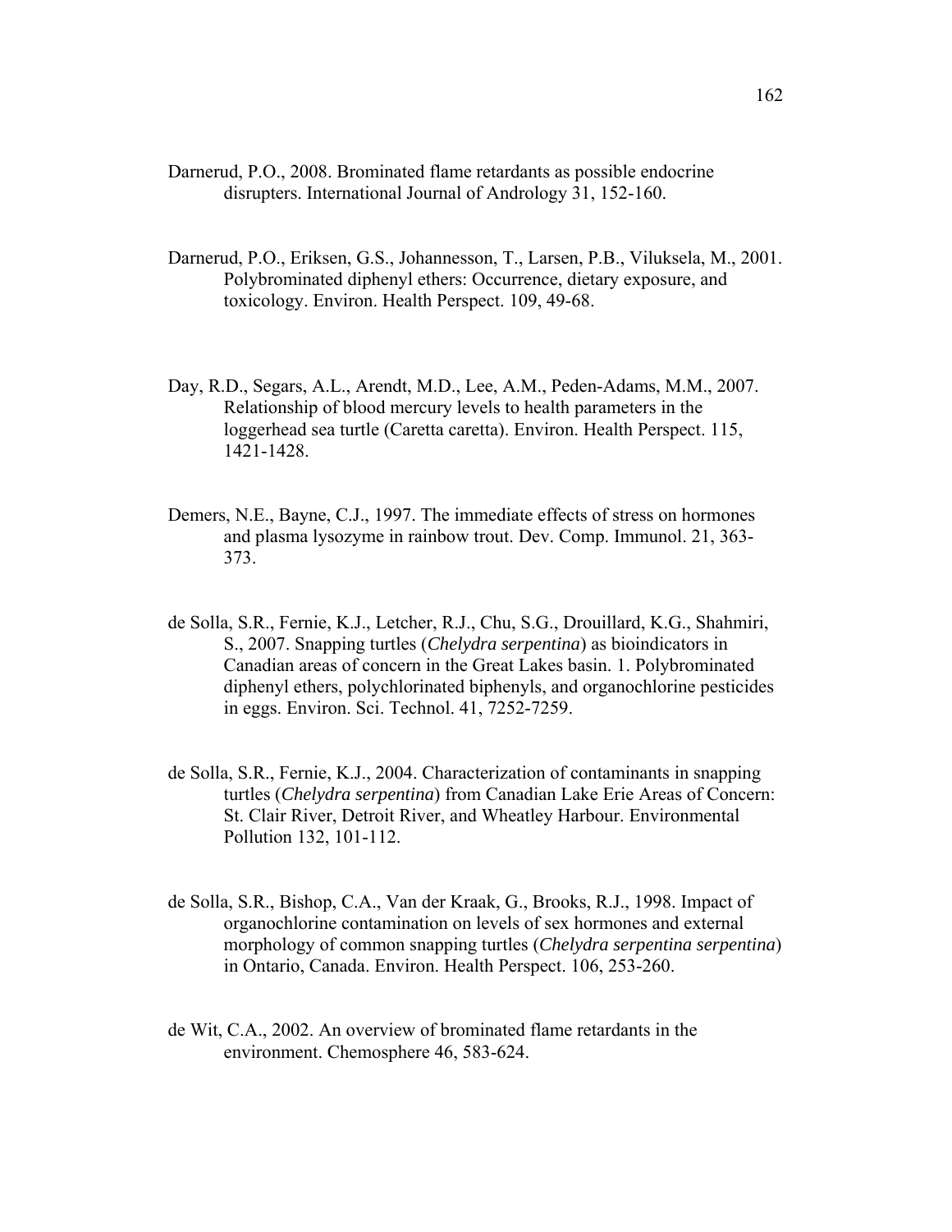Darnerud, P.O., 2008. Brominated flame retardants as possible endocrine disrupters. International Journal of Andrology 31, 152-160.

Darnerud, P.O., Eriksen, G.S., Johannesson, T., Larsen, P.B., Viluksela, M., 2001. Polybrominated diphenyl ethers: Occurrence, dietary exposure, and toxicology. Environ. Health Perspect. 109, 49-68.

Day, R.D., Segars, A.L., Arendt, M.D., Lee, A.M., Peden-Adams, M.M., 2007. Relationship of blood mercury levels to health parameters in the loggerhead sea turtle (Caretta caretta). Environ. Health Perspect. 115, 1421-1428.

Demers, N.E., Bayne, C.J., 1997. The immediate effects of stress on hormones and plasma lysozyme in rainbow trout. Dev. Comp. Immunol. 21, 363-373.

de Solla, S.R., Fernie, K.J., Letcher, R.J., Chu, S.G., Drouillard, K.G., Shahmiri, S., 2007. Snapping turtles (*Chelydra serpentina*) as bioindicators in Canadian areas of concern in the Great Lakes basin. 1. Polybrominated diphenyl ethers, polychlorinated biphenyls, and organochlorine pesticides in eggs. Environ. Sci. Technol. 41, 7252-7259.

de Solla, S.R., Fernie, K.J., 2004. Characterization of contaminants in snapping turtles (*Chelydra serpentina*) from Canadian Lake Erie Areas of Concern: St. Clair River, Detroit River, and Wheatley Harbour. Environmental Pollution 132, 101-112.

de Solla, S.R., Bishop, C.A., Van der Kraak, G., Brooks, R.J., 1998. Impact of organochlorine contamination on levels of sex hormones and external morphology of common snapping turtles (*Chelydra serpentina serpentina*) in Ontario, Canada. Environ. Health Perspect. 106, 253-260.

de Wit, C.A., 2002. An overview of brominated flame retardants in the environment. Chemosphere 46, 583-624.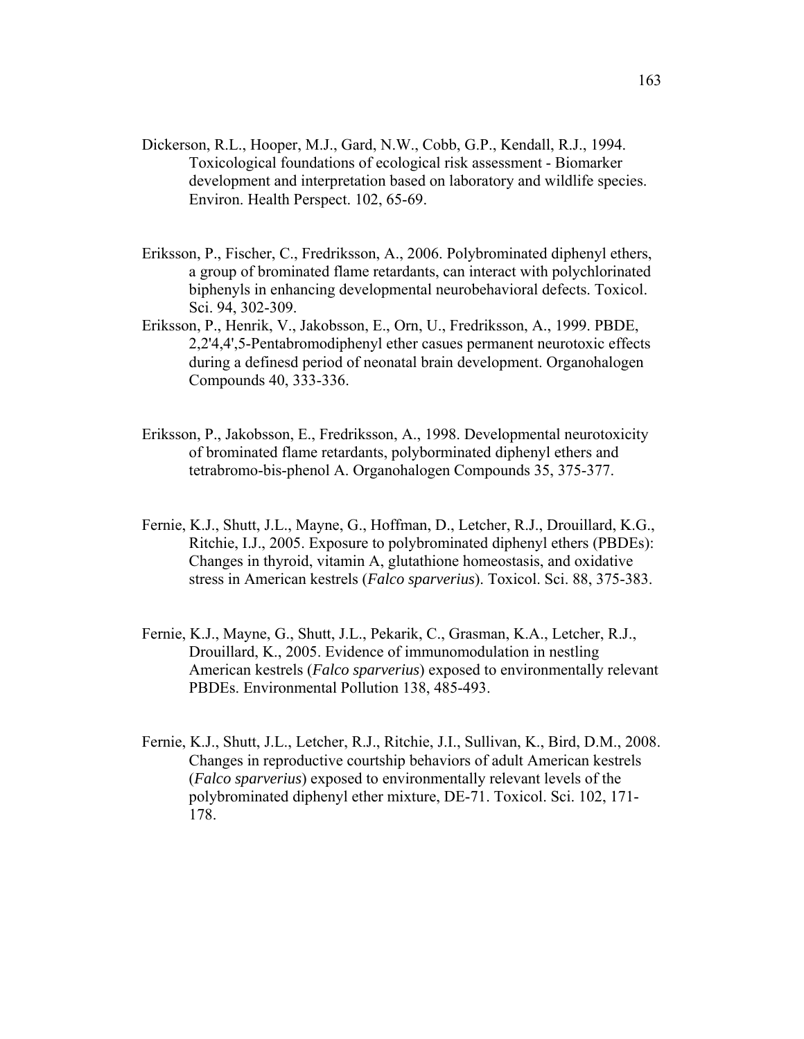Dickerson, R.L., Hooper, M.J., Gard, N.W., Cobb, G.P., Kendall, R.J., 1994. Toxicological foundations of ecological risk assessment - Biomarker development and interpretation based on laboratory and wildlife species. Environ. Health Perspect. 102, 65-69.

Eriksson, P., Fischer, C., Fredriksson, A., 2006. Polybrominated diphenyl ethers, a group of brominated flame retardants, can interact with polychlorinated biphenyls in enhancing developmental neurobehavioral defects. Toxicol. Sci. 94, 302-309.

Eriksson, P., Henrik, V., Jakobsson, E., Orn, U., Fredriksson, A., 1999. PBDE, 2,2'4,4',5-Pentabromodiphenyl ether casues permanent neurotoxic effects during a definesd period of neonatal brain development. Organohalogen Compounds 40, 333-336.

Eriksson, P., Jakobsson, E., Fredriksson, A., 1998. Developmental neurotoxicity of brominated flame retardants, polyborminated diphenyl ethers and tetrabromo-bis-phenol A. Organohalogen Compounds 35, 375-377.

Fernie, K.J., Shutt, J.L., Mayne, G., Hoffman, D., Letcher, R.J., Drouillard, K.G., Ritchie, I.J., 2005. Exposure to polybrominated diphenyl ethers (PBDEs): Changes in thyroid, vitamin A, glutathione homeostasis, and oxidative stress in American kestrels (*Falco sparverius*). Toxicol. Sci. 88, 375-383.

Fernie, K.J., Mayne, G., Shutt, J.L., Pekarik, C., Grasman, K.A., Letcher, R.J., Drouillard, K., 2005. Evidence of immunomodulation in nestling American kestrels (*Falco sparverius*) exposed to environmentally relevant PBDEs. Environmental Pollution 138, 485-493.

Fernie, K.J., Shutt, J.L., Letcher, R.J., Ritchie, J.I., Sullivan, K., Bird, D.M., 2008. Changes in reproductive courtship behaviors of adult American kestrels (*Falco sparverius*) exposed to environmentally relevant levels of the polybrominated diphenyl ether mixture, DE-71. Toxicol. Sci. 102, 171-178.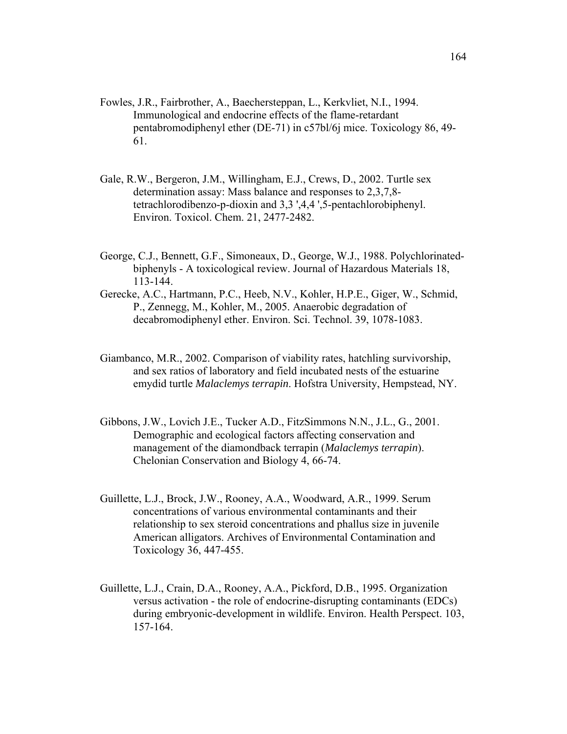Fowles, J.R., Fairbrother, A., Baechersteppan, L., Kerkvliet, N.I., 1994. Immunological and endocrine effects of the flame-retardant pentabromodiphenyl ether (DE-71) in c57bl/6j mice. Toxicology 86, 49-61.

Gale, R.W., Bergeron, J.M., Willingham, E.J., Crews, D., 2002. Turtle sex determination assay: Mass balance and responses to 2,3,7,8-tetrachlorodibenzo-p-dioxin and 3,3 ',4,4 ',5-pentachlorobiphenyl. Environ. Toxicol. Chem. 21, 2477-2482.

George, C.J., Bennett, G.F., Simoneaux, D., George, W.J., 1988. Polychlorinated-biphenyls - A toxicological review. Journal of Hazardous Materials 18, 113-144.

Gerecke, A.C., Hartmann, P.C., Heeb, N.V., Kohler, H.P.E., Giger, W., Schmid, P., Zennegg, M., Kohler, M., 2005. Anaerobic degradation of decabromodiphenyl ether. Environ. Sci. Technol. 39, 1078-1083.

Giambanco, M.R., 2002. Comparison of viability rates, hatchling survivorship, and sex ratios of laboratory and field incubated nests of the estuarine emydid turtle *Malaclemys terrapin*. Hofstra University, Hempstead, NY.

Gibbons, J.W., Lovich J.E., Tucker A.D., FitzSimmons N.N., J.L., G., 2001. Demographic and ecological factors affecting conservation and management of the diamondback terrapin (*Malaclemys terrapin*). Chelonian Conservation and Biology 4, 66-74.

Guillette, L.J., Brock, J.W., Rooney, A.A., Woodward, A.R., 1999. Serum concentrations of various environmental contaminants and their relationship to sex steroid concentrations and phallus size in juvenile American alligators. Archives of Environmental Contamination and Toxicology 36, 447-455.

Guillette, L.J., Crain, D.A., Rooney, A.A., Pickford, D.B., 1995. Organization versus activation - the role of endocrine-disrupting contaminants (EDCs) during embryonic-development in wildlife. Environ. Health Perspect. 103, 157-164.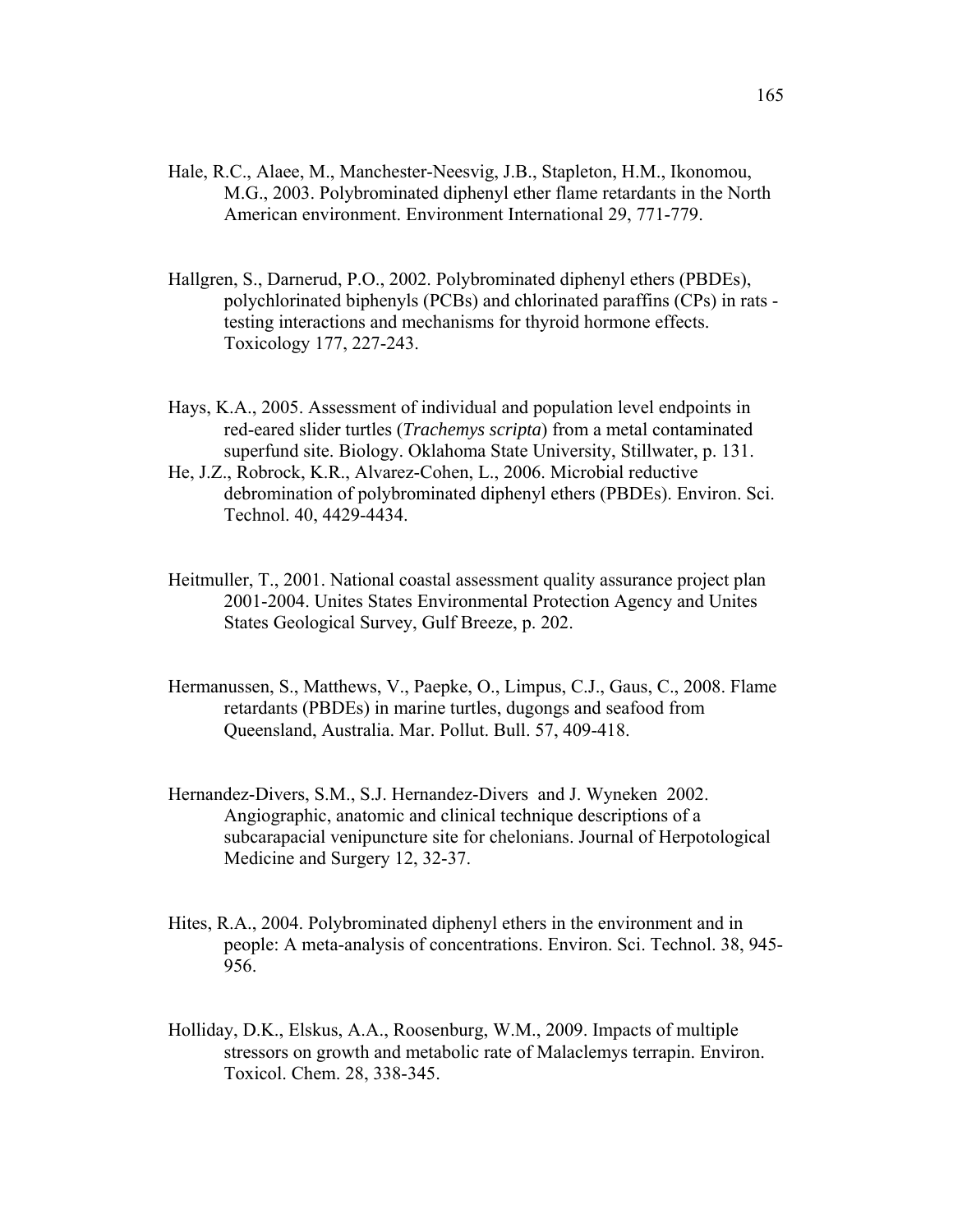Hale, R.C., Alaee, M., Manchester-Neesvig, J.B., Stapleton, H.M., Ikonomou, M.G., 2003. Polybrominated diphenyl ether flame retardants in the North American environment. Environment International 29, 771-779.

Hallgren, S., Darnerud, P.O., 2002. Polybrominated diphenyl ethers (PBDEs), polychlorinated biphenyls (PCBs) and chlorinated paraffins (CPs) in rats - testing interactions and mechanisms for thyroid hormone effects. Toxicology 177, 227-243.

Hays, K.A., 2005. Assessment of individual and population level endpoints in red-eared slider turtles (*Trachemys scripta*) from a metal contaminated superfund site. Biology. Oklahoma State University, Stillwater, p. 131.

He, J.Z., Robrock, K.R., Alvarez-Cohen, L., 2006. Microbial reductive debromination of polybrominated diphenyl ethers (PBDEs). Environ. Sci. Technol. 40, 4429-4434.

Heitmuller, T., 2001. National coastal assessment quality assurance project plan 2001-2004. Unites States Environmental Protection Agency and Unites States Geological Survey, Gulf Breeze, p. 202.

Hermanussen, S., Matthews, V., Paepke, O., Limpus, C.J., Gaus, C., 2008. Flame retardants (PBDEs) in marine turtles, dugongs and seafood from Queensland, Australia. Mar. Pollut. Bull. 57, 409-418.

Hernandez-Divers, S.M., S.J. Hernandez-Divers and J. Wyneken 2002. Angiographic, anatomic and clinical technique descriptions of a subcarapacial venipuncture site for chelonians. Journal of Herpotological Medicine and Surgery 12, 32-37.

Hites, R.A., 2004. Polybrominated diphenyl ethers in the environment and in people: A meta-analysis of concentrations. Environ. Sci. Technol. 38, 945-956.

Holliday, D.K., Elskus, A.A., Roosenburg, W.M., 2009. Impacts of multiple stressors on growth and metabolic rate of Malaclemys terrapin. Environ. Toxicol. Chem. 28, 338-345.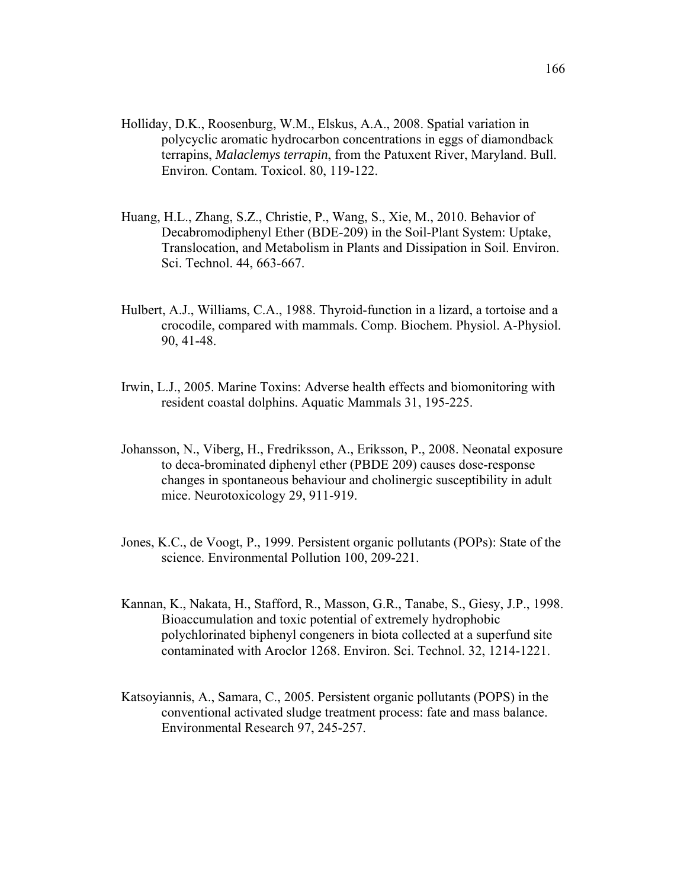Holliday, D.K., Roosenburg, W.M., Elskus, A.A., 2008. Spatial variation in polycyclic aromatic hydrocarbon concentrations in eggs of diamondback terrapins, *Malaclemys terrapin*, from the Patuxent River, Maryland. Bull. Environ. Contam. Toxicol. 80, 119-122.

Huang, H.L., Zhang, S.Z., Christie, P., Wang, S., Xie, M., 2010. Behavior of Decabromodiphenyl Ether (BDE-209) in the Soil-Plant System: Uptake, Translocation, and Metabolism in Plants and Dissipation in Soil. Environ. Sci. Technol. 44, 663-667.

Hulbert, A.J., Williams, C.A., 1988. Thyroid-function in a lizard, a tortoise and a crocodile, compared with mammals. Comp. Biochem. Physiol. A-Physiol. 90, 41-48.

Irwin, L.J., 2005. Marine Toxins: Adverse health effects and biomonitoring with resident coastal dolphins. Aquatic Mammals 31, 195-225.

Johansson, N., Viberg, H., Fredriksson, A., Eriksson, P., 2008. Neonatal exposure to deca-brominated diphenyl ether (PBDE 209) causes dose-response changes in spontaneous behaviour and cholinergic susceptibility in adult mice. Neurotoxicology 29, 911-919.

Jones, K.C., de Voogt, P., 1999. Persistent organic pollutants (POPs): State of the science. Environmental Pollution 100, 209-221.

Kannan, K., Nakata, H., Stafford, R., Masson, G.R., Tanabe, S., Giesy, J.P., 1998. Bioaccumulation and toxic potential of extremely hydrophobic polychlorinated biphenyl congeners in biota collected at a superfund site contaminated with Aroclor 1268. Environ. Sci. Technol. 32, 1214-1221.

Katsoyiannis, A., Samara, C., 2005. Persistent organic pollutants (POPS) in the conventional activated sludge treatment process: fate and mass balance. Environmental Research 97, 245-257.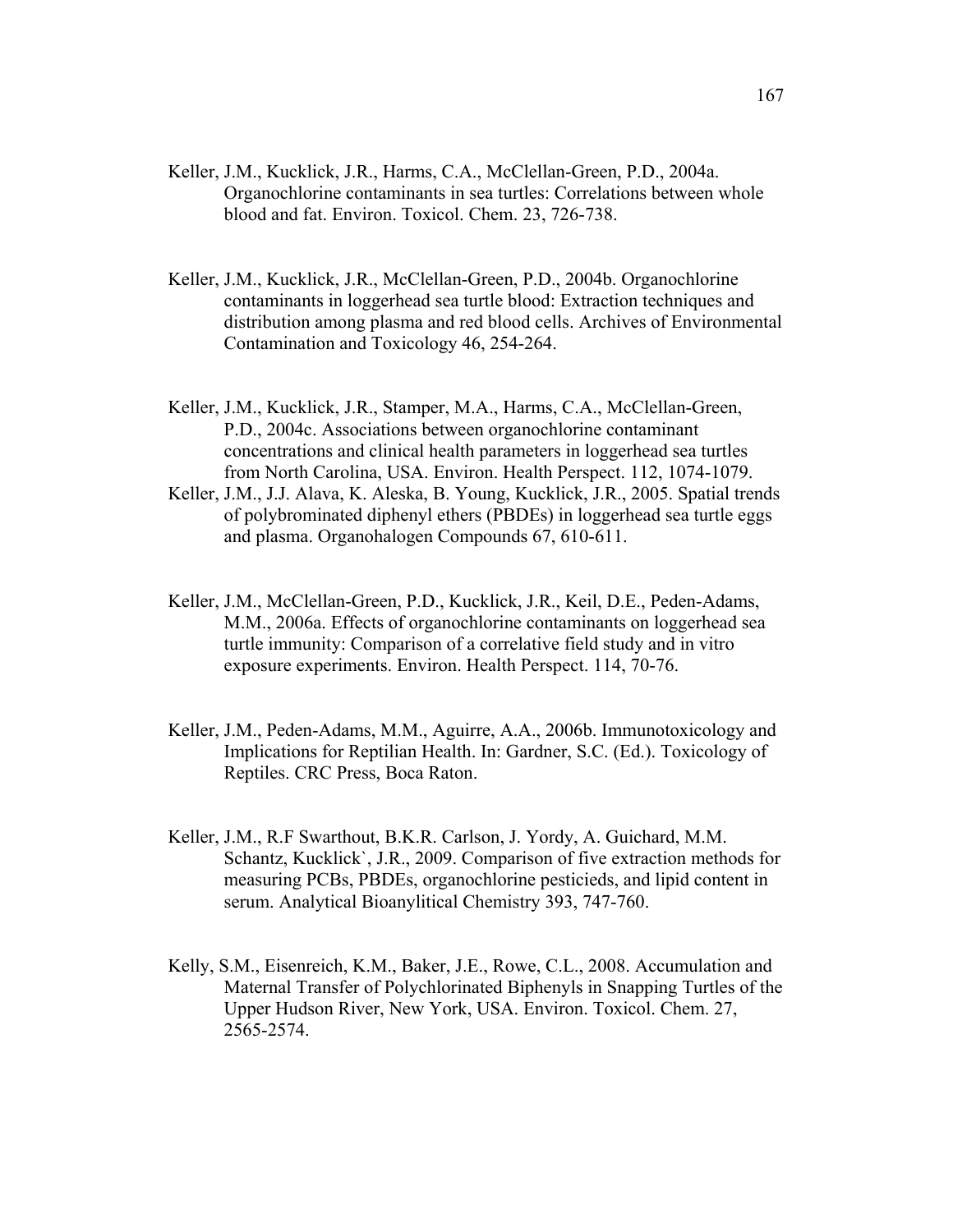Keller, J.M., Kucklick, J.R., Harms, C.A., McClellan-Green, P.D., 2004a. Organochlorine contaminants in sea turtles: Correlations between whole blood and fat. Environ. Toxicol. Chem. 23, 726-738.

Keller, J.M., Kucklick, J.R., McClellan-Green, P.D., 2004b. Organochlorine contaminants in loggerhead sea turtle blood: Extraction techniques and distribution among plasma and red blood cells. Archives of Environmental Contamination and Toxicology 46, 254-264.

Keller, J.M., Kucklick, J.R., Stamper, M.A., Harms, C.A., McClellan-Green, P.D., 2004c. Associations between organochlorine contaminant concentrations and clinical health parameters in loggerhead sea turtles from North Carolina, USA. Environ. Health Perspect. 112, 1074-1079.

Keller, J.M., J.J. Alava, K. Aleska, B. Young, Kucklick, J.R., 2005. Spatial trends of polybrominated diphenyl ethers (PBDEs) in loggerhead sea turtle eggs and plasma. Organohalogen Compounds 67, 610-611.

Keller, J.M., McClellan-Green, P.D., Kucklick, J.R., Keil, D.E., Peden-Adams, M.M., 2006a. Effects of organochlorine contaminants on loggerhead sea turtle immunity: Comparison of a correlative field study and in vitro exposure experiments. Environ. Health Perspect. 114, 70-76.

Keller, J.M., Peden-Adams, M.M., Aguirre, A.A., 2006b. Immunotoxicology and Implications for Reptilian Health. In: Gardner, S.C. (Ed.). Toxicology of Reptiles. CRC Press, Boca Raton.

Keller, J.M., R.F Swarthout, B.K.R. Carlson, J. Yordy, A. Guichard, M.M. Schantz, Kucklick`, J.R., 2009. Comparison of five extraction methods for measuring PCBs, PBDEs, organochlorine pesticieds, and lipid content in serum. Analytical Bioanylitical Chemistry 393, 747-760.

Kelly, S.M., Eisenreich, K.M., Baker, J.E., Rowe, C.L., 2008. Accumulation and Maternal Transfer of Polychlorinated Biphenyls in Snapping Turtles of the Upper Hudson River, New York, USA. Environ. Toxicol. Chem. 27, 2565-2574.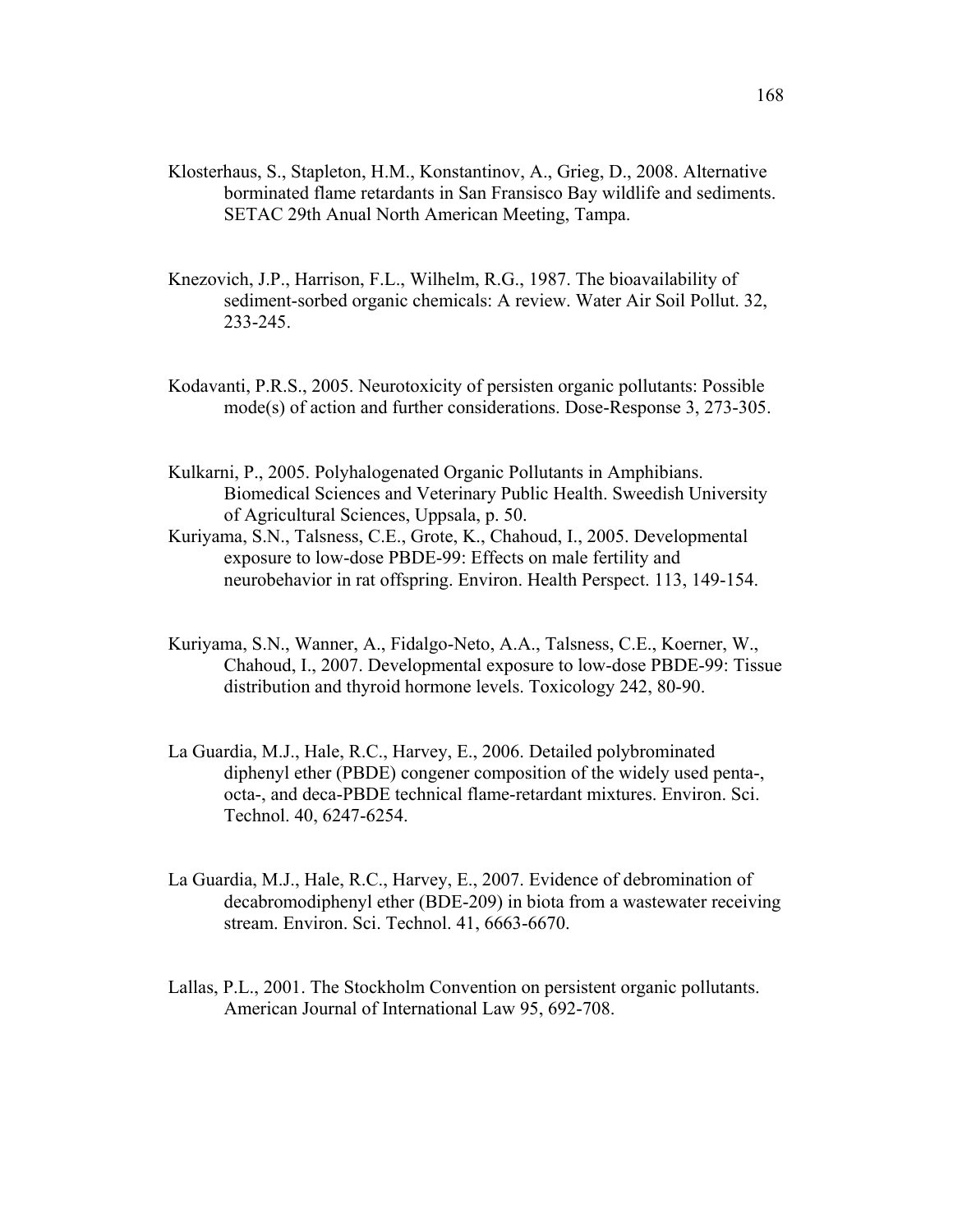Klosterhaus, S., Stapleton, H.M., Konstantinov, A., Grieg, D., 2008. Alternative borminated flame retardants in San Fransisco Bay wildlife and sediments. SETAC 29th Anual North American Meeting, Tampa.

Knezovich, J.P., Harrison, F.L., Wilhelm, R.G., 1987. The bioavailability of sediment-sorbed organic chemicals: A review. Water Air Soil Pollut. 32, 233-245.

Kodavanti, P.R.S., 2005. Neurotoxicity of persisten organic pollutants: Possible mode(s) of action and further considerations. Dose-Response 3, 273-305.

Kulkarni, P., 2005. Polyhalogenated Organic Pollutants in Amphibians. Biomedical Sciences and Veterinary Public Health. Sweedish University of Agricultural Sciences, Uppsala, p. 50.

Kuriyama, S.N., Talsness, C.E., Grote, K., Chahoud, I., 2005. Developmental exposure to low-dose PBDE-99: Effects on male fertility and neurobehavior in rat offspring. Environ. Health Perspect. 113, 149-154.

Kuriyama, S.N., Wanner, A., Fidalgo-Neto, A.A., Talsness, C.E., Koerner, W., Chahoud, I., 2007. Developmental exposure to low-dose PBDE-99: Tissue distribution and thyroid hormone levels. Toxicology 242, 80-90.

La Guardia, M.J., Hale, R.C., Harvey, E., 2006. Detailed polybrominated diphenyl ether (PBDE) congener composition of the widely used penta-, octa-, and deca-PBDE technical flame-retardant mixtures. Environ. Sci. Technol. 40, 6247-6254.

La Guardia, M.J., Hale, R.C., Harvey, E., 2007. Evidence of debromination of decabromodiphenyl ether (BDE-209) in biota from a wastewater receiving stream. Environ. Sci. Technol. 41, 6663-6670.

Lallas, P.L., 2001. The Stockholm Convention on persistent organic pollutants. American Journal of International Law 95, 692-708.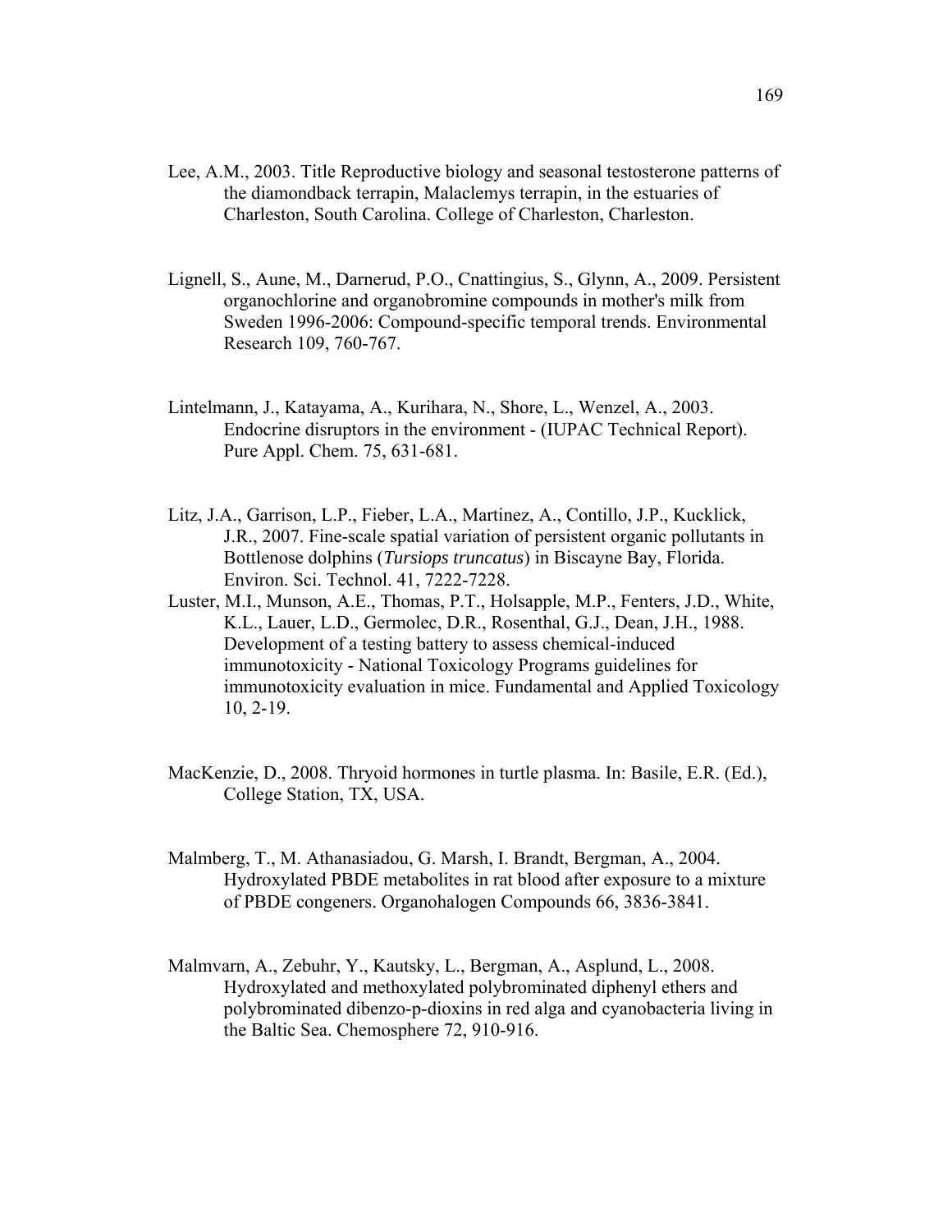Lee, A.M., 2003. Title Reproductive biology and seasonal testosterone patterns of the diamondback terrapin, Malaclemys terrapin, in the estuaries of Charleston, South Carolina. College of Charleston, Charleston.

Lignell, S., Aune, M., Darnerud, P.O., Cnattingius, S., Glynn, A., 2009. Persistent organochlorine and organobromine compounds in mother's milk from Sweden 1996-2006: Compound-specific temporal trends. Environmental Research 109, 760-767.

Lintelmann, J., Katayama, A., Kurihara, N., Shore, L., Wenzel, A., 2003. Endocrine disruptors in the environment - (IUPAC Technical Report). Pure Appl. Chem. 75, 631-681.

Litz, J.A., Garrison, L.P., Fieber, L.A., Martinez, A., Contillo, J.P., Kucklick, J.R., 2007. Fine-scale spatial variation of persistent organic pollutants in Bottlenose dolphins (*Tursiops truncatus*) in Biscayne Bay, Florida. Environ. Sci. Technol. 41, 7222-7228.

Luster, M.I., Munson, A.E., Thomas, P.T., Holsapple, M.P., Fenters, J.D., White, K.L., Lauer, L.D., Germolec, D.R., Rosenthal, G.J., Dean, J.H., 1988. Development of a testing battery to assess chemical-induced immunotoxicity - National Toxicology Programs guidelines for immunotoxicity evaluation in mice. Fundamental and Applied Toxicology 10, 2-19.

MacKenzie, D., 2008. Thryoid hormones in turtle plasma. In: Basile, E.R. (Ed.), College Station, TX, USA.

Malmberg, T., M. Athanasiadou, G. Marsh, I. Brandt, Bergman, A., 2004. Hydroxylated PBDE metabolites in rat blood after exposure to a mixture of PBDE congeners. Organohalogen Compounds 66, 3836-3841.

Malmvarn, A., Zebuhr, Y., Kautsky, L., Bergman, A., Asplund, L., 2008. Hydroxylated and methoxylated polybrominated diphenyl ethers and polybrominated dibenzo-p-dioxins in red alga and cyanobacteria living in the Baltic Sea. Chemosphere 72, 910-916.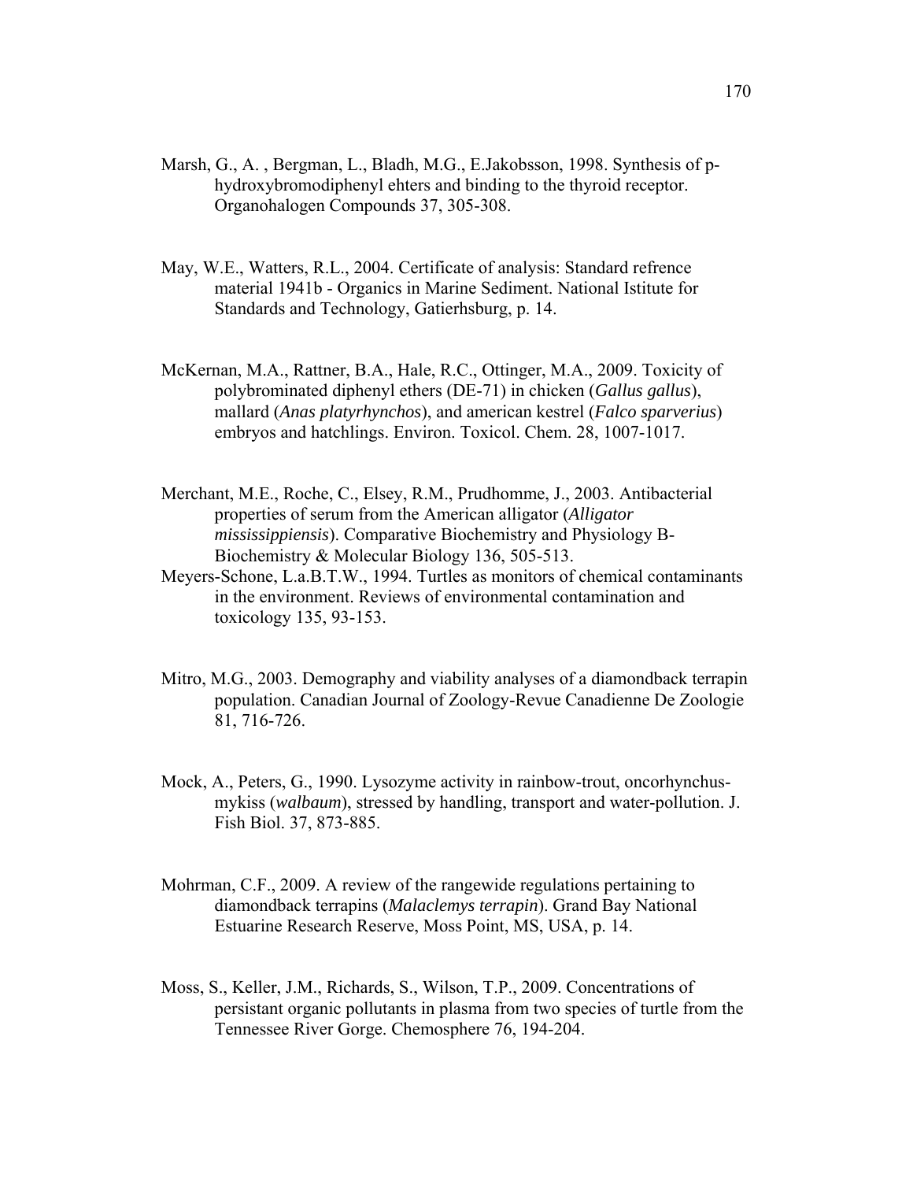Marsh, G., A. , Bergman, L., Bladh, M.G., E.Jakobsson, 1998. Synthesis of p-hydroxybromodiphenyl ehters and binding to the thyroid receptor. Organohalogen Compounds 37, 305-308.

May, W.E., Watters, R.L., 2004. Certificate of analysis: Standard refrence material 1941b - Organics in Marine Sediment. National Istitute for Standards and Technology, Gatierhsburg, p. 14.

McKernan, M.A., Rattner, B.A., Hale, R.C., Ottinger, M.A., 2009. Toxicity of polybrominated diphenyl ethers (DE-71) in chicken (*Gallus gallus*), mallard (*Anas platyrhynchos*), and american kestrel (*Falco sparverius*) embryos and hatchlings. Environ. Toxicol. Chem. 28, 1007-1017.

Merchant, M.E., Roche, C., Elsey, R.M., Prudhomme, J., 2003. Antibacterial properties of serum from the American alligator (*Alligator mississippiensis*). Comparative Biochemistry and Physiology B-Biochemistry & Molecular Biology 136, 505-513.

Meyers-Schone, L.a.B.T.W., 1994. Turtles as monitors of chemical contaminants in the environment. Reviews of environmental contamination and toxicology 135, 93-153.

Mitro, M.G., 2003. Demography and viability analyses of a diamondback terrapin population. Canadian Journal of Zoology-Revue Canadienne De Zoologie 81, 716-726.

Mock, A., Peters, G., 1990. Lysozyme activity in rainbow-trout, oncorhynchus-mykiss (*walbaum*), stressed by handling, transport and water-pollution. J. Fish Biol. 37, 873-885.

Mohrman, C.F., 2009. A review of the rangewide regulations pertaining to diamondback terrapins (*Malaclemys terrapin*). Grand Bay National Estuarine Research Reserve, Moss Point, MS, USA, p. 14.

Moss, S., Keller, J.M., Richards, S., Wilson, T.P., 2009. Concentrations of persistant organic pollutants in plasma from two species of turtle from the Tennessee River Gorge. Chemosphere 76, 194-204.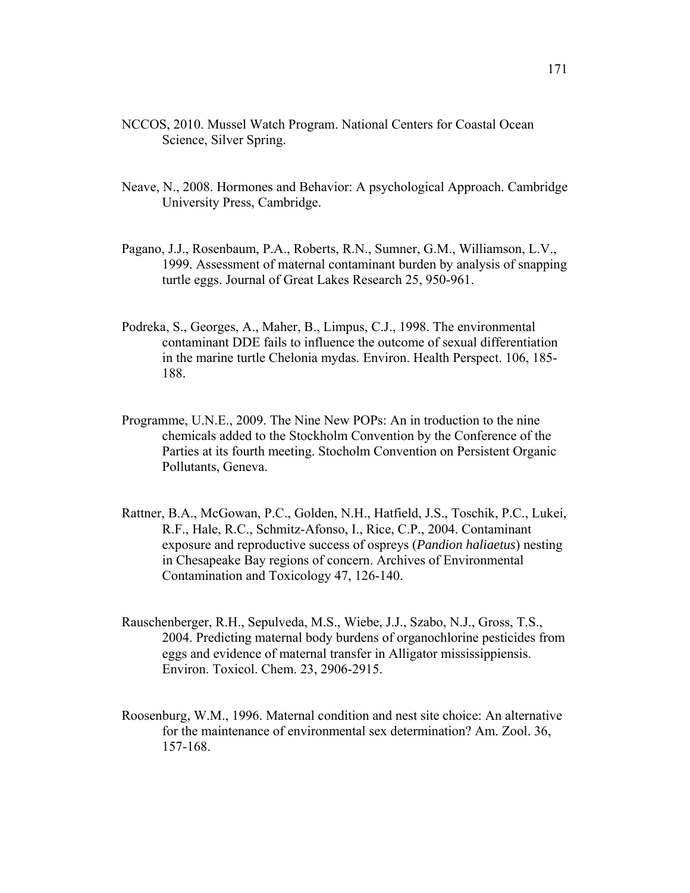NCCOS, 2010. Mussel Watch Program. National Centers for Coastal Ocean Science, Silver Spring.

Neave, N., 2008. Hormones and Behavior: A psychological Approach. Cambridge University Press, Cambridge.

Pagano, J.J., Rosenbaum, P.A., Roberts, R.N., Sumner, G.M., Williamson, L.V., 1999. Assessment of maternal contaminant burden by analysis of snapping turtle eggs. Journal of Great Lakes Research 25, 950-961.

Podreka, S., Georges, A., Maher, B., Limpus, C.J., 1998. The environmental contaminant DDE fails to influence the outcome of sexual differentiation in the marine turtle Chelonia mydas. Environ. Health Perspect. 106, 185-188.

Programme, U.N.E., 2009. The Nine New POPs: An in troduction to the nine chemicals added to the Stockholm Convention by the Conference of the Parties at its fourth meeting. Stocholm Convention on Persistent Organic Pollutants, Geneva.

Rattner, B.A., McGowan, P.C., Golden, N.H., Hatfield, J.S., Toschik, P.C., Lukei, R.F., Hale, R.C., Schmitz-Afonso, I., Rice, C.P., 2004. Contaminant exposure and reproductive success of ospreys (*Pandion haliaetus*) nesting in Chesapeake Bay regions of concern. Archives of Environmental Contamination and Toxicology 47, 126-140.

Rauschenberger, R.H., Sepulveda, M.S., Wiebe, J.J., Szabo, N.J., Gross, T.S., 2004. Predicting maternal body burdens of organochlorine pesticides from eggs and evidence of maternal transfer in Alligator mississippiensis. Environ. Toxicol. Chem. 23, 2906-2915.

Roosenburg, W.M., 1996. Maternal condition and nest site choice: An alternative for the maintenance of environmental sex determination? Am. Zool. 36, 157-168.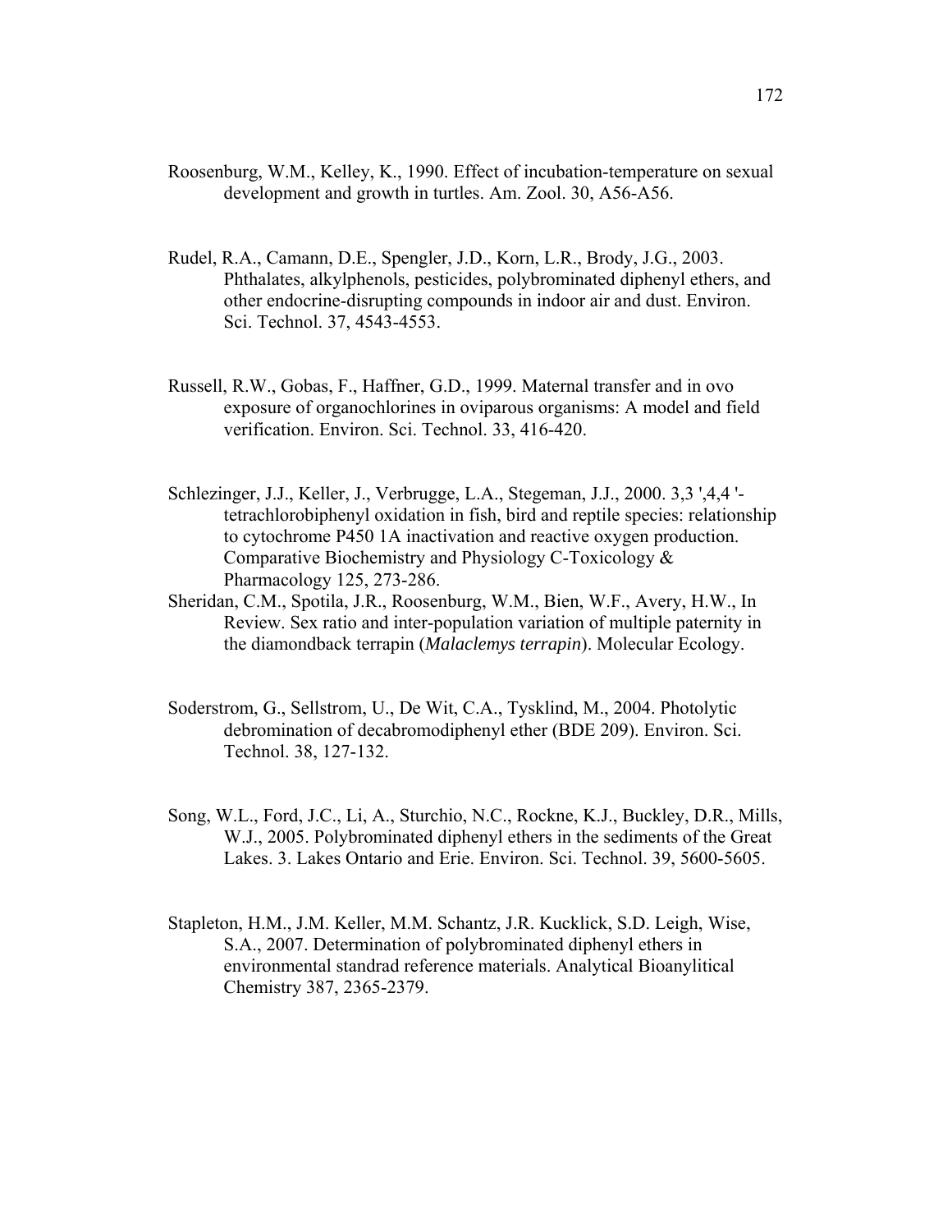Roosenburg, W.M., Kelley, K., 1990. Effect of incubation-temperature on sexual development and growth in turtles. Am. Zool. 30, A56-A56.

Rudel, R.A., Camann, D.E., Spengler, J.D., Korn, L.R., Brody, J.G., 2003. Phthalates, alkylphenols, pesticides, polybrominated diphenyl ethers, and other endocrine-disrupting compounds in indoor air and dust. Environ. Sci. Technol. 37, 4543-4553.

Russell, R.W., Gobas, F., Haffner, G.D., 1999. Maternal transfer and in ovo exposure of organochlorines in oviparous organisms: A model and field verification. Environ. Sci. Technol. 33, 416-420.

Schlezinger, J.J., Keller, J., Verbrugge, L.A., Stegeman, J.J., 2000. 3,3 ',4,4 '-tetrachlorobiphenyl oxidation in fish, bird and reptile species: relationship to cytochrome P450 1A inactivation and reactive oxygen production. Comparative Biochemistry and Physiology C-Toxicology & Pharmacology 125, 273-286.

Sheridan, C.M., Spotila, J.R., Roosenburg, W.M., Bien, W.F., Avery, H.W., In Review. Sex ratio and inter-population variation of multiple paternity in the diamondback terrapin (*Malaclemys terrapin*). Molecular Ecology.

Soderstrom, G., Sellstrom, U., De Wit, C.A., Tysklind, M., 2004. Photolytic debromination of decabromodiphenyl ether (BDE 209). Environ. Sci. Technol. 38, 127-132.

Song, W.L., Ford, J.C., Li, A., Sturchio, N.C., Rockne, K.J., Buckley, D.R., Mills, W.J., 2005. Polybrominated diphenyl ethers in the sediments of the Great Lakes. 3. Lakes Ontario and Erie. Environ. Sci. Technol. 39, 5600-5605.

Stapleton, H.M., J.M. Keller, M.M. Schantz, J.R. Kucklick, S.D. Leigh, Wise, S.A., 2007. Determination of polybrominated diphenyl ethers in environmental standrad reference materials. Analytical Bioanylitical Chemistry 387, 2365-2379.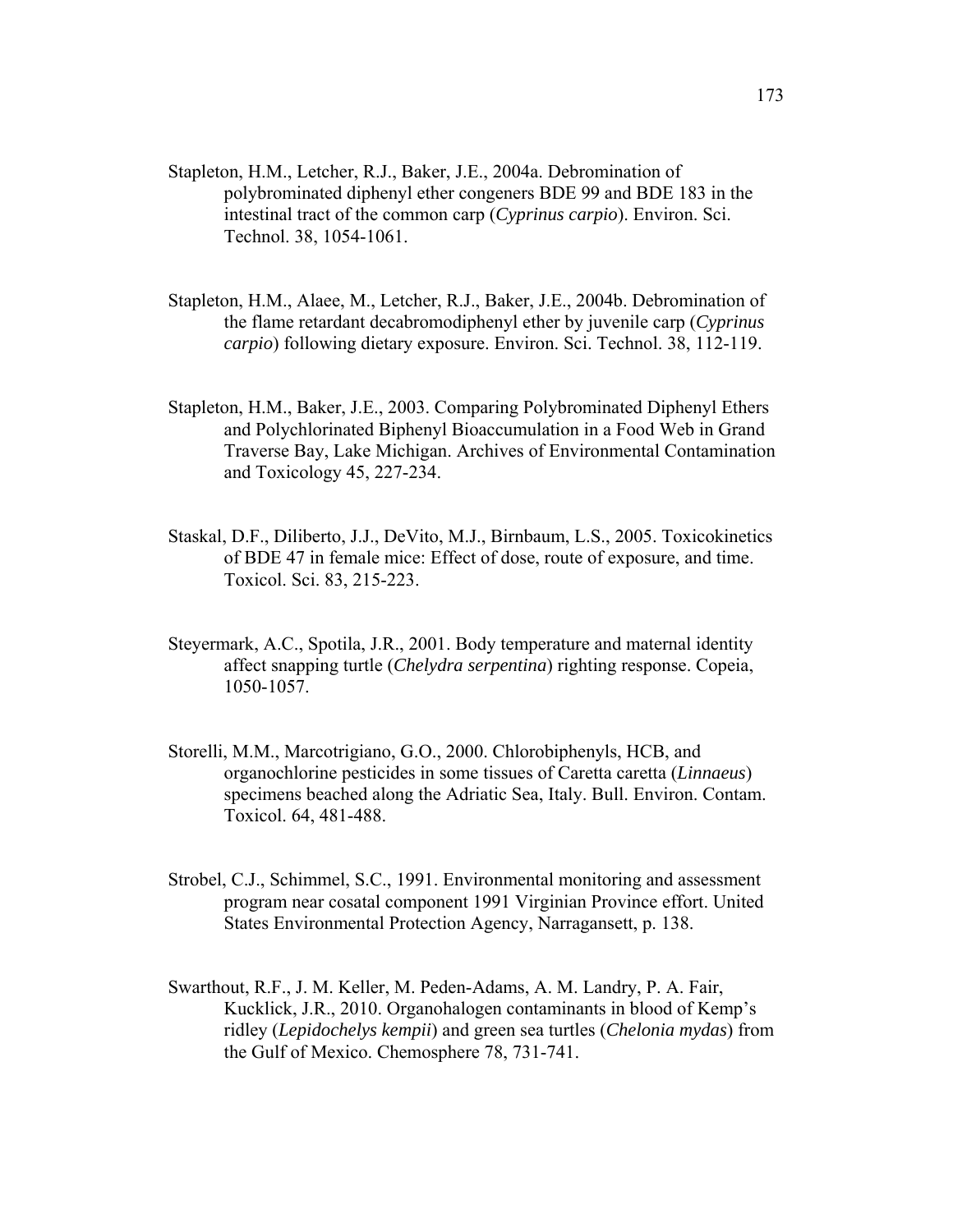Stapleton, H.M., Letcher, R.J., Baker, J.E., 2004a. Debromination of polybrominated diphenyl ether congeners BDE 99 and BDE 183 in the intestinal tract of the common carp (*Cyprinus carpio*). Environ. Sci. Technol. 38, 1054-1061.

Stapleton, H.M., Alaee, M., Letcher, R.J., Baker, J.E., 2004b. Debromination of the flame retardant decabromodiphenyl ether by juvenile carp (*Cyprinus carpio*) following dietary exposure. Environ. Sci. Technol. 38, 112-119.

Stapleton, H.M., Baker, J.E., 2003. Comparing Polybrominated Diphenyl Ethers and Polychlorinated Biphenyl Bioaccumulation in a Food Web in Grand Traverse Bay, Lake Michigan. Archives of Environmental Contamination and Toxicology 45, 227-234.

Staskal, D.F., Diliberto, J.J., DeVito, M.J., Birnbaum, L.S., 2005. Toxicokinetics of BDE 47 in female mice: Effect of dose, route of exposure, and time. Toxicol. Sci. 83, 215-223.

Steyermark, A.C., Spotila, J.R., 2001. Body temperature and maternal identity affect snapping turtle (*Chelydra serpentina*) righting response. Copeia, 1050-1057.

Storelli, M.M., Marcotrigiano, G.O., 2000. Chlorobiphenyls, HCB, and organochlorine pesticides in some tissues of Caretta caretta (*Linnaeus*) specimens beached along the Adriatic Sea, Italy. Bull. Environ. Contam. Toxicol. 64, 481-488.

Strobel, C.J., Schimmel, S.C., 1991. Environmental monitoring and assessment program near cosatal component 1991 Virginian Province effort. United States Environmental Protection Agency, Narragansett, p. 138.

Swarthout, R.F., J. M. Keller, M. Peden-Adams, A. M. Landry, P. A. Fair, Kucklick, J.R., 2010. Organohalogen contaminants in blood of Kemp's ridley (*Lepidochelys kempii*) and green sea turtles (*Chelonia mydas*) from the Gulf of Mexico. Chemosphere 78, 731-741.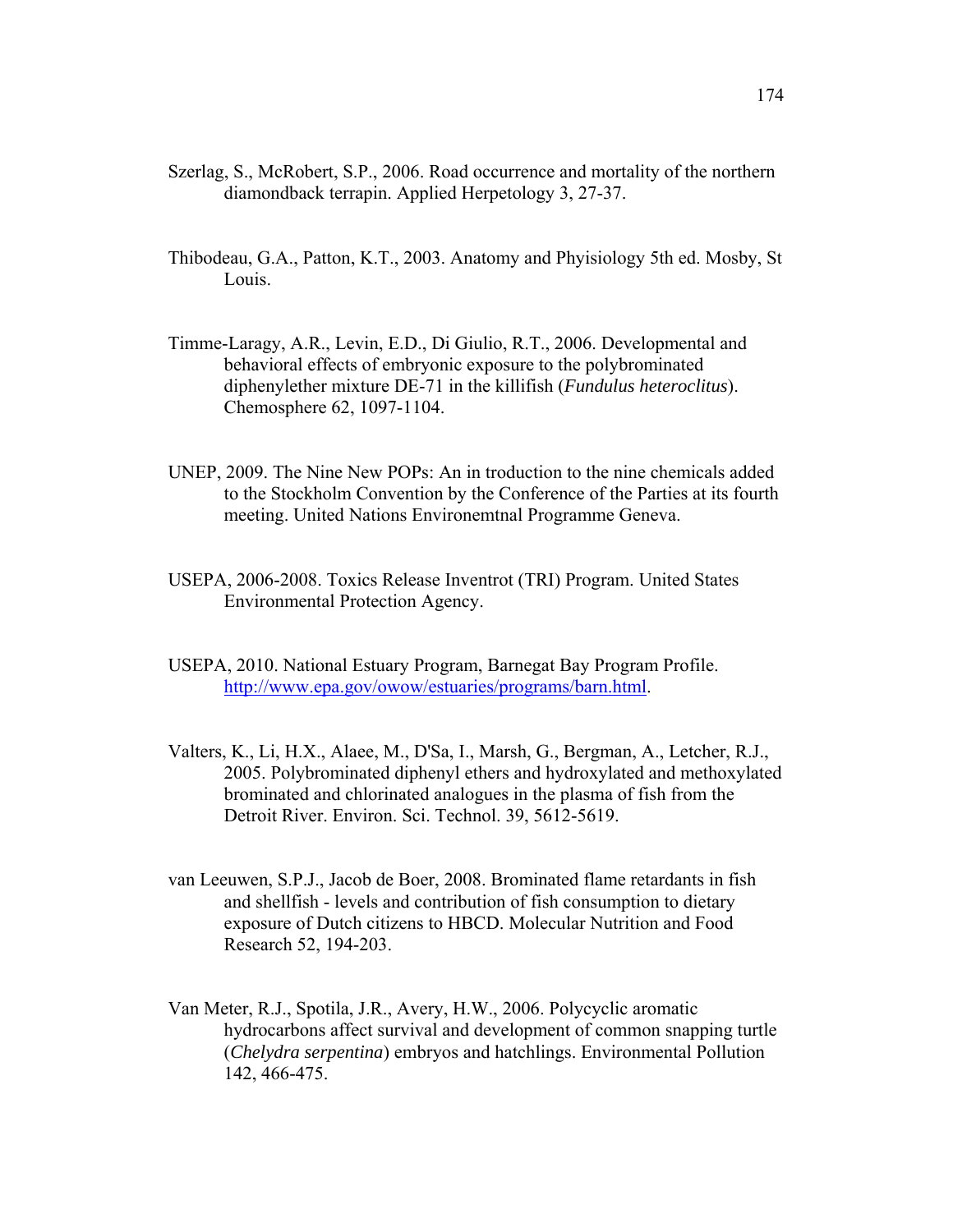Szerlag, S., McRobert, S.P., 2006. Road occurrence and mortality of the northern diamondback terrapin. Applied Herpetology 3, 27-37.

Thibodeau, G.A., Patton, K.T., 2003. Anatomy and Phyisiology 5th ed. Mosby, St Louis.

Timme-Laragy, A.R., Levin, E.D., Di Giulio, R.T., 2006. Developmental and behavioral effects of embryonic exposure to the polybrominated diphenylether mixture DE-71 in the killifish (*Fundulus heteroclitus*). Chemosphere 62, 1097-1104.

UNEP, 2009. The Nine New POPs: An in troduction to the nine chemicals added to the Stockholm Convention by the Conference of the Parties at its fourth meeting. United Nations Environemtnal Programme Geneva.

USEPA, 2006-2008. Toxics Release Inventrot (TRI) Program. United States Environmental Protection Agency.

USEPA, 2010. National Estuary Program, Barnegat Bay Program Profile. http://www.epa.gov/owow/estuaries/programs/barn.html.

Valters, K., Li, H.X., Alaee, M., D'Sa, I., Marsh, G., Bergman, A., Letcher, R.J., 2005. Polybrominated diphenyl ethers and hydroxylated and methoxylated brominated and chlorinated analogues in the plasma of fish from the Detroit River. Environ. Sci. Technol. 39, 5612-5619.

van Leeuwen, S.P.J., Jacob de Boer, 2008. Brominated flame retardants in fish and shellfish - levels and contribution of fish consumption to dietary exposure of Dutch citizens to HBCD. Molecular Nutrition and Food Research 52, 194-203.

Van Meter, R.J., Spotila, J.R., Avery, H.W., 2006. Polycyclic aromatic hydrocarbons affect survival and development of common snapping turtle (*Chelydra serpentina*) embryos and hatchlings. Environmental Pollution 142, 466-475.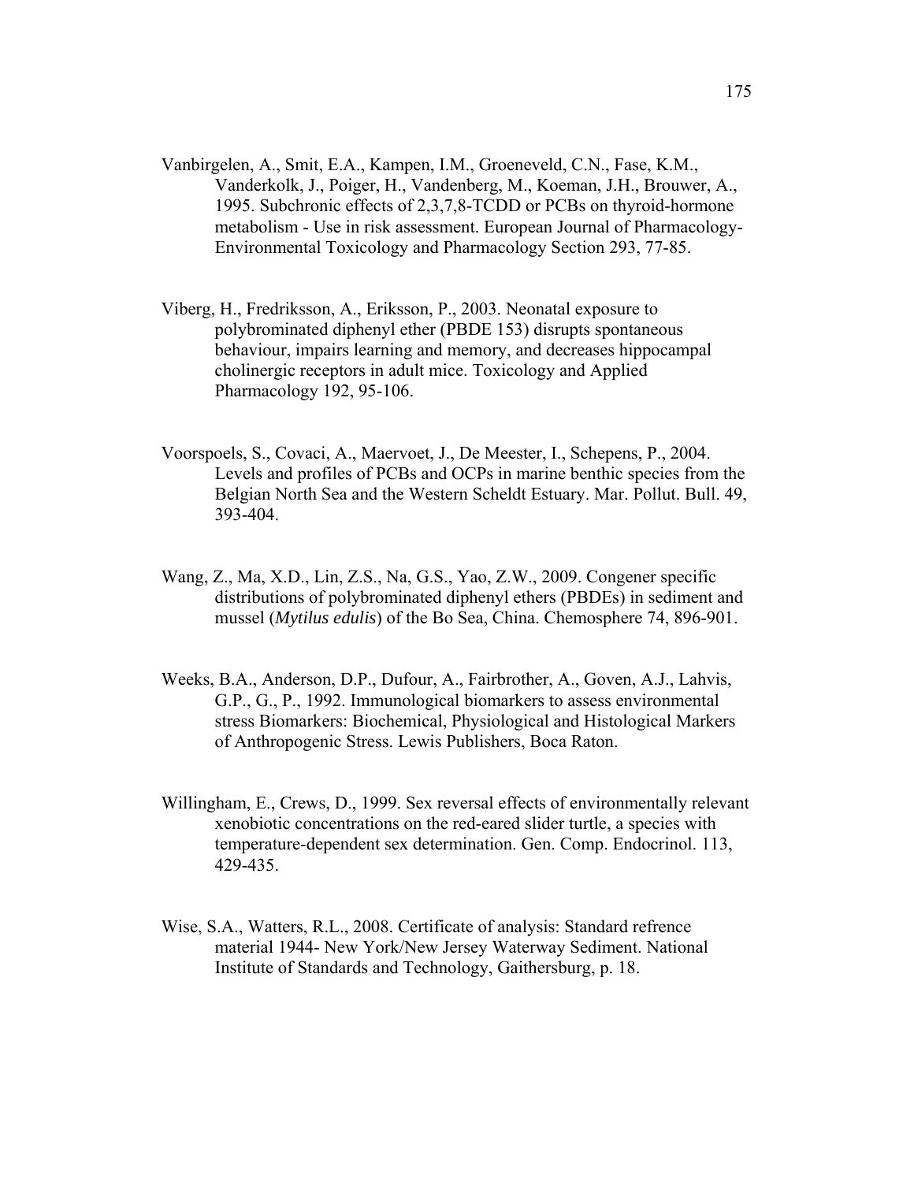Vanbirgelen, A., Smit, E.A., Kampen, I.M., Groeneveld, C.N., Fase, K.M., Vanderkolk, J., Poiger, H., Vandenberg, M., Koeman, J.H., Brouwer, A., 1995. Subchronic effects of 2,3,7,8-TCDD or PCBs on thyroid-hormone metabolism - Use in risk assessment. European Journal of Pharmacology-Environmental Toxicology and Pharmacology Section 293, 77-85.

Viberg, H., Fredriksson, A., Eriksson, P., 2003. Neonatal exposure to polybrominated diphenyl ether (PBDE 153) disrupts spontaneous behaviour, impairs learning and memory, and decreases hippocampal cholinergic receptors in adult mice. Toxicology and Applied Pharmacology 192, 95-106.

Voorspoels, S., Covaci, A., Maervoet, J., De Meester, I., Schepens, P., 2004. Levels and profiles of PCBs and OCPs in marine benthic species from the Belgian North Sea and the Western Scheldt Estuary. Mar. Pollut. Bull. 49, 393-404.

Wang, Z., Ma, X.D., Lin, Z.S., Na, G.S., Yao, Z.W., 2009. Congener specific distributions of polybrominated diphenyl ethers (PBDEs) in sediment and mussel (*Mytilus edulis*) of the Bo Sea, China. Chemosphere 74, 896-901.

Weeks, B.A., Anderson, D.P., Dufour, A., Fairbrother, A., Goven, A.J., Lahvis, G.P., G., P., 1992. Immunological biomarkers to assess environmental stress Biomarkers: Biochemical, Physiological and Histological Markers of Anthropogenic Stress. Lewis Publishers, Boca Raton.

Willingham, E., Crews, D., 1999. Sex reversal effects of environmentally relevant xenobiotic concentrations on the red-eared slider turtle, a species with temperature-dependent sex determination. Gen. Comp. Endocrinol. 113, 429-435.

Wise, S.A., Watters, R.L., 2008. Certificate of analysis: Standard refrence material 1944- New York/New Jersey Waterway Sediment. National Institute of Standards and Technology, Gaithersburg, p. 18.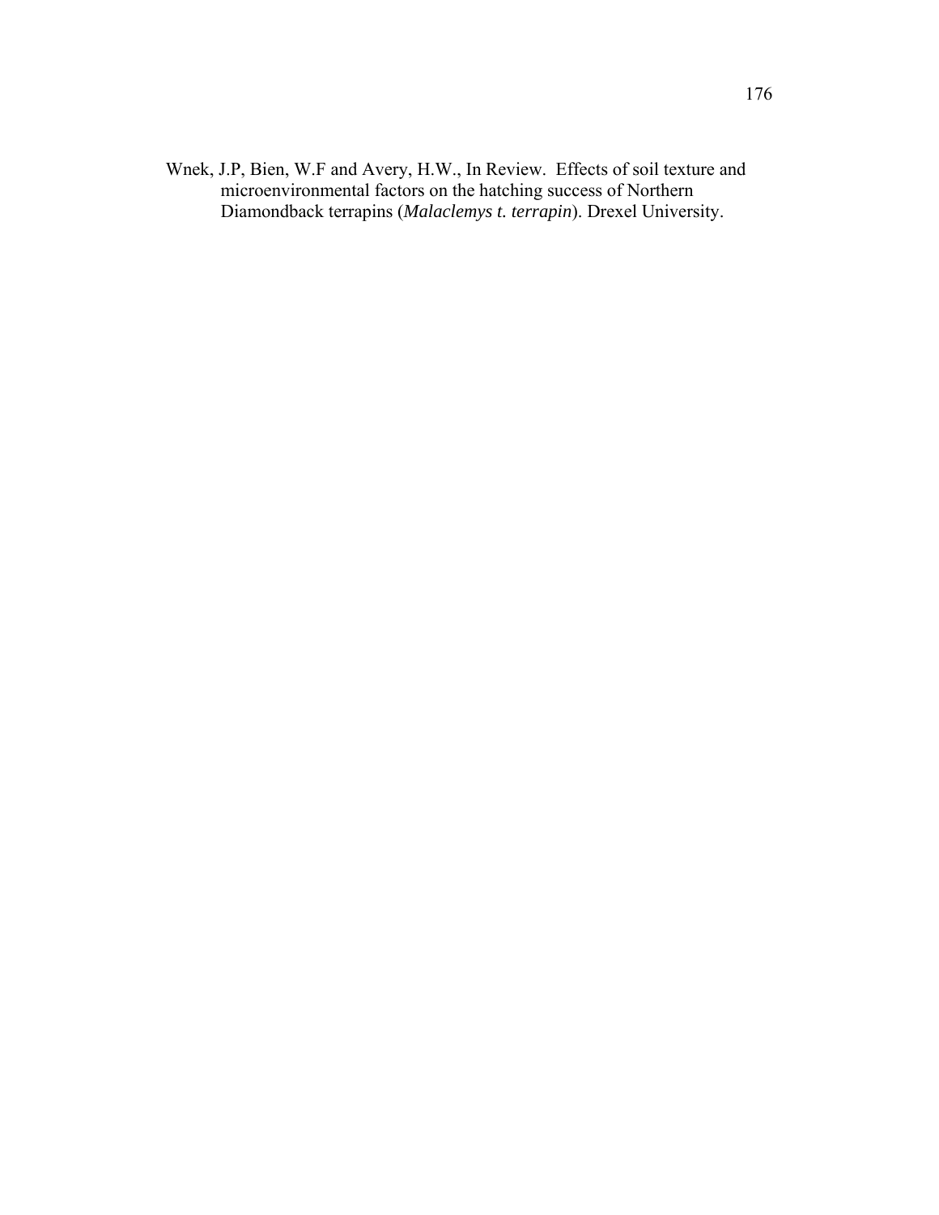Wnek, J.P, Bien, W.F and Avery, H.W., In Review. Effects of soil texture and microenvironmental factors on the hatching success of Northern Diamondback terrapins (*Malaclemys t. terrapin*). Drexel University.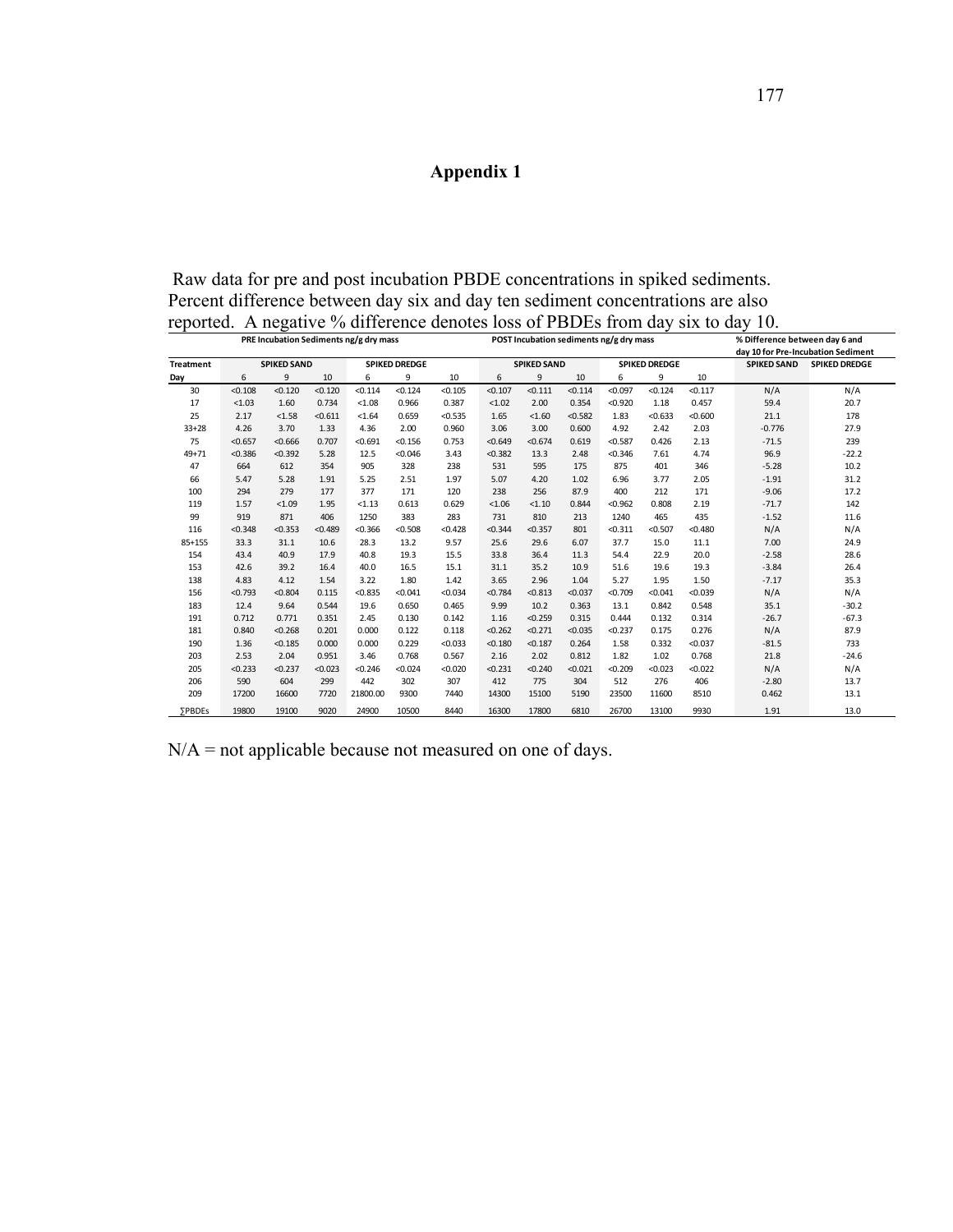# Appendix 1

Raw data for pre and post incubation PBDE concentrations in spiked sediments. Percent difference between day six and day ten sediment concentrations are also reported. A negative % difference denotes loss of PBDEs from day six to day 10.

| | PRE Incubation Sediments ng/g dry mass | | | | | | POST Incubation sediments ng/g dry mass | | | | | | % Difference between day 6 and day 10 for Pre-Incubation Sediment | |
|---|---|---|---|---|---|---|---|---|---|---|---|---|---|---|
| **Treatment** | **SPIKED SAND** | | | **SPIKED DREDGE** | | | **SPIKED SAND** | | | **SPIKED DREDGE** | | | **SPIKED SAND** | **SPIKED DREDGE** |
| **Day** | 6 | 9 | 10 | 6 | 9 | 10 | 6 | 9 | 10 | 6 | 9 | 10 | | |
| 30 | <0.108 | <0.120 | <0.120 | <0.114 | <0.124 | <0.105 | <0.107 | <0.111 | <0.114 | <0.097 | <0.124 | <0.117 | N/A | N/A |
| 17 | <1.03 | 1.60 | 0.734 | <1.08 | 0.966 | 0.387 | <1.02 | 2.00 | 0.354 | <0.920 | 1.18 | 0.457 | 59.4 | 20.7 |
| 25 | 2.17 | <1.58 | <0.611 | <1.64 | 0.659 | <0.535 | 1.65 | <1.60 | <0.582 | 1.83 | <0.633 | <0.600 | 21.1 | 178 |
| 33+28 | 4.26 | 3.70 | 1.33 | 4.36 | 2.00 | 0.960 | 3.06 | 3.00 | 0.600 | 4.92 | 2.42 | 2.03 | -0.776 | 27.9 |
| 75 | <0.657 | <0.666 | 0.707 | <0.691 | <0.156 | 0.753 | <0.649 | <0.674 | 0.619 | <0.587 | 0.426 | 2.13 | -71.5 | 239 |
| 49+71 | <0.386 | <0.392 | 5.28 | 12.5 | <0.046 | 3.43 | <0.382 | 13.3 | 2.48 | <0.346 | 7.61 | 4.74 | 96.9 | -22.2 |
| 47 | 664 | 612 | 354 | 905 | 328 | 238 | 531 | 595 | 175 | 875 | 401 | 346 | -5.28 | 10.2 |
| 66 | 5.47 | 5.28 | 1.91 | 5.25 | 2.51 | 1.97 | 5.07 | 4.20 | 1.02 | 6.96 | 3.77 | 2.05 | -1.91 | 31.2 |
| 100 | 294 | 279 | 177 | 377 | 171 | 120 | 238 | 256 | 87.9 | 400 | 212 | 171 | -9.06 | 17.2 |
| 119 | 1.57 | <1.09 | 1.95 | <1.13 | 0.613 | 0.629 | <1.06 | <1.10 | 0.844 | <0.962 | 0.808 | 2.19 | -71.7 | 142 |
| 99 | 919 | 871 | 406 | 1250 | 383 | 283 | 731 | 810 | 213 | 1240 | 465 | 435 | -1.52 | 11.6 |
| 116 | <0.348 | <0.353 | <0.489 | <0.366 | <0.508 | <0.428 | <0.344 | <0.357 | 801 | <0.311 | <0.507 | <0.480 | N/A | N/A |
| 85+155 | 33.3 | 31.1 | 10.6 | 28.3 | 13.2 | 9.57 | 25.6 | 29.6 | 6.07 | 37.7 | 15.0 | 11.1 | 7.00 | 24.9 |
| 154 | 43.4 | 40.9 | 17.9 | 40.8 | 19.3 | 15.5 | 33.8 | 36.4 | 11.3 | 54.4 | 22.9 | 20.0 | -2.58 | 28.6 |
| 153 | 42.6 | 39.2 | 16.4 | 40.0 | 16.5 | 15.1 | 31.1 | 35.2 | 10.9 | 51.6 | 19.6 | 19.3 | -3.84 | 26.4 |
| 138 | 4.83 | 4.12 | 1.54 | 3.22 | 1.80 | 1.42 | 3.65 | 2.96 | 1.04 | 5.27 | 1.95 | 1.50 | -7.17 | 35.3 |
| 156 | <0.793 | <0.804 | 0.115 | <0.835 | <0.041 | <0.034 | <0.784 | <0.813 | <0.037 | <0.709 | <0.041 | <0.039 | N/A | N/A |
| 183 | 12.4 | 9.64 | 0.544 | 19.6 | 0.650 | 0.465 | 9.99 | 10.2 | 0.363 | 13.1 | 0.842 | 0.548 | 35.1 | -30.2 |
| 191 | 0.712 | 0.771 | 0.351 | 2.45 | 0.130 | 0.142 | 1.16 | <0.259 | 0.315 | 0.444 | 0.132 | 0.314 | -26.7 | -67.3 |
| 181 | 0.840 | <0.268 | 0.201 | 0.000 | 0.122 | 0.118 | <0.262 | <0.271 | <0.035 | <0.237 | 0.175 | 0.276 | N/A | 87.9 |
| 190 | 1.36 | <0.185 | 0.000 | 0.000 | 0.229 | <0.033 | <0.180 | <0.187 | 0.264 | 1.58 | 0.332 | <0.037 | -81.5 | 733 |
| 203 | 2.53 | 2.04 | 0.951 | 3.46 | 0.768 | 0.567 | 2.16 | 2.02 | 0.812 | 1.82 | 1.02 | 0.768 | 21.8 | -24.6 |
| 205 | <0.233 | <0.237 | <0.023 | <0.246 | <0.024 | <0.020 | <0.231 | <0.240 | <0.021 | <0.209 | <0.023 | <0.022 | N/A | N/A |
| 206 | 590 | 604 | 299 | 442 | 302 | 307 | 412 | 775 | 304 | 512 | 276 | 406 | -2.80 | 13.7 |
| 209 | 17200 | 16600 | 7720 | 21800.00 | 9300 | 7440 | 14300 | 15100 | 5190 | 23500 | 11600 | 8510 | 0.462 | 13.1 |
| ∑PBDEs | 19800 | 19100 | 9020 | 24900 | 10500 | 8440 | 16300 | 17800 | 6810 | 26700 | 13100 | 9930 | 1.91 | 13.0 |

N/A = not applicable because not measured on one of days.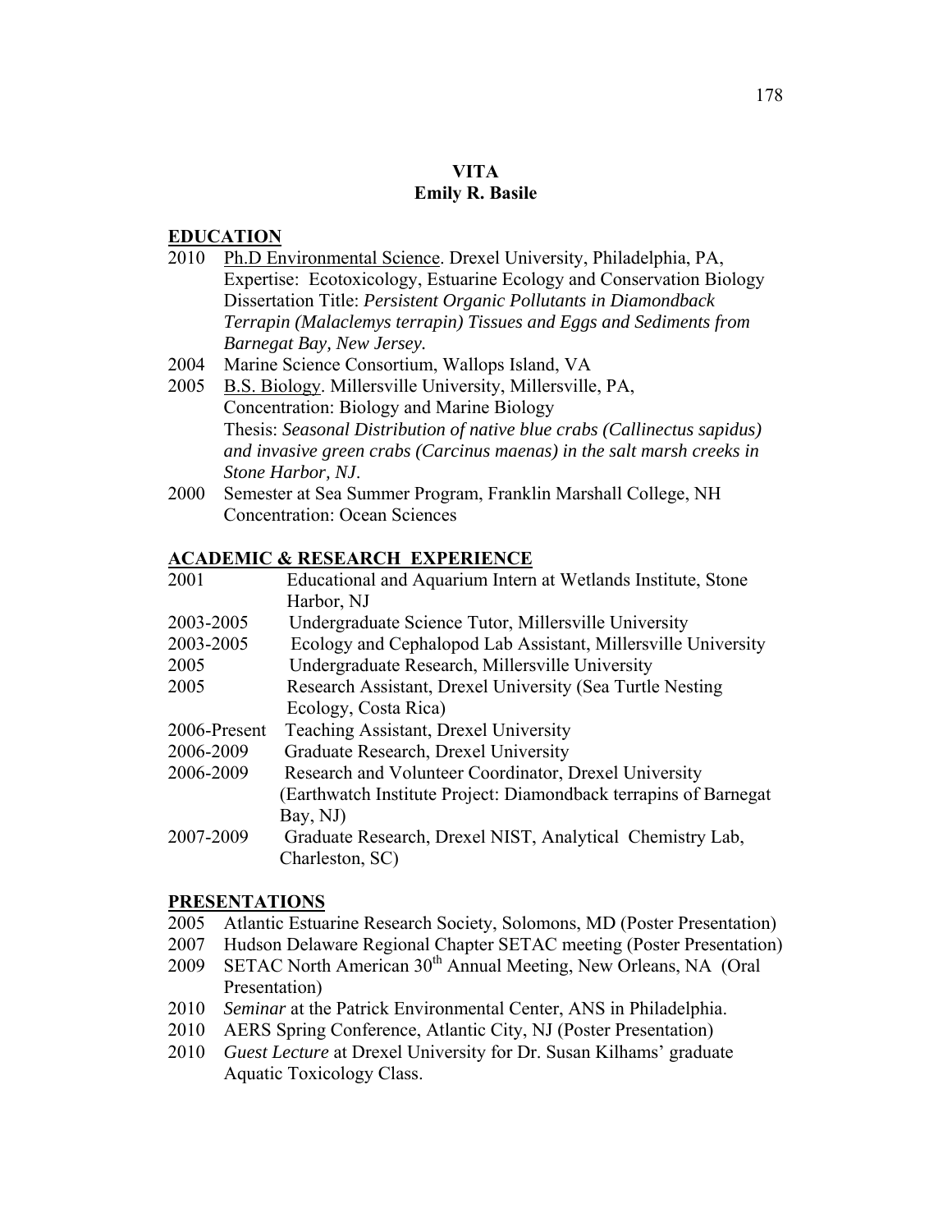# VITA

## Emily R. Basile

**EDUCATION**

2010 Ph.D Environmental Science. Drexel University, Philadelphia, PA, Expertise: Ecotoxicology, Estuarine Ecology and Conservation Biology Dissertation Title: *Persistent Organic Pollutants in Diamondback Terrapin (Malaclemys terrapin) Tissues and Eggs and Sediments from Barnegat Bay, New Jersey.*

2004 Marine Science Consortium, Wallops Island, VA

2005 B.S. Biology. Millersville University, Millersville, PA, Concentration: Biology and Marine Biology Thesis: *Seasonal Distribution of native blue crabs (Callinectus sapidus) and invasive green crabs (Carcinus maenas) in the salt marsh creeks in Stone Harbor, NJ.*

2000 Semester at Sea Summer Program, Franklin Marshall College, NH Concentration: Ocean Sciences

**ACADEMIC & RESEARCH EXPERIENCE**

| | |
|---|---|
| 2001 | Educational and Aquarium Intern at Wetlands Institute, Stone Harbor, NJ |
| 2003-2005 | Undergraduate Science Tutor, Millersville University |
| 2003-2005 | Ecology and Cephalopod Lab Assistant, Millersville University |
| 2005 | Undergraduate Research, Millersville University |
| 2005 | Research Assistant, Drexel University (Sea Turtle Nesting Ecology, Costa Rica) |
| 2006-Present | Teaching Assistant, Drexel University |
| 2006-2009 | Graduate Research, Drexel University |
| 2006-2009 | Research and Volunteer Coordinator, Drexel University (Earthwatch Institute Project: Diamondback terrapins of Barnegat Bay, NJ) |
| 2007-2009 | Graduate Research, Drexel NIST, Analytical Chemistry Lab, Charleston, SC) |

**PRESENTATIONS**

2005 Atlantic Estuarine Research Society, Solomons, MD (Poster Presentation)

2007 Hudson Delaware Regional Chapter SETAC meeting (Poster Presentation)

2009 SETAC North American 30th Annual Meeting, New Orleans, NA (Oral Presentation)

2010 *Seminar* at the Patrick Environmental Center, ANS in Philadelphia.

2010 AERS Spring Conference, Atlantic City, NJ (Poster Presentation)

2010 *Guest Lecture* at Drexel University for Dr. Susan Kilhams' graduate Aquatic Toxicology Class.